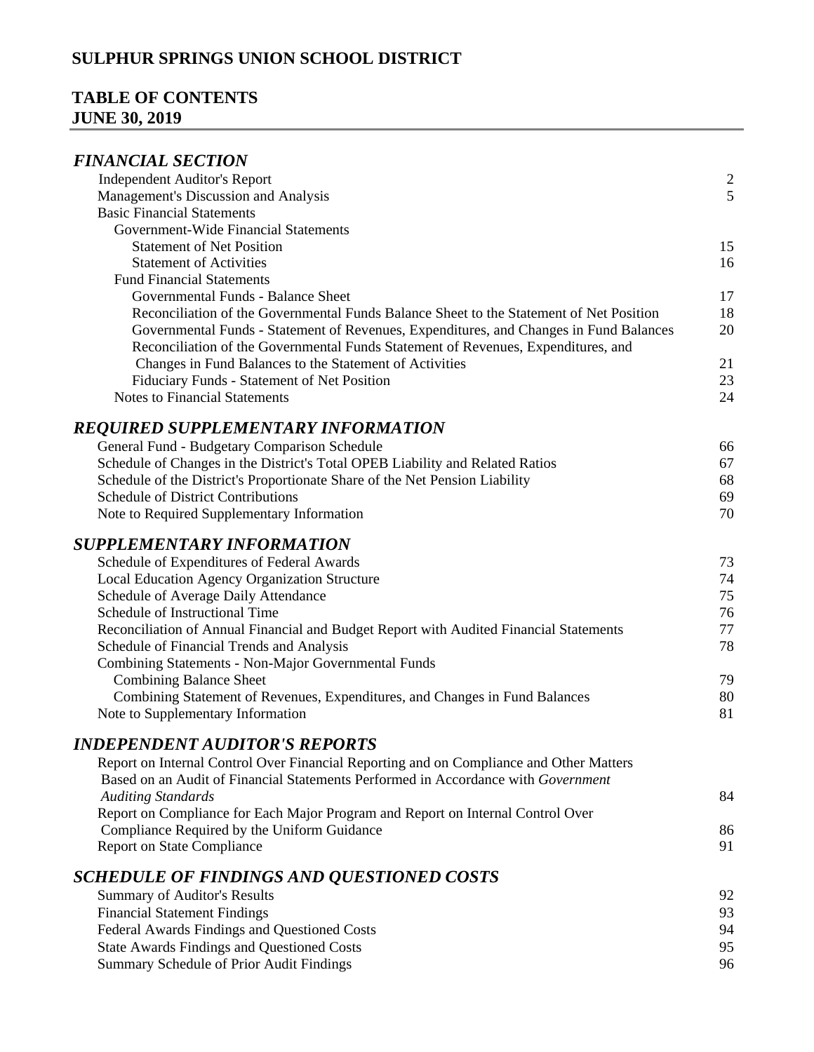# SULPHUR SPRINGS UNION SCHOOL DISTRICT

## TABLE OF CONTENTS
## JUNE 30, 2019

| | |
|---|---|
| ***FINANCIAL SECTION*** | |
| Independent Auditor's Report | 2 |
| Management's Discussion and Analysis | 5 |
| Basic Financial Statements | |
| Government-Wide Financial Statements | |
| Statement of Net Position | 15 |
| Statement of Activities | 16 |
| Fund Financial Statements | |
| Governmental Funds - Balance Sheet | 17 |
| Reconciliation of the Governmental Funds Balance Sheet to the Statement of Net Position | 18 |
| Governmental Funds - Statement of Revenues, Expenditures, and Changes in Fund Balances | 20 |
| Reconciliation of the Governmental Funds Statement of Revenues, Expenditures, and Changes in Fund Balances to the Statement of Activities | 21 |
| Fiduciary Funds - Statement of Net Position | 23 |
| Notes to Financial Statements | 24 |
| ***REQUIRED SUPPLEMENTARY INFORMATION*** | |
| General Fund - Budgetary Comparison Schedule | 66 |
| Schedule of Changes in the District's Total OPEB Liability and Related Ratios | 67 |
| Schedule of the District's Proportionate Share of the Net Pension Liability | 68 |
| Schedule of District Contributions | 69 |
| Note to Required Supplementary Information | 70 |
| ***SUPPLEMENTARY INFORMATION*** | |
| Schedule of Expenditures of Federal Awards | 73 |
| Local Education Agency Organization Structure | 74 |
| Schedule of Average Daily Attendance | 75 |
| Schedule of Instructional Time | 76 |
| Reconciliation of Annual Financial and Budget Report with Audited Financial Statements | 77 |
| Schedule of Financial Trends and Analysis | 78 |
| Combining Statements - Non-Major Governmental Funds | |
| Combining Balance Sheet | 79 |
| Combining Statement of Revenues, Expenditures, and Changes in Fund Balances | 80 |
| Note to Supplementary Information | 81 |
| ***INDEPENDENT AUDITOR'S REPORTS*** | |
| Report on Internal Control Over Financial Reporting and on Compliance and Other Matters Based on an Audit of Financial Statements Performed in Accordance with *Government Auditing Standards* | 84 |
| Report on Compliance for Each Major Program and Report on Internal Control Over Compliance Required by the Uniform Guidance | 86 |
| Report on State Compliance | 91 |
| ***SCHEDULE OF FINDINGS AND QUESTIONED COSTS*** | |
| Summary of Auditor's Results | 92 |
| Financial Statement Findings | 93 |
| Federal Awards Findings and Questioned Costs | 94 |
| State Awards Findings and Questioned Costs | 95 |
| Summary Schedule of Prior Audit Findings | 96 |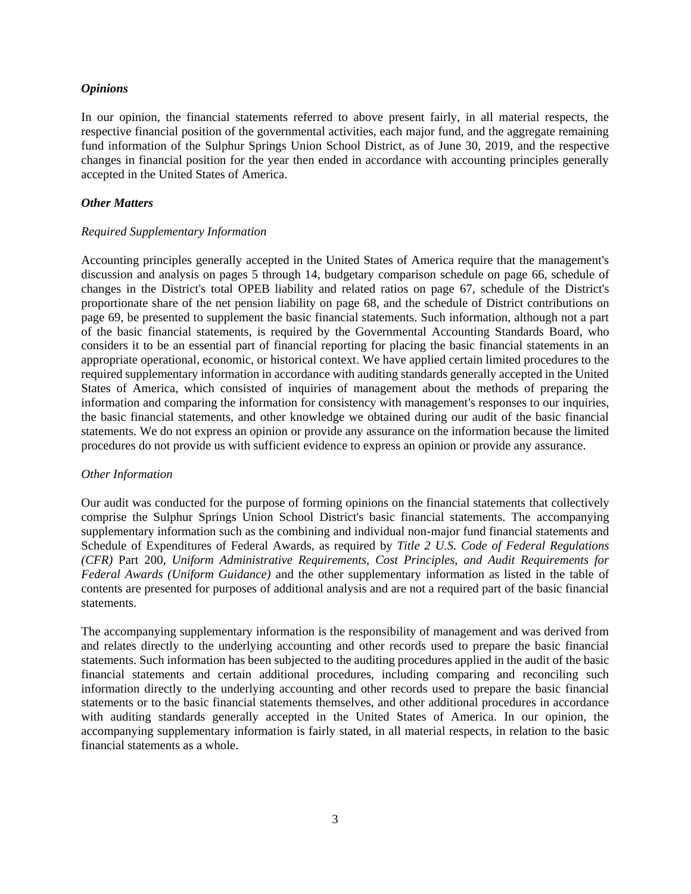***Opinions***

In our opinion, the financial statements referred to above present fairly, in all material respects, the respective financial position of the governmental activities, each major fund, and the aggregate remaining fund information of the Sulphur Springs Union School District, as of June 30, 2019, and the respective changes in financial position for the year then ended in accordance with accounting principles generally accepted in the United States of America.

***Other Matters***

*Required Supplementary Information*

Accounting principles generally accepted in the United States of America require that the management's discussion and analysis on pages 5 through 14, budgetary comparison schedule on page 66, schedule of changes in the District's total OPEB liability and related ratios on page 67, schedule of the District's proportionate share of the net pension liability on page 68, and the schedule of District contributions on page 69, be presented to supplement the basic financial statements. Such information, although not a part of the basic financial statements, is required by the Governmental Accounting Standards Board, who considers it to be an essential part of financial reporting for placing the basic financial statements in an appropriate operational, economic, or historical context. We have applied certain limited procedures to the required supplementary information in accordance with auditing standards generally accepted in the United States of America, which consisted of inquiries of management about the methods of preparing the information and comparing the information for consistency with management's responses to our inquiries, the basic financial statements, and other knowledge we obtained during our audit of the basic financial statements. We do not express an opinion or provide any assurance on the information because the limited procedures do not provide us with sufficient evidence to express an opinion or provide any assurance.

*Other Information*

Our audit was conducted for the purpose of forming opinions on the financial statements that collectively comprise the Sulphur Springs Union School District's basic financial statements. The accompanying supplementary information such as the combining and individual non-major fund financial statements and Schedule of Expenditures of Federal Awards, as required by *Title 2 U.S. Code of Federal Regulations (CFR)* Part 200, *Uniform Administrative Requirements, Cost Principles, and Audit Requirements for Federal Awards (Uniform Guidance)* and the other supplementary information as listed in the table of contents are presented for purposes of additional analysis and are not a required part of the basic financial statements.

The accompanying supplementary information is the responsibility of management and was derived from and relates directly to the underlying accounting and other records used to prepare the basic financial statements. Such information has been subjected to the auditing procedures applied in the audit of the basic financial statements and certain additional procedures, including comparing and reconciling such information directly to the underlying accounting and other records used to prepare the basic financial statements or to the basic financial statements themselves, and other additional procedures in accordance with auditing standards generally accepted in the United States of America. In our opinion, the accompanying supplementary information is fairly stated, in all material respects, in relation to the basic financial statements as a whole.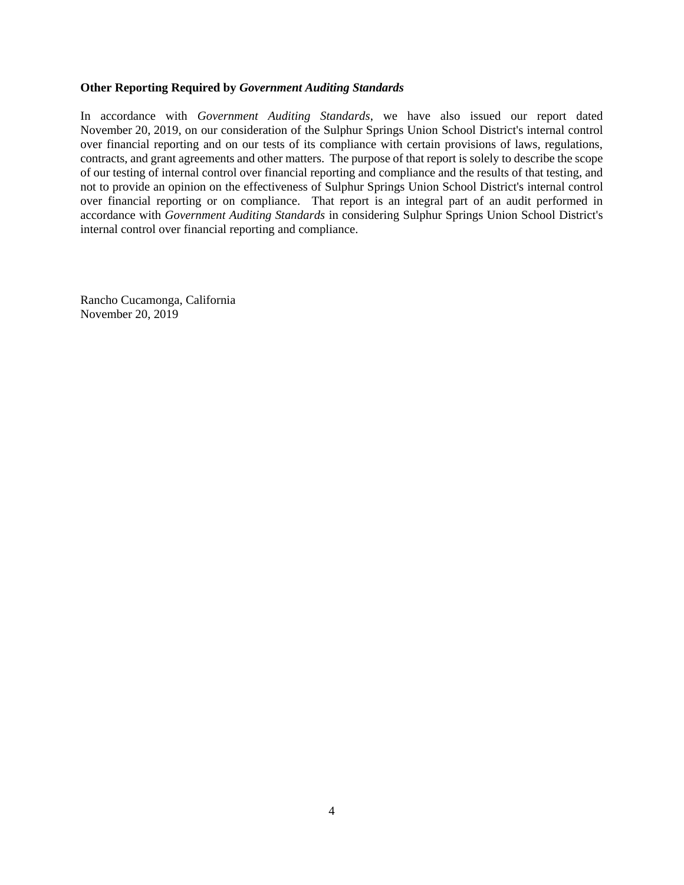**Other Reporting Required by *Government Auditing Standards***

In accordance with *Government Auditing Standards*, we have also issued our report dated November 20, 2019, on our consideration of the Sulphur Springs Union School District's internal control over financial reporting and on our tests of its compliance with certain provisions of laws, regulations, contracts, and grant agreements and other matters. The purpose of that report is solely to describe the scope of our testing of internal control over financial reporting and compliance and the results of that testing, and not to provide an opinion on the effectiveness of Sulphur Springs Union School District's internal control over financial reporting or on compliance. That report is an integral part of an audit performed in accordance with *Government Auditing Standards* in considering Sulphur Springs Union School District's internal control over financial reporting and compliance.

Rancho Cucamonga, California
November 20, 2019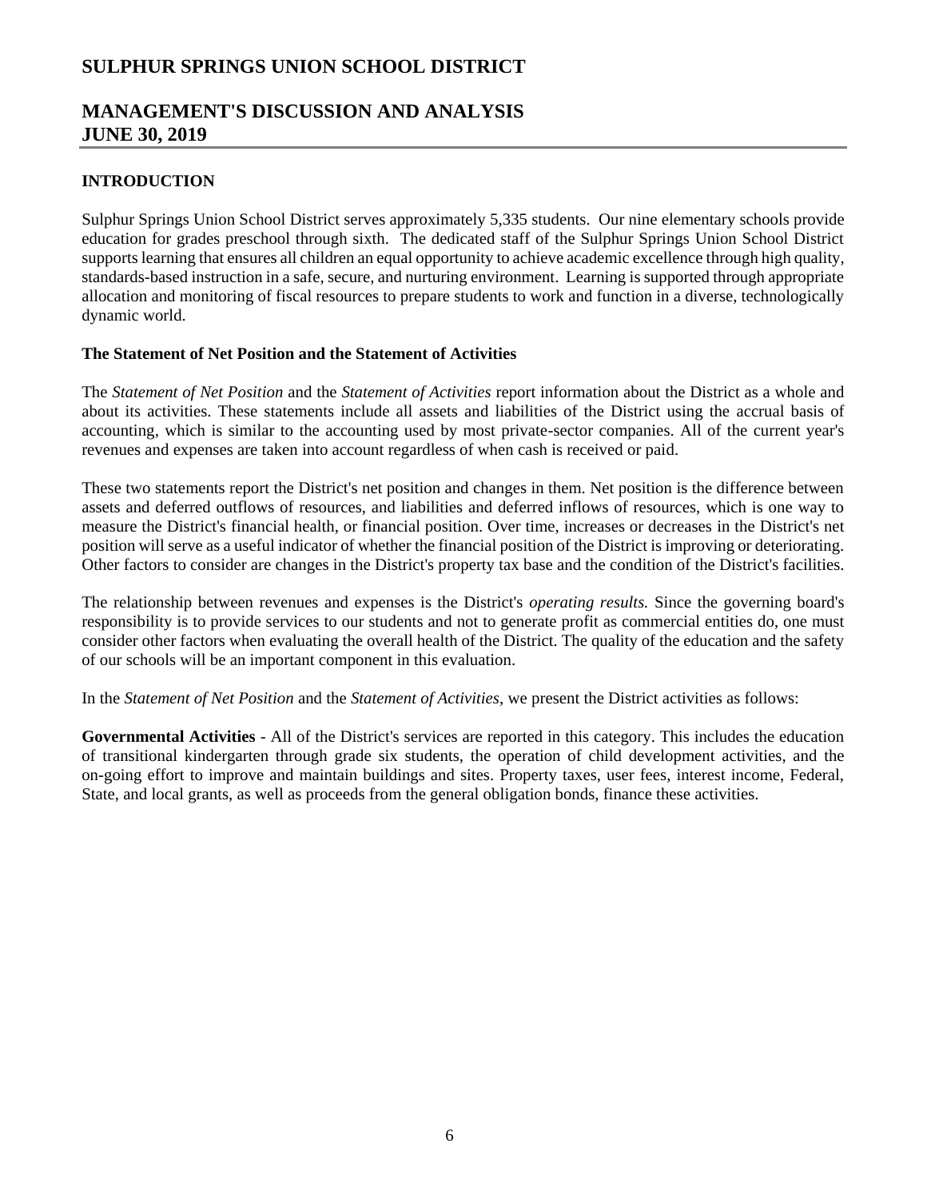# SULPHUR SPRINGS UNION SCHOOL DISTRICT

## MANAGEMENT'S DISCUSSION AND ANALYSIS
## JUNE 30, 2019

### INTRODUCTION

Sulphur Springs Union School District serves approximately 5,335 students. Our nine elementary schools provide education for grades preschool through sixth. The dedicated staff of the Sulphur Springs Union School District supports learning that ensures all children an equal opportunity to achieve academic excellence through high quality, standards-based instruction in a safe, secure, and nurturing environment. Learning is supported through appropriate allocation and monitoring of fiscal resources to prepare students to work and function in a diverse, technologically dynamic world.

#### The Statement of Net Position and the Statement of Activities

The *Statement of Net Position* and the *Statement of Activities* report information about the District as a whole and about its activities. These statements include all assets and liabilities of the District using the accrual basis of accounting, which is similar to the accounting used by most private-sector companies. All of the current year's revenues and expenses are taken into account regardless of when cash is received or paid.

These two statements report the District's net position and changes in them. Net position is the difference between assets and deferred outflows of resources, and liabilities and deferred inflows of resources, which is one way to measure the District's financial health, or financial position. Over time, increases or decreases in the District's net position will serve as a useful indicator of whether the financial position of the District is improving or deteriorating. Other factors to consider are changes in the District's property tax base and the condition of the District's facilities.

The relationship between revenues and expenses is the District's *operating results.* Since the governing board's responsibility is to provide services to our students and not to generate profit as commercial entities do, one must consider other factors when evaluating the overall health of the District. The quality of the education and the safety of our schools will be an important component in this evaluation.

In the *Statement of Net Position* and the *Statement of Activities*, we present the District activities as follows:

**Governmental Activities** - All of the District's services are reported in this category. This includes the education of transitional kindergarten through grade six students, the operation of child development activities, and the on-going effort to improve and maintain buildings and sites. Property taxes, user fees, interest income, Federal, State, and local grants, as well as proceeds from the general obligation bonds, finance these activities.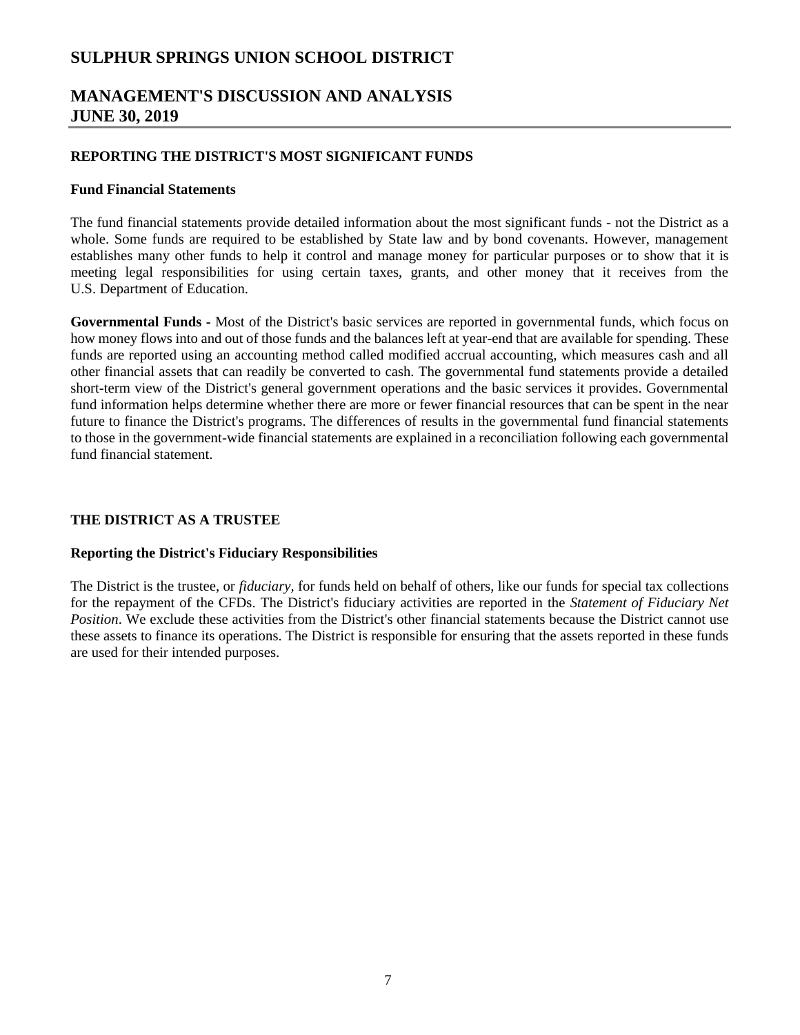## REPORTING THE DISTRICT'S MOST SIGNIFICANT FUNDS

### Fund Financial Statements

The fund financial statements provide detailed information about the most significant funds - not the District as a whole. Some funds are required to be established by State law and by bond covenants. However, management establishes many other funds to help it control and manage money for particular purposes or to show that it is meeting legal responsibilities for using certain taxes, grants, and other money that it receives from the U.S. Department of Education.

**Governmental Funds -** Most of the District's basic services are reported in governmental funds, which focus on how money flows into and out of those funds and the balances left at year-end that are available for spending. These funds are reported using an accounting method called modified accrual accounting, which measures cash and all other financial assets that can readily be converted to cash. The governmental fund statements provide a detailed short-term view of the District's general government operations and the basic services it provides. Governmental fund information helps determine whether there are more or fewer financial resources that can be spent in the near future to finance the District's programs. The differences of results in the governmental fund financial statements to those in the government-wide financial statements are explained in a reconciliation following each governmental fund financial statement.

## THE DISTRICT AS A TRUSTEE

### Reporting the District's Fiduciary Responsibilities

The District is the trustee, or *fiduciary*, for funds held on behalf of others, like our funds for special tax collections for the repayment of the CFDs. The District's fiduciary activities are reported in the *Statement of Fiduciary Net Position*. We exclude these activities from the District's other financial statements because the District cannot use these assets to finance its operations. The District is responsible for ensuring that the assets reported in these funds are used for their intended purposes.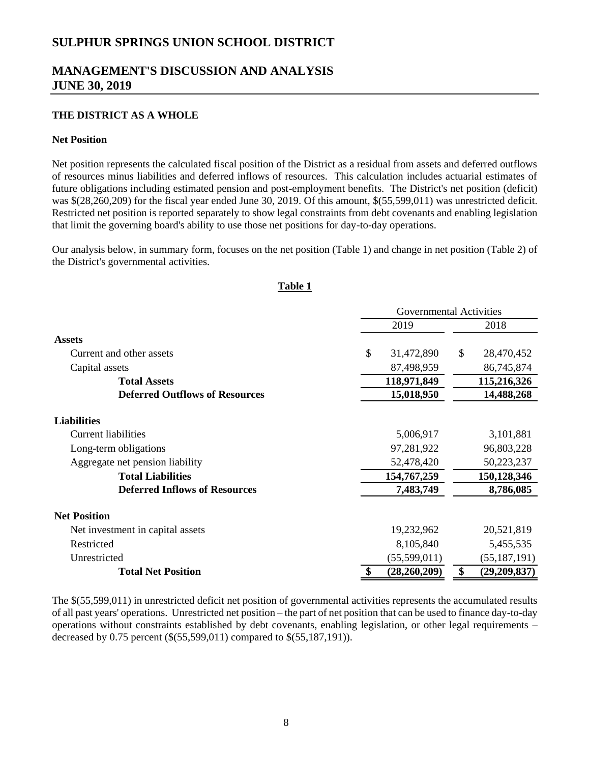## THE DISTRICT AS A WHOLE

### Net Position

Net position represents the calculated fiscal position of the District as a residual from assets and deferred outflows of resources minus liabilities and deferred inflows of resources. This calculation includes actuarial estimates of future obligations including estimated pension and post-employment benefits. The District's net position (deficit) was $(28,260,209) for the fiscal year ended June 30, 2019. Of this amount, $(55,599,011) was unrestricted deficit. Restricted net position is reported separately to show legal constraints from debt covenants and enabling legislation that limit the governing board's ability to use those net positions for day-to-day operations.

Our analysis below, in summary form, focuses on the net position (Table 1) and change in net position (Table 2) of the District's governmental activities.

**Table 1**

| | Governmental Activities | |
|---|---|---|
| | 2019 | 2018 |
| **Assets** | | |
| Current and other assets | $ 31,472,890 | $ 28,470,452 |
| Capital assets | 87,498,959 | 86,745,874 |
| **Total Assets** | **118,971,849** | **115,216,326** |
| **Deferred Outflows of Resources** | **15,018,950** | **14,488,268** |
| **Liabilities** | | |
| Current liabilities | 5,006,917 | 3,101,881 |
| Long-term obligations | 97,281,922 | 96,803,228 |
| Aggregate net pension liability | 52,478,420 | 50,223,237 |
| **Total Liabilities** | **154,767,259** | **150,128,346** |
| **Deferred Inflows of Resources** | **7,483,749** | **8,786,085** |
| **Net Position** | | |
| Net investment in capital assets | 19,232,962 | 20,521,819 |
| Restricted | 8,105,840 | 5,455,535 |
| Unrestricted | (55,599,011) | (55,187,191) |
| **Total Net Position** | **$ (28,260,209)** | **$ (29,209,837)** |

The $(55,599,011) in unrestricted deficit net position of governmental activities represents the accumulated results of all past years' operations. Unrestricted net position – the part of net position that can be used to finance day-to-day operations without constraints established by debt covenants, enabling legislation, or other legal requirements – decreased by 0.75 percent ($(55,599,011) compared to $(55,187,191)).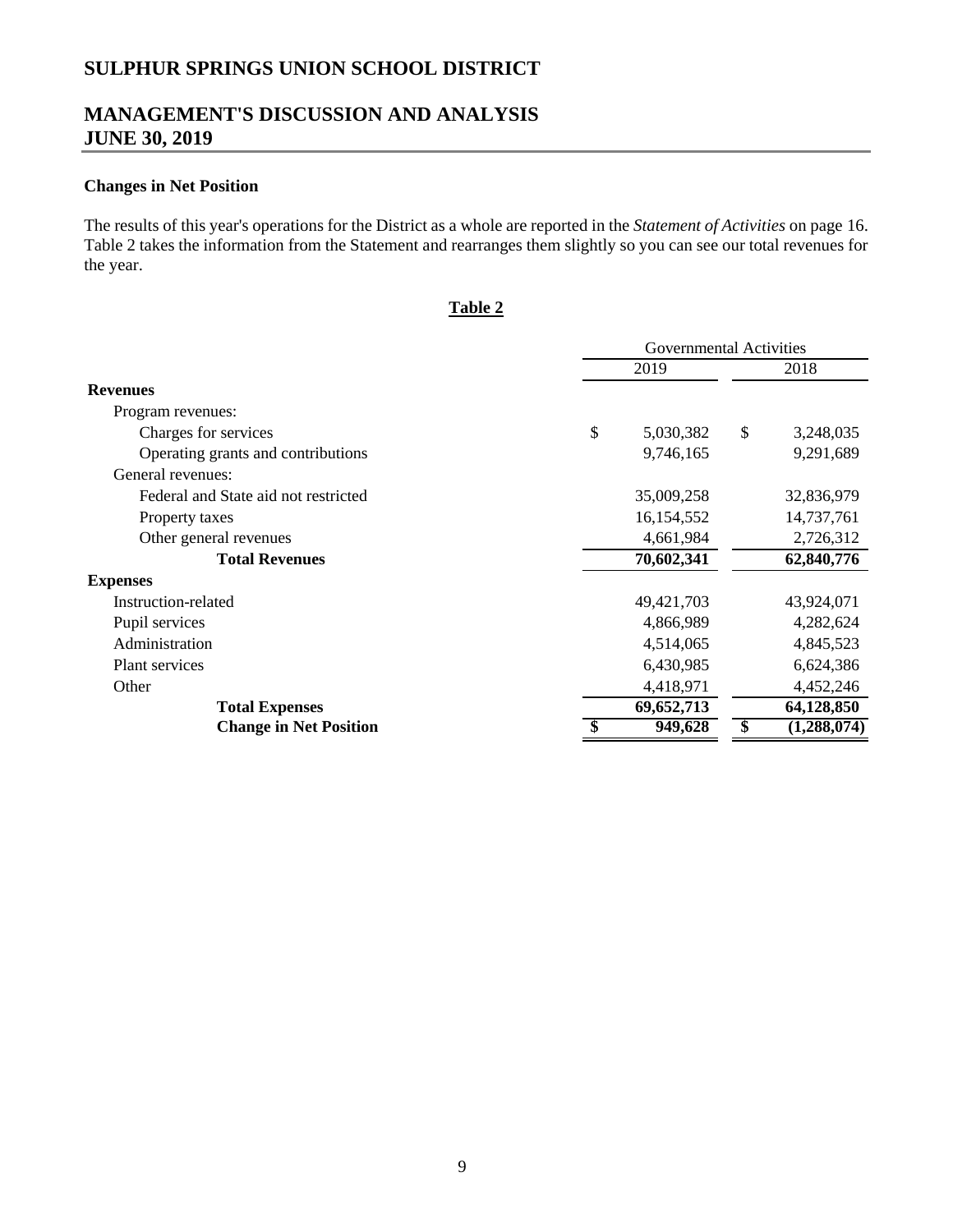# SULPHUR SPRINGS UNION SCHOOL DISTRICT

## MANAGEMENT'S DISCUSSION AND ANALYSIS
## JUNE 30, 2019

**Changes in Net Position**

The results of this year's operations for the District as a whole are reported in the *Statement of Activities* on page 16. Table 2 takes the information from the Statement and rearranges them slightly so you can see our total revenues for the year.

**Table 2**

| | Governmental Activities | |
|---|---|---|
| | 2019 | 2018 |
| **Revenues** | | |
| Program revenues: | | |
| Charges for services | $ 5,030,382 | $ 3,248,035 |
| Operating grants and contributions | 9,746,165 | 9,291,689 |
| General revenues: | | |
| Federal and State aid not restricted | 35,009,258 | 32,836,979 |
| Property taxes | 16,154,552 | 14,737,761 |
| Other general revenues | 4,661,984 | 2,726,312 |
| **Total Revenues** | **70,602,341** | **62,840,776** |
| **Expenses** | | |
| Instruction-related | 49,421,703 | 43,924,071 |
| Pupil services | 4,866,989 | 4,282,624 |
| Administration | 4,514,065 | 4,845,523 |
| Plant services | 6,430,985 | 6,624,386 |
| Other | 4,418,971 | 4,452,246 |
| **Total Expenses** | **69,652,713** | **64,128,850** |
| **Change in Net Position** | **$ 949,628** | **$ (1,288,074)** |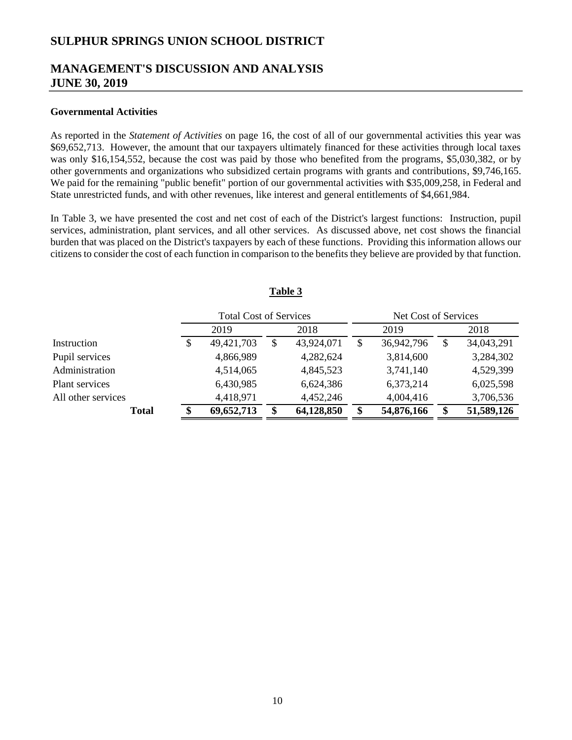### Governmental Activities

As reported in the *Statement of Activities* on page 16, the cost of all of our governmental activities this year was $69,652,713. However, the amount that our taxpayers ultimately financed for these activities through local taxes was only $16,154,552, because the cost was paid by those who benefited from the programs, $5,030,382, or by other governments and organizations who subsidized certain programs with grants and contributions, $9,746,165. We paid for the remaining "public benefit" portion of our governmental activities with $35,009,258, in Federal and State unrestricted funds, and with other revenues, like interest and general entitlements of $4,661,984.

In Table 3, we have presented the cost and net cost of each of the District's largest functions: Instruction, pupil services, administration, plant services, and all other services. As discussed above, net cost shows the financial burden that was placed on the District's taxpayers by each of these functions. Providing this information allows our citizens to consider the cost of each function in comparison to the benefits they believe are provided by that function.

**Table 3**

| | Total Cost of Services | | Net Cost of Services | |
|---|---|---|---|---|
| | 2019 | 2018 | 2019 | 2018 |
| Instruction | $ 49,421,703 | $ 43,924,071 | $ 36,942,796 | $ 34,043,291 |
| Pupil services | 4,866,989 | 4,282,624 | 3,814,600 | 3,284,302 |
| Administration | 4,514,065 | 4,845,523 | 3,741,140 | 4,529,399 |
| Plant services | 6,430,985 | 6,624,386 | 6,373,214 | 6,025,598 |
| All other services | 4,418,971 | 4,452,246 | 4,004,416 | 3,706,536 |
| **Total** | **$ 69,652,713** | **$ 64,128,850** | **$ 54,876,166** | **$ 51,589,126** |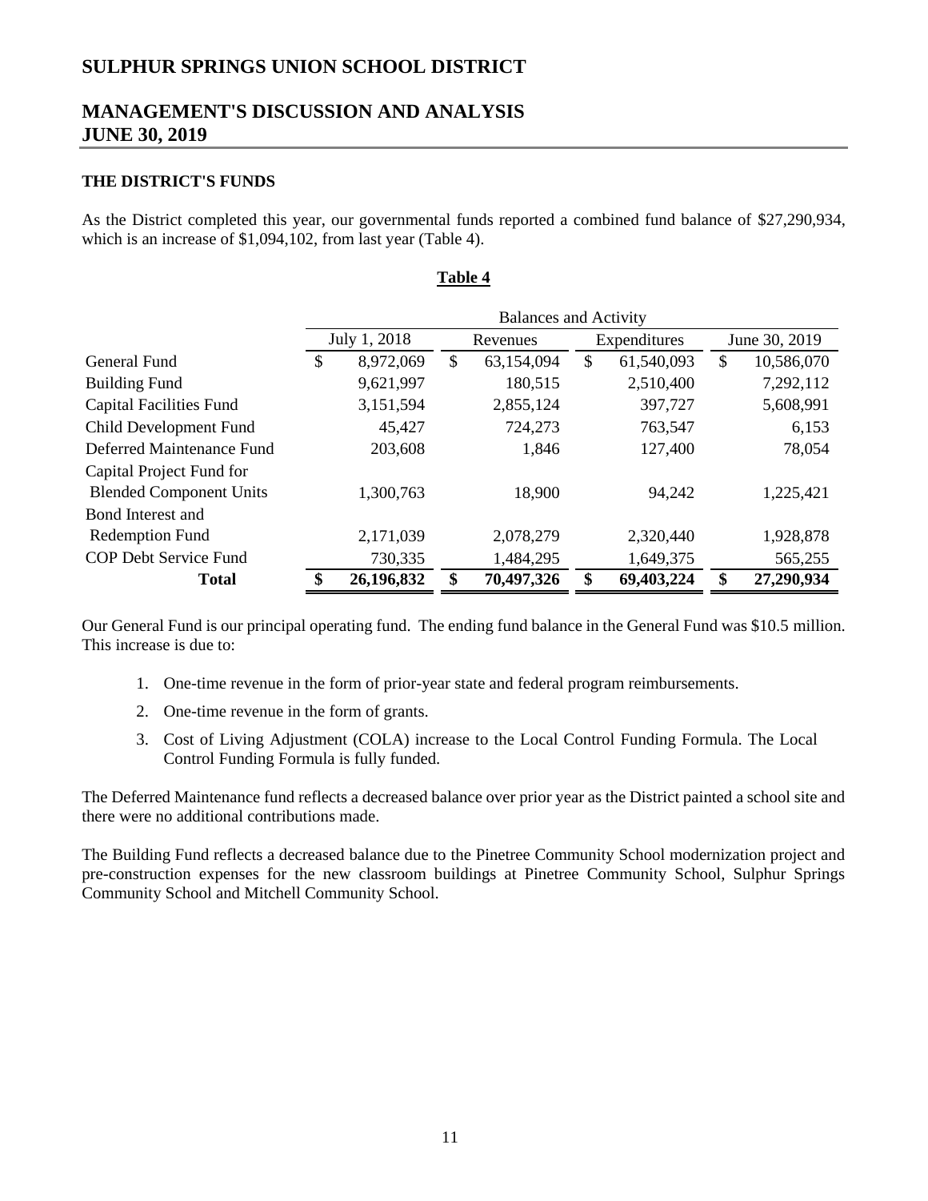# SULPHUR SPRINGS UNION SCHOOL DISTRICT

## MANAGEMENT'S DISCUSSION AND ANALYSIS
## JUNE 30, 2019

### THE DISTRICT'S FUNDS

As the District completed this year, our governmental funds reported a combined fund balance of $27,290,934, which is an increase of $1,094,102, from last year (Table 4).

**Table 4**

| | Balances and Activity | | | |
|---|---|---|---|---|
| | July 1, 2018 | Revenues | Expenditures | June 30, 2019 |
| General Fund | $ 8,972,069 | $ 63,154,094 | $ 61,540,093 | $ 10,586,070 |
| Building Fund | 9,621,997 | 180,515 | 2,510,400 | 7,292,112 |
| Capital Facilities Fund | 3,151,594 | 2,855,124 | 397,727 | 5,608,991 |
| Child Development Fund | 45,427 | 724,273 | 763,547 | 6,153 |
| Deferred Maintenance Fund | 203,608 | 1,846 | 127,400 | 78,054 |
| Capital Project Fund for Blended Component Units | 1,300,763 | 18,900 | 94,242 | 1,225,421 |
| Bond Interest and Redemption Fund | 2,171,039 | 2,078,279 | 2,320,440 | 1,928,878 |
| COP Debt Service Fund | 730,335 | 1,484,295 | 1,649,375 | 565,255 |
| **Total** | **$ 26,196,832** | **$ 70,497,326** | **$ 69,403,224** | **$ 27,290,934** |

Our General Fund is our principal operating fund. The ending fund balance in the General Fund was $10.5 million. This increase is due to:

1. One-time revenue in the form of prior-year state and federal program reimbursements.
2. One-time revenue in the form of grants.
3. Cost of Living Adjustment (COLA) increase to the Local Control Funding Formula. The Local Control Funding Formula is fully funded.

The Deferred Maintenance fund reflects a decreased balance over prior year as the District painted a school site and there were no additional contributions made.

The Building Fund reflects a decreased balance due to the Pinetree Community School modernization project and pre-construction expenses for the new classroom buildings at Pinetree Community School, Sulphur Springs Community School and Mitchell Community School.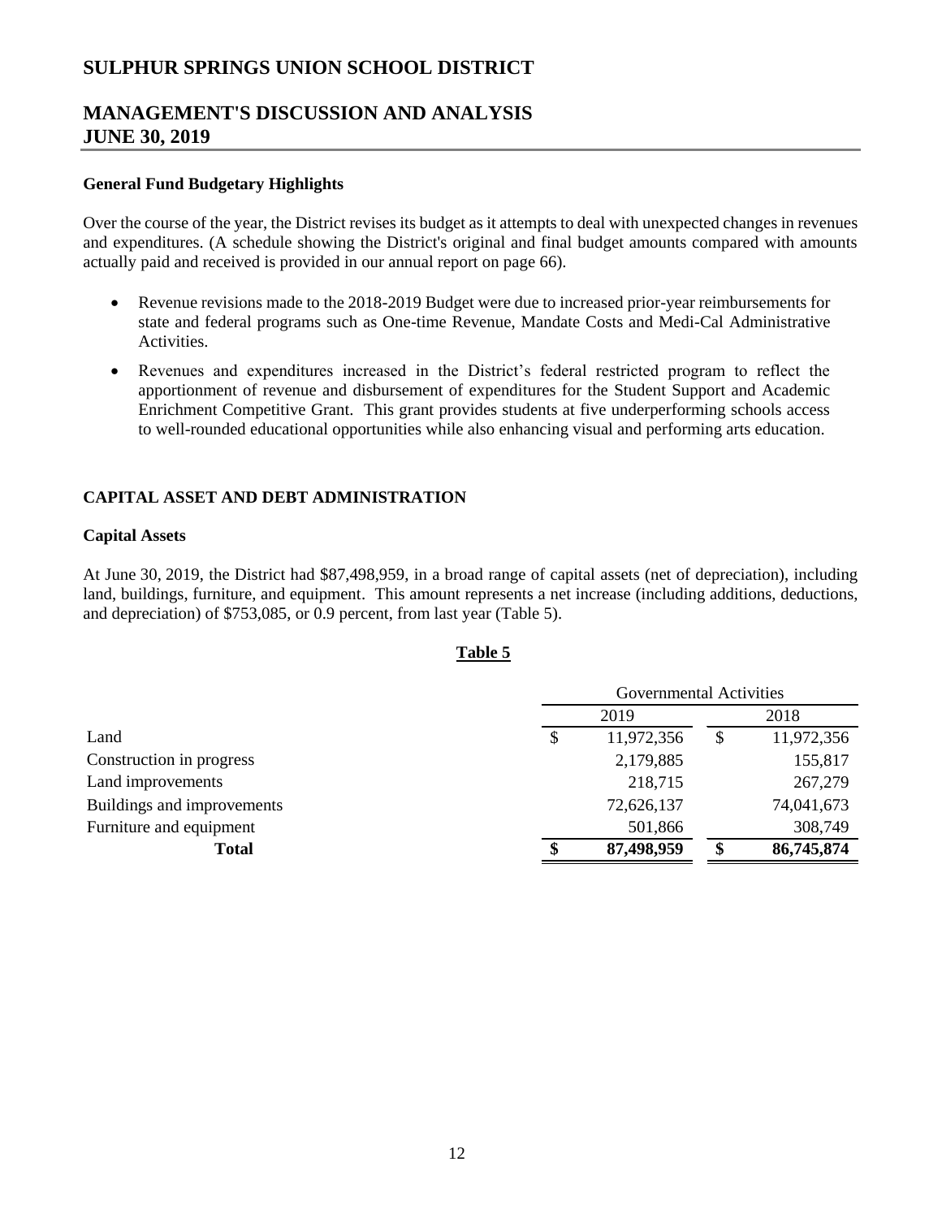# SULPHUR SPRINGS UNION SCHOOL DISTRICT

## MANAGEMENT'S DISCUSSION AND ANALYSIS
## JUNE 30, 2019

### General Fund Budgetary Highlights

Over the course of the year, the District revises its budget as it attempts to deal with unexpected changes in revenues and expenditures. (A schedule showing the District's original and final budget amounts compared with amounts actually paid and received is provided in our annual report on page 66).

- Revenue revisions made to the 2018-2019 Budget were due to increased prior-year reimbursements for state and federal programs such as One-time Revenue, Mandate Costs and Medi-Cal Administrative Activities.
- Revenues and expenditures increased in the District's federal restricted program to reflect the apportionment of revenue and disbursement of expenditures for the Student Support and Academic Enrichment Competitive Grant. This grant provides students at five underperforming schools access to well-rounded educational opportunities while also enhancing visual and performing arts education.

## CAPITAL ASSET AND DEBT ADMINISTRATION

### Capital Assets

At June 30, 2019, the District had $87,498,959, in a broad range of capital assets (net of depreciation), including land, buildings, furniture, and equipment. This amount represents a net increase (including additions, deductions, and depreciation) of $753,085, or 0.9 percent, from last year (Table 5).

**Table 5**

| | Governmental Activities | |
|---|---|---|
| | 2019 | 2018 |
| Land | $ 11,972,356 | $ 11,972,356 |
| Construction in progress | 2,179,885 | 155,817 |
| Land improvements | 218,715 | 267,279 |
| Buildings and improvements | 72,626,137 | 74,041,673 |
| Furniture and equipment | 501,866 | 308,749 |
| **Total** | **$ 87,498,959** | **$ 86,745,874** |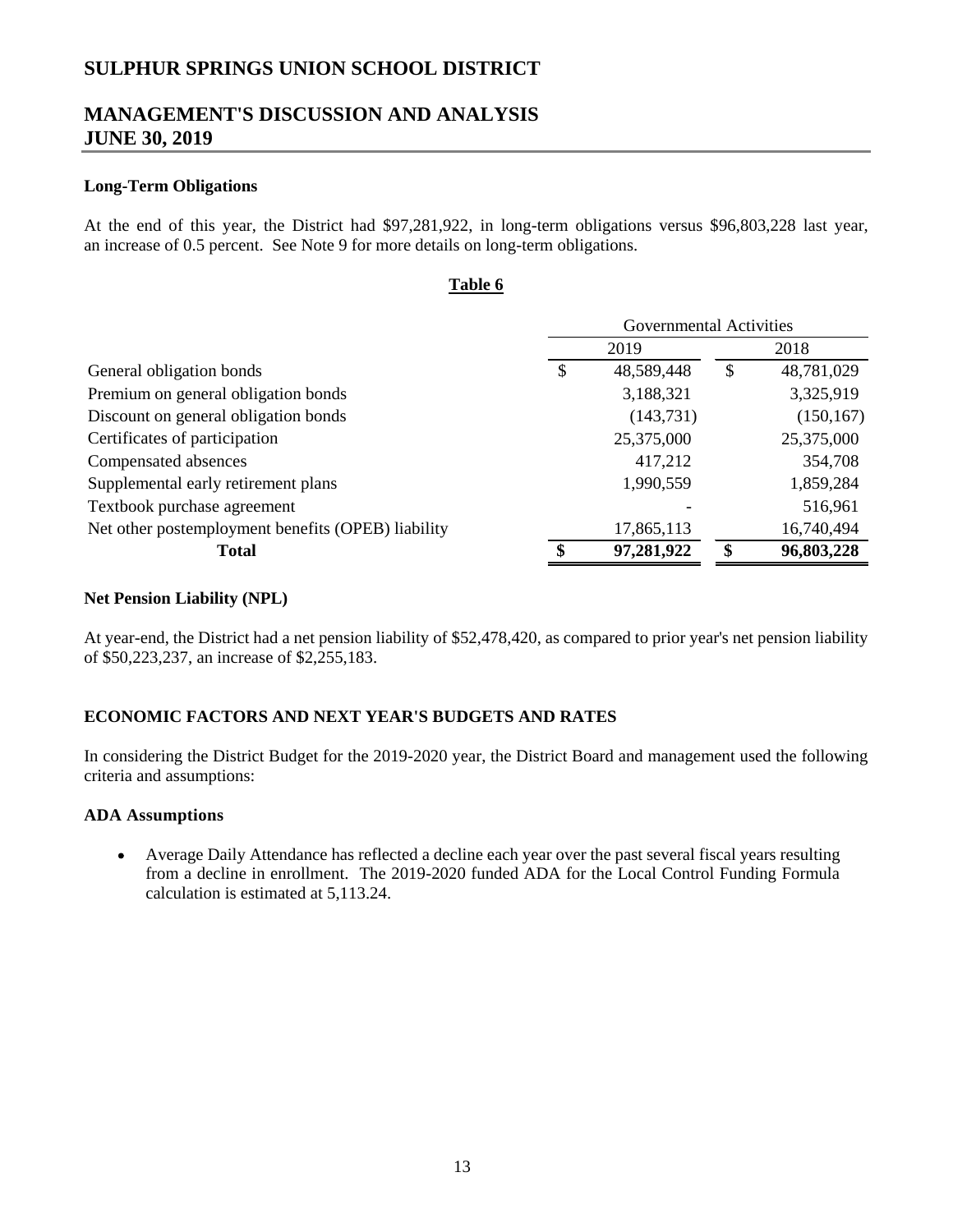# SULPHUR SPRINGS UNION SCHOOL DISTRICT

## MANAGEMENT'S DISCUSSION AND ANALYSIS
## JUNE 30, 2019

**Long-Term Obligations**

At the end of this year, the District had $97,281,922, in long-term obligations versus $96,803,228 last year, an increase of 0.5 percent. See Note 9 for more details on long-term obligations.

**Table 6**

| | Governmental Activities | |
|---|---|---|
| | 2019 | 2018 |
| General obligation bonds | $ 48,589,448 | $ 48,781,029 |
| Premium on general obligation bonds | 3,188,321 | 3,325,919 |
| Discount on general obligation bonds | (143,731) | (150,167) |
| Certificates of participation | 25,375,000 | 25,375,000 |
| Compensated absences | 417,212 | 354,708 |
| Supplemental early retirement plans | 1,990,559 | 1,859,284 |
| Textbook purchase agreement | - | 516,961 |
| Net other postemployment benefits (OPEB) liability | 17,865,113 | 16,740,494 |
| **Total** | **$ 97,281,922** | **$ 96,803,228** |

**Net Pension Liability (NPL)**

At year-end, the District had a net pension liability of $52,478,420, as compared to prior year's net pension liability of $50,223,237, an increase of $2,255,183.

**ECONOMIC FACTORS AND NEXT YEAR'S BUDGETS AND RATES**

In considering the District Budget for the 2019-2020 year, the District Board and management used the following criteria and assumptions:

**ADA Assumptions**

- Average Daily Attendance has reflected a decline each year over the past several fiscal years resulting from a decline in enrollment. The 2019-2020 funded ADA for the Local Control Funding Formula calculation is estimated at 5,113.24.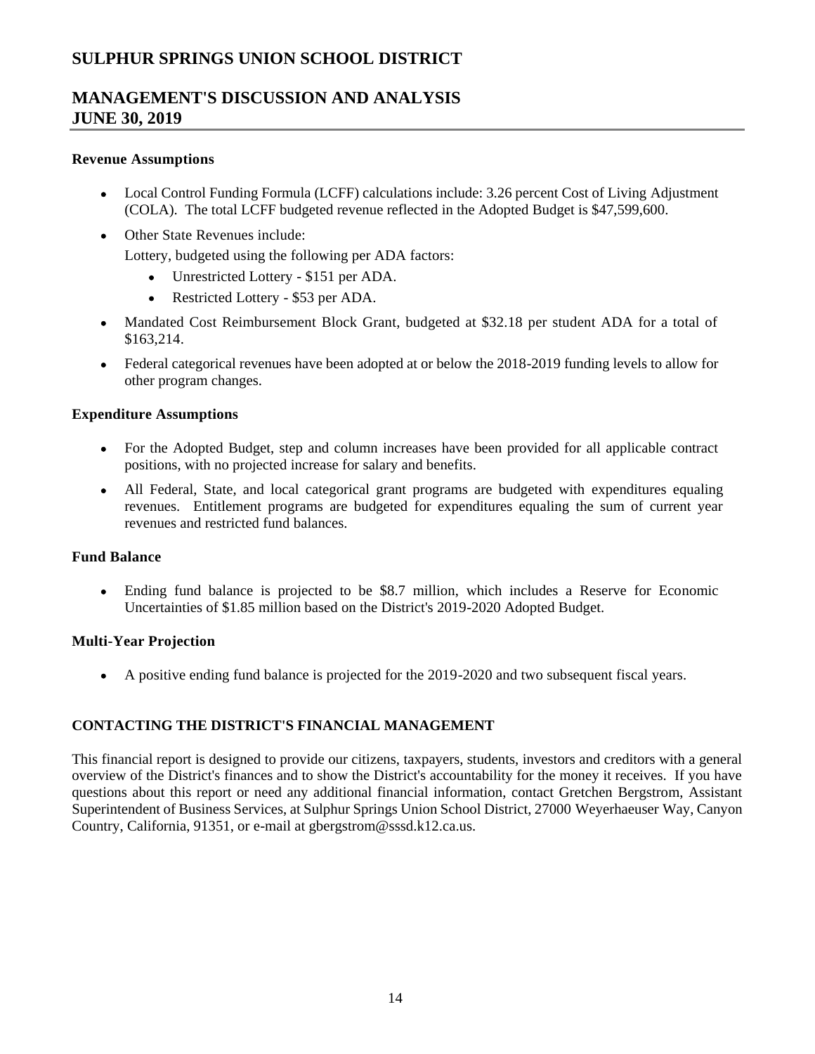# SULPHUR SPRINGS UNION SCHOOL DISTRICT

## MANAGEMENT'S DISCUSSION AND ANALYSIS
## JUNE 30, 2019

**Revenue Assumptions**

- Local Control Funding Formula (LCFF) calculations include: 3.26 percent Cost of Living Adjustment (COLA). The total LCFF budgeted revenue reflected in the Adopted Budget is $47,599,600.
- Other State Revenues include:
  Lottery, budgeted using the following per ADA factors:
  - Unrestricted Lottery - $151 per ADA.
  - Restricted Lottery - $53 per ADA.
- Mandated Cost Reimbursement Block Grant, budgeted at $32.18 per student ADA for a total of $163,214.
- Federal categorical revenues have been adopted at or below the 2018-2019 funding levels to allow for other program changes.

**Expenditure Assumptions**

- For the Adopted Budget, step and column increases have been provided for all applicable contract positions, with no projected increase for salary and benefits.
- All Federal, State, and local categorical grant programs are budgeted with expenditures equaling revenues. Entitlement programs are budgeted for expenditures equaling the sum of current year revenues and restricted fund balances.

**Fund Balance**

- Ending fund balance is projected to be $8.7 million, which includes a Reserve for Economic Uncertainties of $1.85 million based on the District's 2019-2020 Adopted Budget.

**Multi-Year Projection**

- A positive ending fund balance is projected for the 2019-2020 and two subsequent fiscal years.

**CONTACTING THE DISTRICT'S FINANCIAL MANAGEMENT**

This financial report is designed to provide our citizens, taxpayers, students, investors and creditors with a general overview of the District's finances and to show the District's accountability for the money it receives. If you have questions about this report or need any additional financial information, contact Gretchen Bergstrom, Assistant Superintendent of Business Services, at Sulphur Springs Union School District, 27000 Weyerhaeuser Way, Canyon Country, California, 91351, or e-mail at gbergstrom@sssd.k12.ca.us.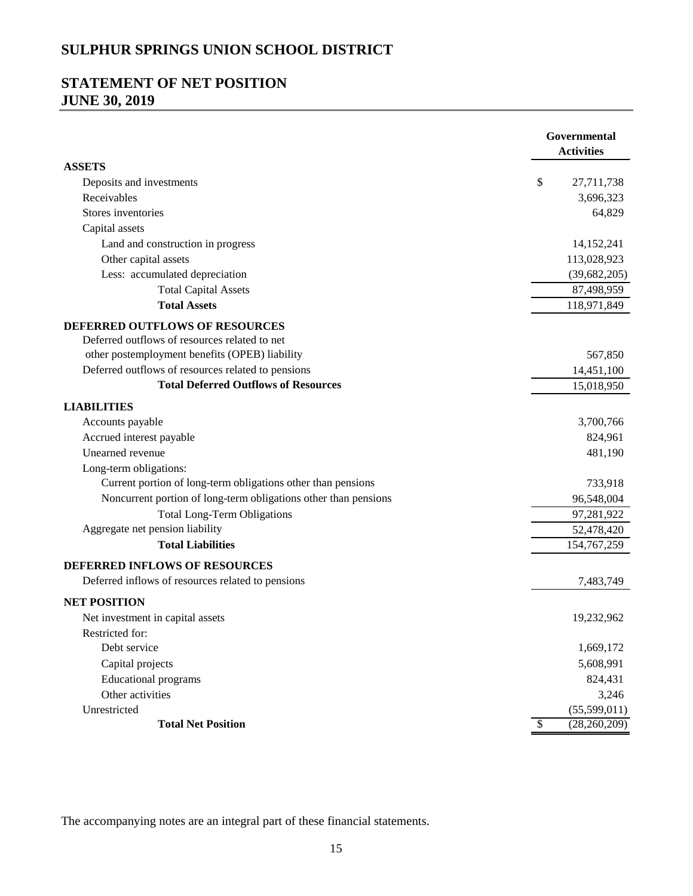# SULPHUR SPRINGS UNION SCHOOL DISTRICT

## STATEMENT OF NET POSITION
## JUNE 30, 2019

| | Governmental Activities |
|---|---|
| **ASSETS** | |
| Deposits and investments | $ 27,711,738 |
| Receivables | 3,696,323 |
| Stores inventories | 64,829 |
| Capital assets | |
| Land and construction in progress | 14,152,241 |
| Other capital assets | 113,028,923 |
| Less: accumulated depreciation | (39,682,205) |
| Total Capital Assets | 87,498,959 |
| **Total Assets** | 118,971,849 |
| **DEFERRED OUTFLOWS OF RESOURCES** | |
| Deferred outflows of resources related to net other postemployment benefits (OPEB) liability | 567,850 |
| Deferred outflows of resources related to pensions | 14,451,100 |
| **Total Deferred Outflows of Resources** | 15,018,950 |
| **LIABILITIES** | |
| Accounts payable | 3,700,766 |
| Accrued interest payable | 824,961 |
| Unearned revenue | 481,190 |
| Long-term obligations: | |
| Current portion of long-term obligations other than pensions | 733,918 |
| Noncurrent portion of long-term obligations other than pensions | 96,548,004 |
| Total Long-Term Obligations | 97,281,922 |
| Aggregate net pension liability | 52,478,420 |
| **Total Liabilities** | 154,767,259 |
| **DEFERRED INFLOWS OF RESOURCES** | |
| Deferred inflows of resources related to pensions | 7,483,749 |
| **NET POSITION** | |
| Net investment in capital assets | 19,232,962 |
| Restricted for: | |
| Debt service | 1,669,172 |
| Capital projects | 5,608,991 |
| Educational programs | 824,431 |
| Other activities | 3,246 |
| Unrestricted | (55,599,011) |
| **Total Net Position** | $ (28,260,209) |

The accompanying notes are an integral part of these financial statements.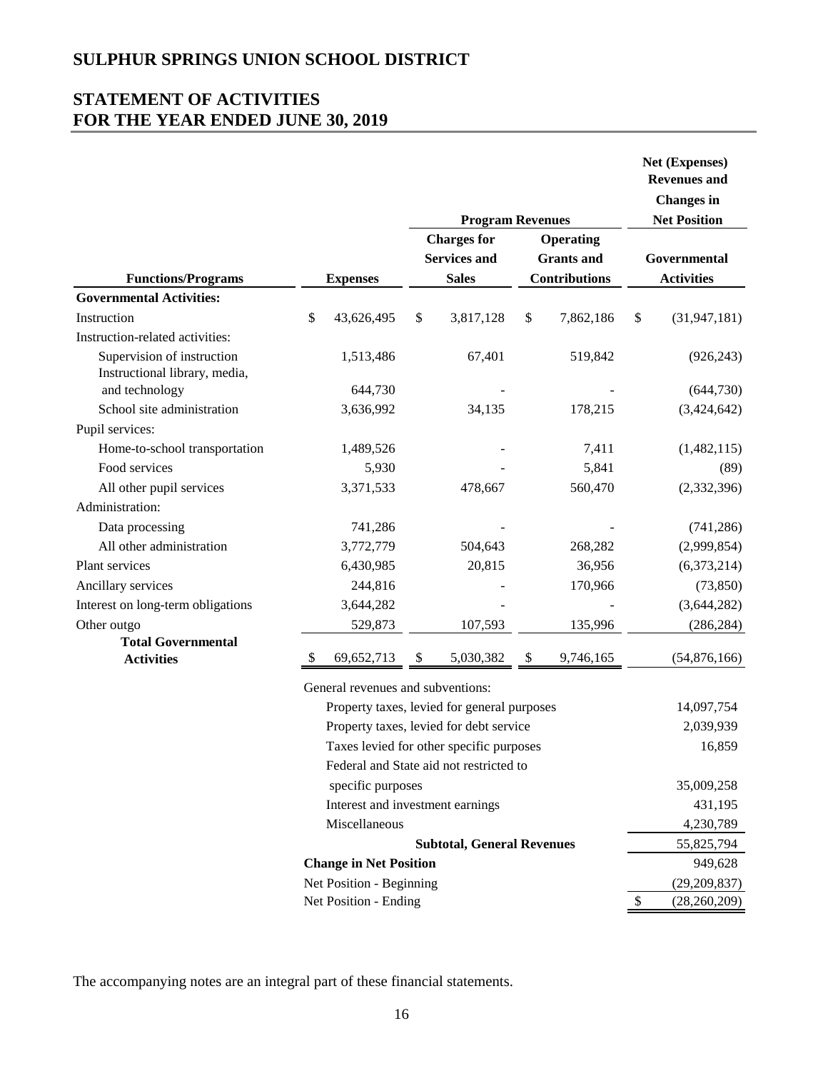# SULPHUR SPRINGS UNION SCHOOL DISTRICT

## STATEMENT OF ACTIVITIES
## FOR THE YEAR ENDED JUNE 30, 2019

| | | Program Revenues | | Net (Expenses) Revenues and Changes in Net Position |
|---|---|---|---|---|
| **Functions/Programs** | **Expenses** | **Charges for Services and Sales** | **Operating Grants and Contributions** | **Governmental Activities** |
| **Governmental Activities:** | | | | |
| Instruction | $ 43,626,495 | $ 3,817,128 | $ 7,862,186 | $ (31,947,181) |
| Instruction-related activities: | | | | |
| Supervision of instruction | 1,513,486 | 67,401 | 519,842 | (926,243) |
| Instructional library, media, and technology | 644,730 | - | - | (644,730) |
| School site administration | 3,636,992 | 34,135 | 178,215 | (3,424,642) |
| Pupil services: | | | | |
| Home-to-school transportation | 1,489,526 | - | 7,411 | (1,482,115) |
| Food services | 5,930 | - | 5,841 | (89) |
| All other pupil services | 3,371,533 | 478,667 | 560,470 | (2,332,396) |
| Administration: | | | | |
| Data processing | 741,286 | - | - | (741,286) |
| All other administration | 3,772,779 | 504,643 | 268,282 | (2,999,854) |
| Plant services | 6,430,985 | 20,815 | 36,956 | (6,373,214) |
| Ancillary services | 244,816 | - | 170,966 | (73,850) |
| Interest on long-term obligations | 3,644,282 | - | - | (3,644,282) |
| Other outgo | 529,873 | 107,593 | 135,996 | (286,284) |
| **Total Governmental Activities** | $ 69,652,713 | $ 5,030,382 | $ 9,746,165 | (54,876,166) |
| | General revenues and subventions: | | | |
| | Property taxes, levied for general purposes | | | 14,097,754 |
| | Property taxes, levied for debt service | | | 2,039,939 |
| | Taxes levied for other specific purposes | | | 16,859 |
| | Federal and State aid not restricted to specific purposes | | | 35,009,258 |
| | Interest and investment earnings | | | 431,195 |
| | Miscellaneous | | | 4,230,789 |
| | **Subtotal, General Revenues** | | | 55,825,794 |
| | **Change in Net Position** | | | 949,628 |
| | Net Position - Beginning | | | (29,209,837) |
| | Net Position - Ending | | | $ (28,260,209) |

The accompanying notes are an integral part of these financial statements.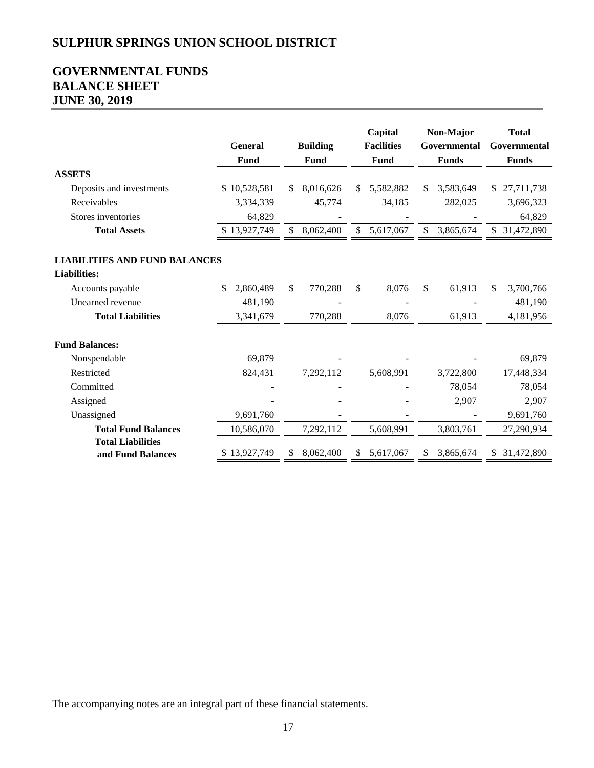# SULPHUR SPRINGS UNION SCHOOL DISTRICT

## GOVERNMENTAL FUNDS
## BALANCE SHEET
## JUNE 30, 2019

| | General Fund | Building Fund | Capital Facilities Fund | Non-Major Governmental Funds | Total Governmental Funds |
|---|---|---|---|---|---|
| **ASSETS** | | | | | |
| Deposits and investments | $ 10,528,581 | $ 8,016,626 | $ 5,582,882 | $ 3,583,649 | $ 27,711,738 |
| Receivables | 3,334,339 | 45,774 | 34,185 | 282,025 | 3,696,323 |
| Stores inventories | 64,829 | - | - | - | 64,829 |
| **Total Assets** | $ 13,927,749 | $ 8,062,400 | $ 5,617,067 | $ 3,865,674 | $ 31,472,890 |
| **LIABILITIES AND FUND BALANCES** | | | | | |
| **Liabilities:** | | | | | |
| Accounts payable | $ 2,860,489 | $ 770,288 | $ 8,076 | $ 61,913 | $ 3,700,766 |
| Unearned revenue | 481,190 | - | - | - | 481,190 |
| **Total Liabilities** | 3,341,679 | 770,288 | 8,076 | 61,913 | 4,181,956 |
| **Fund Balances:** | | | | | |
| Nonspendable | 69,879 | - | - | - | 69,879 |
| Restricted | 824,431 | 7,292,112 | 5,608,991 | 3,722,800 | 17,448,334 |
| Committed | - | - | - | 78,054 | 78,054 |
| Assigned | - | - | - | 2,907 | 2,907 |
| Unassigned | 9,691,760 | - | - | - | 9,691,760 |
| **Total Fund Balances** | 10,586,070 | 7,292,112 | 5,608,991 | 3,803,761 | 27,290,934 |
| **Total Liabilities and Fund Balances** | $ 13,927,749 | $ 8,062,400 | $ 5,617,067 | $ 3,865,674 | $ 31,472,890 |

The accompanying notes are an integral part of these financial statements.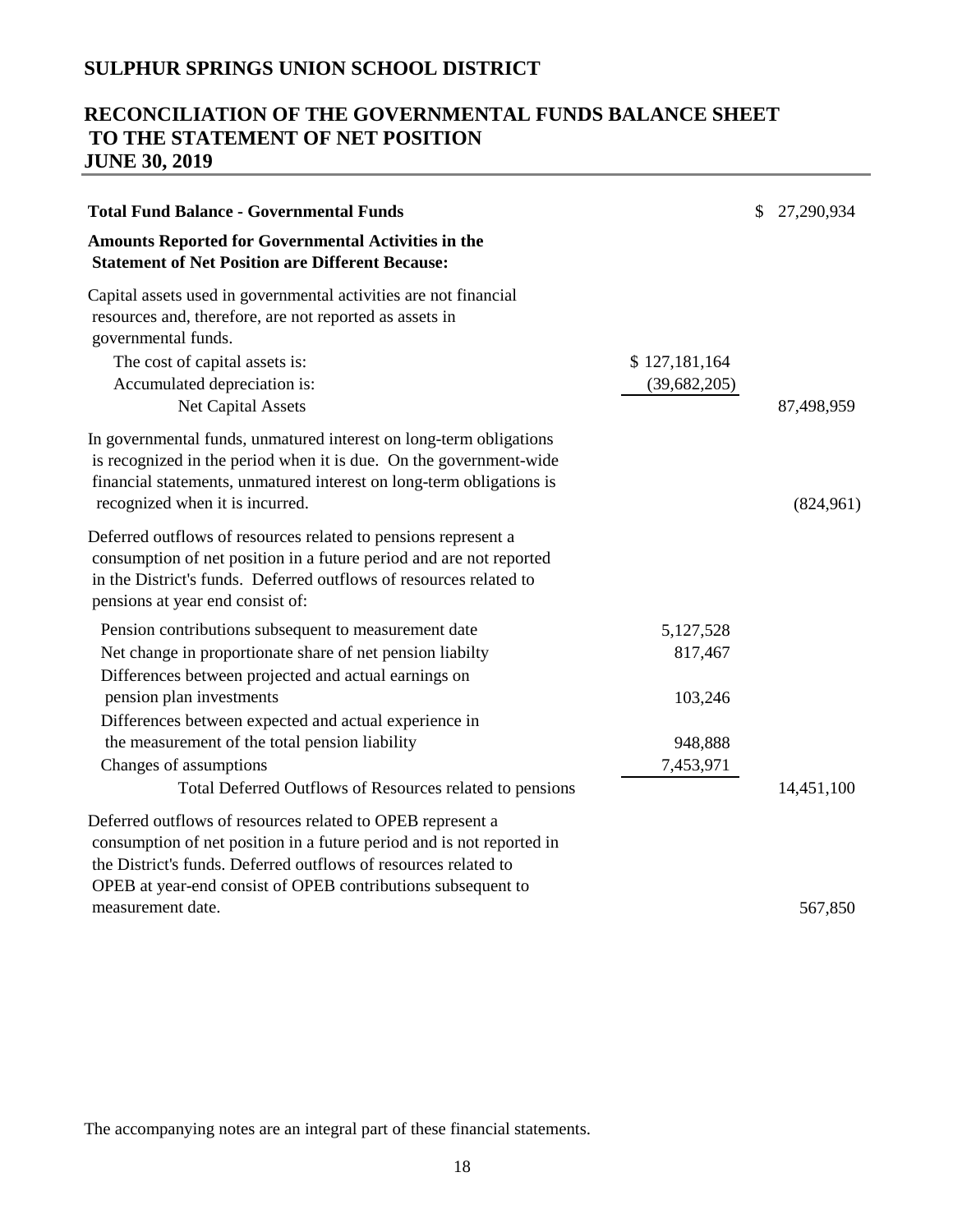# SULPHUR SPRINGS UNION SCHOOL DISTRICT

## RECONCILIATION OF THE GOVERNMENTAL FUNDS BALANCE SHEET TO THE STATEMENT OF NET POSITION
## JUNE 30, 2019

| | | |
|---|---|---|
| **Total Fund Balance - Governmental Funds** | | $ 27,290,934 |
| **Amounts Reported for Governmental Activities in the Statement of Net Position are Different Because:** | | |
| Capital assets used in governmental activities are not financial resources and, therefore, are not reported as assets in governmental funds. | | |
| The cost of capital assets is: | $ 127,181,164 | |
| Accumulated depreciation is: | (39,682,205) | |
| Net Capital Assets | | 87,498,959 |
| In governmental funds, unmatured interest on long-term obligations is recognized in the period when it is due. On the government-wide financial statements, unmatured interest on long-term obligations is recognized when it is incurred. | | (824,961) |
| Deferred outflows of resources related to pensions represent a consumption of net position in a future period and are not reported in the District's funds. Deferred outflows of resources related to pensions at year end consist of: | | |
| Pension contributions subsequent to measurement date | 5,127,528 | |
| Net change in proportionate share of net pension liabilty | 817,467 | |
| Differences between projected and actual earnings on pension plan investments | 103,246 | |
| Differences between expected and actual experience in the measurement of the total pension liability | 948,888 | |
| Changes of assumptions | 7,453,971 | |
| Total Deferred Outflows of Resources related to pensions | | 14,451,100 |
| Deferred outflows of resources related to OPEB represent a consumption of net position in a future period and is not reported in the District's funds. Deferred outflows of resources related to OPEB at year-end consist of OPEB contributions subsequent to measurement date. | | 567,850 |

The accompanying notes are an integral part of these financial statements.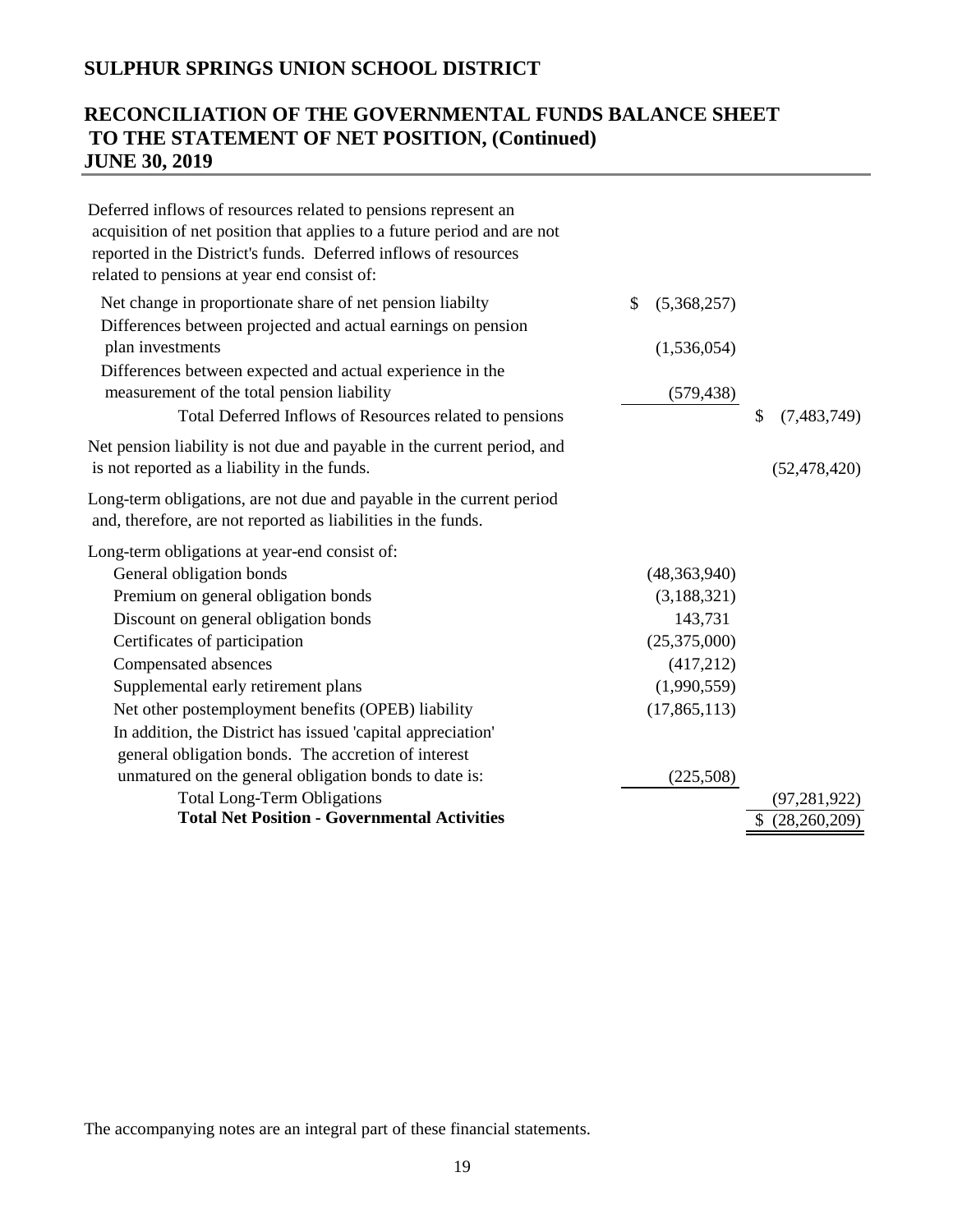## SULPHUR SPRINGS UNION SCHOOL DISTRICT

## RECONCILIATION OF THE GOVERNMENTAL FUNDS BALANCE SHEET TO THE STATEMENT OF NET POSITION, (Continued)
## JUNE 30, 2019

| | | |
|---|---|---|
| Deferred inflows of resources related to pensions represent an acquisition of net position that applies to a future period and are not reported in the District's funds. Deferred inflows of resources related to pensions at year end consist of: | | |
| Net change in proportionate share of net pension liabilty | $ (5,368,257) | |
| Differences between projected and actual earnings on pension plan investments | (1,536,054) | |
| Differences between expected and actual experience in the measurement of the total pension liability | (579,438) | |
| Total Deferred Inflows of Resources related to pensions | | $ (7,483,749) |
| Net pension liability is not due and payable in the current period, and is not reported as a liability in the funds. | | (52,478,420) |
| Long-term obligations, are not due and payable in the current period and, therefore, are not reported as liabilities in the funds. | | |
| Long-term obligations at year-end consist of: | | |
| General obligation bonds | (48,363,940) | |
| Premium on general obligation bonds | (3,188,321) | |
| Discount on general obligation bonds | 143,731 | |
| Certificates of participation | (25,375,000) | |
| Compensated absences | (417,212) | |
| Supplemental early retirement plans | (1,990,559) | |
| Net other postemployment benefits (OPEB) liability | (17,865,113) | |
| In addition, the District has issued 'capital appreciation' general obligation bonds. The accretion of interest unmatured on the general obligation bonds to date is: | (225,508) | |
| Total Long-Term Obligations | | (97,281,922) |
| **Total Net Position - Governmental Activities** | | $ (28,260,209) |

The accompanying notes are an integral part of these financial statements.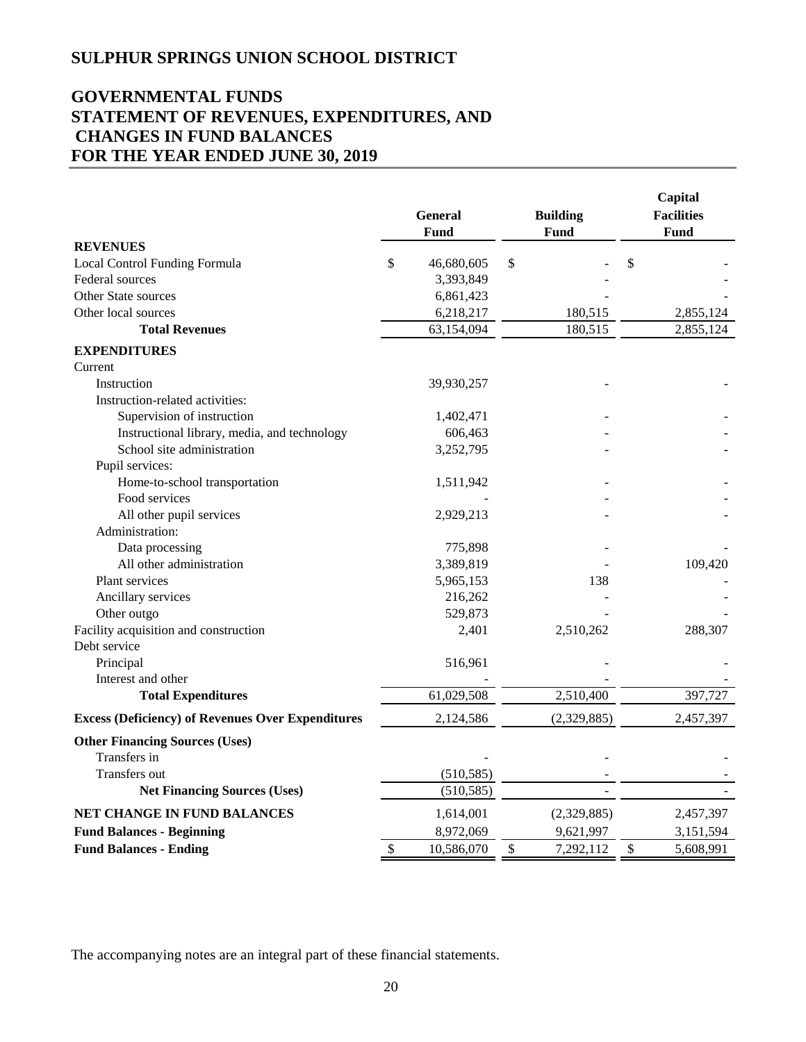# SULPHUR SPRINGS UNION SCHOOL DISTRICT

## GOVERNMENTAL FUNDS
## STATEMENT OF REVENUES, EXPENDITURES, AND CHANGES IN FUND BALANCES
## FOR THE YEAR ENDED JUNE 30, 2019

| | General Fund | Building Fund | Capital Facilities Fund |
|---|---|---|---|
| **REVENUES** | | | |
| Local Control Funding Formula | $ 46,680,605 | $ - | $ - |
| Federal sources | 3,393,849 | - | - |
| Other State sources | 6,861,423 | - | - |
| Other local sources | 6,218,217 | 180,515 | 2,855,124 |
| **Total Revenues** | 63,154,094 | 180,515 | 2,855,124 |
| **EXPENDITURES** | | | |
| Current | | | |
| Instruction | 39,930,257 | - | - |
| Instruction-related activities: | | | |
| Supervision of instruction | 1,402,471 | - | - |
| Instructional library, media, and technology | 606,463 | - | - |
| School site administration | 3,252,795 | - | - |
| Pupil services: | | | |
| Home-to-school transportation | 1,511,942 | - | - |
| Food services | - | - | - |
| All other pupil services | 2,929,213 | - | - |
| Administration: | | | |
| Data processing | 775,898 | - | - |
| All other administration | 3,389,819 | - | 109,420 |
| Plant services | 5,965,153 | 138 | - |
| Ancillary services | 216,262 | - | - |
| Other outgo | 529,873 | - | - |
| Facility acquisition and construction | 2,401 | 2,510,262 | 288,307 |
| Debt service | | | |
| Principal | 516,961 | - | - |
| Interest and other | - | - | - |
| **Total Expenditures** | 61,029,508 | 2,510,400 | 397,727 |
| **Excess (Deficiency) of Revenues Over Expenditures** | 2,124,586 | (2,329,885) | 2,457,397 |
| **Other Financing Sources (Uses)** | | | |
| Transfers in | - | - | - |
| Transfers out | (510,585) | - | - |
| **Net Financing Sources (Uses)** | (510,585) | - | - |
| **NET CHANGE IN FUND BALANCES** | 1,614,001 | (2,329,885) | 2,457,397 |
| **Fund Balances - Beginning** | 8,972,069 | 9,621,997 | 3,151,594 |
| **Fund Balances - Ending** | $ 10,586,070 | $ 7,292,112 | $ 5,608,991 |

The accompanying notes are an integral part of these financial statements.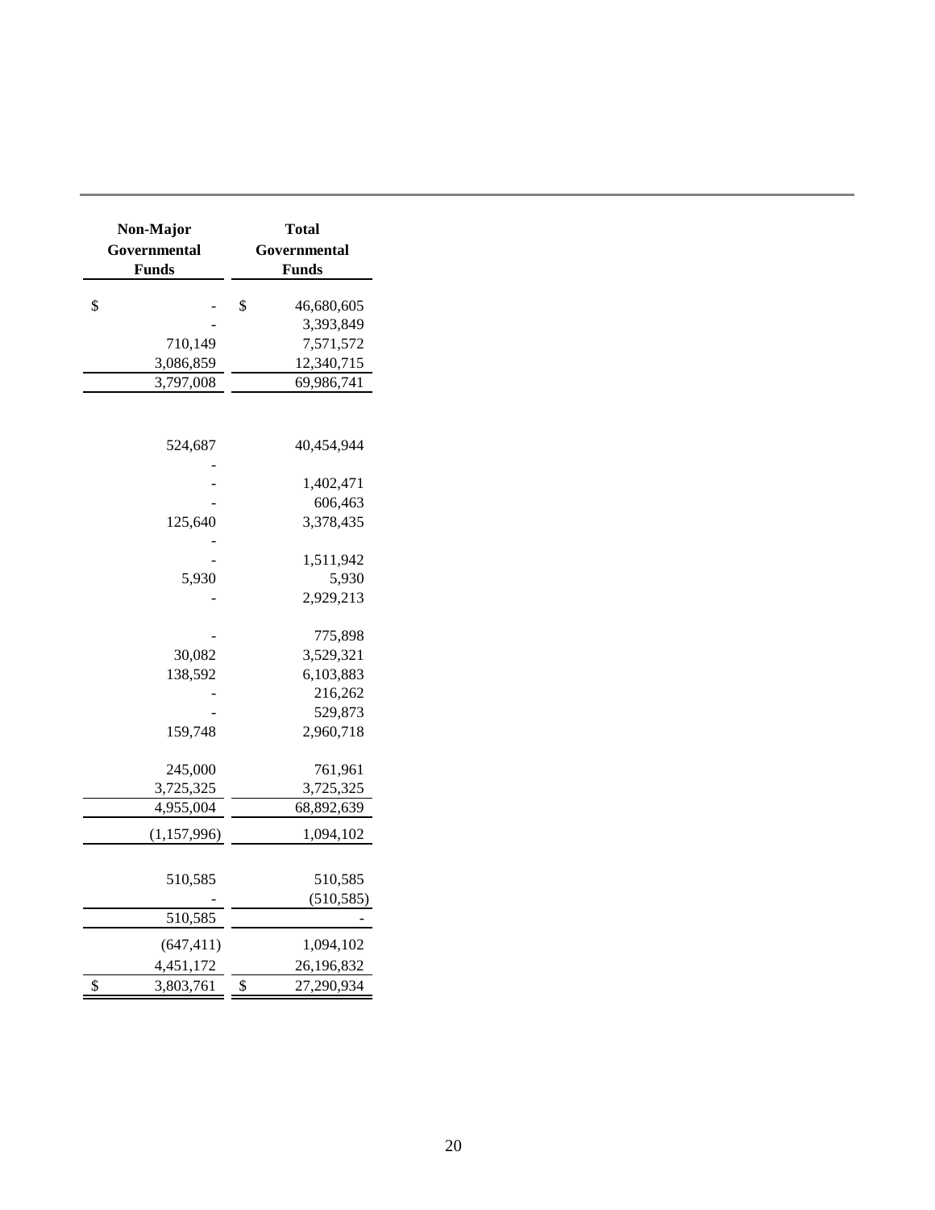| Non-Major Governmental Funds | Total Governmental Funds |
|---|---|
| $ - | $ 46,680,605 |
| - | 3,393,849 |
| 710,149 | 7,571,572 |
| 3,086,859 | 12,340,715 |
| 3,797,008 | 69,986,741 |
| | |
| 524,687 | 40,454,944 |
| - | |
| - | 1,402,471 |
| - | 606,463 |
| 125,640 | 3,378,435 |
| - | |
| - | 1,511,942 |
| 5,930 | 5,930 |
| - | 2,929,213 |
| | |
| - | 775,898 |
| 30,082 | 3,529,321 |
| 138,592 | 6,103,883 |
| - | 216,262 |
| - | 529,873 |
| 159,748 | 2,960,718 |
| | |
| 245,000 | 761,961 |
| 3,725,325 | 3,725,325 |
| 4,955,004 | 68,892,639 |
| (1,157,996) | 1,094,102 |
| | |
| 510,585 | 510,585 |
| - | (510,585) |
| 510,585 | - |
| (647,411) | 1,094,102 |
| 4,451,172 | 26,196,832 |
| $ 3,803,761 | $ 27,290,934 |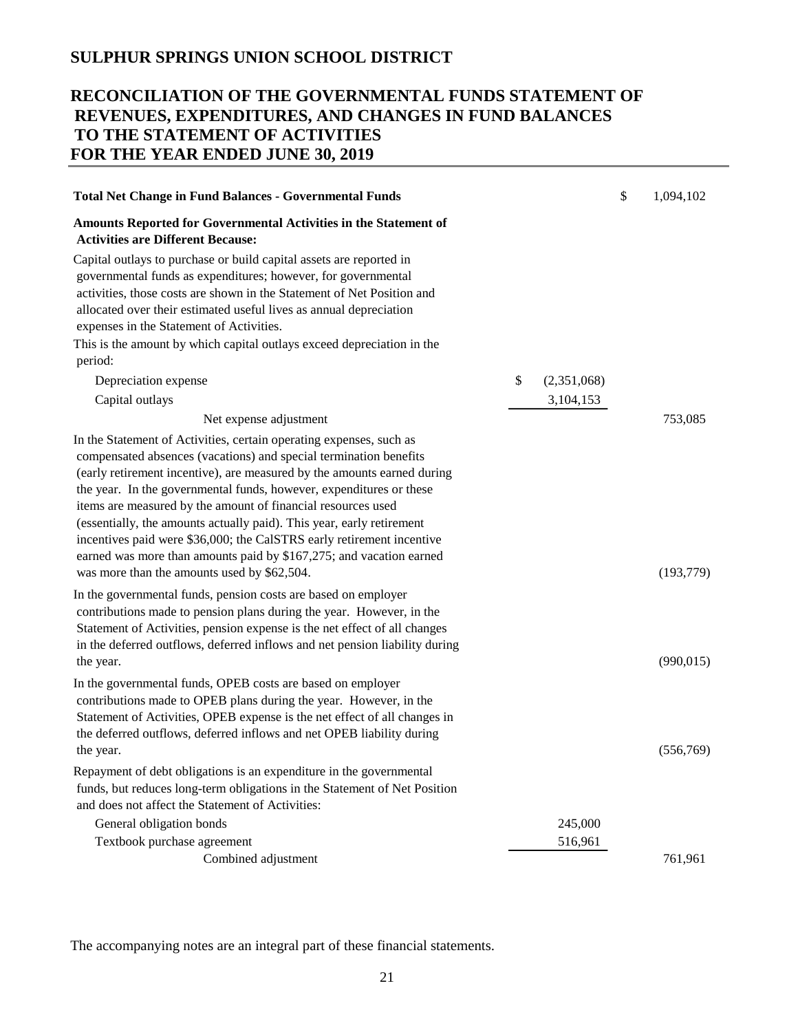# SULPHUR SPRINGS UNION SCHOOL DISTRICT

## RECONCILIATION OF THE GOVERNMENTAL FUNDS STATEMENT OF REVENUES, EXPENDITURES, AND CHANGES IN FUND BALANCES TO THE STATEMENT OF ACTIVITIES FOR THE YEAR ENDED JUNE 30, 2019

| | | |
|---|---|---|
| **Total Net Change in Fund Balances - Governmental Funds** | | $ 1,094,102 |
| **Amounts Reported for Governmental Activities in the Statement of Activities are Different Because:** | | |
| Capital outlays to purchase or build capital assets are reported in governmental funds as expenditures; however, for governmental activities, those costs are shown in the Statement of Net Position and allocated over their estimated useful lives as annual depreciation expenses in the Statement of Activities. | | |
| This is the amount by which capital outlays exceed depreciation in the period: | | |
| Depreciation expense | $ (2,351,068) | |
| Capital outlays | 3,104,153 | |
| Net expense adjustment | | 753,085 |
| In the Statement of Activities, certain operating expenses, such as compensated absences (vacations) and special termination benefits (early retirement incentive), are measured by the amounts earned during the year. In the governmental funds, however, expenditures or these items are measured by the amount of financial resources used (essentially, the amounts actually paid). This year, early retirement incentives paid were $36,000; the CalSTRS early retirement incentive earned was more than amounts paid by $167,275; and vacation earned was more than the amounts used by $62,504. | | (193,779) |
| In the governmental funds, pension costs are based on employer contributions made to pension plans during the year. However, in the Statement of Activities, pension expense is the net effect of all changes in the deferred outflows, deferred inflows and net pension liability during the year. | | (990,015) |
| In the governmental funds, OPEB costs are based on employer contributions made to OPEB plans during the year. However, in the Statement of Activities, OPEB expense is the net effect of all changes in the deferred outflows, deferred inflows and net OPEB liability during the year. | | (556,769) |
| Repayment of debt obligations is an expenditure in the governmental funds, but reduces long-term obligations in the Statement of Net Position and does not affect the Statement of Activities: | | |
| General obligation bonds | 245,000 | |
| Textbook purchase agreement | 516,961 | |
| Combined adjustment | | 761,961 |

The accompanying notes are an integral part of these financial statements.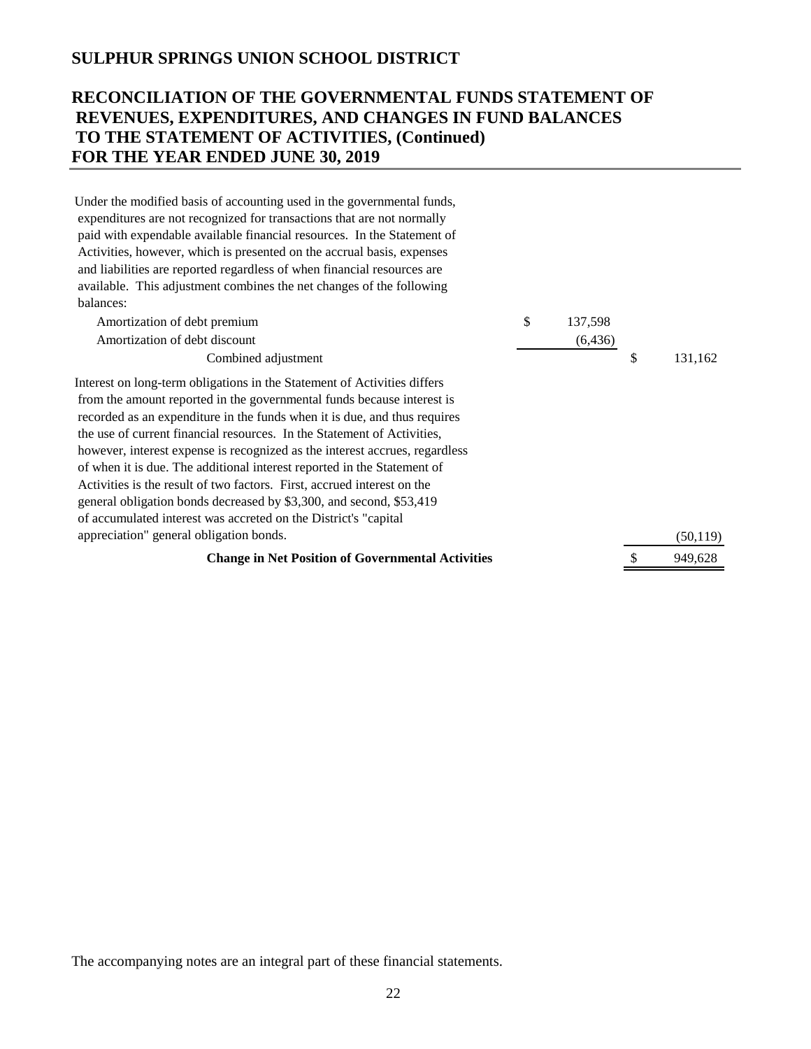# SULPHUR SPRINGS UNION SCHOOL DISTRICT

## RECONCILIATION OF THE GOVERNMENTAL FUNDS STATEMENT OF REVENUES, EXPENDITURES, AND CHANGES IN FUND BALANCES TO THE STATEMENT OF ACTIVITIES, (Continued)
## FOR THE YEAR ENDED JUNE 30, 2019

| | | |
|---|---|---|
| Under the modified basis of accounting used in the governmental funds, expenditures are not recognized for transactions that are not normally paid with expendable available financial resources. In the Statement of Activities, however, which is presented on the accrual basis, expenses and liabilities are reported regardless of when financial resources are available. This adjustment combines the net changes of the following balances: | | |
| Amortization of debt premium | $ 137,598 | |
| Amortization of debt discount | (6,436) | |
| Combined adjustment | | $ 131,162 |
| Interest on long-term obligations in the Statement of Activities differs from the amount reported in the governmental funds because interest is recorded as an expenditure in the funds when it is due, and thus requires the use of current financial resources. In the Statement of Activities, however, interest expense is recognized as the interest accrues, regardless of when it is due. The additional interest reported in the Statement of Activities is the result of two factors. First, accrued interest on the general obligation bonds decreased by $3,300, and second, $53,419 of accumulated interest was accreted on the District's "capital appreciation" general obligation bonds. | | (50,119) |
| **Change in Net Position of Governmental Activities** | | $ 949,628 |

The accompanying notes are an integral part of these financial statements.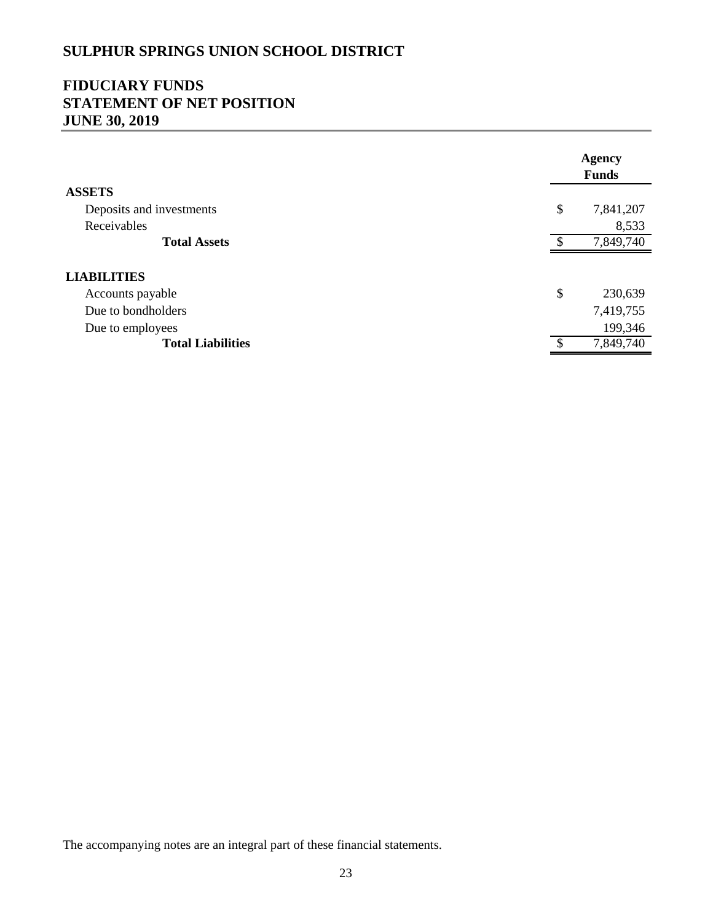# SULPHUR SPRINGS UNION SCHOOL DISTRICT

## FIDUCIARY FUNDS
## STATEMENT OF NET POSITION
## JUNE 30, 2019

| | Agency Funds |
|---|---|
| **ASSETS** | |
| Deposits and investments | $ 7,841,207 |
| Receivables | 8,533 |
| **Total Assets** | $ 7,849,740 |
| **LIABILITIES** | |
| Accounts payable | $ 230,639 |
| Due to bondholders | 7,419,755 |
| Due to employees | 199,346 |
| **Total Liabilities** | $ 7,849,740 |

The accompanying notes are an integral part of these financial statements.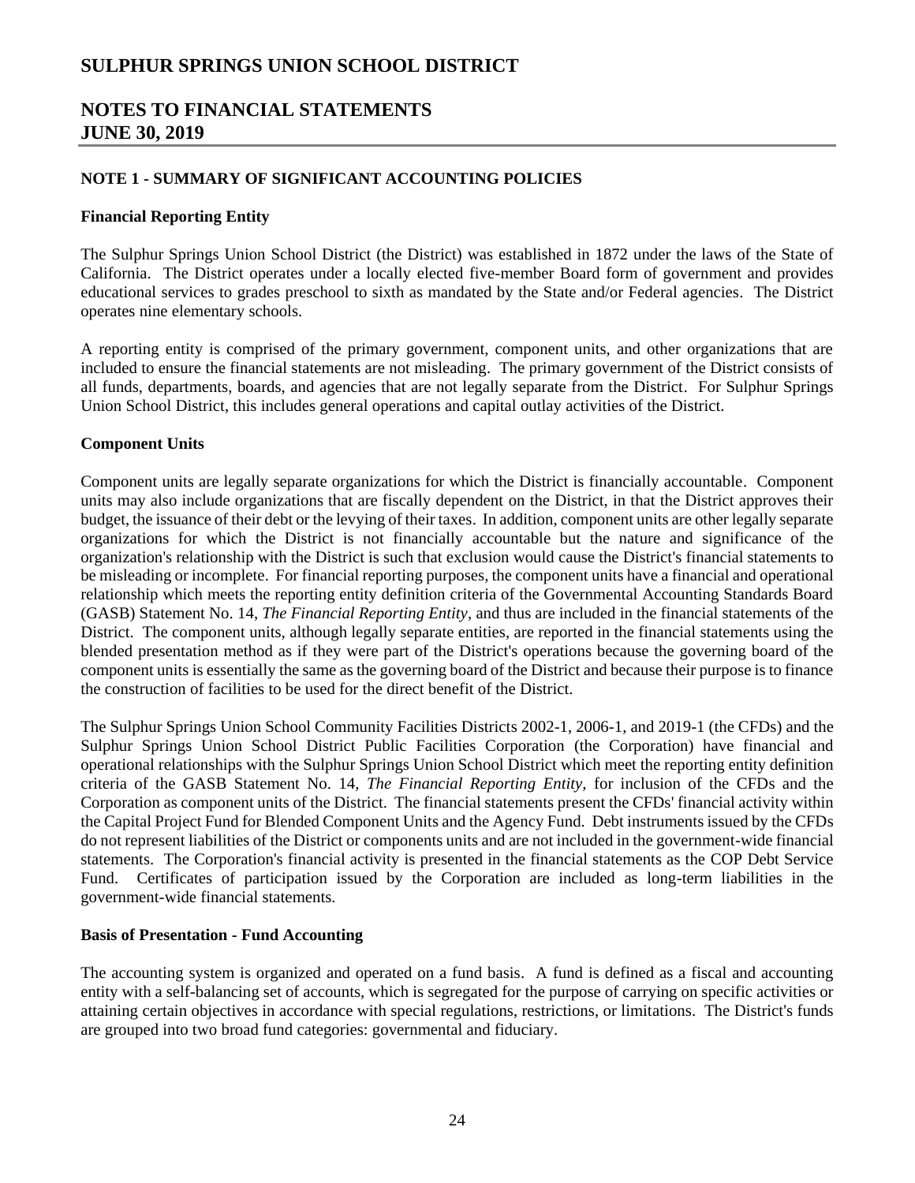# SULPHUR SPRINGS UNION SCHOOL DISTRICT

## NOTES TO FINANCIAL STATEMENTS
## JUNE 30, 2019

### NOTE 1 - SUMMARY OF SIGNIFICANT ACCOUNTING POLICIES

**Financial Reporting Entity**

The Sulphur Springs Union School District (the District) was established in 1872 under the laws of the State of California. The District operates under a locally elected five-member Board form of government and provides educational services to grades preschool to sixth as mandated by the State and/or Federal agencies. The District operates nine elementary schools.

A reporting entity is comprised of the primary government, component units, and other organizations that are included to ensure the financial statements are not misleading. The primary government of the District consists of all funds, departments, boards, and agencies that are not legally separate from the District. For Sulphur Springs Union School District, this includes general operations and capital outlay activities of the District.

**Component Units**

Component units are legally separate organizations for which the District is financially accountable. Component units may also include organizations that are fiscally dependent on the District, in that the District approves their budget, the issuance of their debt or the levying of their taxes. In addition, component units are other legally separate organizations for which the District is not financially accountable but the nature and significance of the organization's relationship with the District is such that exclusion would cause the District's financial statements to be misleading or incomplete. For financial reporting purposes, the component units have a financial and operational relationship which meets the reporting entity definition criteria of the Governmental Accounting Standards Board (GASB) Statement No. 14, *The Financial Reporting Entity*, and thus are included in the financial statements of the District. The component units, although legally separate entities, are reported in the financial statements using the blended presentation method as if they were part of the District's operations because the governing board of the component units is essentially the same as the governing board of the District and because their purpose is to finance the construction of facilities to be used for the direct benefit of the District.

The Sulphur Springs Union School Community Facilities Districts 2002-1, 2006-1, and 2019-1 (the CFDs) and the Sulphur Springs Union School District Public Facilities Corporation (the Corporation) have financial and operational relationships with the Sulphur Springs Union School District which meet the reporting entity definition criteria of the GASB Statement No. 14, *The Financial Reporting Entity*, for inclusion of the CFDs and the Corporation as component units of the District. The financial statements present the CFDs' financial activity within the Capital Project Fund for Blended Component Units and the Agency Fund. Debt instruments issued by the CFDs do not represent liabilities of the District or components units and are not included in the government-wide financial statements. The Corporation's financial activity is presented in the financial statements as the COP Debt Service Fund. Certificates of participation issued by the Corporation are included as long-term liabilities in the government-wide financial statements.

**Basis of Presentation - Fund Accounting**

The accounting system is organized and operated on a fund basis. A fund is defined as a fiscal and accounting entity with a self-balancing set of accounts, which is segregated for the purpose of carrying on specific activities or attaining certain objectives in accordance with special regulations, restrictions, or limitations. The District's funds are grouped into two broad fund categories: governmental and fiduciary.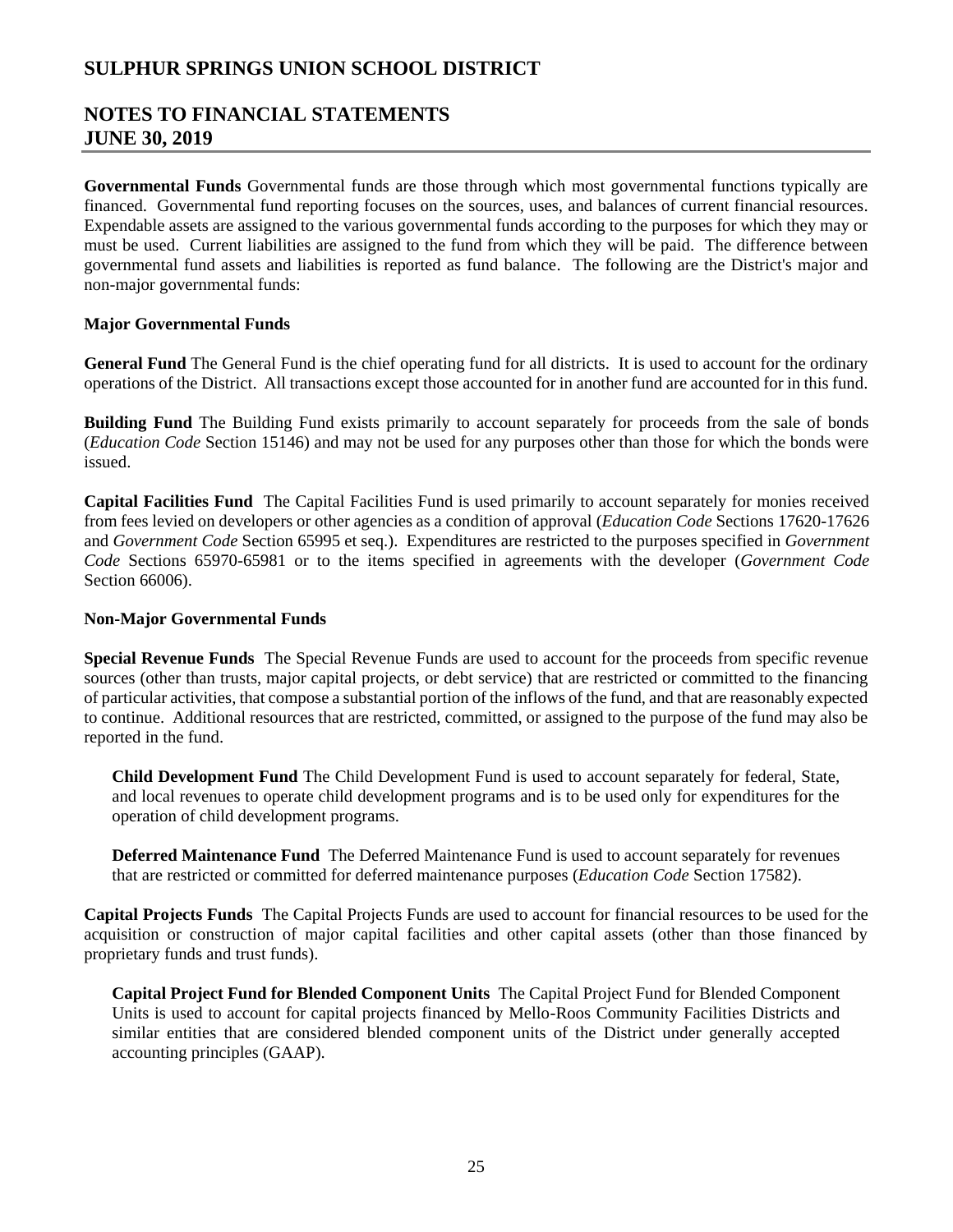**Governmental Funds** Governmental funds are those through which most governmental functions typically are financed. Governmental fund reporting focuses on the sources, uses, and balances of current financial resources. Expendable assets are assigned to the various governmental funds according to the purposes for which they may or must be used. Current liabilities are assigned to the fund from which they will be paid. The difference between governmental fund assets and liabilities is reported as fund balance. The following are the District's major and non-major governmental funds:

**Major Governmental Funds**

**General Fund** The General Fund is the chief operating fund for all districts. It is used to account for the ordinary operations of the District. All transactions except those accounted for in another fund are accounted for in this fund.

**Building Fund** The Building Fund exists primarily to account separately for proceeds from the sale of bonds (*Education Code* Section 15146) and may not be used for any purposes other than those for which the bonds were issued.

**Capital Facilities Fund** The Capital Facilities Fund is used primarily to account separately for monies received from fees levied on developers or other agencies as a condition of approval (*Education Code* Sections 17620-17626 and *Government Code* Section 65995 et seq.). Expenditures are restricted to the purposes specified in *Government Code* Sections 65970-65981 or to the items specified in agreements with the developer (*Government Code* Section 66006).

**Non-Major Governmental Funds**

**Special Revenue Funds** The Special Revenue Funds are used to account for the proceeds from specific revenue sources (other than trusts, major capital projects, or debt service) that are restricted or committed to the financing of particular activities, that compose a substantial portion of the inflows of the fund, and that are reasonably expected to continue. Additional resources that are restricted, committed, or assigned to the purpose of the fund may also be reported in the fund.

> **Child Development Fund** The Child Development Fund is used to account separately for federal, State, and local revenues to operate child development programs and is to be used only for expenditures for the operation of child development programs.
>
> **Deferred Maintenance Fund** The Deferred Maintenance Fund is used to account separately for revenues that are restricted or committed for deferred maintenance purposes (*Education Code* Section 17582).

**Capital Projects Funds** The Capital Projects Funds are used to account for financial resources to be used for the acquisition or construction of major capital facilities and other capital assets (other than those financed by proprietary funds and trust funds).

> **Capital Project Fund for Blended Component Units** The Capital Project Fund for Blended Component Units is used to account for capital projects financed by Mello-Roos Community Facilities Districts and similar entities that are considered blended component units of the District under generally accepted accounting principles (GAAP).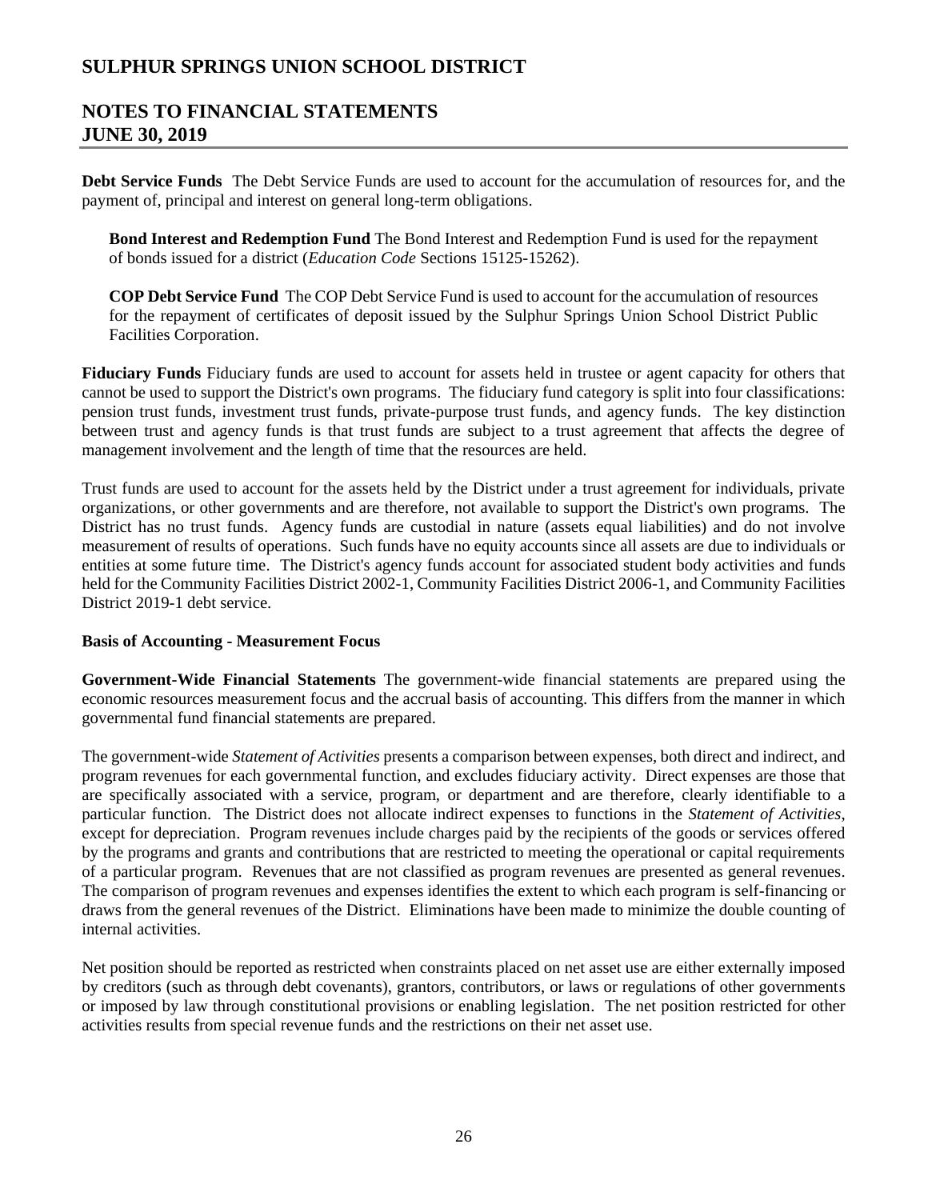**Debt Service Funds** The Debt Service Funds are used to account for the accumulation of resources for, and the payment of, principal and interest on general long-term obligations.

**Bond Interest and Redemption Fund** The Bond Interest and Redemption Fund is used for the repayment of bonds issued for a district (*Education Code* Sections 15125-15262).

**COP Debt Service Fund** The COP Debt Service Fund is used to account for the accumulation of resources for the repayment of certificates of deposit issued by the Sulphur Springs Union School District Public Facilities Corporation.

**Fiduciary Funds** Fiduciary funds are used to account for assets held in trustee or agent capacity for others that cannot be used to support the District's own programs. The fiduciary fund category is split into four classifications: pension trust funds, investment trust funds, private-purpose trust funds, and agency funds. The key distinction between trust and agency funds is that trust funds are subject to a trust agreement that affects the degree of management involvement and the length of time that the resources are held.

Trust funds are used to account for the assets held by the District under a trust agreement for individuals, private organizations, or other governments and are therefore, not available to support the District's own programs. The District has no trust funds. Agency funds are custodial in nature (assets equal liabilities) and do not involve measurement of results of operations. Such funds have no equity accounts since all assets are due to individuals or entities at some future time. The District's agency funds account for associated student body activities and funds held for the Community Facilities District 2002-1, Community Facilities District 2006-1, and Community Facilities District 2019-1 debt service.

**Basis of Accounting - Measurement Focus**

**Government-Wide Financial Statements** The government-wide financial statements are prepared using the economic resources measurement focus and the accrual basis of accounting. This differs from the manner in which governmental fund financial statements are prepared.

The government-wide *Statement of Activities* presents a comparison between expenses, both direct and indirect, and program revenues for each governmental function, and excludes fiduciary activity. Direct expenses are those that are specifically associated with a service, program, or department and are therefore, clearly identifiable to a particular function. The District does not allocate indirect expenses to functions in the *Statement of Activities*, except for depreciation. Program revenues include charges paid by the recipients of the goods or services offered by the programs and grants and contributions that are restricted to meeting the operational or capital requirements of a particular program. Revenues that are not classified as program revenues are presented as general revenues. The comparison of program revenues and expenses identifies the extent to which each program is self-financing or draws from the general revenues of the District. Eliminations have been made to minimize the double counting of internal activities.

Net position should be reported as restricted when constraints placed on net asset use are either externally imposed by creditors (such as through debt covenants), grantors, contributors, or laws or regulations of other governments or imposed by law through constitutional provisions or enabling legislation. The net position restricted for other activities results from special revenue funds and the restrictions on their net asset use.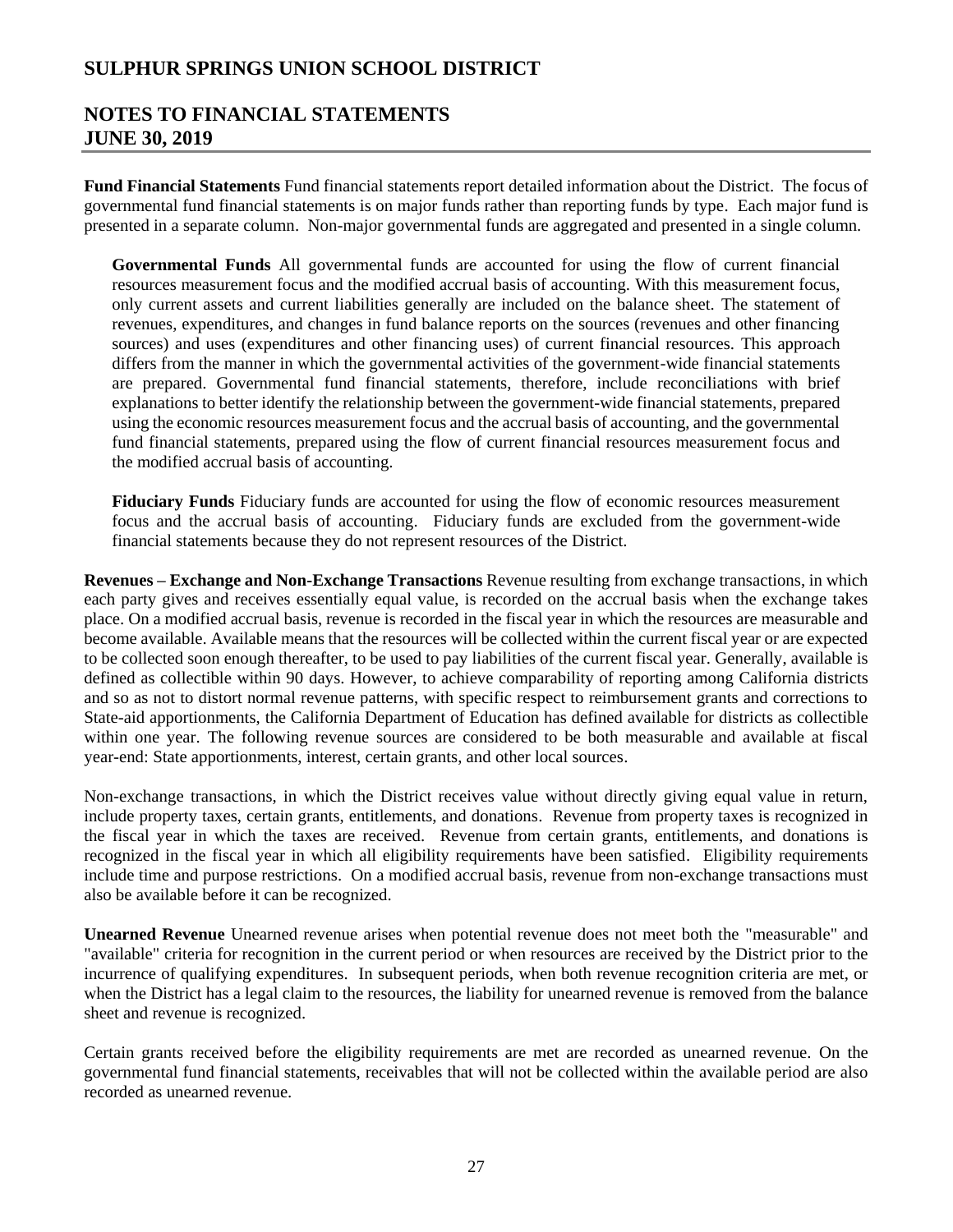**Fund Financial Statements** Fund financial statements report detailed information about the District. The focus of governmental fund financial statements is on major funds rather than reporting funds by type. Each major fund is presented in a separate column. Non-major governmental funds are aggregated and presented in a single column.

**Governmental Funds** All governmental funds are accounted for using the flow of current financial resources measurement focus and the modified accrual basis of accounting. With this measurement focus, only current assets and current liabilities generally are included on the balance sheet. The statement of revenues, expenditures, and changes in fund balance reports on the sources (revenues and other financing sources) and uses (expenditures and other financing uses) of current financial resources. This approach differs from the manner in which the governmental activities of the government-wide financial statements are prepared. Governmental fund financial statements, therefore, include reconciliations with brief explanations to better identify the relationship between the government-wide financial statements, prepared using the economic resources measurement focus and the accrual basis of accounting, and the governmental fund financial statements, prepared using the flow of current financial resources measurement focus and the modified accrual basis of accounting.

**Fiduciary Funds** Fiduciary funds are accounted for using the flow of economic resources measurement focus and the accrual basis of accounting. Fiduciary funds are excluded from the government-wide financial statements because they do not represent resources of the District.

**Revenues – Exchange and Non-Exchange Transactions** Revenue resulting from exchange transactions, in which each party gives and receives essentially equal value, is recorded on the accrual basis when the exchange takes place. On a modified accrual basis, revenue is recorded in the fiscal year in which the resources are measurable and become available. Available means that the resources will be collected within the current fiscal year or are expected to be collected soon enough thereafter, to be used to pay liabilities of the current fiscal year. Generally, available is defined as collectible within 90 days. However, to achieve comparability of reporting among California districts and so as not to distort normal revenue patterns, with specific respect to reimbursement grants and corrections to State-aid apportionments, the California Department of Education has defined available for districts as collectible within one year. The following revenue sources are considered to be both measurable and available at fiscal year-end: State apportionments, interest, certain grants, and other local sources.

Non-exchange transactions, in which the District receives value without directly giving equal value in return, include property taxes, certain grants, entitlements, and donations. Revenue from property taxes is recognized in the fiscal year in which the taxes are received. Revenue from certain grants, entitlements, and donations is recognized in the fiscal year in which all eligibility requirements have been satisfied. Eligibility requirements include time and purpose restrictions. On a modified accrual basis, revenue from non-exchange transactions must also be available before it can be recognized.

**Unearned Revenue** Unearned revenue arises when potential revenue does not meet both the "measurable" and "available" criteria for recognition in the current period or when resources are received by the District prior to the incurrence of qualifying expenditures. In subsequent periods, when both revenue recognition criteria are met, or when the District has a legal claim to the resources, the liability for unearned revenue is removed from the balance sheet and revenue is recognized.

Certain grants received before the eligibility requirements are met are recorded as unearned revenue. On the governmental fund financial statements, receivables that will not be collected within the available period are also recorded as unearned revenue.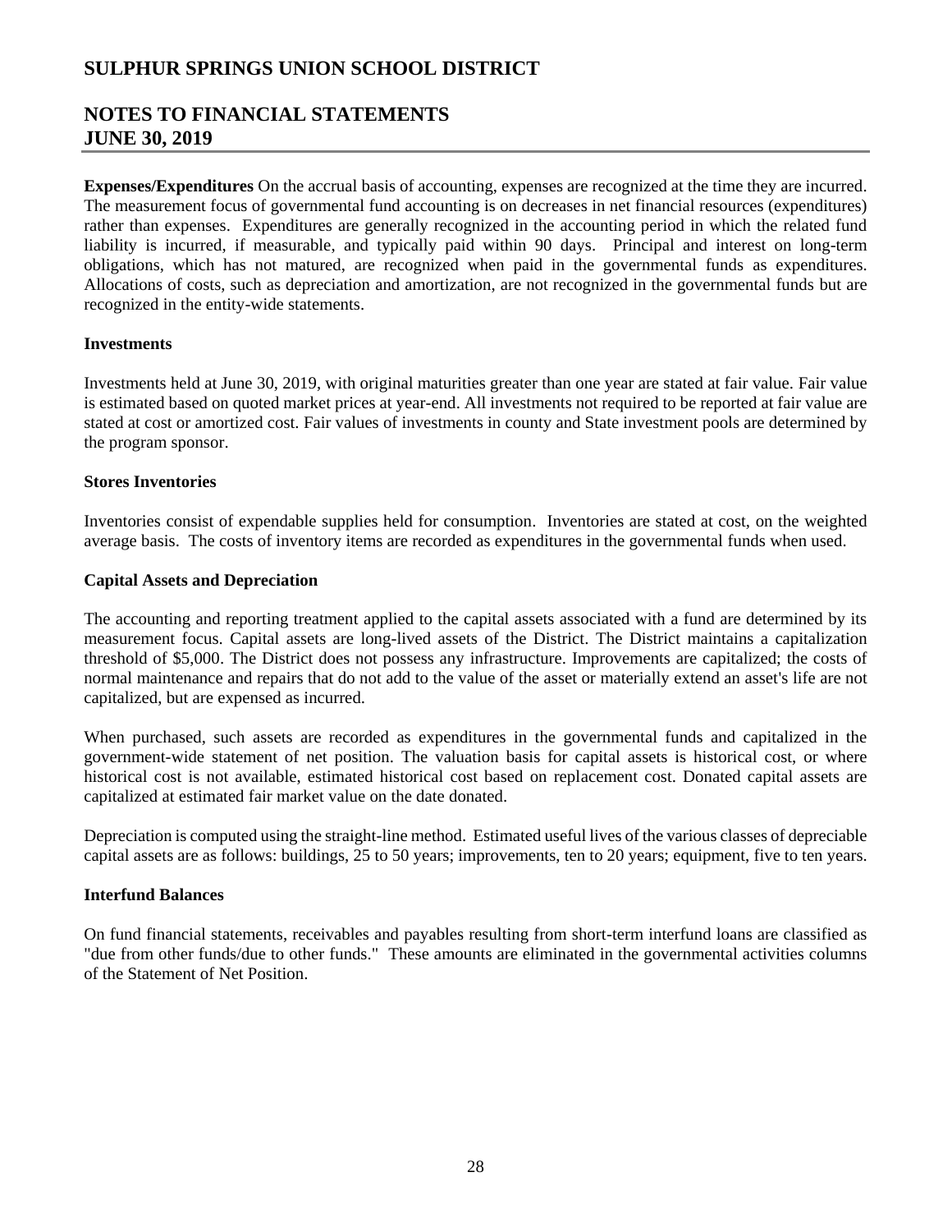**Expenses/Expenditures** On the accrual basis of accounting, expenses are recognized at the time they are incurred. The measurement focus of governmental fund accounting is on decreases in net financial resources (expenditures) rather than expenses. Expenditures are generally recognized in the accounting period in which the related fund liability is incurred, if measurable, and typically paid within 90 days. Principal and interest on long-term obligations, which has not matured, are recognized when paid in the governmental funds as expenditures. Allocations of costs, such as depreciation and amortization, are not recognized in the governmental funds but are recognized in the entity-wide statements.

**Investments**

Investments held at June 30, 2019, with original maturities greater than one year are stated at fair value. Fair value is estimated based on quoted market prices at year-end. All investments not required to be reported at fair value are stated at cost or amortized cost. Fair values of investments in county and State investment pools are determined by the program sponsor.

**Stores Inventories**

Inventories consist of expendable supplies held for consumption. Inventories are stated at cost, on the weighted average basis. The costs of inventory items are recorded as expenditures in the governmental funds when used.

**Capital Assets and Depreciation**

The accounting and reporting treatment applied to the capital assets associated with a fund are determined by its measurement focus. Capital assets are long-lived assets of the District. The District maintains a capitalization threshold of $5,000. The District does not possess any infrastructure. Improvements are capitalized; the costs of normal maintenance and repairs that do not add to the value of the asset or materially extend an asset's life are not capitalized, but are expensed as incurred.

When purchased, such assets are recorded as expenditures in the governmental funds and capitalized in the government-wide statement of net position. The valuation basis for capital assets is historical cost, or where historical cost is not available, estimated historical cost based on replacement cost. Donated capital assets are capitalized at estimated fair market value on the date donated.

Depreciation is computed using the straight-line method. Estimated useful lives of the various classes of depreciable capital assets are as follows: buildings, 25 to 50 years; improvements, ten to 20 years; equipment, five to ten years.

**Interfund Balances**

On fund financial statements, receivables and payables resulting from short-term interfund loans are classified as "due from other funds/due to other funds." These amounts are eliminated in the governmental activities columns of the Statement of Net Position.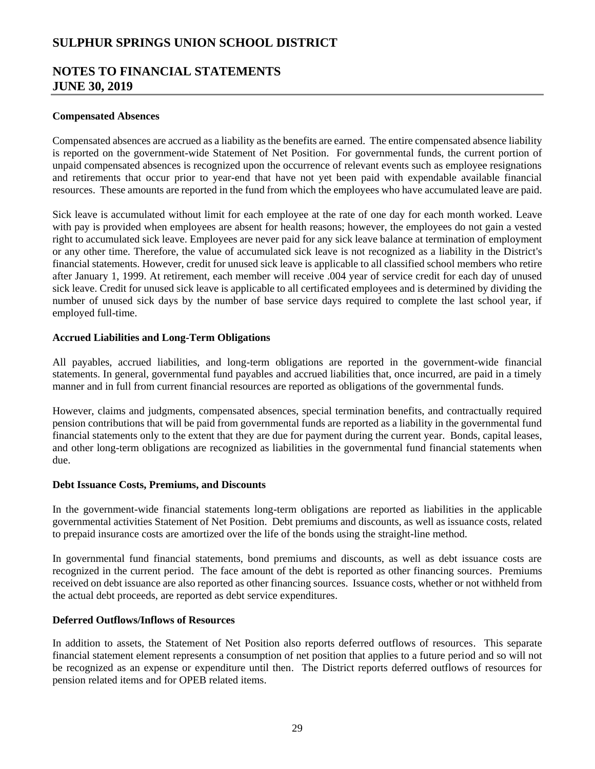## Compensated Absences

Compensated absences are accrued as a liability as the benefits are earned. The entire compensated absence liability is reported on the government-wide Statement of Net Position. For governmental funds, the current portion of unpaid compensated absences is recognized upon the occurrence of relevant events such as employee resignations and retirements that occur prior to year-end that have not yet been paid with expendable available financial resources. These amounts are reported in the fund from which the employees who have accumulated leave are paid.

Sick leave is accumulated without limit for each employee at the rate of one day for each month worked. Leave with pay is provided when employees are absent for health reasons; however, the employees do not gain a vested right to accumulated sick leave. Employees are never paid for any sick leave balance at termination of employment or any other time. Therefore, the value of accumulated sick leave is not recognized as a liability in the District's financial statements. However, credit for unused sick leave is applicable to all classified school members who retire after January 1, 1999. At retirement, each member will receive .004 year of service credit for each day of unused sick leave. Credit for unused sick leave is applicable to all certificated employees and is determined by dividing the number of unused sick days by the number of base service days required to complete the last school year, if employed full-time.

## Accrued Liabilities and Long-Term Obligations

All payables, accrued liabilities, and long-term obligations are reported in the government-wide financial statements. In general, governmental fund payables and accrued liabilities that, once incurred, are paid in a timely manner and in full from current financial resources are reported as obligations of the governmental funds.

However, claims and judgments, compensated absences, special termination benefits, and contractually required pension contributions that will be paid from governmental funds are reported as a liability in the governmental fund financial statements only to the extent that they are due for payment during the current year. Bonds, capital leases, and other long-term obligations are recognized as liabilities in the governmental fund financial statements when due.

## Debt Issuance Costs, Premiums, and Discounts

In the government-wide financial statements long-term obligations are reported as liabilities in the applicable governmental activities Statement of Net Position. Debt premiums and discounts, as well as issuance costs, related to prepaid insurance costs are amortized over the life of the bonds using the straight-line method.

In governmental fund financial statements, bond premiums and discounts, as well as debt issuance costs are recognized in the current period. The face amount of the debt is reported as other financing sources. Premiums received on debt issuance are also reported as other financing sources. Issuance costs, whether or not withheld from the actual debt proceeds, are reported as debt service expenditures.

## Deferred Outflows/Inflows of Resources

In addition to assets, the Statement of Net Position also reports deferred outflows of resources. This separate financial statement element represents a consumption of net position that applies to a future period and so will not be recognized as an expense or expenditure until then. The District reports deferred outflows of resources for pension related items and for OPEB related items.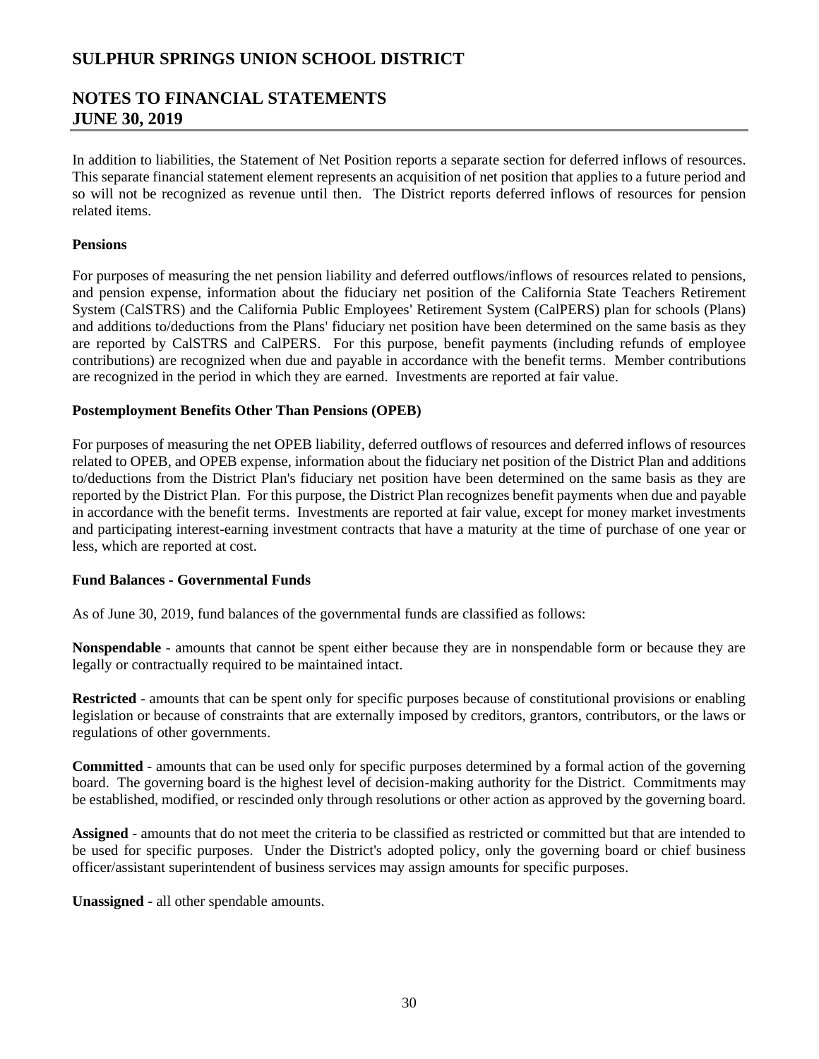In addition to liabilities, the Statement of Net Position reports a separate section for deferred inflows of resources. This separate financial statement element represents an acquisition of net position that applies to a future period and so will not be recognized as revenue until then. The District reports deferred inflows of resources for pension related items.

### Pensions

For purposes of measuring the net pension liability and deferred outflows/inflows of resources related to pensions, and pension expense, information about the fiduciary net position of the California State Teachers Retirement System (CalSTRS) and the California Public Employees' Retirement System (CalPERS) plan for schools (Plans) and additions to/deductions from the Plans' fiduciary net position have been determined on the same basis as they are reported by CalSTRS and CalPERS. For this purpose, benefit payments (including refunds of employee contributions) are recognized when due and payable in accordance with the benefit terms. Member contributions are recognized in the period in which they are earned. Investments are reported at fair value.

### Postemployment Benefits Other Than Pensions (OPEB)

For purposes of measuring the net OPEB liability, deferred outflows of resources and deferred inflows of resources related to OPEB, and OPEB expense, information about the fiduciary net position of the District Plan and additions to/deductions from the District Plan's fiduciary net position have been determined on the same basis as they are reported by the District Plan. For this purpose, the District Plan recognizes benefit payments when due and payable in accordance with the benefit terms. Investments are reported at fair value, except for money market investments and participating interest-earning investment contracts that have a maturity at the time of purchase of one year or less, which are reported at cost.

### Fund Balances - Governmental Funds

As of June 30, 2019, fund balances of the governmental funds are classified as follows:

**Nonspendable** - amounts that cannot be spent either because they are in nonspendable form or because they are legally or contractually required to be maintained intact.

**Restricted** - amounts that can be spent only for specific purposes because of constitutional provisions or enabling legislation or because of constraints that are externally imposed by creditors, grantors, contributors, or the laws or regulations of other governments.

**Committed** - amounts that can be used only for specific purposes determined by a formal action of the governing board. The governing board is the highest level of decision-making authority for the District. Commitments may be established, modified, or rescinded only through resolutions or other action as approved by the governing board.

**Assigned** - amounts that do not meet the criteria to be classified as restricted or committed but that are intended to be used for specific purposes. Under the District's adopted policy, only the governing board or chief business officer/assistant superintendent of business services may assign amounts for specific purposes.

**Unassigned** - all other spendable amounts.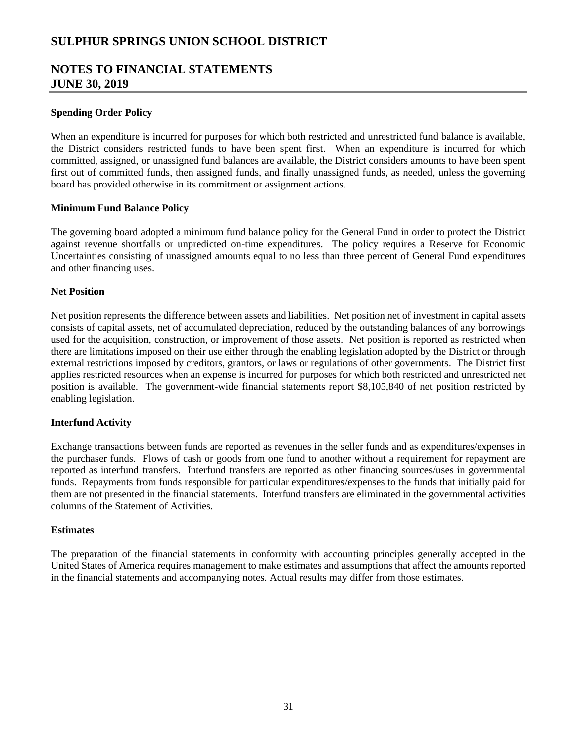# SULPHUR SPRINGS UNION SCHOOL DISTRICT

## NOTES TO FINANCIAL STATEMENTS
## JUNE 30, 2019

**Spending Order Policy**

When an expenditure is incurred for purposes for which both restricted and unrestricted fund balance is available, the District considers restricted funds to have been spent first. When an expenditure is incurred for which committed, assigned, or unassigned fund balances are available, the District considers amounts to have been spent first out of committed funds, then assigned funds, and finally unassigned funds, as needed, unless the governing board has provided otherwise in its commitment or assignment actions.

**Minimum Fund Balance Policy**

The governing board adopted a minimum fund balance policy for the General Fund in order to protect the District against revenue shortfalls or unpredicted on-time expenditures. The policy requires a Reserve for Economic Uncertainties consisting of unassigned amounts equal to no less than three percent of General Fund expenditures and other financing uses.

**Net Position**

Net position represents the difference between assets and liabilities. Net position net of investment in capital assets consists of capital assets, net of accumulated depreciation, reduced by the outstanding balances of any borrowings used for the acquisition, construction, or improvement of those assets. Net position is reported as restricted when there are limitations imposed on their use either through the enabling legislation adopted by the District or through external restrictions imposed by creditors, grantors, or laws or regulations of other governments. The District first applies restricted resources when an expense is incurred for purposes for which both restricted and unrestricted net position is available. The government-wide financial statements report $8,105,840 of net position restricted by enabling legislation.

**Interfund Activity**

Exchange transactions between funds are reported as revenues in the seller funds and as expenditures/expenses in the purchaser funds. Flows of cash or goods from one fund to another without a requirement for repayment are reported as interfund transfers. Interfund transfers are reported as other financing sources/uses in governmental funds. Repayments from funds responsible for particular expenditures/expenses to the funds that initially paid for them are not presented in the financial statements. Interfund transfers are eliminated in the governmental activities columns of the Statement of Activities.

**Estimates**

The preparation of the financial statements in conformity with accounting principles generally accepted in the United States of America requires management to make estimates and assumptions that affect the amounts reported in the financial statements and accompanying notes. Actual results may differ from those estimates.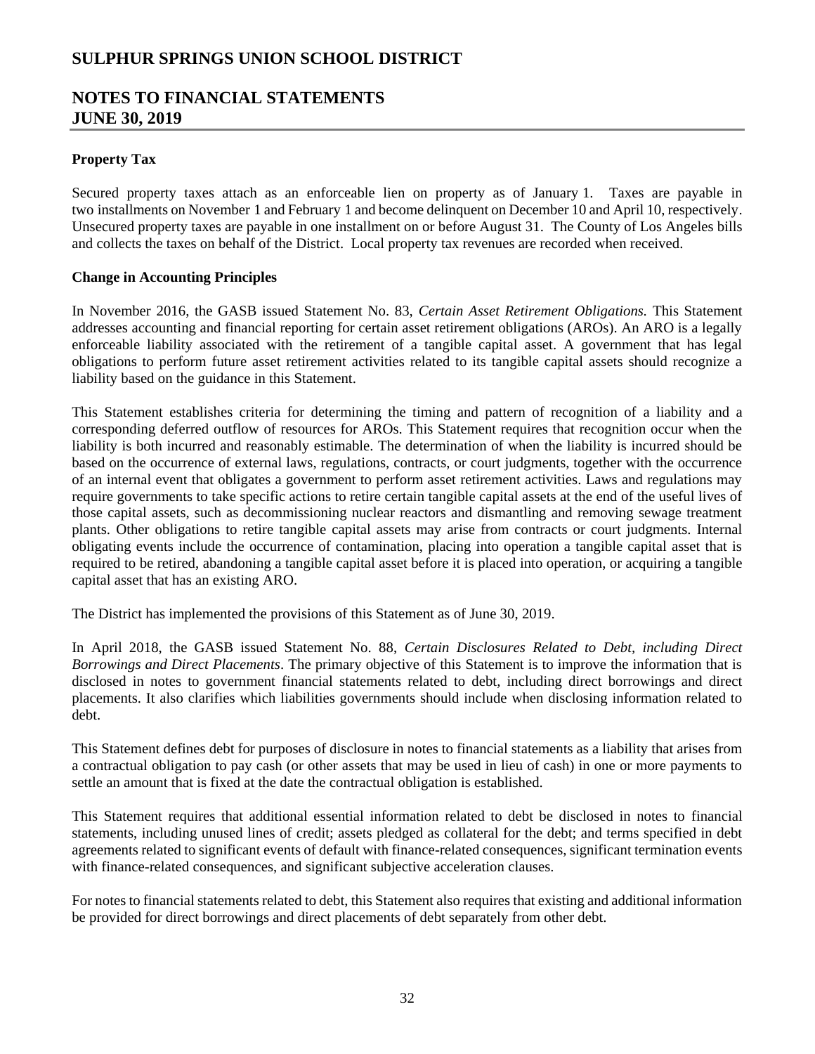## Property Tax

Secured property taxes attach as an enforceable lien on property as of January 1. Taxes are payable in two installments on November 1 and February 1 and become delinquent on December 10 and April 10, respectively. Unsecured property taxes are payable in one installment on or before August 31. The County of Los Angeles bills and collects the taxes on behalf of the District. Local property tax revenues are recorded when received.

## Change in Accounting Principles

In November 2016, the GASB issued Statement No. 83, *Certain Asset Retirement Obligations.* This Statement addresses accounting and financial reporting for certain asset retirement obligations (AROs). An ARO is a legally enforceable liability associated with the retirement of a tangible capital asset. A government that has legal obligations to perform future asset retirement activities related to its tangible capital assets should recognize a liability based on the guidance in this Statement.

This Statement establishes criteria for determining the timing and pattern of recognition of a liability and a corresponding deferred outflow of resources for AROs. This Statement requires that recognition occur when the liability is both incurred and reasonably estimable. The determination of when the liability is incurred should be based on the occurrence of external laws, regulations, contracts, or court judgments, together with the occurrence of an internal event that obligates a government to perform asset retirement activities. Laws and regulations may require governments to take specific actions to retire certain tangible capital assets at the end of the useful lives of those capital assets, such as decommissioning nuclear reactors and dismantling and removing sewage treatment plants. Other obligations to retire tangible capital assets may arise from contracts or court judgments. Internal obligating events include the occurrence of contamination, placing into operation a tangible capital asset that is required to be retired, abandoning a tangible capital asset before it is placed into operation, or acquiring a tangible capital asset that has an existing ARO.

The District has implemented the provisions of this Statement as of June 30, 2019.

In April 2018, the GASB issued Statement No. 88, *Certain Disclosures Related to Debt, including Direct Borrowings and Direct Placements*. The primary objective of this Statement is to improve the information that is disclosed in notes to government financial statements related to debt, including direct borrowings and direct placements. It also clarifies which liabilities governments should include when disclosing information related to debt.

This Statement defines debt for purposes of disclosure in notes to financial statements as a liability that arises from a contractual obligation to pay cash (or other assets that may be used in lieu of cash) in one or more payments to settle an amount that is fixed at the date the contractual obligation is established.

This Statement requires that additional essential information related to debt be disclosed in notes to financial statements, including unused lines of credit; assets pledged as collateral for the debt; and terms specified in debt agreements related to significant events of default with finance-related consequences, significant termination events with finance-related consequences, and significant subjective acceleration clauses.

For notes to financial statements related to debt, this Statement also requires that existing and additional information be provided for direct borrowings and direct placements of debt separately from other debt.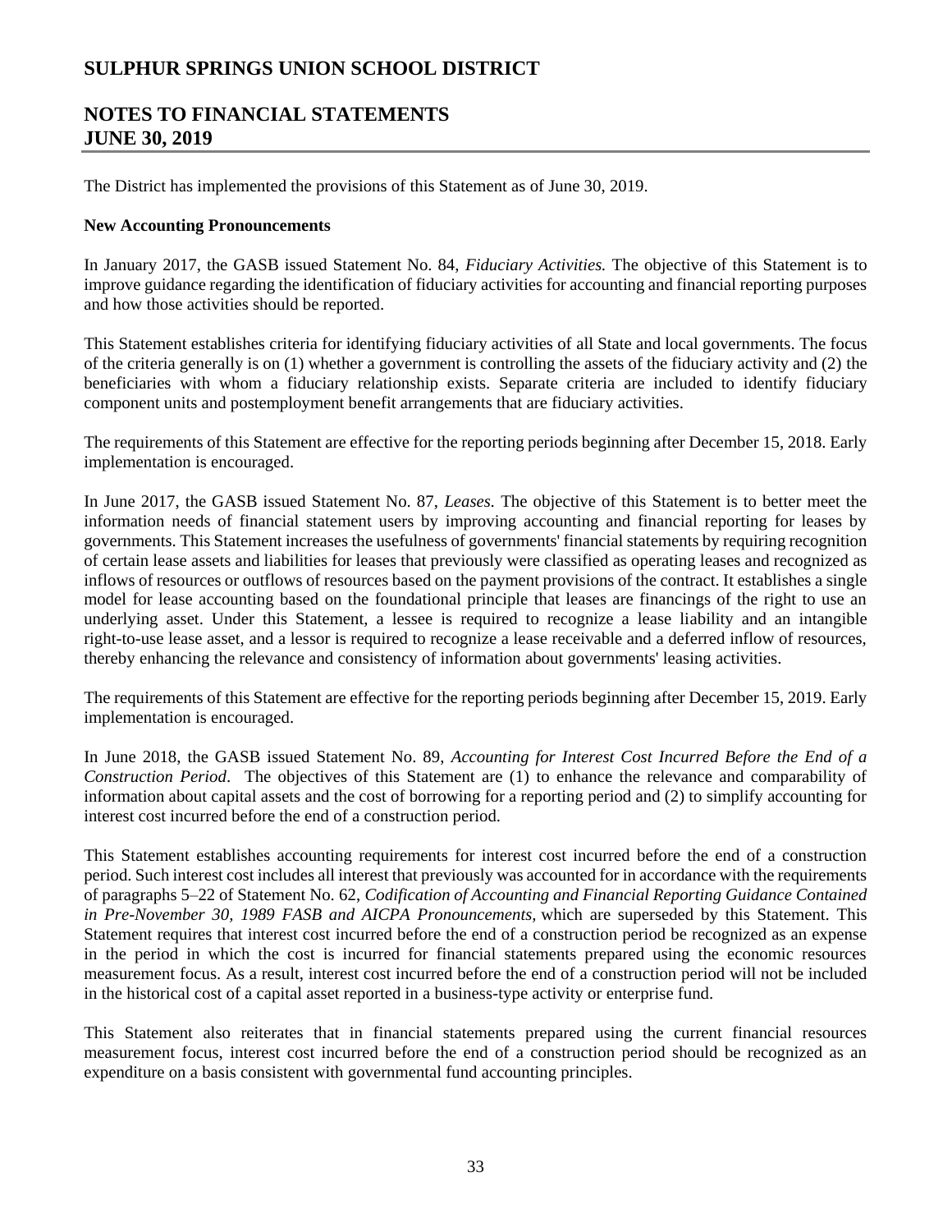The District has implemented the provisions of this Statement as of June 30, 2019.

**New Accounting Pronouncements**

In January 2017, the GASB issued Statement No. 84, *Fiduciary Activities.* The objective of this Statement is to improve guidance regarding the identification of fiduciary activities for accounting and financial reporting purposes and how those activities should be reported.

This Statement establishes criteria for identifying fiduciary activities of all State and local governments. The focus of the criteria generally is on (1) whether a government is controlling the assets of the fiduciary activity and (2) the beneficiaries with whom a fiduciary relationship exists. Separate criteria are included to identify fiduciary component units and postemployment benefit arrangements that are fiduciary activities.

The requirements of this Statement are effective for the reporting periods beginning after December 15, 2018. Early implementation is encouraged.

In June 2017, the GASB issued Statement No. 87, *Leases.* The objective of this Statement is to better meet the information needs of financial statement users by improving accounting and financial reporting for leases by governments. This Statement increases the usefulness of governments' financial statements by requiring recognition of certain lease assets and liabilities for leases that previously were classified as operating leases and recognized as inflows of resources or outflows of resources based on the payment provisions of the contract. It establishes a single model for lease accounting based on the foundational principle that leases are financings of the right to use an underlying asset. Under this Statement, a lessee is required to recognize a lease liability and an intangible right-to-use lease asset, and a lessor is required to recognize a lease receivable and a deferred inflow of resources, thereby enhancing the relevance and consistency of information about governments' leasing activities.

The requirements of this Statement are effective for the reporting periods beginning after December 15, 2019. Early implementation is encouraged.

In June 2018, the GASB issued Statement No. 89, *Accounting for Interest Cost Incurred Before the End of a Construction Period*. The objectives of this Statement are (1) to enhance the relevance and comparability of information about capital assets and the cost of borrowing for a reporting period and (2) to simplify accounting for interest cost incurred before the end of a construction period.

This Statement establishes accounting requirements for interest cost incurred before the end of a construction period. Such interest cost includes all interest that previously was accounted for in accordance with the requirements of paragraphs 5–22 of Statement No. 62, *Codification of Accounting and Financial Reporting Guidance Contained in Pre-November 30, 1989 FASB and AICPA Pronouncements,* which are superseded by this Statement. This Statement requires that interest cost incurred before the end of a construction period be recognized as an expense in the period in which the cost is incurred for financial statements prepared using the economic resources measurement focus. As a result, interest cost incurred before the end of a construction period will not be included in the historical cost of a capital asset reported in a business-type activity or enterprise fund.

This Statement also reiterates that in financial statements prepared using the current financial resources measurement focus, interest cost incurred before the end of a construction period should be recognized as an expenditure on a basis consistent with governmental fund accounting principles.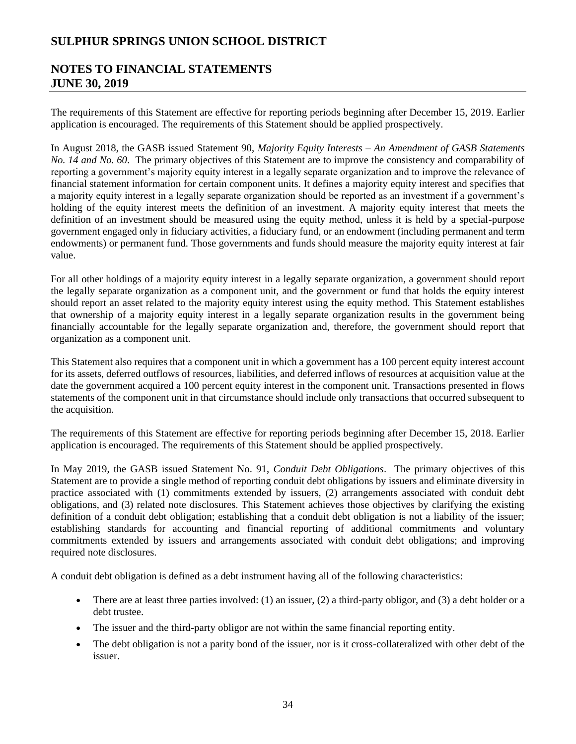The requirements of this Statement are effective for reporting periods beginning after December 15, 2019. Earlier application is encouraged. The requirements of this Statement should be applied prospectively.

In August 2018, the GASB issued Statement 90, *Majority Equity Interests – An Amendment of GASB Statements No. 14 and No. 60*. The primary objectives of this Statement are to improve the consistency and comparability of reporting a government's majority equity interest in a legally separate organization and to improve the relevance of financial statement information for certain component units. It defines a majority equity interest and specifies that a majority equity interest in a legally separate organization should be reported as an investment if a government's holding of the equity interest meets the definition of an investment. A majority equity interest that meets the definition of an investment should be measured using the equity method, unless it is held by a special-purpose government engaged only in fiduciary activities, a fiduciary fund, or an endowment (including permanent and term endowments) or permanent fund. Those governments and funds should measure the majority equity interest at fair value.

For all other holdings of a majority equity interest in a legally separate organization, a government should report the legally separate organization as a component unit, and the government or fund that holds the equity interest should report an asset related to the majority equity interest using the equity method. This Statement establishes that ownership of a majority equity interest in a legally separate organization results in the government being financially accountable for the legally separate organization and, therefore, the government should report that organization as a component unit.

This Statement also requires that a component unit in which a government has a 100 percent equity interest account for its assets, deferred outflows of resources, liabilities, and deferred inflows of resources at acquisition value at the date the government acquired a 100 percent equity interest in the component unit. Transactions presented in flows statements of the component unit in that circumstance should include only transactions that occurred subsequent to the acquisition.

The requirements of this Statement are effective for reporting periods beginning after December 15, 2018. Earlier application is encouraged. The requirements of this Statement should be applied prospectively.

In May 2019, the GASB issued Statement No. 91, *Conduit Debt Obligations*. The primary objectives of this Statement are to provide a single method of reporting conduit debt obligations by issuers and eliminate diversity in practice associated with (1) commitments extended by issuers, (2) arrangements associated with conduit debt obligations, and (3) related note disclosures. This Statement achieves those objectives by clarifying the existing definition of a conduit debt obligation; establishing that a conduit debt obligation is not a liability of the issuer; establishing standards for accounting and financial reporting of additional commitments and voluntary commitments extended by issuers and arrangements associated with conduit debt obligations; and improving required note disclosures.

A conduit debt obligation is defined as a debt instrument having all of the following characteristics:

- There are at least three parties involved: (1) an issuer, (2) a third-party obligor, and (3) a debt holder or a debt trustee.
- The issuer and the third-party obligor are not within the same financial reporting entity.
- The debt obligation is not a parity bond of the issuer, nor is it cross-collateralized with other debt of the issuer.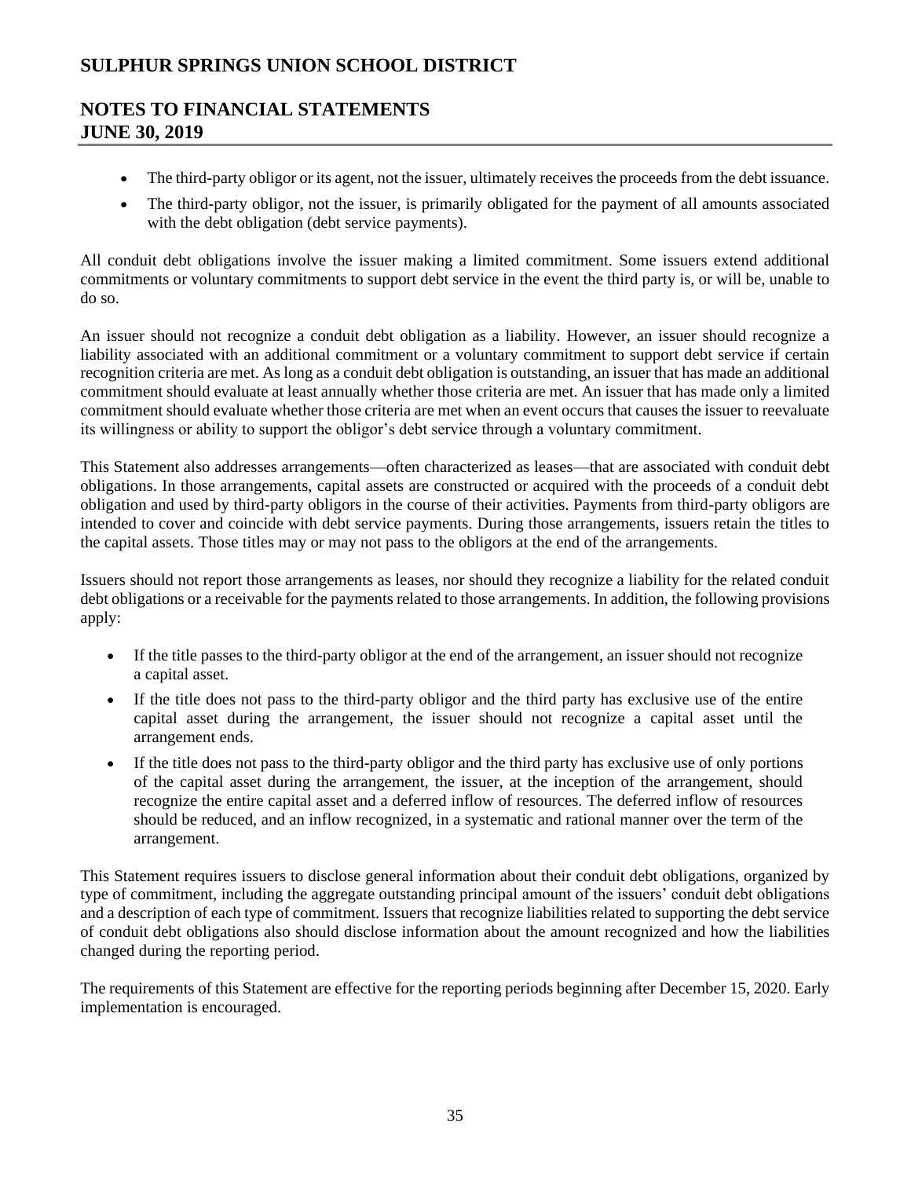- The third-party obligor or its agent, not the issuer, ultimately receives the proceeds from the debt issuance.
- The third-party obligor, not the issuer, is primarily obligated for the payment of all amounts associated with the debt obligation (debt service payments).

All conduit debt obligations involve the issuer making a limited commitment. Some issuers extend additional commitments or voluntary commitments to support debt service in the event the third party is, or will be, unable to do so.

An issuer should not recognize a conduit debt obligation as a liability. However, an issuer should recognize a liability associated with an additional commitment or a voluntary commitment to support debt service if certain recognition criteria are met. As long as a conduit debt obligation is outstanding, an issuer that has made an additional commitment should evaluate at least annually whether those criteria are met. An issuer that has made only a limited commitment should evaluate whether those criteria are met when an event occurs that causes the issuer to reevaluate its willingness or ability to support the obligor's debt service through a voluntary commitment.

This Statement also addresses arrangements—often characterized as leases—that are associated with conduit debt obligations. In those arrangements, capital assets are constructed or acquired with the proceeds of a conduit debt obligation and used by third-party obligors in the course of their activities. Payments from third-party obligors are intended to cover and coincide with debt service payments. During those arrangements, issuers retain the titles to the capital assets. Those titles may or may not pass to the obligors at the end of the arrangements.

Issuers should not report those arrangements as leases, nor should they recognize a liability for the related conduit debt obligations or a receivable for the payments related to those arrangements. In addition, the following provisions apply:

- If the title passes to the third-party obligor at the end of the arrangement, an issuer should not recognize a capital asset.
- If the title does not pass to the third-party obligor and the third party has exclusive use of the entire capital asset during the arrangement, the issuer should not recognize a capital asset until the arrangement ends.
- If the title does not pass to the third-party obligor and the third party has exclusive use of only portions of the capital asset during the arrangement, the issuer, at the inception of the arrangement, should recognize the entire capital asset and a deferred inflow of resources. The deferred inflow of resources should be reduced, and an inflow recognized, in a systematic and rational manner over the term of the arrangement.

This Statement requires issuers to disclose general information about their conduit debt obligations, organized by type of commitment, including the aggregate outstanding principal amount of the issuers' conduit debt obligations and a description of each type of commitment. Issuers that recognize liabilities related to supporting the debt service of conduit debt obligations also should disclose information about the amount recognized and how the liabilities changed during the reporting period.

The requirements of this Statement are effective for the reporting periods beginning after December 15, 2020. Early implementation is encouraged.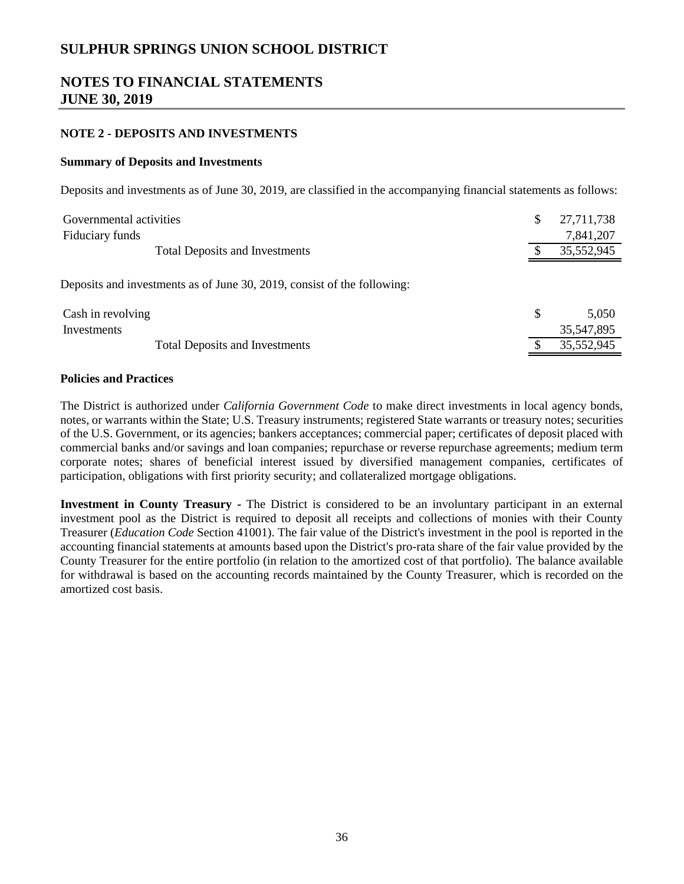# SULPHUR SPRINGS UNION SCHOOL DISTRICT

## NOTES TO FINANCIAL STATEMENTS
## JUNE 30, 2019

### NOTE 2 - DEPOSITS AND INVESTMENTS

**Summary of Deposits and Investments**

Deposits and investments as of June 30, 2019, are classified in the accompanying financial statements as follows:

| | |
|---|---|
| Governmental activities | $ 27,711,738 |
| Fiduciary funds | 7,841,207 |
| Total Deposits and Investments | $ 35,552,945 |

Deposits and investments as of June 30, 2019, consist of the following:

| | |
|---|---|
| Cash in revolving | $ 5,050 |
| Investments | 35,547,895 |
| Total Deposits and Investments | $ 35,552,945 |

**Policies and Practices**

The District is authorized under *California Government Code* to make direct investments in local agency bonds, notes, or warrants within the State; U.S. Treasury instruments; registered State warrants or treasury notes; securities of the U.S. Government, or its agencies; bankers acceptances; commercial paper; certificates of deposit placed with commercial banks and/or savings and loan companies; repurchase or reverse repurchase agreements; medium term corporate notes; shares of beneficial interest issued by diversified management companies, certificates of participation, obligations with first priority security; and collateralized mortgage obligations.

**Investment in County Treasury -** The District is considered to be an involuntary participant in an external investment pool as the District is required to deposit all receipts and collections of monies with their County Treasurer (*Education Code* Section 41001). The fair value of the District's investment in the pool is reported in the accounting financial statements at amounts based upon the District's pro-rata share of the fair value provided by the County Treasurer for the entire portfolio (in relation to the amortized cost of that portfolio). The balance available for withdrawal is based on the accounting records maintained by the County Treasurer, which is recorded on the amortized cost basis.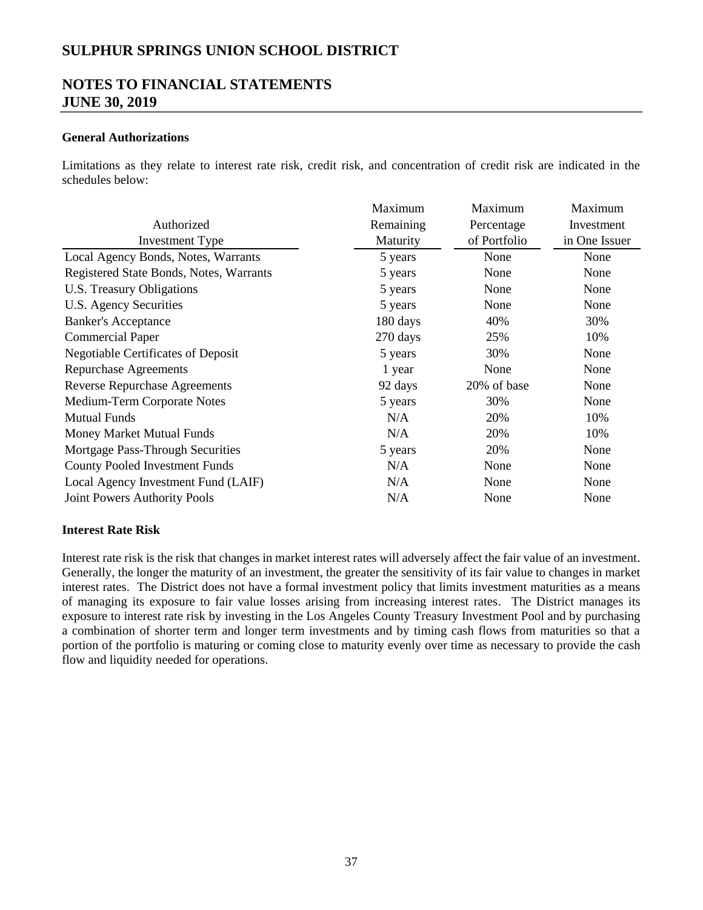# SULPHUR SPRINGS UNION SCHOOL DISTRICT

## NOTES TO FINANCIAL STATEMENTS
## JUNE 30, 2019

**General Authorizations**

Limitations as they relate to interest rate risk, credit risk, and concentration of credit risk are indicated in the schedules below:

| Authorized Investment Type | Maximum Remaining Maturity | Maximum Percentage of Portfolio | Maximum Investment in One Issuer |
|---|---|---|---|
| Local Agency Bonds, Notes, Warrants | 5 years | None | None |
| Registered State Bonds, Notes, Warrants | 5 years | None | None |
| U.S. Treasury Obligations | 5 years | None | None |
| U.S. Agency Securities | 5 years | None | None |
| Banker's Acceptance | 180 days | 40% | 30% |
| Commercial Paper | 270 days | 25% | 10% |
| Negotiable Certificates of Deposit | 5 years | 30% | None |
| Repurchase Agreements | 1 year | None | None |
| Reverse Repurchase Agreements | 92 days | 20% of base | None |
| Medium-Term Corporate Notes | 5 years | 30% | None |
| Mutual Funds | N/A | 20% | 10% |
| Money Market Mutual Funds | N/A | 20% | 10% |
| Mortgage Pass-Through Securities | 5 years | 20% | None |
| County Pooled Investment Funds | N/A | None | None |
| Local Agency Investment Fund (LAIF) | N/A | None | None |
| Joint Powers Authority Pools | N/A | None | None |

**Interest Rate Risk**

Interest rate risk is the risk that changes in market interest rates will adversely affect the fair value of an investment. Generally, the longer the maturity of an investment, the greater the sensitivity of its fair value to changes in market interest rates. The District does not have a formal investment policy that limits investment maturities as a means of managing its exposure to fair value losses arising from increasing interest rates. The District manages its exposure to interest rate risk by investing in the Los Angeles County Treasury Investment Pool and by purchasing a combination of shorter term and longer term investments and by timing cash flows from maturities so that a portion of the portfolio is maturing or coming close to maturity evenly over time as necessary to provide the cash flow and liquidity needed for operations.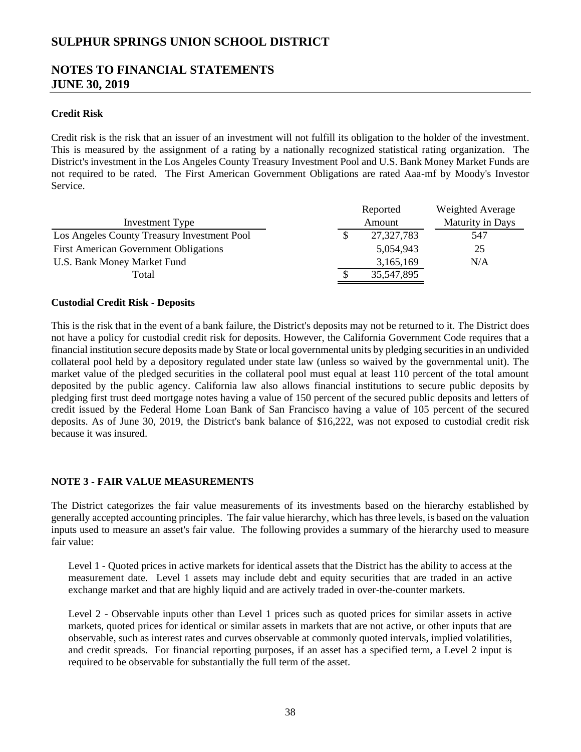#### Credit Risk

Credit risk is the risk that an issuer of an investment will not fulfill its obligation to the holder of the investment. This is measured by the assignment of a rating by a nationally recognized statistical rating organization. The District's investment in the Los Angeles County Treasury Investment Pool and U.S. Bank Money Market Funds are not required to be rated. The First American Government Obligations are rated Aaa-mf by Moody's Investor Service.

| Investment Type | Reported Amount | Weighted Average Maturity in Days |
|---|---|---|
| Los Angeles County Treasury Investment Pool | $ 27,327,783 | 547 |
| First American Government Obligations | 5,054,943 | 25 |
| U.S. Bank Money Market Fund | 3,165,169 | N/A |
| Total | $ 35,547,895 | |

#### Custodial Credit Risk - Deposits

This is the risk that in the event of a bank failure, the District's deposits may not be returned to it. The District does not have a policy for custodial credit risk for deposits. However, the California Government Code requires that a financial institution secure deposits made by State or local governmental units by pledging securities in an undivided collateral pool held by a depository regulated under state law (unless so waived by the governmental unit). The market value of the pledged securities in the collateral pool must equal at least 110 percent of the total amount deposited by the public agency. California law also allows financial institutions to secure public deposits by pledging first trust deed mortgage notes having a value of 150 percent of the secured public deposits and letters of credit issued by the Federal Home Loan Bank of San Francisco having a value of 105 percent of the secured deposits. As of June 30, 2019, the District's bank balance of $16,222, was not exposed to custodial credit risk because it was insured.

## NOTE 3 - FAIR VALUE MEASUREMENTS

The District categorizes the fair value measurements of its investments based on the hierarchy established by generally accepted accounting principles. The fair value hierarchy, which has three levels, is based on the valuation inputs used to measure an asset's fair value. The following provides a summary of the hierarchy used to measure fair value:

Level 1 - Quoted prices in active markets for identical assets that the District has the ability to access at the measurement date. Level 1 assets may include debt and equity securities that are traded in an active exchange market and that are highly liquid and are actively traded in over-the-counter markets.

Level 2 - Observable inputs other than Level 1 prices such as quoted prices for similar assets in active markets, quoted prices for identical or similar assets in markets that are not active, or other inputs that are observable, such as interest rates and curves observable at commonly quoted intervals, implied volatilities, and credit spreads. For financial reporting purposes, if an asset has a specified term, a Level 2 input is required to be observable for substantially the full term of the asset.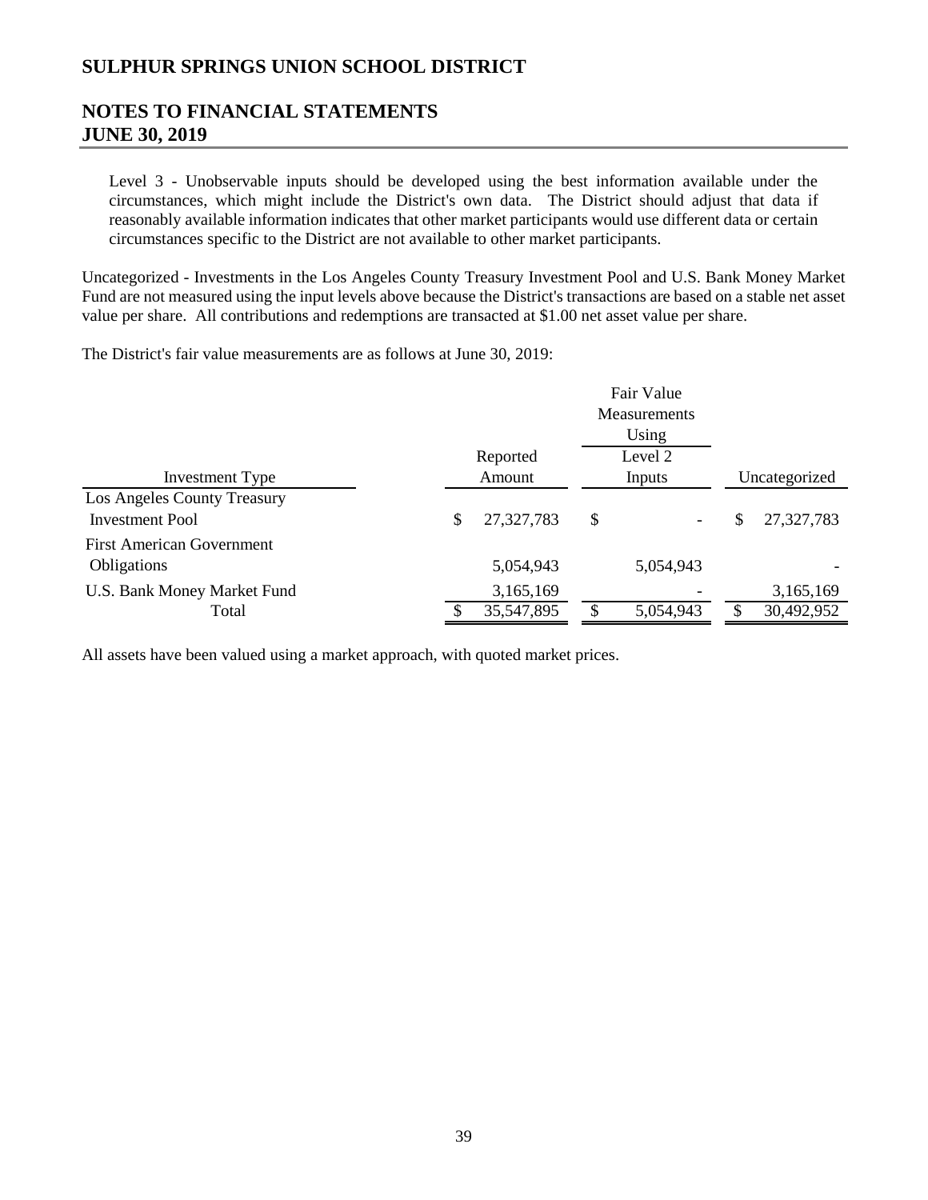Level 3 - Unobservable inputs should be developed using the best information available under the circumstances, which might include the District's own data. The District should adjust that data if reasonably available information indicates that other market participants would use different data or certain circumstances specific to the District are not available to other market participants.

Uncategorized - Investments in the Los Angeles County Treasury Investment Pool and U.S. Bank Money Market Fund are not measured using the input levels above because the District's transactions are based on a stable net asset value per share. All contributions and redemptions are transacted at $1.00 net asset value per share.

The District's fair value measurements are as follows at June 30, 2019:

| Investment Type | Reported Amount | Fair Value Measurements Using Level 2 Inputs | Uncategorized |
|---|---|---|---|
| Los Angeles County Treasury Investment Pool | $ 27,327,783 | $ - | $ 27,327,783 |
| First American Government Obligations | 5,054,943 | 5,054,943 | - |
| U.S. Bank Money Market Fund | 3,165,169 | - | 3,165,169 |
| Total | $ 35,547,895 | $ 5,054,943 | $ 30,492,952 |

All assets have been valued using a market approach, with quoted market prices.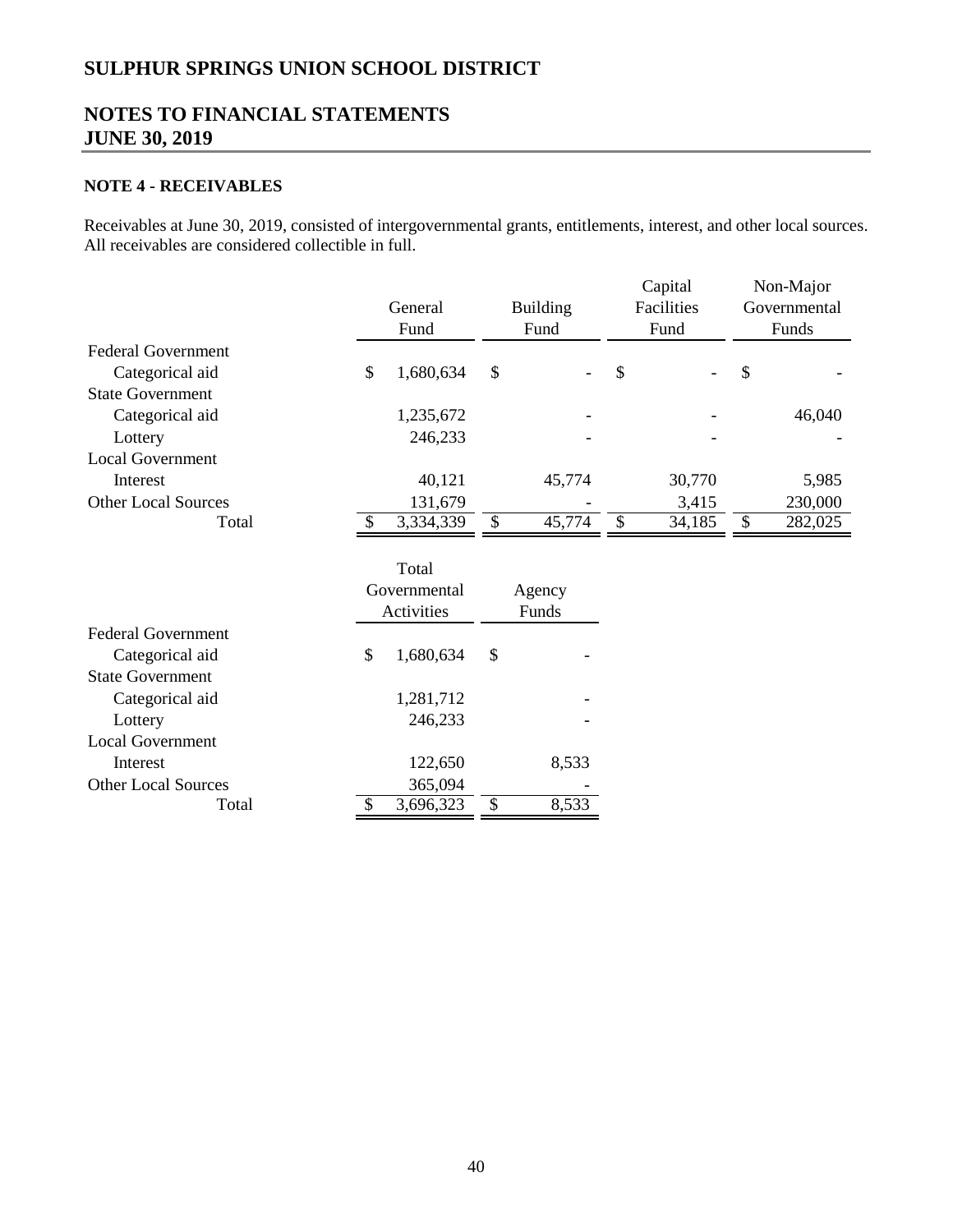# SULPHUR SPRINGS UNION SCHOOL DISTRICT

## NOTES TO FINANCIAL STATEMENTS
## JUNE 30, 2019

### NOTE 4 - RECEIVABLES

Receivables at June 30, 2019, consisted of intergovernmental grants, entitlements, interest, and other local sources. All receivables are considered collectible in full.

| | General Fund | Building Fund | Capital Facilities Fund | Non-Major Governmental Funds |
|---|---|---|---|---|
| Federal Government | | | | |
| Categorical aid | $ 1,680,634 | $ - | $ - | $ - |
| State Government | | | | |
| Categorical aid | 1,235,672 | - | - | 46,040 |
| Lottery | 246,233 | - | - | - |
| Local Government | | | | |
| Interest | 40,121 | 45,774 | 30,770 | 5,985 |
| Other Local Sources | 131,679 | - | 3,415 | 230,000 |
| Total | $ 3,334,339 | $ 45,774 | $ 34,185 | $ 282,025 |

| | Total Governmental Activities | Agency Funds |
|---|---|---|
| Federal Government | | |
| Categorical aid | $ 1,680,634 | $ - |
| State Government | | |
| Categorical aid | 1,281,712 | - |
| Lottery | 246,233 | - |
| Local Government | | |
| Interest | 122,650 | 8,533 |
| Other Local Sources | 365,094 | - |
| Total | $ 3,696,323 | $ 8,533 |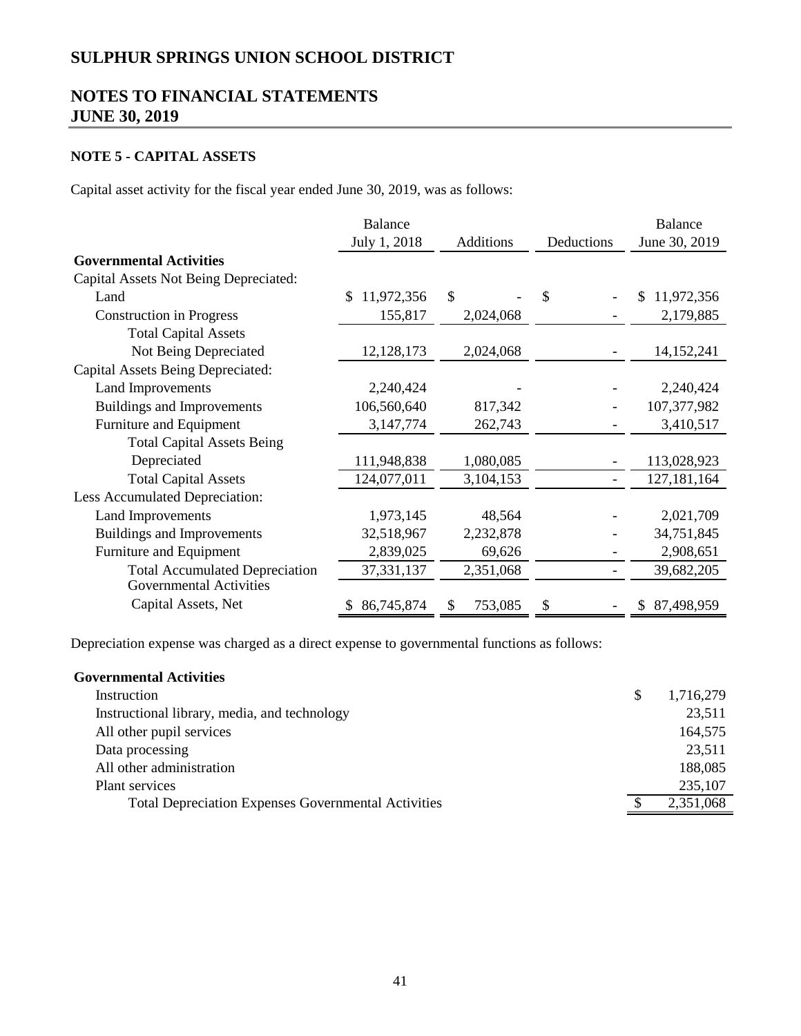# SULPHUR SPRINGS UNION SCHOOL DISTRICT

## NOTES TO FINANCIAL STATEMENTS
## JUNE 30, 2019

### NOTE 5 - CAPITAL ASSETS

Capital asset activity for the fiscal year ended June 30, 2019, was as follows:

| | Balance July 1, 2018 | Additions | Deductions | Balance June 30, 2019 |
|---|---|---|---|---|
| **Governmental Activities** | | | | |
| Capital Assets Not Being Depreciated: | | | | |
| Land | $ 11,972,356 | $ - | $ - | $ 11,972,356 |
| Construction in Progress | 155,817 | 2,024,068 | - | 2,179,885 |
| Total Capital Assets Not Being Depreciated | 12,128,173 | 2,024,068 | - | 14,152,241 |
| Capital Assets Being Depreciated: | | | | |
| Land Improvements | 2,240,424 | - | - | 2,240,424 |
| Buildings and Improvements | 106,560,640 | 817,342 | - | 107,377,982 |
| Furniture and Equipment | 3,147,774 | 262,743 | - | 3,410,517 |
| Total Capital Assets Being Depreciated | 111,948,838 | 1,080,085 | - | 113,028,923 |
| Total Capital Assets | 124,077,011 | 3,104,153 | - | 127,181,164 |
| Less Accumulated Depreciation: | | | | |
| Land Improvements | 1,973,145 | 48,564 | - | 2,021,709 |
| Buildings and Improvements | 32,518,967 | 2,232,878 | - | 34,751,845 |
| Furniture and Equipment | 2,839,025 | 69,626 | - | 2,908,651 |
| Total Accumulated Depreciation | 37,331,137 | 2,351,068 | - | 39,682,205 |
| Governmental Activities Capital Assets, Net | $ 86,745,874 | $ 753,085 | $ - | $ 87,498,959 |

Depreciation expense was charged as a direct expense to governmental functions as follows:

| | |
|---|---|
| **Governmental Activities** | |
| Instruction | $ 1,716,279 |
| Instructional library, media, and technology | 23,511 |
| All other pupil services | 164,575 |
| Data processing | 23,511 |
| All other administration | 188,085 |
| Plant services | 235,107 |
| Total Depreciation Expenses Governmental Activities | $ 2,351,068 |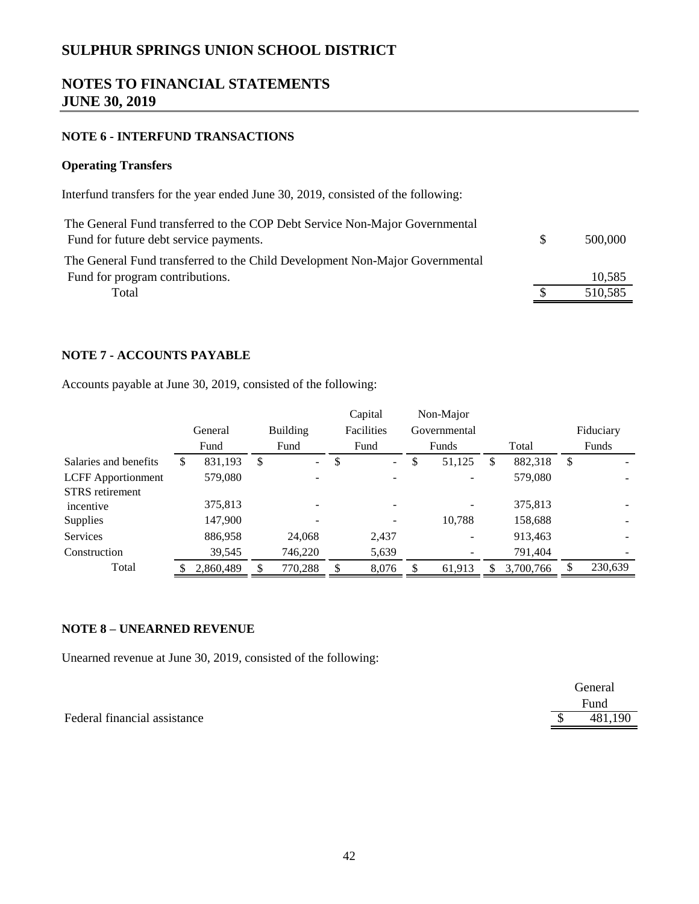# SULPHUR SPRINGS UNION SCHOOL DISTRICT

## NOTES TO FINANCIAL STATEMENTS
## JUNE 30, 2019

### NOTE 6 - INTERFUND TRANSACTIONS

**Operating Transfers**

Interfund transfers for the year ended June 30, 2019, consisted of the following:

| | |
|---|---|
| The General Fund transferred to the COP Debt Service Non-Major Governmental Fund for future debt service payments. | $ 500,000 |
| The General Fund transferred to the Child Development Non-Major Governmental Fund for program contributions. | 10,585 |
| Total | $ 510,585 |

### NOTE 7 - ACCOUNTS PAYABLE

Accounts payable at June 30, 2019, consisted of the following:

| | General Fund | Building Fund | Capital Facilities Fund | Non-Major Governmental Funds | Total | Fiduciary Funds |
|---|---|---|---|---|---|---|
| Salaries and benefits | $ 831,193 | $ - | $ - | $ 51,125 | $ 882,318 | $ - |
| LCFF Apportionment | 579,080 | - | - | - | 579,080 | - |
| STRS retirement incentive | 375,813 | - | - | - | 375,813 | - |
| Supplies | 147,900 | - | - | 10,788 | 158,688 | - |
| Services | 886,958 | 24,068 | 2,437 | - | 913,463 | - |
| Construction | 39,545 | 746,220 | 5,639 | - | 791,404 | - |
| Total | $ 2,860,489 | $ 770,288 | $ 8,076 | $ 61,913 | $ 3,700,766 | $ 230,639 |

### NOTE 8 – UNEARNED REVENUE

Unearned revenue at June 30, 2019, consisted of the following:

| | General Fund |
|---|---|
| Federal financial assistance | $ 481,190 |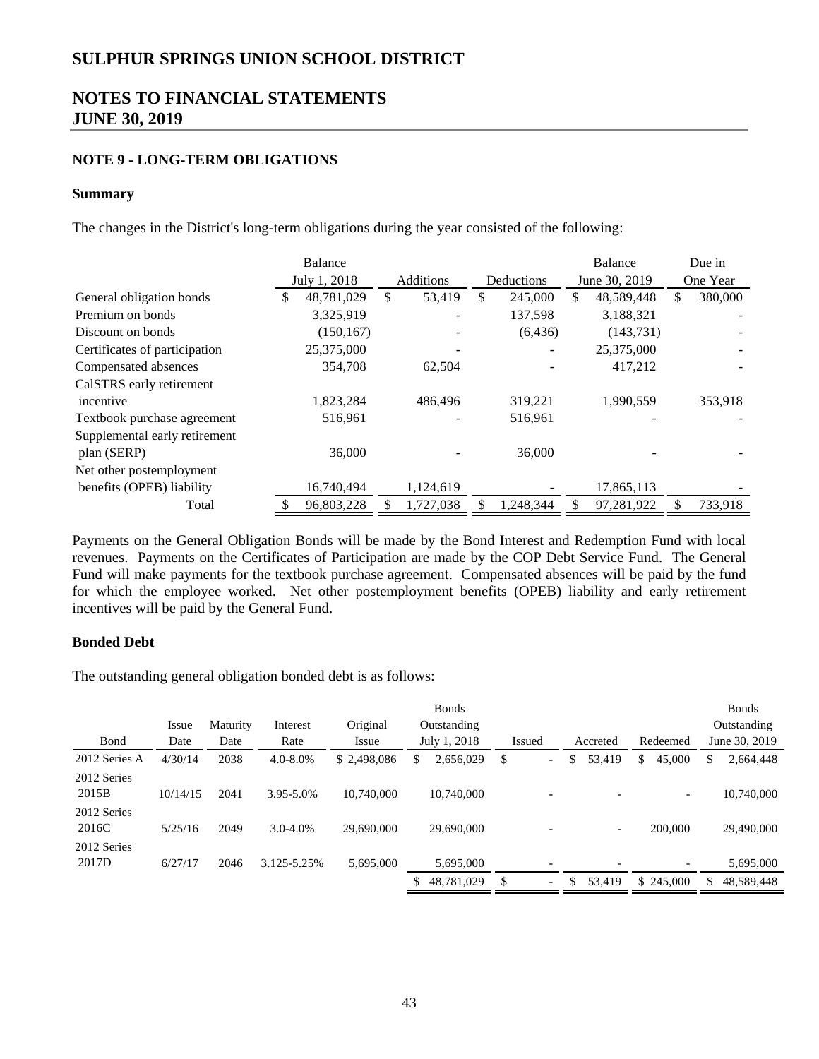# SULPHUR SPRINGS UNION SCHOOL DISTRICT

## NOTES TO FINANCIAL STATEMENTS
## JUNE 30, 2019

### NOTE 9 - LONG-TERM OBLIGATIONS

**Summary**

The changes in the District's long-term obligations during the year consisted of the following:

| | Balance July 1, 2018 | Additions | Deductions | Balance June 30, 2019 | Due in One Year |
|---|---|---|---|---|---|
| General obligation bonds | $ 48,781,029 | $ 53,419 | $ 245,000 | $ 48,589,448 | $ 380,000 |
| Premium on bonds | 3,325,919 | - | 137,598 | 3,188,321 | - |
| Discount on bonds | (150,167) | - | (6,436) | (143,731) | - |
| Certificates of participation | 25,375,000 | - | - | 25,375,000 | - |
| Compensated absences | 354,708 | 62,504 | - | 417,212 | - |
| CalSTRS early retirement incentive | 1,823,284 | 486,496 | 319,221 | 1,990,559 | 353,918 |
| Textbook purchase agreement | 516,961 | - | 516,961 | - | - |
| Supplemental early retirement plan (SERP) | 36,000 | - | 36,000 | - | - |
| Net other postemployment benefits (OPEB) liability | 16,740,494 | 1,124,619 | - | 17,865,113 | - |
| Total | $ 96,803,228 | $ 1,727,038 | $ 1,248,344 | $ 97,281,922 | $ 733,918 |

Payments on the General Obligation Bonds will be made by the Bond Interest and Redemption Fund with local revenues. Payments on the Certificates of Participation are made by the COP Debt Service Fund. The General Fund will make payments for the textbook purchase agreement. Compensated absences will be paid by the fund for which the employee worked. Net other postemployment benefits (OPEB) liability and early retirement incentives will be paid by the General Fund.

**Bonded Debt**

The outstanding general obligation bonded debt is as follows:

| Bond | Issue Date | Maturity Date | Interest Rate | Original Issue | Bonds Outstanding July 1, 2018 | Issued | Accreted | Redeemed | Bonds Outstanding June 30, 2019 |
|---|---|---|---|---|---|---|---|---|---|
| 2012 Series A | 4/30/14 | 2038 | 4.0-8.0% | $ 2,498,086 | $ 2,656,029 | $ - | $ 53,419 | $ 45,000 | $ 2,664,448 |
| 2012 Series 2015B | 10/14/15 | 2041 | 3.95-5.0% | 10,740,000 | 10,740,000 | - | - | - | 10,740,000 |
| 2012 Series 2016C | 5/25/16 | 2049 | 3.0-4.0% | 29,690,000 | 29,690,000 | - | - | 200,000 | 29,490,000 |
| 2012 Series 2017D | 6/27/17 | 2046 | 3.125-5.25% | 5,695,000 | 5,695,000 | - | - | - | 5,695,000 |
| | | | | | $ 48,781,029 | $ - | $ 53,419 | $ 245,000 | $ 48,589,448 |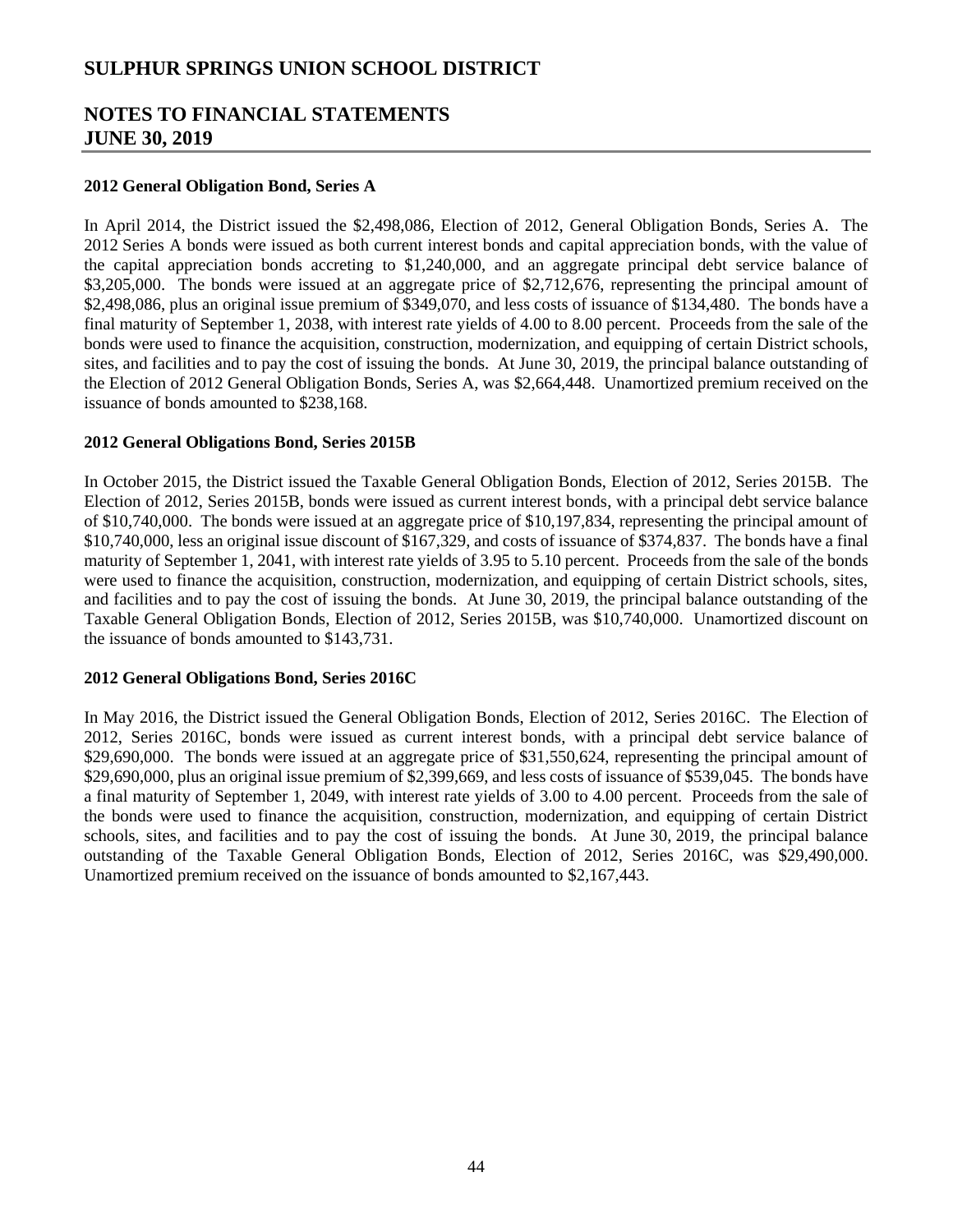### 2012 General Obligation Bond, Series A

In April 2014, the District issued the $2,498,086, Election of 2012, General Obligation Bonds, Series A. The 2012 Series A bonds were issued as both current interest bonds and capital appreciation bonds, with the value of the capital appreciation bonds accreting to $1,240,000, and an aggregate principal debt service balance of $3,205,000. The bonds were issued at an aggregate price of $2,712,676, representing the principal amount of $2,498,086, plus an original issue premium of $349,070, and less costs of issuance of $134,480. The bonds have a final maturity of September 1, 2038, with interest rate yields of 4.00 to 8.00 percent. Proceeds from the sale of the bonds were used to finance the acquisition, construction, modernization, and equipping of certain District schools, sites, and facilities and to pay the cost of issuing the bonds. At June 30, 2019, the principal balance outstanding of the Election of 2012 General Obligation Bonds, Series A, was $2,664,448. Unamortized premium received on the issuance of bonds amounted to $238,168.

### 2012 General Obligations Bond, Series 2015B

In October 2015, the District issued the Taxable General Obligation Bonds, Election of 2012, Series 2015B. The Election of 2012, Series 2015B, bonds were issued as current interest bonds, with a principal debt service balance of $10,740,000. The bonds were issued at an aggregate price of $10,197,834, representing the principal amount of $10,740,000, less an original issue discount of $167,329, and costs of issuance of $374,837. The bonds have a final maturity of September 1, 2041, with interest rate yields of 3.95 to 5.10 percent. Proceeds from the sale of the bonds were used to finance the acquisition, construction, modernization, and equipping of certain District schools, sites, and facilities and to pay the cost of issuing the bonds. At June 30, 2019, the principal balance outstanding of the Taxable General Obligation Bonds, Election of 2012, Series 2015B, was $10,740,000. Unamortized discount on the issuance of bonds amounted to $143,731.

### 2012 General Obligations Bond, Series 2016C

In May 2016, the District issued the General Obligation Bonds, Election of 2012, Series 2016C. The Election of 2012, Series 2016C, bonds were issued as current interest bonds, with a principal debt service balance of $29,690,000. The bonds were issued at an aggregate price of $31,550,624, representing the principal amount of $29,690,000, plus an original issue premium of $2,399,669, and less costs of issuance of $539,045. The bonds have a final maturity of September 1, 2049, with interest rate yields of 3.00 to 4.00 percent. Proceeds from the sale of the bonds were used to finance the acquisition, construction, modernization, and equipping of certain District schools, sites, and facilities and to pay the cost of issuing the bonds. At June 30, 2019, the principal balance outstanding of the Taxable General Obligation Bonds, Election of 2012, Series 2016C, was $29,490,000. Unamortized premium received on the issuance of bonds amounted to $2,167,443.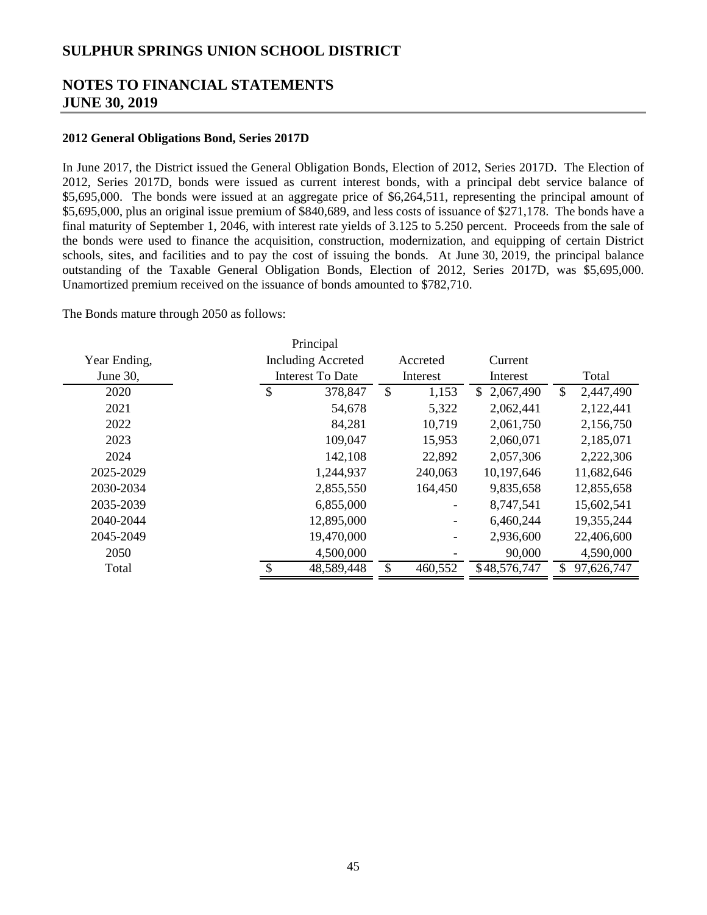## 2012 General Obligations Bond, Series 2017D

In June 2017, the District issued the General Obligation Bonds, Election of 2012, Series 2017D. The Election of 2012, Series 2017D, bonds were issued as current interest bonds, with a principal debt service balance of $5,695,000. The bonds were issued at an aggregate price of $6,264,511, representing the principal amount of $5,695,000, plus an original issue premium of $840,689, and less costs of issuance of $271,178. The bonds have a final maturity of September 1, 2046, with interest rate yields of 3.125 to 5.250 percent. Proceeds from the sale of the bonds were used to finance the acquisition, construction, modernization, and equipping of certain District schools, sites, and facilities and to pay the cost of issuing the bonds. At June 30, 2019, the principal balance outstanding of the Taxable General Obligation Bonds, Election of 2012, Series 2017D, was $5,695,000. Unamortized premium received on the issuance of bonds amounted to $782,710.

The Bonds mature through 2050 as follows:

| Year Ending, June 30, | Principal Including Accreted Interest To Date | Accreted Interest | Current Interest | Total |
|---|---|---|---|---|
| 2020 | $ 378,847 | $ 1,153 | $ 2,067,490 | $ 2,447,490 |
| 2021 | 54,678 | 5,322 | 2,062,441 | 2,122,441 |
| 2022 | 84,281 | 10,719 | 2,061,750 | 2,156,750 |
| 2023 | 109,047 | 15,953 | 2,060,071 | 2,185,071 |
| 2024 | 142,108 | 22,892 | 2,057,306 | 2,222,306 |
| 2025-2029 | 1,244,937 | 240,063 | 10,197,646 | 11,682,646 |
| 2030-2034 | 2,855,550 | 164,450 | 9,835,658 | 12,855,658 |
| 2035-2039 | 6,855,000 | - | 8,747,541 | 15,602,541 |
| 2040-2044 | 12,895,000 | - | 6,460,244 | 19,355,244 |
| 2045-2049 | 19,470,000 | - | 2,936,600 | 22,406,600 |
| 2050 | 4,500,000 | - | 90,000 | 4,590,000 |
| Total | $ 48,589,448 | $ 460,552 | $ 48,576,747 | $ 97,626,747 |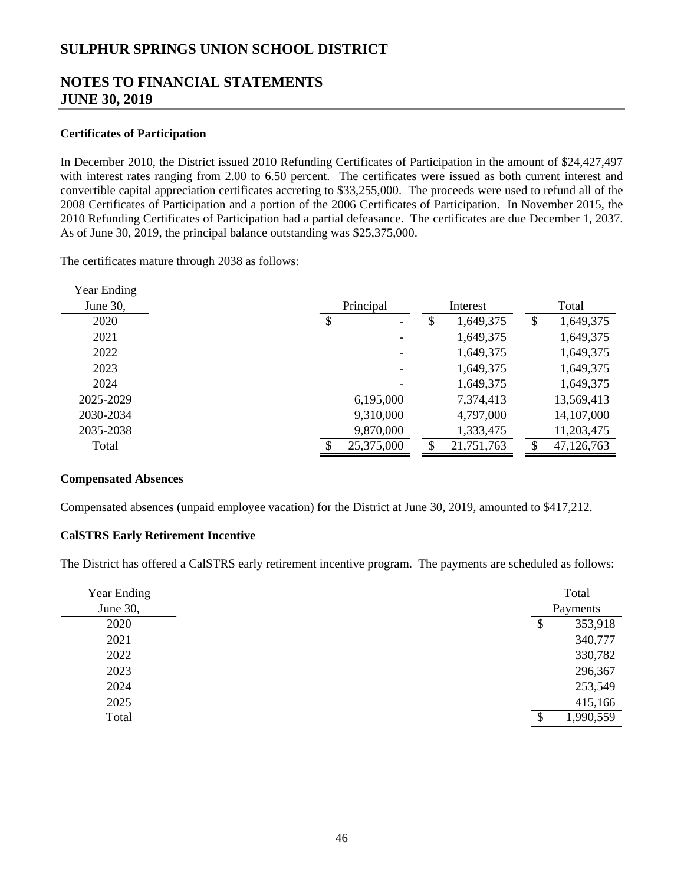# SULPHUR SPRINGS UNION SCHOOL DISTRICT

## NOTES TO FINANCIAL STATEMENTS JUNE 30, 2019

**Certificates of Participation**

In December 2010, the District issued 2010 Refunding Certificates of Participation in the amount of $24,427,497 with interest rates ranging from 2.00 to 6.50 percent. The certificates were issued as both current interest and convertible capital appreciation certificates accreting to $33,255,000. The proceeds were used to refund all of the 2008 Certificates of Participation and a portion of the 2006 Certificates of Participation. In November 2015, the 2010 Refunding Certificates of Participation had a partial defeasance. The certificates are due December 1, 2037. As of June 30, 2019, the principal balance outstanding was $25,375,000.

The certificates mature through 2038 as follows:

| Year Ending June 30, | Principal | Interest | Total |
|---|---|---|---|
| 2020 | $ - | $ 1,649,375 | $ 1,649,375 |
| 2021 | - | 1,649,375 | 1,649,375 |
| 2022 | - | 1,649,375 | 1,649,375 |
| 2023 | - | 1,649,375 | 1,649,375 |
| 2024 | - | 1,649,375 | 1,649,375 |
| 2025-2029 | 6,195,000 | 7,374,413 | 13,569,413 |
| 2030-2034 | 9,310,000 | 4,797,000 | 14,107,000 |
| 2035-2038 | 9,870,000 | 1,333,475 | 11,203,475 |
| Total | $ 25,375,000 | $ 21,751,763 | $ 47,126,763 |

**Compensated Absences**

Compensated absences (unpaid employee vacation) for the District at June 30, 2019, amounted to $417,212.

**CalSTRS Early Retirement Incentive**

The District has offered a CalSTRS early retirement incentive program. The payments are scheduled as follows:

| Year Ending June 30, | Total Payments |
|---|---|
| 2020 | $ 353,918 |
| 2021 | 340,777 |
| 2022 | 330,782 |
| 2023 | 296,367 |
| 2024 | 253,549 |
| 2025 | 415,166 |
| Total | $ 1,990,559 |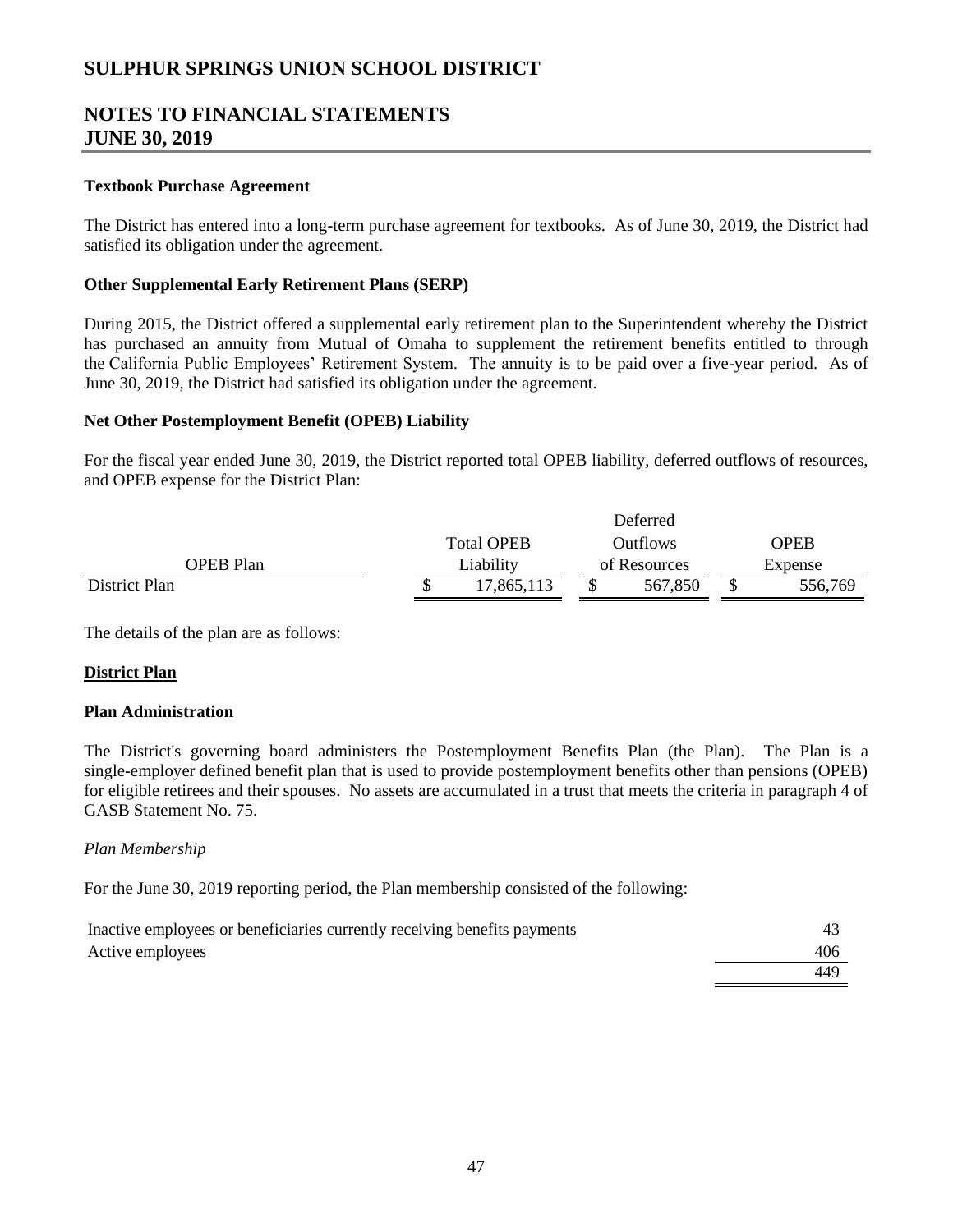# SULPHUR SPRINGS UNION SCHOOL DISTRICT

## NOTES TO FINANCIAL STATEMENTS
## JUNE 30, 2019

**Textbook Purchase Agreement**

The District has entered into a long-term purchase agreement for textbooks. As of June 30, 2019, the District had satisfied its obligation under the agreement.

**Other Supplemental Early Retirement Plans (SERP)**

During 2015, the District offered a supplemental early retirement plan to the Superintendent whereby the District has purchased an annuity from Mutual of Omaha to supplement the retirement benefits entitled to through the California Public Employees' Retirement System. The annuity is to be paid over a five-year period. As of June 30, 2019, the District had satisfied its obligation under the agreement.

**Net Other Postemployment Benefit (OPEB) Liability**

For the fiscal year ended June 30, 2019, the District reported total OPEB liability, deferred outflows of resources, and OPEB expense for the District Plan:

| OPEB Plan | Total OPEB Liability | Deferred Outflows of Resources | OPEB Expense |
|---|---|---|---|
| District Plan | $ 17,865,113 | $ 567,850 | $ 556,769 |

The details of the plan are as follows:

**District Plan**

**Plan Administration**

The District's governing board administers the Postemployment Benefits Plan (the Plan). The Plan is a single-employer defined benefit plan that is used to provide postemployment benefits other than pensions (OPEB) for eligible retirees and their spouses. No assets are accumulated in a trust that meets the criteria in paragraph 4 of GASB Statement No. 75.

*Plan Membership*

For the June 30, 2019 reporting period, the Plan membership consisted of the following:

| | |
|---|---|
| Inactive employees or beneficiaries currently receiving benefits payments | 43 |
| Active employees | 406 |
| | 449 |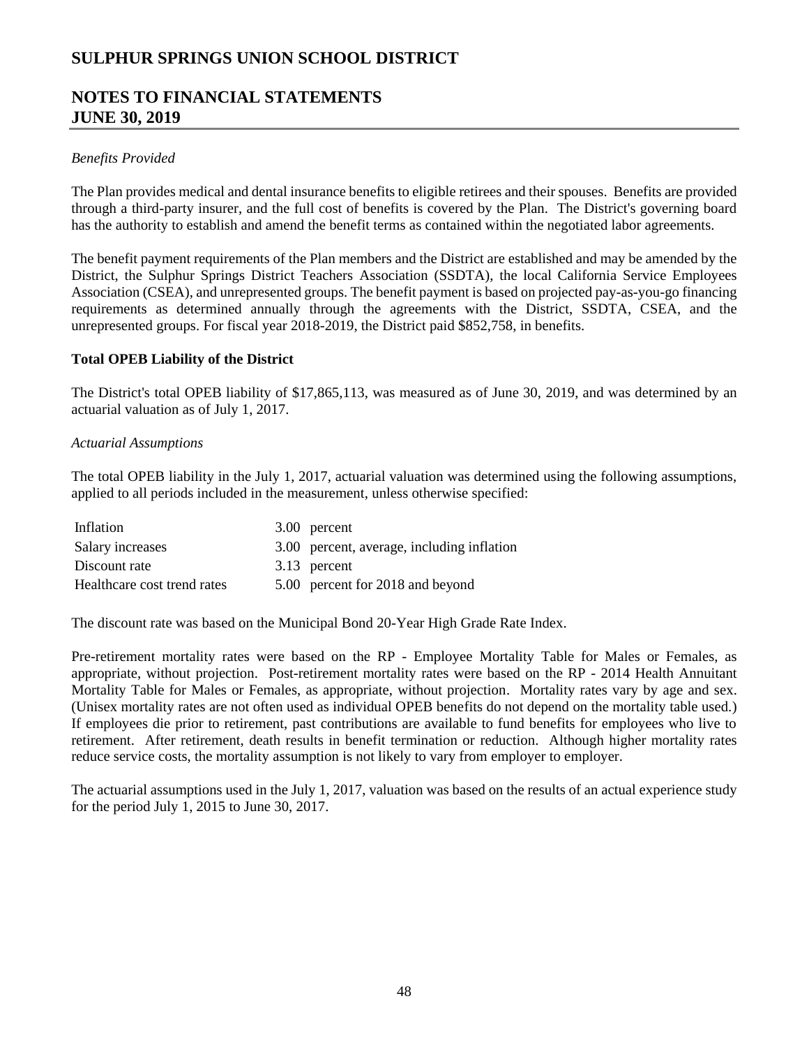*Benefits Provided*

The Plan provides medical and dental insurance benefits to eligible retirees and their spouses. Benefits are provided through a third-party insurer, and the full cost of benefits is covered by the Plan. The District's governing board has the authority to establish and amend the benefit terms as contained within the negotiated labor agreements.

The benefit payment requirements of the Plan members and the District are established and may be amended by the District, the Sulphur Springs District Teachers Association (SSDTA), the local California Service Employees Association (CSEA), and unrepresented groups. The benefit payment is based on projected pay-as-you-go financing requirements as determined annually through the agreements with the District, SSDTA, CSEA, and the unrepresented groups. For fiscal year 2018-2019, the District paid $852,758, in benefits.

**Total OPEB Liability of the District**

The District's total OPEB liability of $17,865,113, was measured as of June 30, 2019, and was determined by an actuarial valuation as of July 1, 2017.

*Actuarial Assumptions*

The total OPEB liability in the July 1, 2017, actuarial valuation was determined using the following assumptions, applied to all periods included in the measurement, unless otherwise specified:

| | |
|---|---|
| Inflation | 3.00 percent |
| Salary increases | 3.00 percent, average, including inflation |
| Discount rate | 3.13 percent |
| Healthcare cost trend rates | 5.00 percent for 2018 and beyond |

The discount rate was based on the Municipal Bond 20-Year High Grade Rate Index.

Pre-retirement mortality rates were based on the RP - Employee Mortality Table for Males or Females, as appropriate, without projection. Post-retirement mortality rates were based on the RP - 2014 Health Annuitant Mortality Table for Males or Females, as appropriate, without projection. Mortality rates vary by age and sex. (Unisex mortality rates are not often used as individual OPEB benefits do not depend on the mortality table used.) If employees die prior to retirement, past contributions are available to fund benefits for employees who live to retirement. After retirement, death results in benefit termination or reduction. Although higher mortality rates reduce service costs, the mortality assumption is not likely to vary from employer to employer.

The actuarial assumptions used in the July 1, 2017, valuation was based on the results of an actual experience study for the period July 1, 2015 to June 30, 2017.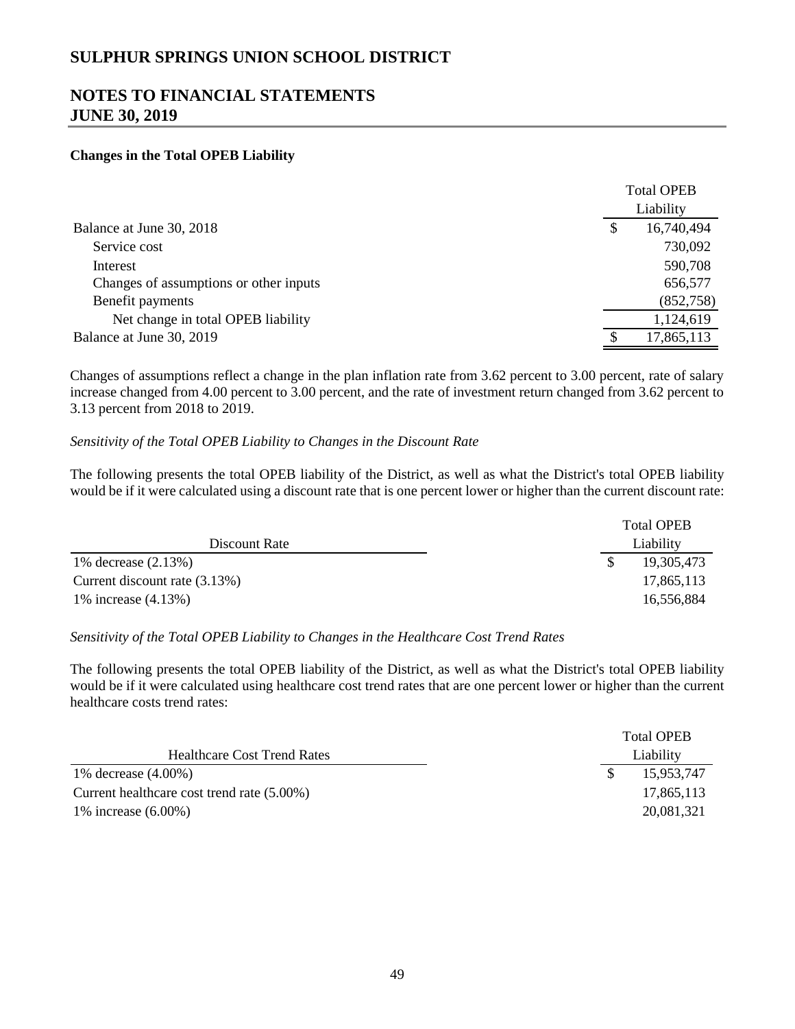# SULPHUR SPRINGS UNION SCHOOL DISTRICT

## NOTES TO FINANCIAL STATEMENTS
## JUNE 30, 2019

**Changes in the Total OPEB Liability**

| | Total OPEB Liability |
|---|---|
| Balance at June 30, 2018 | $ 16,740,494 |
| Service cost | 730,092 |
| Interest | 590,708 |
| Changes of assumptions or other inputs | 656,577 |
| Benefit payments | (852,758) |
| Net change in total OPEB liability | 1,124,619 |
| Balance at June 30, 2019 | $ 17,865,113 |

Changes of assumptions reflect a change in the plan inflation rate from 3.62 percent to 3.00 percent, rate of salary increase changed from 4.00 percent to 3.00 percent, and the rate of investment return changed from 3.62 percent to 3.13 percent from 2018 to 2019.

*Sensitivity of the Total OPEB Liability to Changes in the Discount Rate*

The following presents the total OPEB liability of the District, as well as what the District's total OPEB liability would be if it were calculated using a discount rate that is one percent lower or higher than the current discount rate:

| Discount Rate | Total OPEB Liability |
|---|---|
| 1% decrease (2.13%) | $ 19,305,473 |
| Current discount rate (3.13%) | 17,865,113 |
| 1% increase (4.13%) | 16,556,884 |

*Sensitivity of the Total OPEB Liability to Changes in the Healthcare Cost Trend Rates*

The following presents the total OPEB liability of the District, as well as what the District's total OPEB liability would be if it were calculated using healthcare cost trend rates that are one percent lower or higher than the current healthcare costs trend rates:

| Healthcare Cost Trend Rates | Total OPEB Liability |
|---|---|
| 1% decrease (4.00%) | $ 15,953,747 |
| Current healthcare cost trend rate (5.00%) | 17,865,113 |
| 1% increase (6.00%) | 20,081,321 |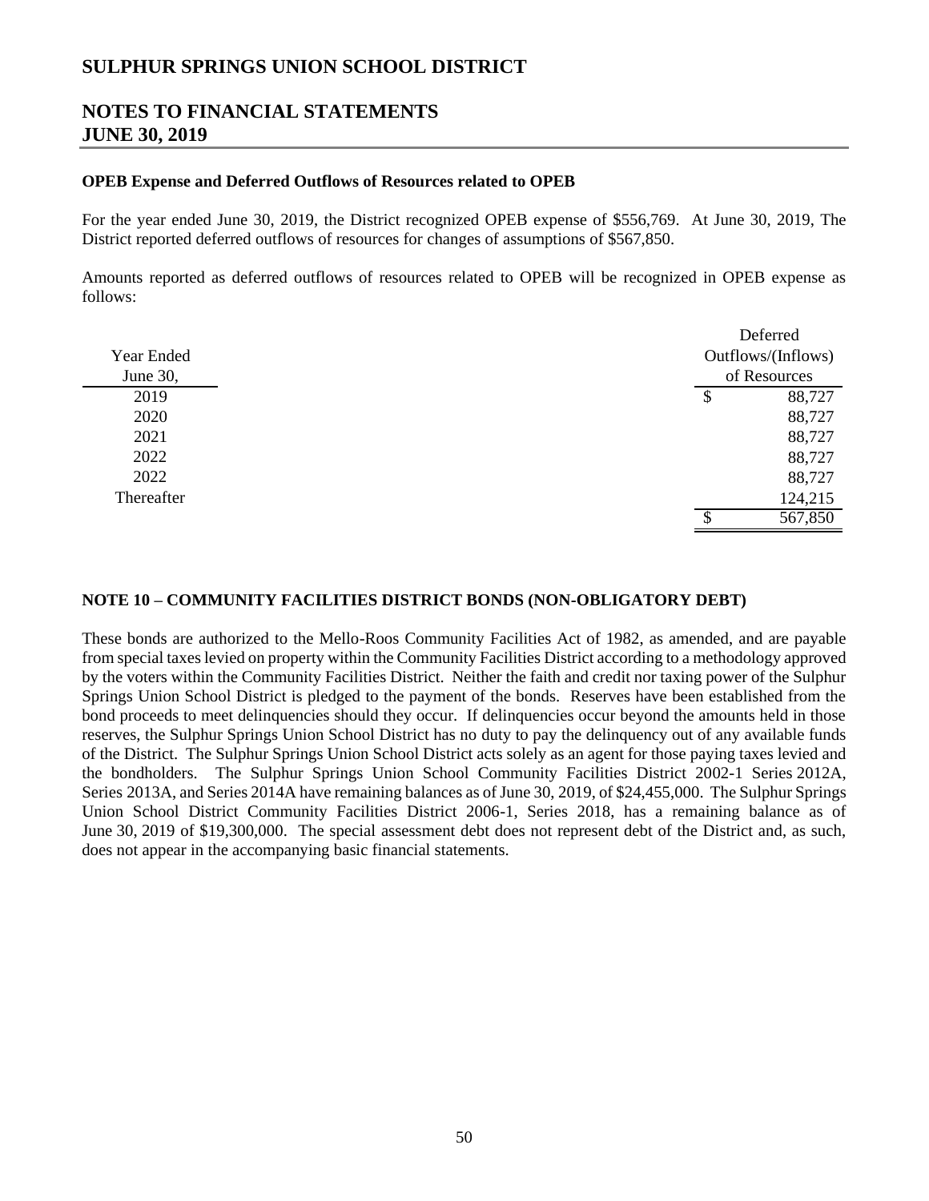# SULPHUR SPRINGS UNION SCHOOL DISTRICT

## NOTES TO FINANCIAL STATEMENTS
## JUNE 30, 2019

**OPEB Expense and Deferred Outflows of Resources related to OPEB**

For the year ended June 30, 2019, the District recognized OPEB expense of $556,769. At June 30, 2019, The District reported deferred outflows of resources for changes of assumptions of $567,850.

Amounts reported as deferred outflows of resources related to OPEB will be recognized in OPEB expense as follows:

| Year Ended June 30, | Deferred Outflows/(Inflows) of Resources |
|---|---|
| 2019 | $ 88,727 |
| 2020 | 88,727 |
| 2021 | 88,727 |
| 2022 | 88,727 |
| 2022 | 88,727 |
| Thereafter | 124,215 |
| | $ 567,850 |

**NOTE 10 – COMMUNITY FACILITIES DISTRICT BONDS (NON-OBLIGATORY DEBT)**

These bonds are authorized to the Mello-Roos Community Facilities Act of 1982, as amended, and are payable from special taxes levied on property within the Community Facilities District according to a methodology approved by the voters within the Community Facilities District. Neither the faith and credit nor taxing power of the Sulphur Springs Union School District is pledged to the payment of the bonds. Reserves have been established from the bond proceeds to meet delinquencies should they occur. If delinquencies occur beyond the amounts held in those reserves, the Sulphur Springs Union School District has no duty to pay the delinquency out of any available funds of the District. The Sulphur Springs Union School District acts solely as an agent for those paying taxes levied and the bondholders. The Sulphur Springs Union School Community Facilities District 2002-1 Series 2012A, Series 2013A, and Series 2014A have remaining balances as of June 30, 2019, of $24,455,000. The Sulphur Springs Union School District Community Facilities District 2006-1, Series 2018, has a remaining balance as of June 30, 2019 of $19,300,000. The special assessment debt does not represent debt of the District and, as such, does not appear in the accompanying basic financial statements.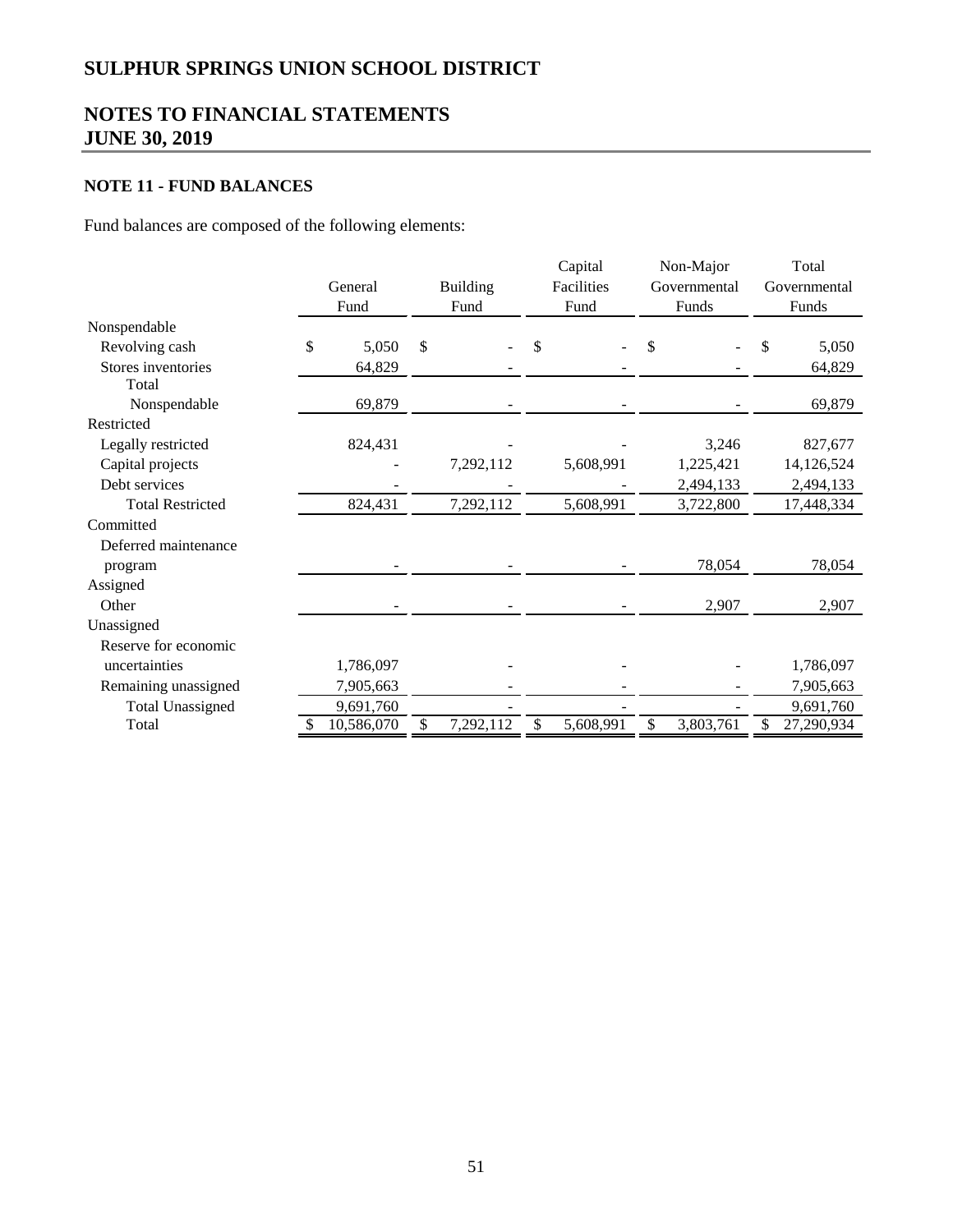# SULPHUR SPRINGS UNION SCHOOL DISTRICT

## NOTES TO FINANCIAL STATEMENTS
## JUNE 30, 2019

### NOTE 11 - FUND BALANCES

Fund balances are composed of the following elements:

| | General Fund | Building Fund | Capital Facilities Fund | Non-Major Governmental Funds | Total Governmental Funds |
|---|---|---|---|---|---|
| Nonspendable | | | | | |
| Revolving cash | $ 5,050 | $ - | $ - | $ - | $ 5,050 |
| Stores inventories | 64,829 | - | - | - | 64,829 |
| Total Nonspendable | 69,879 | - | - | - | 69,879 |
| Restricted | | | | | |
| Legally restricted | 824,431 | - | - | 3,246 | 827,677 |
| Capital projects | - | 7,292,112 | 5,608,991 | 1,225,421 | 14,126,524 |
| Debt services | - | - | - | 2,494,133 | 2,494,133 |
| Total Restricted | 824,431 | 7,292,112 | 5,608,991 | 3,722,800 | 17,448,334 |
| Committed | | | | | |
| Deferred maintenance program | - | - | - | 78,054 | 78,054 |
| Assigned | | | | | |
| Other | - | - | - | 2,907 | 2,907 |
| Unassigned | | | | | |
| Reserve for economic uncertainties | 1,786,097 | - | - | - | 1,786,097 |
| Remaining unassigned | 7,905,663 | - | - | - | 7,905,663 |
| Total Unassigned | 9,691,760 | - | - | - | 9,691,760 |
| Total | $ 10,586,070 | $ 7,292,112 | $ 5,608,991 | $ 3,803,761 | $ 27,290,934 |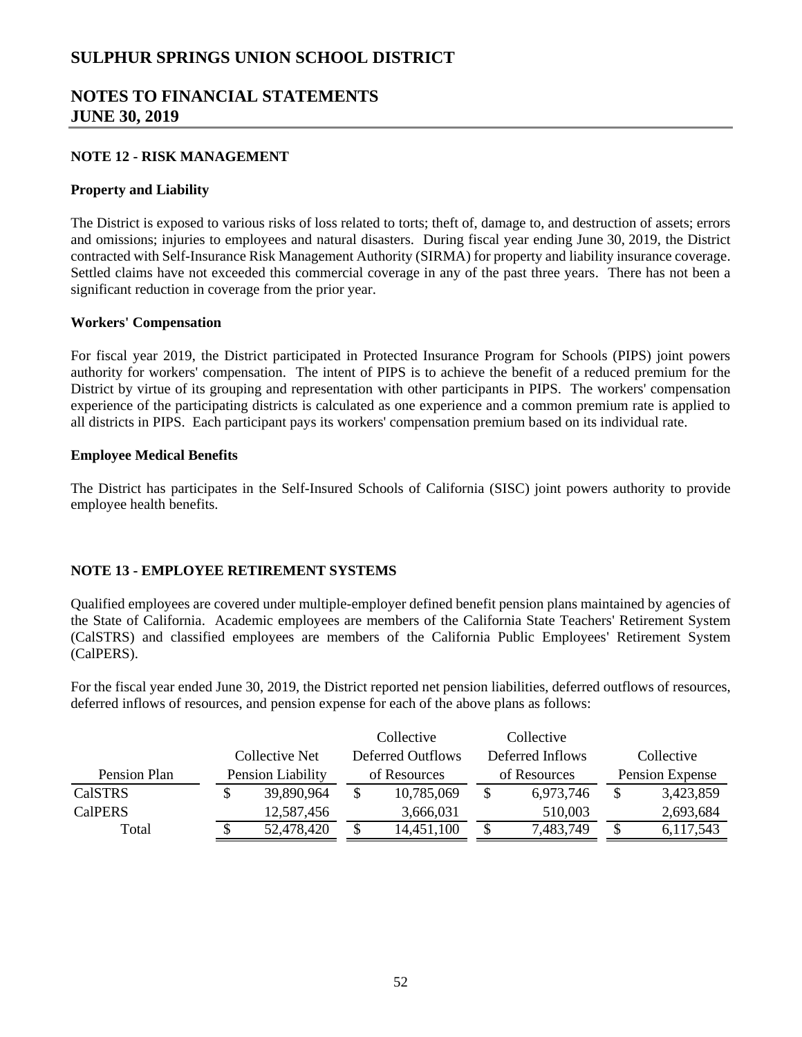# SULPHUR SPRINGS UNION SCHOOL DISTRICT

## NOTES TO FINANCIAL STATEMENTS
## JUNE 30, 2019

### NOTE 12 - RISK MANAGEMENT

**Property and Liability**

The District is exposed to various risks of loss related to torts; theft of, damage to, and destruction of assets; errors and omissions; injuries to employees and natural disasters. During fiscal year ending June 30, 2019, the District contracted with Self-Insurance Risk Management Authority (SIRMA) for property and liability insurance coverage. Settled claims have not exceeded this commercial coverage in any of the past three years. There has not been a significant reduction in coverage from the prior year.

**Workers' Compensation**

For fiscal year 2019, the District participated in Protected Insurance Program for Schools (PIPS) joint powers authority for workers' compensation. The intent of PIPS is to achieve the benefit of a reduced premium for the District by virtue of its grouping and representation with other participants in PIPS. The workers' compensation experience of the participating districts is calculated as one experience and a common premium rate is applied to all districts in PIPS. Each participant pays its workers' compensation premium based on its individual rate.

**Employee Medical Benefits**

The District has participates in the Self-Insured Schools of California (SISC) joint powers authority to provide employee health benefits.

### NOTE 13 - EMPLOYEE RETIREMENT SYSTEMS

Qualified employees are covered under multiple-employer defined benefit pension plans maintained by agencies of the State of California. Academic employees are members of the California State Teachers' Retirement System (CalSTRS) and classified employees are members of the California Public Employees' Retirement System (CalPERS).

For the fiscal year ended June 30, 2019, the District reported net pension liabilities, deferred outflows of resources, deferred inflows of resources, and pension expense for each of the above plans as follows:

| Pension Plan | Collective Net Pension Liability | Collective Deferred Outflows of Resources | Collective Deferred Inflows of Resources | Collective Pension Expense |
|---|---|---|---|---|
| CalSTRS | $ 39,890,964 | $ 10,785,069 | $ 6,973,746 | $ 3,423,859 |
| CalPERS | 12,587,456 | 3,666,031 | 510,003 | 2,693,684 |
| Total | $ 52,478,420 | $ 14,451,100 | $ 7,483,749 | $ 6,117,543 |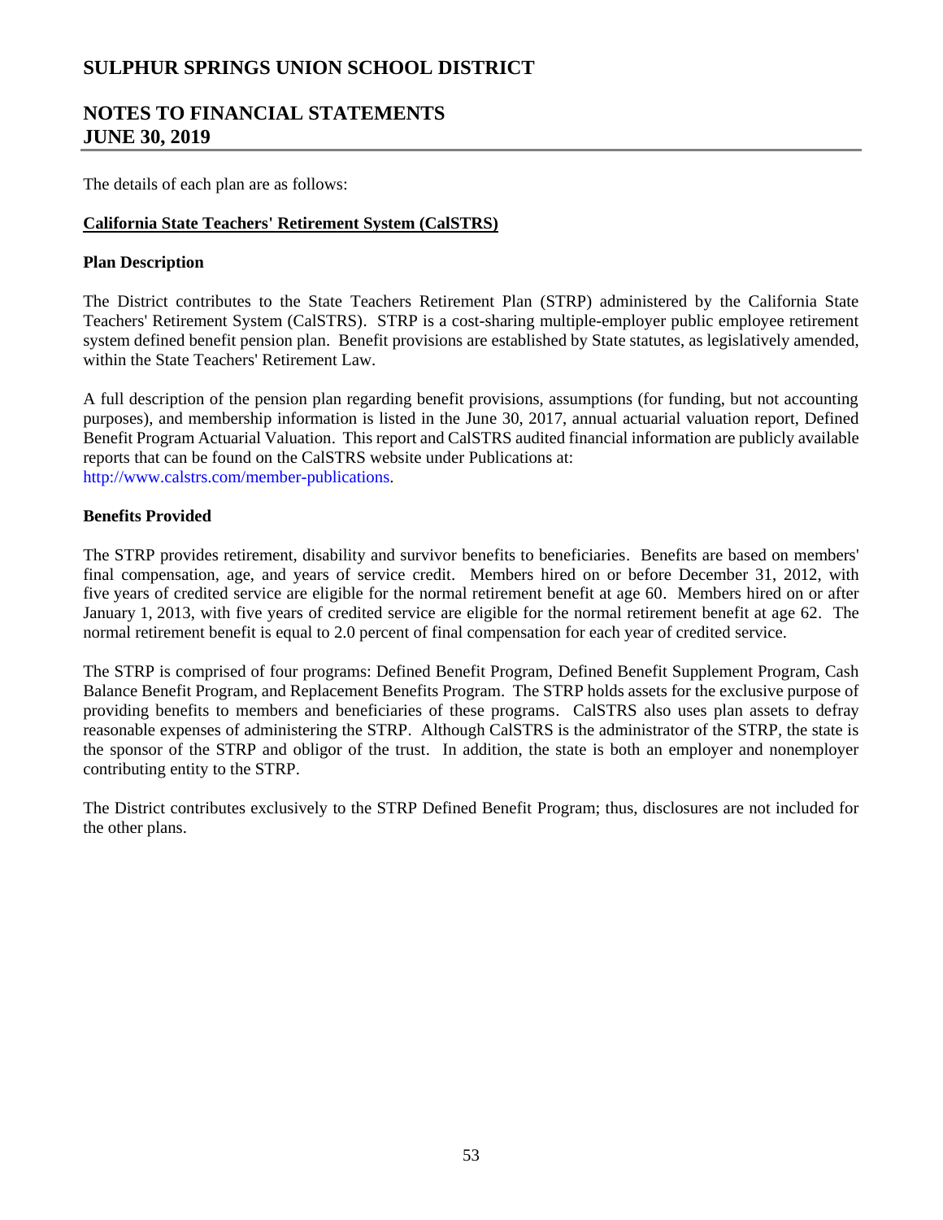The details of each plan are as follows:

## California State Teachers' Retirement System (CalSTRS)

### Plan Description

The District contributes to the State Teachers Retirement Plan (STRP) administered by the California State Teachers' Retirement System (CalSTRS). STRP is a cost-sharing multiple-employer public employee retirement system defined benefit pension plan. Benefit provisions are established by State statutes, as legislatively amended, within the State Teachers' Retirement Law.

A full description of the pension plan regarding benefit provisions, assumptions (for funding, but not accounting purposes), and membership information is listed in the June 30, 2017, annual actuarial valuation report, Defined Benefit Program Actuarial Valuation. This report and CalSTRS audited financial information are publicly available reports that can be found on the CalSTRS website under Publications at:
http://www.calstrs.com/member-publications.

### Benefits Provided

The STRP provides retirement, disability and survivor benefits to beneficiaries. Benefits are based on members' final compensation, age, and years of service credit. Members hired on or before December 31, 2012, with five years of credited service are eligible for the normal retirement benefit at age 60. Members hired on or after January 1, 2013, with five years of credited service are eligible for the normal retirement benefit at age 62. The normal retirement benefit is equal to 2.0 percent of final compensation for each year of credited service.

The STRP is comprised of four programs: Defined Benefit Program, Defined Benefit Supplement Program, Cash Balance Benefit Program, and Replacement Benefits Program. The STRP holds assets for the exclusive purpose of providing benefits to members and beneficiaries of these programs. CalSTRS also uses plan assets to defray reasonable expenses of administering the STRP. Although CalSTRS is the administrator of the STRP, the state is the sponsor of the STRP and obligor of the trust. In addition, the state is both an employer and nonemployer contributing entity to the STRP.

The District contributes exclusively to the STRP Defined Benefit Program; thus, disclosures are not included for the other plans.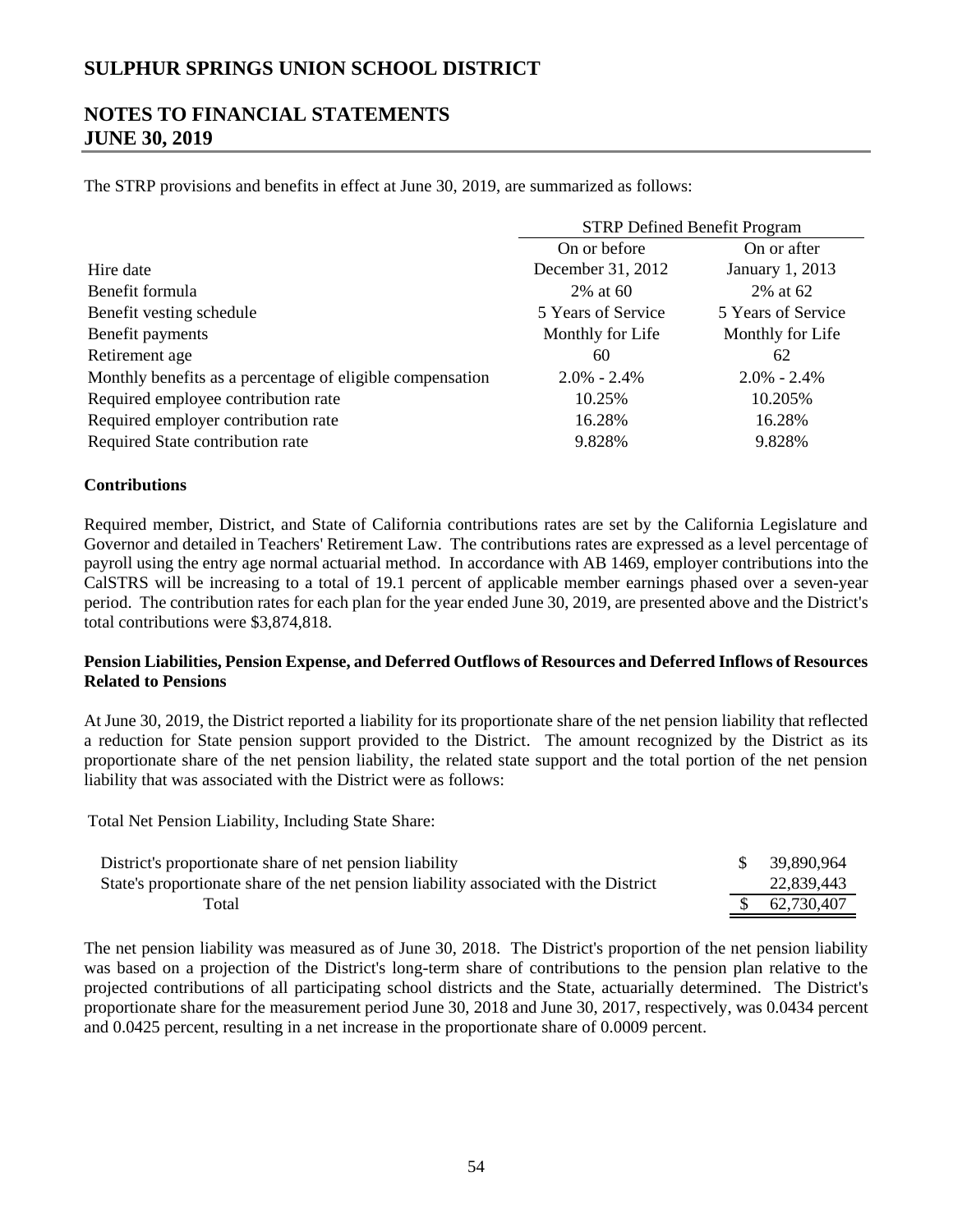The STRP provisions and benefits in effect at June 30, 2019, are summarized as follows:

| | STRP Defined Benefit Program | |
|---|---|---|
| | On or before | On or after |
| Hire date | December 31, 2012 | January 1, 2013 |
| Benefit formula | 2% at 60 | 2% at 62 |
| Benefit vesting schedule | 5 Years of Service | 5 Years of Service |
| Benefit payments | Monthly for Life | Monthly for Life |
| Retirement age | 60 | 62 |
| Monthly benefits as a percentage of eligible compensation | 2.0% - 2.4% | 2.0% - 2.4% |
| Required employee contribution rate | 10.25% | 10.205% |
| Required employer contribution rate | 16.28% | 16.28% |
| Required State contribution rate | 9.828% | 9.828% |

**Contributions**

Required member, District, and State of California contributions rates are set by the California Legislature and Governor and detailed in Teachers' Retirement Law. The contributions rates are expressed as a level percentage of payroll using the entry age normal actuarial method. In accordance with AB 1469, employer contributions into the CalSTRS will be increasing to a total of 19.1 percent of applicable member earnings phased over a seven-year period. The contribution rates for each plan for the year ended June 30, 2019, are presented above and the District's total contributions were $3,874,818.

**Pension Liabilities, Pension Expense, and Deferred Outflows of Resources and Deferred Inflows of Resources Related to Pensions**

At June 30, 2019, the District reported a liability for its proportionate share of the net pension liability that reflected a reduction for State pension support provided to the District. The amount recognized by the District as its proportionate share of the net pension liability, the related state support and the total portion of the net pension liability that was associated with the District were as follows:

Total Net Pension Liability, Including State Share:

| | |
|---|---|
| District's proportionate share of net pension liability | $ 39,890,964 |
| State's proportionate share of the net pension liability associated with the District | 22,839,443 |
| Total | $ 62,730,407 |

The net pension liability was measured as of June 30, 2018. The District's proportion of the net pension liability was based on a projection of the District's long-term share of contributions to the pension plan relative to the projected contributions of all participating school districts and the State, actuarially determined. The District's proportionate share for the measurement period June 30, 2018 and June 30, 2017, respectively, was 0.0434 percent and 0.0425 percent, resulting in a net increase in the proportionate share of 0.0009 percent.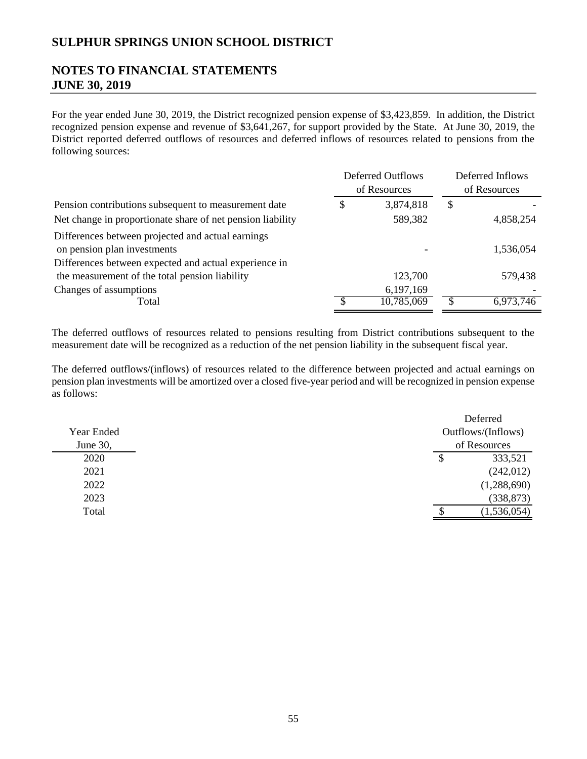# SULPHUR SPRINGS UNION SCHOOL DISTRICT

## NOTES TO FINANCIAL STATEMENTS
## JUNE 30, 2019

For the year ended June 30, 2019, the District recognized pension expense of $3,423,859. In addition, the District recognized pension expense and revenue of $3,641,267, for support provided by the State. At June 30, 2019, the District reported deferred outflows of resources and deferred inflows of resources related to pensions from the following sources:

| | Deferred Outflows of Resources | Deferred Inflows of Resources |
|---|---|---|
| Pension contributions subsequent to measurement date | $ 3,874,818 | $ - |
| Net change in proportionate share of net pension liability | 589,382 | 4,858,254 |
| Differences between projected and actual earnings on pension plan investments | - | 1,536,054 |
| Differences between expected and actual experience in the measurement of the total pension liability | 123,700 | 579,438 |
| Changes of assumptions | 6,197,169 | - |
| Total | $ 10,785,069 | $ 6,973,746 |

The deferred outflows of resources related to pensions resulting from District contributions subsequent to the measurement date will be recognized as a reduction of the net pension liability in the subsequent fiscal year.

The deferred outflows/(inflows) of resources related to the difference between projected and actual earnings on pension plan investments will be amortized over a closed five-year period and will be recognized in pension expense as follows:

| Year Ended June 30, | Deferred Outflows/(Inflows) of Resources |
|---|---|
| 2020 | $ 333,521 |
| 2021 | (242,012) |
| 2022 | (1,288,690) |
| 2023 | (338,873) |
| Total | $ (1,536,054) |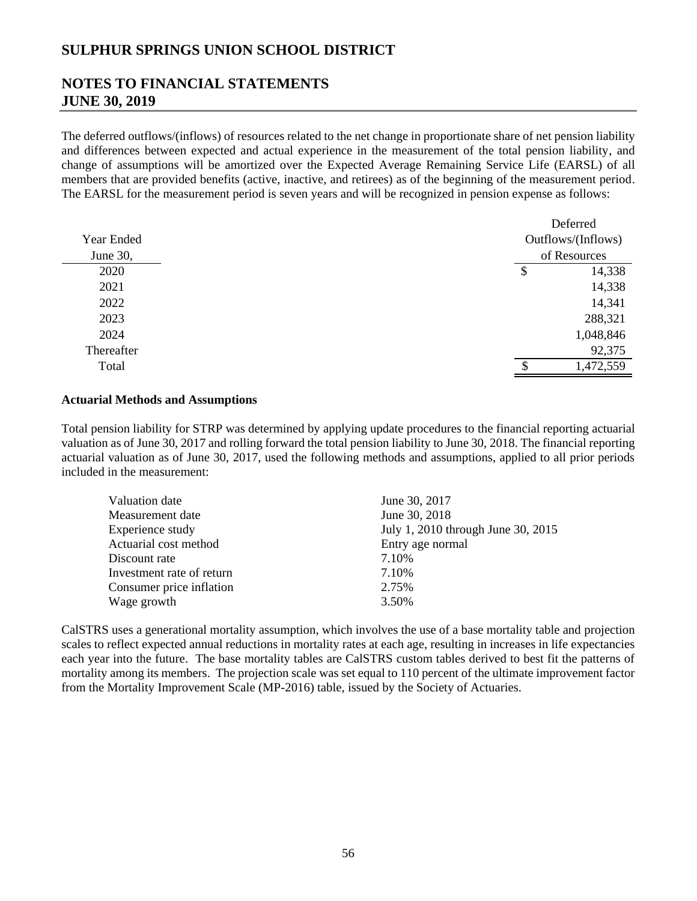# SULPHUR SPRINGS UNION SCHOOL DISTRICT

## NOTES TO FINANCIAL STATEMENTS
## JUNE 30, 2019

The deferred outflows/(inflows) of resources related to the net change in proportionate share of net pension liability and differences between expected and actual experience in the measurement of the total pension liability, and change of assumptions will be amortized over the Expected Average Remaining Service Life (EARSL) of all members that are provided benefits (active, inactive, and retirees) as of the beginning of the measurement period. The EARSL for the measurement period is seven years and will be recognized in pension expense as follows:

| Year Ended June 30, | Deferred Outflows/(Inflows) of Resources |
|---|---|
| 2020 | $ 14,338 |
| 2021 | 14,338 |
| 2022 | 14,341 |
| 2023 | 288,321 |
| 2024 | 1,048,846 |
| Thereafter | 92,375 |
| Total | $ 1,472,559 |

**Actuarial Methods and Assumptions**

Total pension liability for STRP was determined by applying update procedures to the financial reporting actuarial valuation as of June 30, 2017 and rolling forward the total pension liability to June 30, 2018. The financial reporting actuarial valuation as of June 30, 2017, used the following methods and assumptions, applied to all prior periods included in the measurement:

| | |
|---|---|
| Valuation date | June 30, 2017 |
| Measurement date | June 30, 2018 |
| Experience study | July 1, 2010 through June 30, 2015 |
| Actuarial cost method | Entry age normal |
| Discount rate | 7.10% |
| Investment rate of return | 7.10% |
| Consumer price inflation | 2.75% |
| Wage growth | 3.50% |

CalSTRS uses a generational mortality assumption, which involves the use of a base mortality table and projection scales to reflect expected annual reductions in mortality rates at each age, resulting in increases in life expectancies each year into the future. The base mortality tables are CalSTRS custom tables derived to best fit the patterns of mortality among its members. The projection scale was set equal to 110 percent of the ultimate improvement factor from the Mortality Improvement Scale (MP-2016) table, issued by the Society of Actuaries.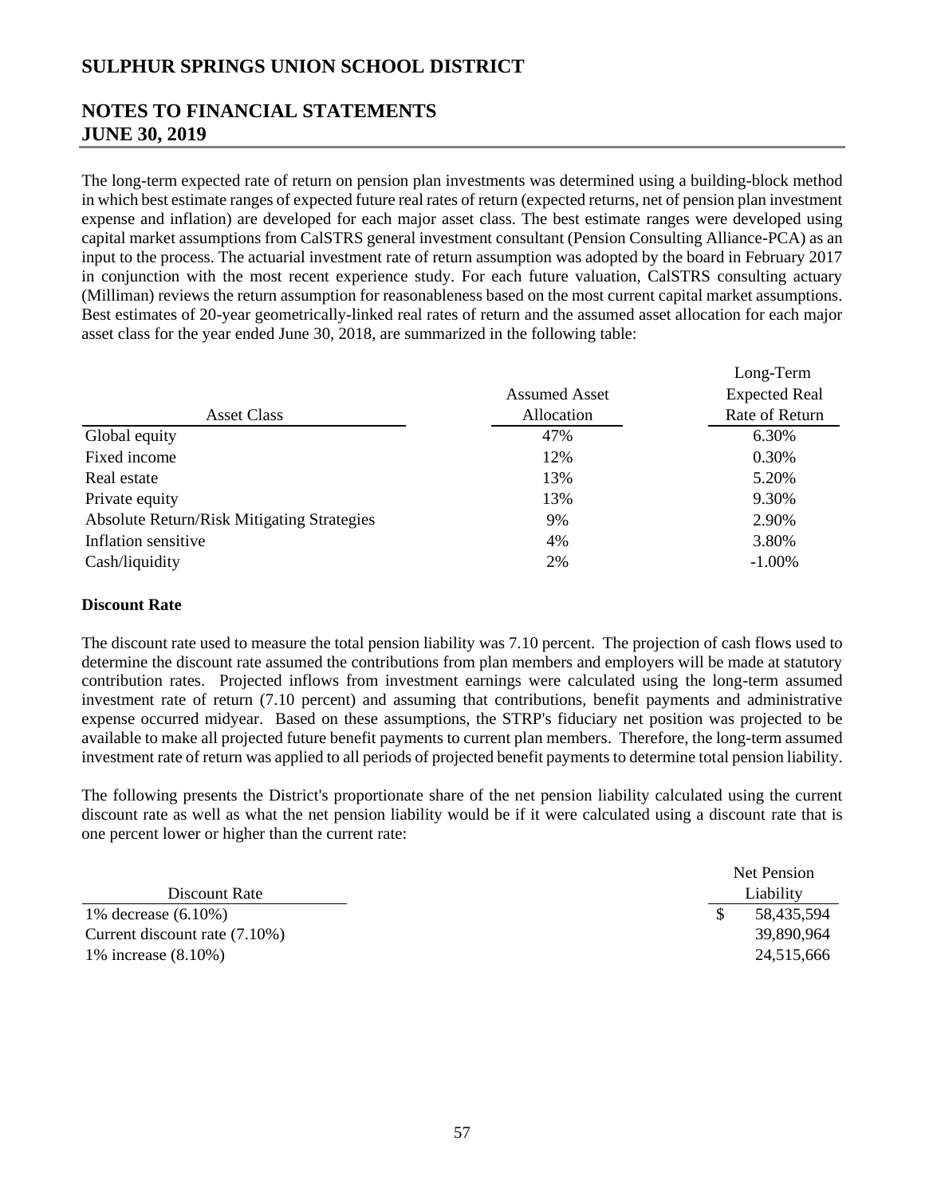The long-term expected rate of return on pension plan investments was determined using a building-block method in which best estimate ranges of expected future real rates of return (expected returns, net of pension plan investment expense and inflation) are developed for each major asset class. The best estimate ranges were developed using capital market assumptions from CalSTRS general investment consultant (Pension Consulting Alliance-PCA) as an input to the process. The actuarial investment rate of return assumption was adopted by the board in February 2017 in conjunction with the most recent experience study. For each future valuation, CalSTRS consulting actuary (Milliman) reviews the return assumption for reasonableness based on the most current capital market assumptions. Best estimates of 20-year geometrically-linked real rates of return and the assumed asset allocation for each major asset class for the year ended June 30, 2018, are summarized in the following table:

| Asset Class | Assumed Asset Allocation | Long-Term Expected Real Rate of Return |
|---|---|---|
| Global equity | 47% | 6.30% |
| Fixed income | 12% | 0.30% |
| Real estate | 13% | 5.20% |
| Private equity | 13% | 9.30% |
| Absolute Return/Risk Mitigating Strategies | 9% | 2.90% |
| Inflation sensitive | 4% | 3.80% |
| Cash/liquidity | 2% | -1.00% |

**Discount Rate**

The discount rate used to measure the total pension liability was 7.10 percent. The projection of cash flows used to determine the discount rate assumed the contributions from plan members and employers will be made at statutory contribution rates. Projected inflows from investment earnings were calculated using the long-term assumed investment rate of return (7.10 percent) and assuming that contributions, benefit payments and administrative expense occurred midyear. Based on these assumptions, the STRP's fiduciary net position was projected to be available to make all projected future benefit payments to current plan members. Therefore, the long-term assumed investment rate of return was applied to all periods of projected benefit payments to determine total pension liability.

The following presents the District's proportionate share of the net pension liability calculated using the current discount rate as well as what the net pension liability would be if it were calculated using a discount rate that is one percent lower or higher than the current rate:

| Discount Rate | Net Pension Liability |
|---|---|
| 1% decrease (6.10%) | $ 58,435,594 |
| Current discount rate (7.10%) | 39,890,964 |
| 1% increase (8.10%) | 24,515,666 |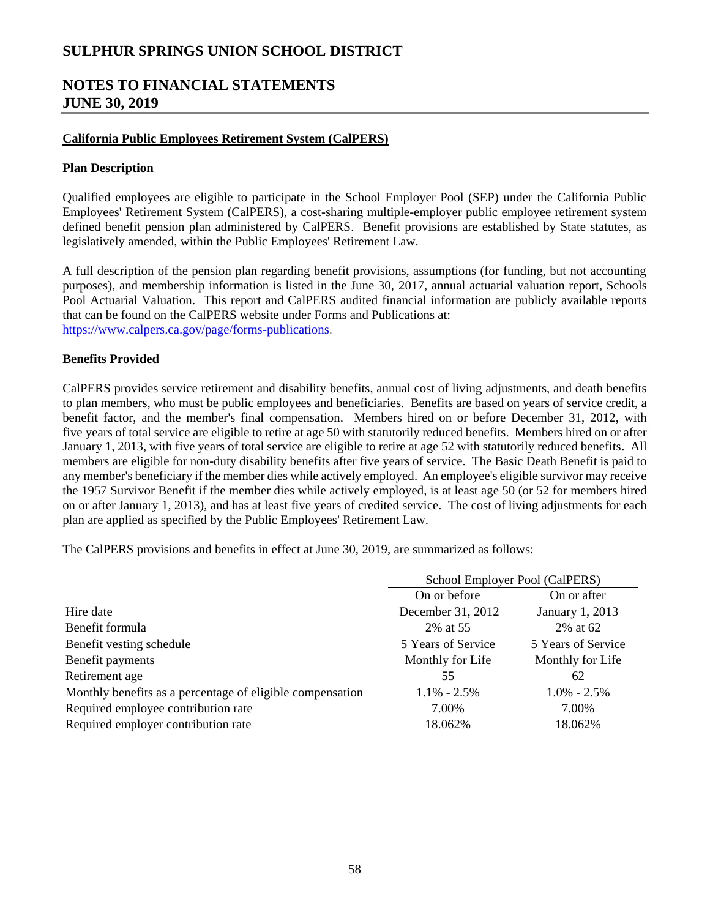# SULPHUR SPRINGS UNION SCHOOL DISTRICT

## NOTES TO FINANCIAL STATEMENTS
## JUNE 30, 2019

### California Public Employees Retirement System (CalPERS)

**Plan Description**

Qualified employees are eligible to participate in the School Employer Pool (SEP) under the California Public Employees' Retirement System (CalPERS), a cost-sharing multiple-employer public employee retirement system defined benefit pension plan administered by CalPERS. Benefit provisions are established by State statutes, as legislatively amended, within the Public Employees' Retirement Law.

A full description of the pension plan regarding benefit provisions, assumptions (for funding, but not accounting purposes), and membership information is listed in the June 30, 2017, annual actuarial valuation report, Schools Pool Actuarial Valuation. This report and CalPERS audited financial information are publicly available reports that can be found on the CalPERS website under Forms and Publications at:
https://www.calpers.ca.gov/page/forms-publications.

**Benefits Provided**

CalPERS provides service retirement and disability benefits, annual cost of living adjustments, and death benefits to plan members, who must be public employees and beneficiaries. Benefits are based on years of service credit, a benefit factor, and the member's final compensation. Members hired on or before December 31, 2012, with five years of total service are eligible to retire at age 50 with statutorily reduced benefits. Members hired on or after January 1, 2013, with five years of total service are eligible to retire at age 52 with statutorily reduced benefits. All members are eligible for non-duty disability benefits after five years of service. The Basic Death Benefit is paid to any member's beneficiary if the member dies while actively employed. An employee's eligible survivor may receive the 1957 Survivor Benefit if the member dies while actively employed, is at least age 50 (or 52 for members hired on or after January 1, 2013), and has at least five years of credited service. The cost of living adjustments for each plan are applied as specified by the Public Employees' Retirement Law.

The CalPERS provisions and benefits in effect at June 30, 2019, are summarized as follows:

| | School Employer Pool (CalPERS) | |
|---|---|---|
| | On or before | On or after |
| Hire date | December 31, 2012 | January 1, 2013 |
| Benefit formula | 2% at 55 | 2% at 62 |
| Benefit vesting schedule | 5 Years of Service | 5 Years of Service |
| Benefit payments | Monthly for Life | Monthly for Life |
| Retirement age | 55 | 62 |
| Monthly benefits as a percentage of eligible compensation | 1.1% - 2.5% | 1.0% - 2.5% |
| Required employee contribution rate | 7.00% | 7.00% |
| Required employer contribution rate | 18.062% | 18.062% |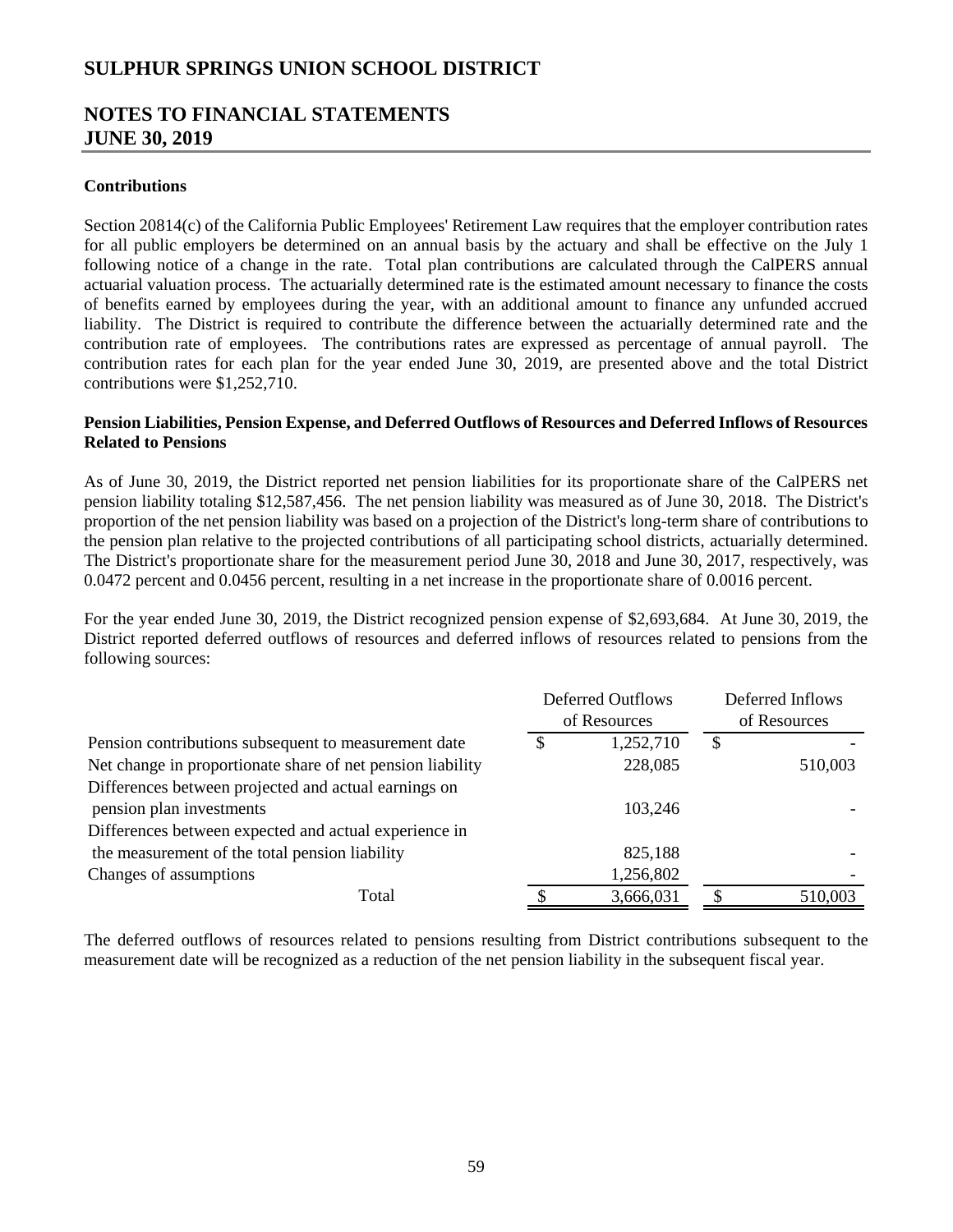# SULPHUR SPRINGS UNION SCHOOL DISTRICT

## NOTES TO FINANCIAL STATEMENTS
## JUNE 30, 2019

**Contributions**

Section 20814(c) of the California Public Employees' Retirement Law requires that the employer contribution rates for all public employers be determined on an annual basis by the actuary and shall be effective on the July 1 following notice of a change in the rate. Total plan contributions are calculated through the CalPERS annual actuarial valuation process. The actuarially determined rate is the estimated amount necessary to finance the costs of benefits earned by employees during the year, with an additional amount to finance any unfunded accrued liability. The District is required to contribute the difference between the actuarially determined rate and the contribution rate of employees. The contributions rates are expressed as percentage of annual payroll. The contribution rates for each plan for the year ended June 30, 2019, are presented above and the total District contributions were $1,252,710.

**Pension Liabilities, Pension Expense, and Deferred Outflows of Resources and Deferred Inflows of Resources Related to Pensions**

As of June 30, 2019, the District reported net pension liabilities for its proportionate share of the CalPERS net pension liability totaling $12,587,456. The net pension liability was measured as of June 30, 2018. The District's proportion of the net pension liability was based on a projection of the District's long-term share of contributions to the pension plan relative to the projected contributions of all participating school districts, actuarially determined. The District's proportionate share for the measurement period June 30, 2018 and June 30, 2017, respectively, was 0.0472 percent and 0.0456 percent, resulting in a net increase in the proportionate share of 0.0016 percent.

For the year ended June 30, 2019, the District recognized pension expense of $2,693,684. At June 30, 2019, the District reported deferred outflows of resources and deferred inflows of resources related to pensions from the following sources:

| | Deferred Outflows of Resources | Deferred Inflows of Resources |
|---|---|---|
| Pension contributions subsequent to measurement date | $ 1,252,710 | $ - |
| Net change in proportionate share of net pension liability | 228,085 | 510,003 |
| Differences between projected and actual earnings on pension plan investments | 103,246 | - |
| Differences between expected and actual experience in the measurement of the total pension liability | 825,188 | - |
| Changes of assumptions | 1,256,802 | - |
| Total | $ 3,666,031 | $ 510,003 |

The deferred outflows of resources related to pensions resulting from District contributions subsequent to the measurement date will be recognized as a reduction of the net pension liability in the subsequent fiscal year.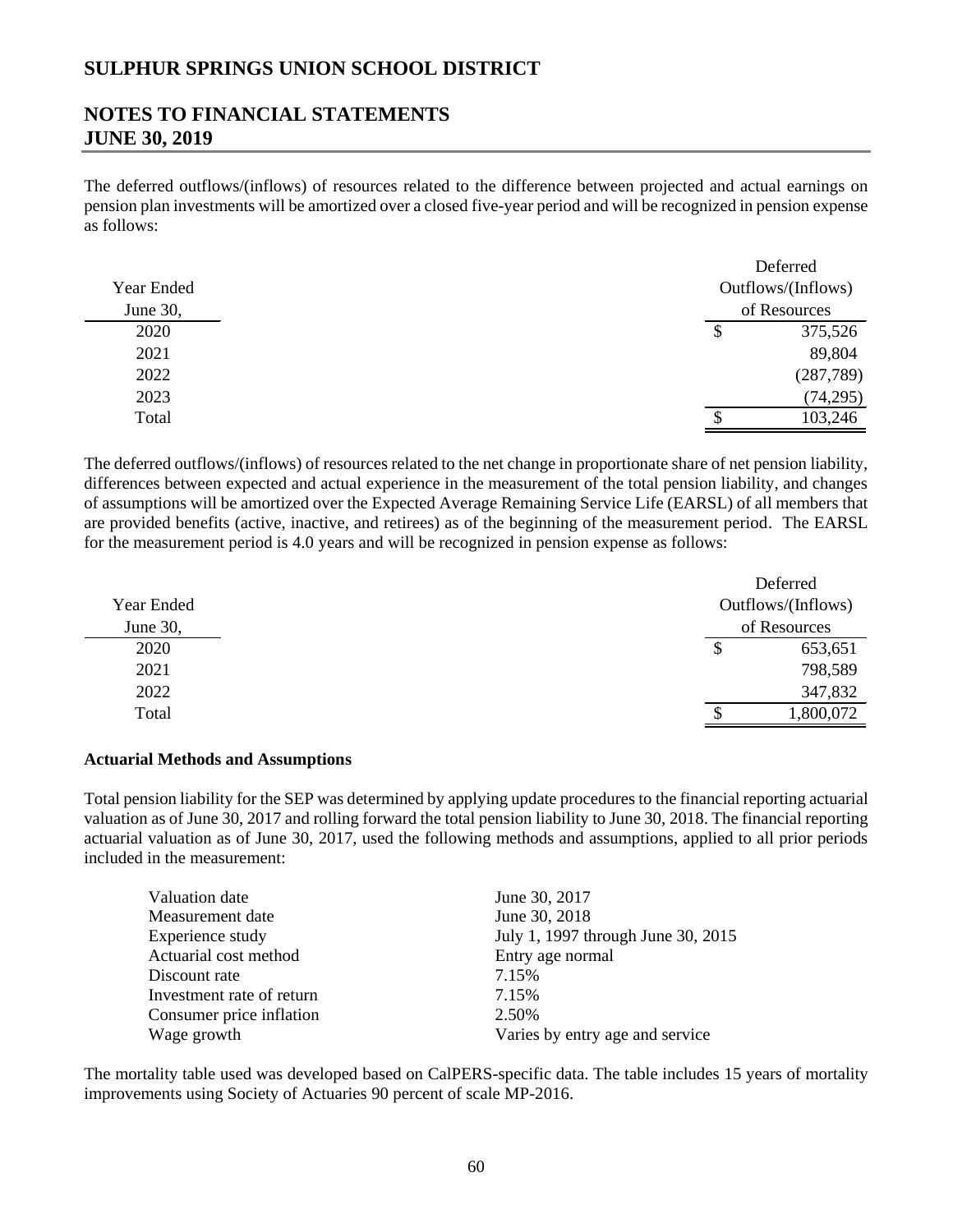The deferred outflows/(inflows) of resources related to the difference between projected and actual earnings on pension plan investments will be amortized over a closed five-year period and will be recognized in pension expense as follows:

| Year Ended June 30, | Deferred Outflows/(Inflows) of Resources |
|---|---|
| 2020 | $ 375,526 |
| 2021 | 89,804 |
| 2022 | (287,789) |
| 2023 | (74,295) |
| Total | $ 103,246 |

The deferred outflows/(inflows) of resources related to the net change in proportionate share of net pension liability, differences between expected and actual experience in the measurement of the total pension liability, and changes of assumptions will be amortized over the Expected Average Remaining Service Life (EARSL) of all members that are provided benefits (active, inactive, and retirees) as of the beginning of the measurement period. The EARSL for the measurement period is 4.0 years and will be recognized in pension expense as follows:

| Year Ended June 30, | Deferred Outflows/(Inflows) of Resources |
|---|---|
| 2020 | $ 653,651 |
| 2021 | 798,589 |
| 2022 | 347,832 |
| Total | $ 1,800,072 |

**Actuarial Methods and Assumptions**

Total pension liability for the SEP was determined by applying update procedures to the financial reporting actuarial valuation as of June 30, 2017 and rolling forward the total pension liability to June 30, 2018. The financial reporting actuarial valuation as of June 30, 2017, used the following methods and assumptions, applied to all prior periods included in the measurement:

| | |
|---|---|
| Valuation date | June 30, 2017 |
| Measurement date | June 30, 2018 |
| Experience study | July 1, 1997 through June 30, 2015 |
| Actuarial cost method | Entry age normal |
| Discount rate | 7.15% |
| Investment rate of return | 7.15% |
| Consumer price inflation | 2.50% |
| Wage growth | Varies by entry age and service |

The mortality table used was developed based on CalPERS-specific data. The table includes 15 years of mortality improvements using Society of Actuaries 90 percent of scale MP-2016.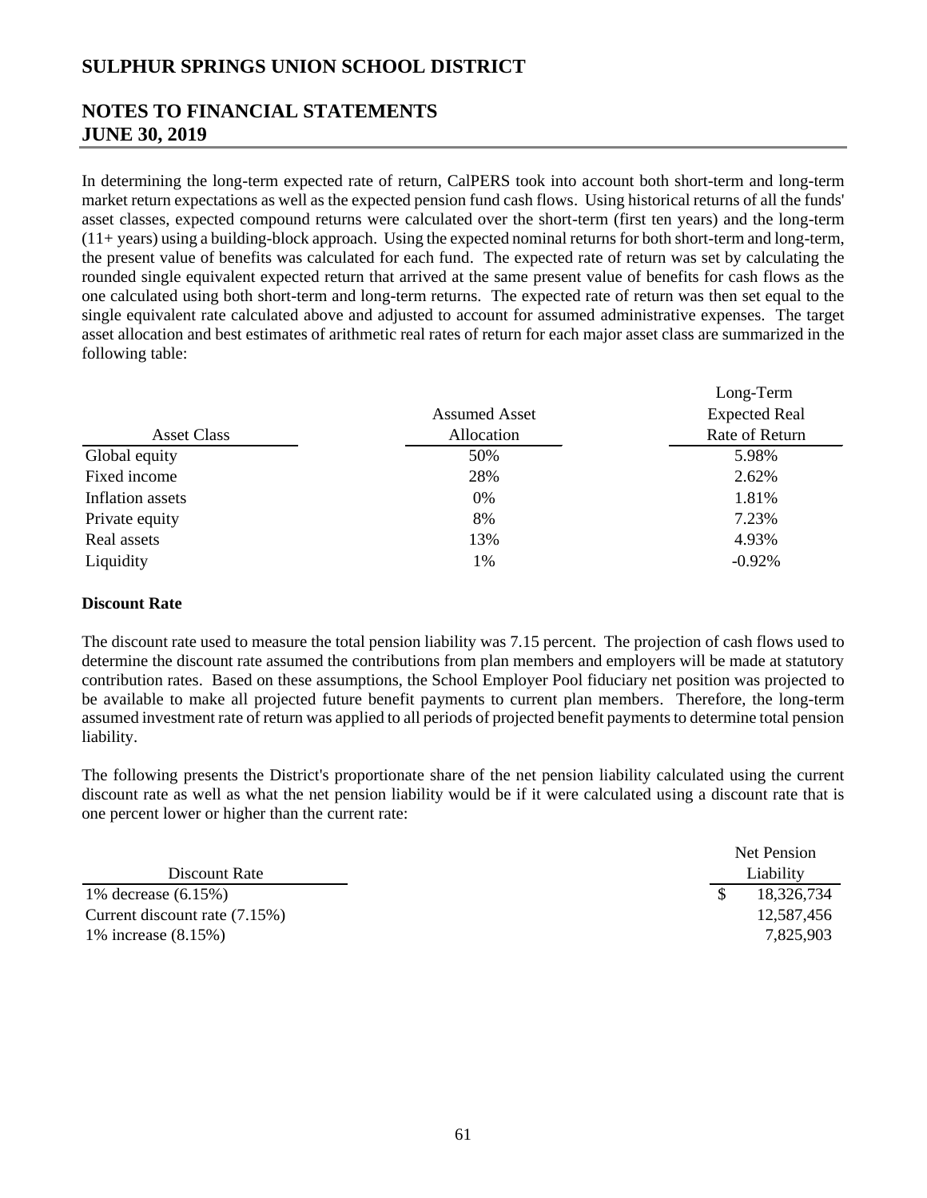In determining the long-term expected rate of return, CalPERS took into account both short-term and long-term market return expectations as well as the expected pension fund cash flows. Using historical returns of all the funds' asset classes, expected compound returns were calculated over the short-term (first ten years) and the long-term (11+ years) using a building-block approach. Using the expected nominal returns for both short-term and long-term, the present value of benefits was calculated for each fund. The expected rate of return was set by calculating the rounded single equivalent expected return that arrived at the same present value of benefits for cash flows as the one calculated using both short-term and long-term returns. The expected rate of return was then set equal to the single equivalent rate calculated above and adjusted to account for assumed administrative expenses. The target asset allocation and best estimates of arithmetic real rates of return for each major asset class are summarized in the following table:

| Asset Class | Assumed Asset Allocation | Long-Term Expected Real Rate of Return |
|---|---|---|
| Global equity | 50% | 5.98% |
| Fixed income | 28% | 2.62% |
| Inflation assets | 0% | 1.81% |
| Private equity | 8% | 7.23% |
| Real assets | 13% | 4.93% |
| Liquidity | 1% | -0.92% |

**Discount Rate**

The discount rate used to measure the total pension liability was 7.15 percent. The projection of cash flows used to determine the discount rate assumed the contributions from plan members and employers will be made at statutory contribution rates. Based on these assumptions, the School Employer Pool fiduciary net position was projected to be available to make all projected future benefit payments to current plan members. Therefore, the long-term assumed investment rate of return was applied to all periods of projected benefit payments to determine total pension liability.

The following presents the District's proportionate share of the net pension liability calculated using the current discount rate as well as what the net pension liability would be if it were calculated using a discount rate that is one percent lower or higher than the current rate:

| Discount Rate | Net Pension Liability |
|---|---|
| 1% decrease (6.15%) | $ 18,326,734 |
| Current discount rate (7.15%) | 12,587,456 |
| 1% increase (8.15%) | 7,825,903 |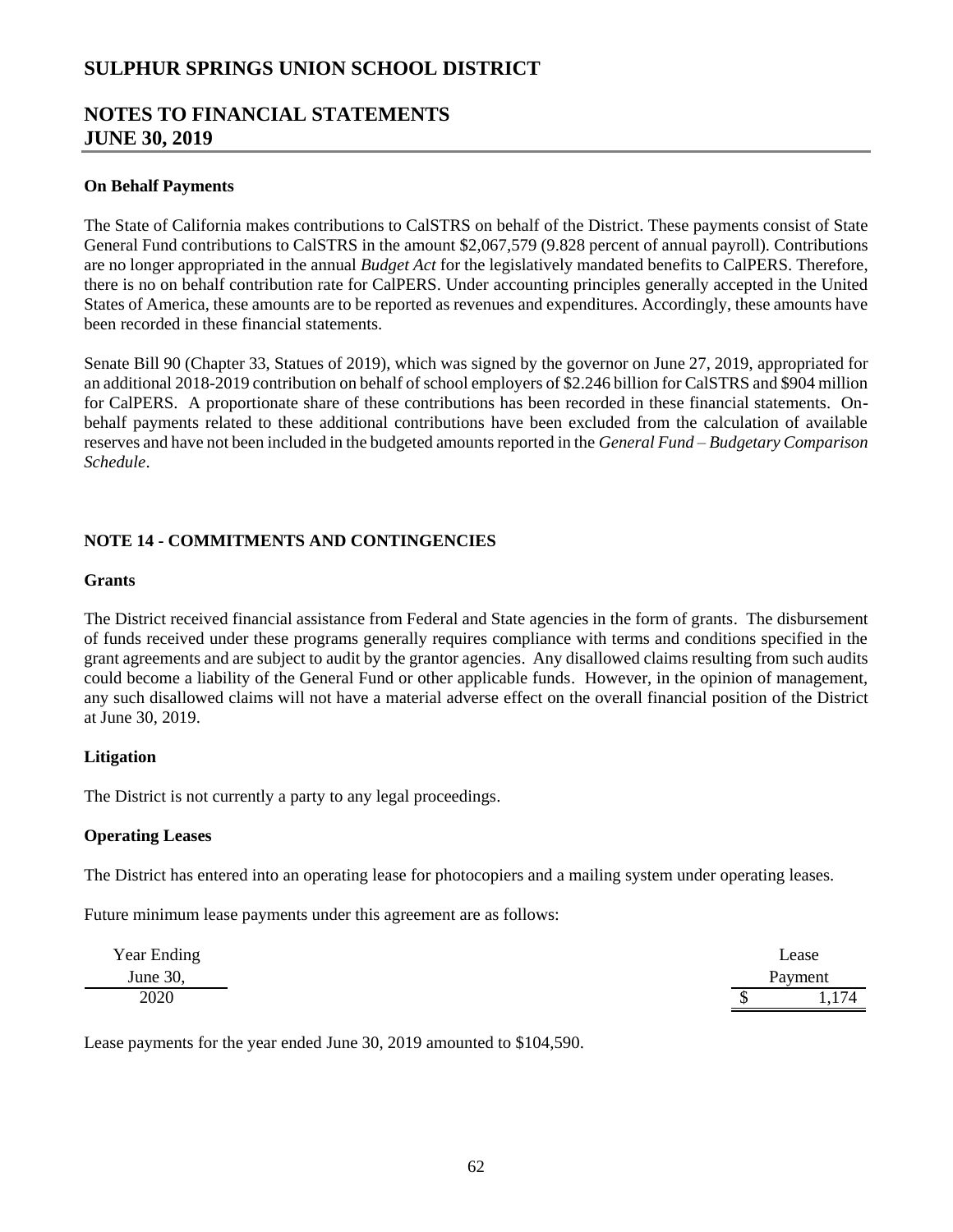# SULPHUR SPRINGS UNION SCHOOL DISTRICT

## NOTES TO FINANCIAL STATEMENTS
## JUNE 30, 2019

**On Behalf Payments**

The State of California makes contributions to CalSTRS on behalf of the District. These payments consist of State General Fund contributions to CalSTRS in the amount $2,067,579 (9.828 percent of annual payroll). Contributions are no longer appropriated in the annual *Budget Act* for the legislatively mandated benefits to CalPERS. Therefore, there is no on behalf contribution rate for CalPERS. Under accounting principles generally accepted in the United States of America, these amounts are to be reported as revenues and expenditures. Accordingly, these amounts have been recorded in these financial statements.

Senate Bill 90 (Chapter 33, Statues of 2019), which was signed by the governor on June 27, 2019, appropriated for an additional 2018-2019 contribution on behalf of school employers of $2.246 billion for CalSTRS and $904 million for CalPERS. A proportionate share of these contributions has been recorded in these financial statements. On-behalf payments related to these additional contributions have been excluded from the calculation of available reserves and have not been included in the budgeted amounts reported in the *General Fund – Budgetary Comparison Schedule*.

### NOTE 14 - COMMITMENTS AND CONTINGENCIES

**Grants**

The District received financial assistance from Federal and State agencies in the form of grants. The disbursement of funds received under these programs generally requires compliance with terms and conditions specified in the grant agreements and are subject to audit by the grantor agencies. Any disallowed claims resulting from such audits could become a liability of the General Fund or other applicable funds. However, in the opinion of management, any such disallowed claims will not have a material adverse effect on the overall financial position of the District at June 30, 2019.

**Litigation**

The District is not currently a party to any legal proceedings.

**Operating Leases**

The District has entered into an operating lease for photocopiers and a mailing system under operating leases.

Future minimum lease payments under this agreement are as follows:

| Year Ending June 30, | Lease Payment |
|---|---|
| 2020 | $ 1,174 |

Lease payments for the year ended June 30, 2019 amounted to $104,590.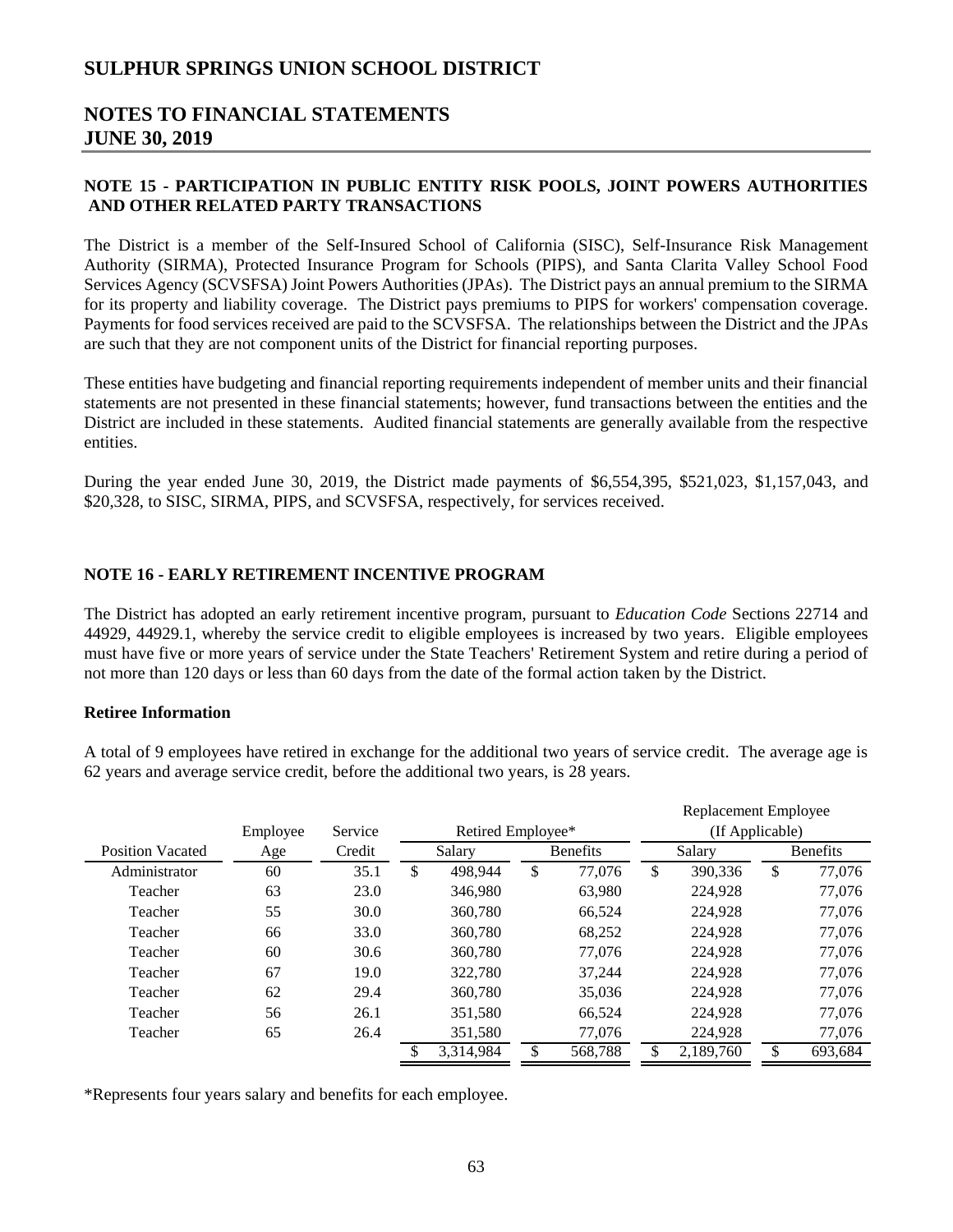# SULPHUR SPRINGS UNION SCHOOL DISTRICT

## NOTES TO FINANCIAL STATEMENTS
## JUNE 30, 2019

### NOTE 15 - PARTICIPATION IN PUBLIC ENTITY RISK POOLS, JOINT POWERS AUTHORITIES AND OTHER RELATED PARTY TRANSACTIONS

The District is a member of the Self-Insured School of California (SISC), Self-Insurance Risk Management Authority (SIRMA), Protected Insurance Program for Schools (PIPS), and Santa Clarita Valley School Food Services Agency (SCVSFSA) Joint Powers Authorities (JPAs). The District pays an annual premium to the SIRMA for its property and liability coverage. The District pays premiums to PIPS for workers' compensation coverage. Payments for food services received are paid to the SCVSFSA. The relationships between the District and the JPAs are such that they are not component units of the District for financial reporting purposes.

These entities have budgeting and financial reporting requirements independent of member units and their financial statements are not presented in these financial statements; however, fund transactions between the entities and the District are included in these statements. Audited financial statements are generally available from the respective entities.

During the year ended June 30, 2019, the District made payments of $6,554,395, $521,023, $1,157,043, and $20,328, to SISC, SIRMA, PIPS, and SCVSFSA, respectively, for services received.

### NOTE 16 - EARLY RETIREMENT INCENTIVE PROGRAM

The District has adopted an early retirement incentive program, pursuant to *Education Code* Sections 22714 and 44929, 44929.1, whereby the service credit to eligible employees is increased by two years. Eligible employees must have five or more years of service under the State Teachers' Retirement System and retire during a period of not more than 120 days or less than 60 days from the date of the formal action taken by the District.

**Retiree Information**

A total of 9 employees have retired in exchange for the additional two years of service credit. The average age is 62 years and average service credit, before the additional two years, is 28 years.

| | Employee | Service | Retired Employee* | | Replacement Employee (If Applicable) | |
|---|---|---|---|---|---|---|
| Position Vacated | Age | Credit | Salary | Benefits | Salary | Benefits |
| Administrator | 60 | 35.1 | $ 498,944 | $ 77,076 | $ 390,336 | $ 77,076 |
| Teacher | 63 | 23.0 | 346,980 | 63,980 | 224,928 | 77,076 |
| Teacher | 55 | 30.0 | 360,780 | 66,524 | 224,928 | 77,076 |
| Teacher | 66 | 33.0 | 360,780 | 68,252 | 224,928 | 77,076 |
| Teacher | 60 | 30.6 | 360,780 | 77,076 | 224,928 | 77,076 |
| Teacher | 67 | 19.0 | 322,780 | 37,244 | 224,928 | 77,076 |
| Teacher | 62 | 29.4 | 360,780 | 35,036 | 224,928 | 77,076 |
| Teacher | 56 | 26.1 | 351,580 | 66,524 | 224,928 | 77,076 |
| Teacher | 65 | 26.4 | 351,580 | 77,076 | 224,928 | 77,076 |
| | | | $ 3,314,984 | $ 568,788 | $ 2,189,760 | $ 693,684 |

*Represents four years salary and benefits for each employee.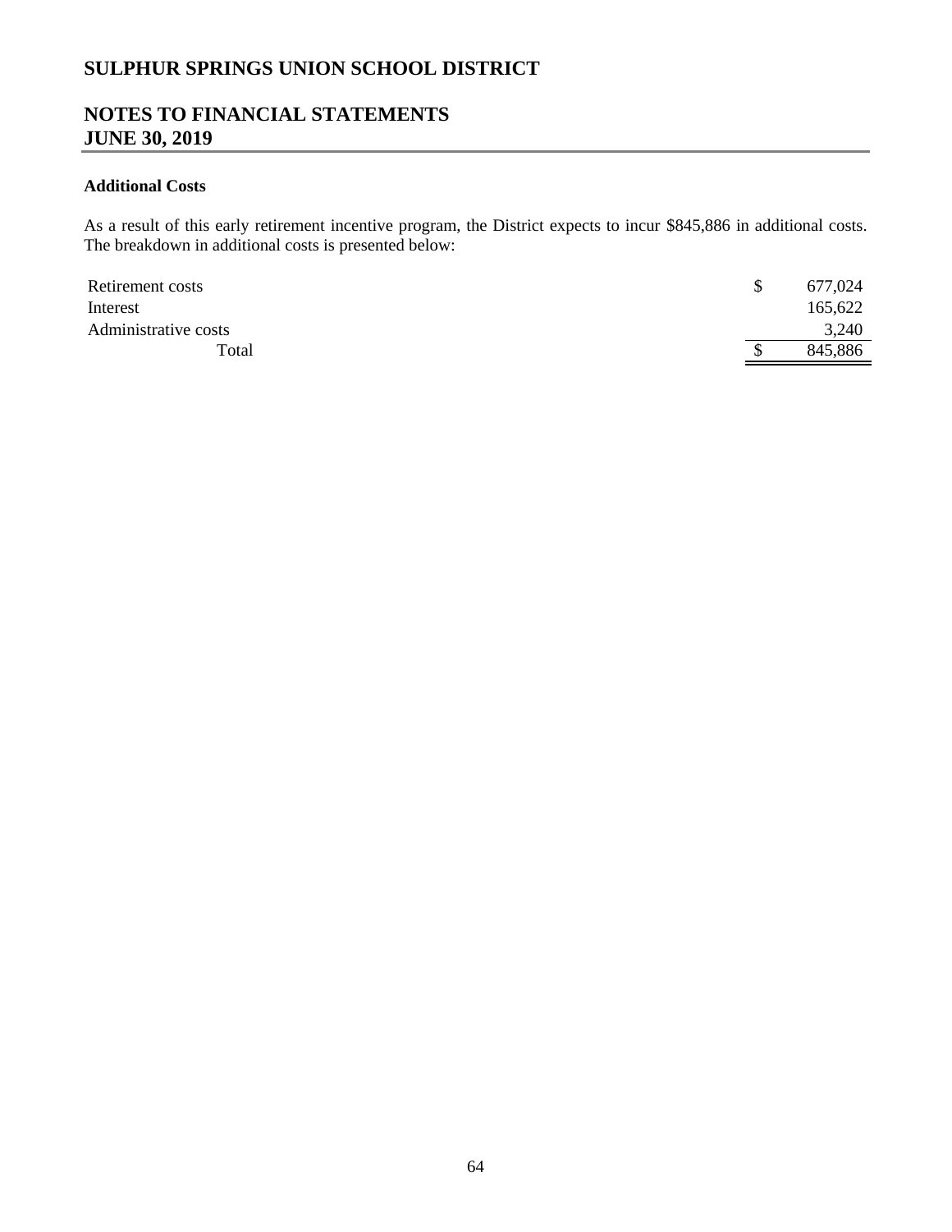### Additional Costs

As a result of this early retirement incentive program, the District expects to incur $845,886 in additional costs. The breakdown in additional costs is presented below:

| | |
|---|---|
| Retirement costs | $ 677,024 |
| Interest | 165,622 |
| Administrative costs | 3,240 |
| Total | $ 845,886 |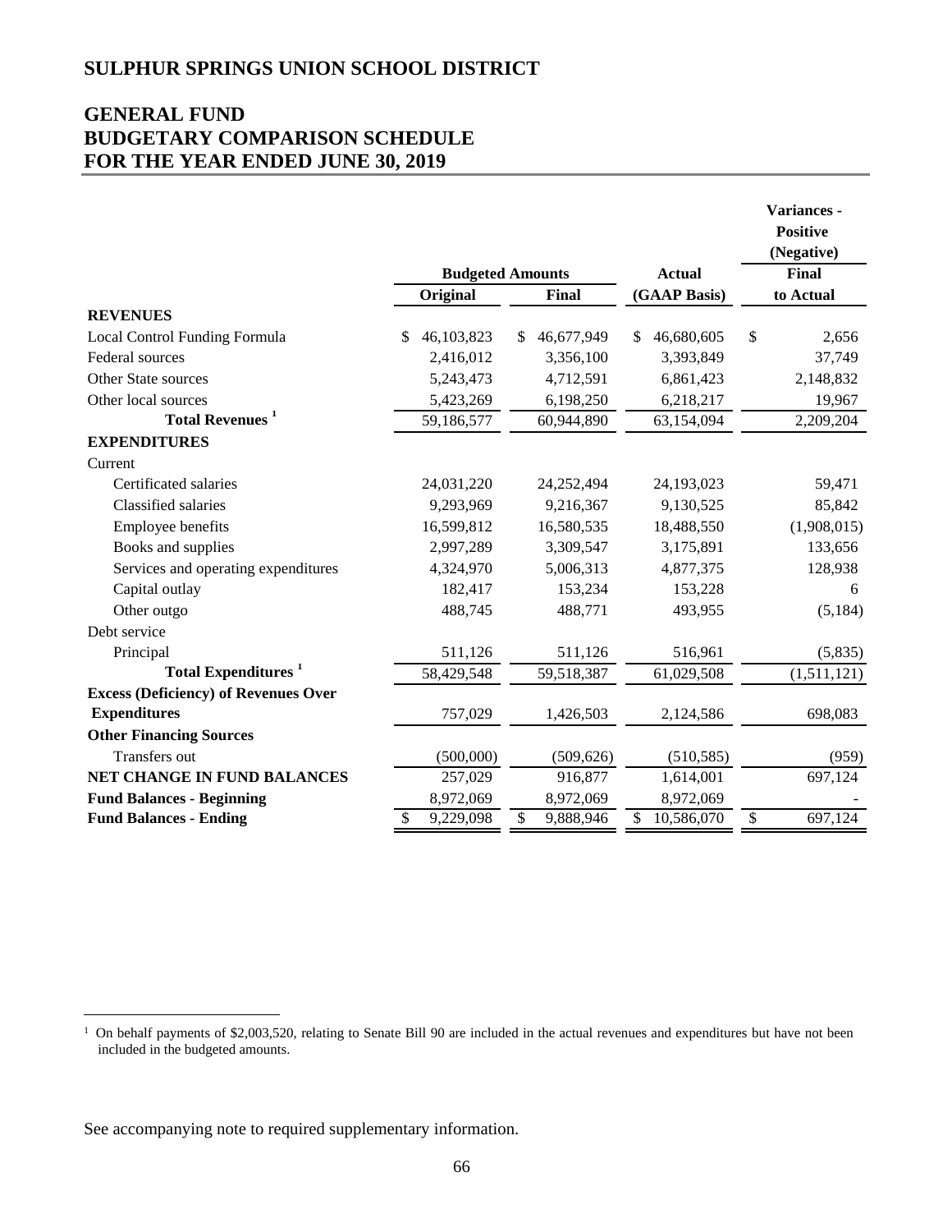# SULPHUR SPRINGS UNION SCHOOL DISTRICT

## GENERAL FUND
## BUDGETARY COMPARISON SCHEDULE
## FOR THE YEAR ENDED JUNE 30, 2019

| | Budgeted Amounts | | Actual | Variances - Positive (Negative) Final |
|---|---|---|---|---|
| | Original | Final | (GAAP Basis) | to Actual |
| **REVENUES** | | | | |
| Local Control Funding Formula | $ 46,103,823 | $ 46,677,949 | $ 46,680,605 | $ 2,656 |
| Federal sources | 2,416,012 | 3,356,100 | 3,393,849 | 37,749 |
| Other State sources | 5,243,473 | 4,712,591 | 6,861,423 | 2,148,832 |
| Other local sources | 5,423,269 | 6,198,250 | 6,218,217 | 19,967 |
| **Total Revenues** [1] | 59,186,577 | 60,944,890 | 63,154,094 | 2,209,204 |
| **EXPENDITURES** | | | | |
| Current | | | | |
| Certificated salaries | 24,031,220 | 24,252,494 | 24,193,023 | 59,471 |
| Classified salaries | 9,293,969 | 9,216,367 | 9,130,525 | 85,842 |
| Employee benefits | 16,599,812 | 16,580,535 | 18,488,550 | (1,908,015) |
| Books and supplies | 2,997,289 | 3,309,547 | 3,175,891 | 133,656 |
| Services and operating expenditures | 4,324,970 | 5,006,313 | 4,877,375 | 128,938 |
| Capital outlay | 182,417 | 153,234 | 153,228 | 6 |
| Other outgo | 488,745 | 488,771 | 493,955 | (5,184) |
| Debt service | | | | |
| Principal | 511,126 | 511,126 | 516,961 | (5,835) |
| **Total Expenditures** [1] | 58,429,548 | 59,518,387 | 61,029,508 | (1,511,121) |
| **Excess (Deficiency) of Revenues Over Expenditures** | 757,029 | 1,426,503 | 2,124,586 | 698,083 |
| **Other Financing Sources** | | | | |
| Transfers out | (500,000) | (509,626) | (510,585) | (959) |
| **NET CHANGE IN FUND BALANCES** | 257,029 | 916,877 | 1,614,001 | 697,124 |
| **Fund Balances - Beginning** | 8,972,069 | 8,972,069 | 8,972,069 | - |
| **Fund Balances - Ending** | $ 9,229,098 | $ 9,888,946 | $ 10,586,070 | $ 697,124 |

[1] On behalf payments of $2,003,520, relating to Senate Bill 90 are included in the actual revenues and expenditures but have not been included in the budgeted amounts.

See accompanying note to required supplementary information.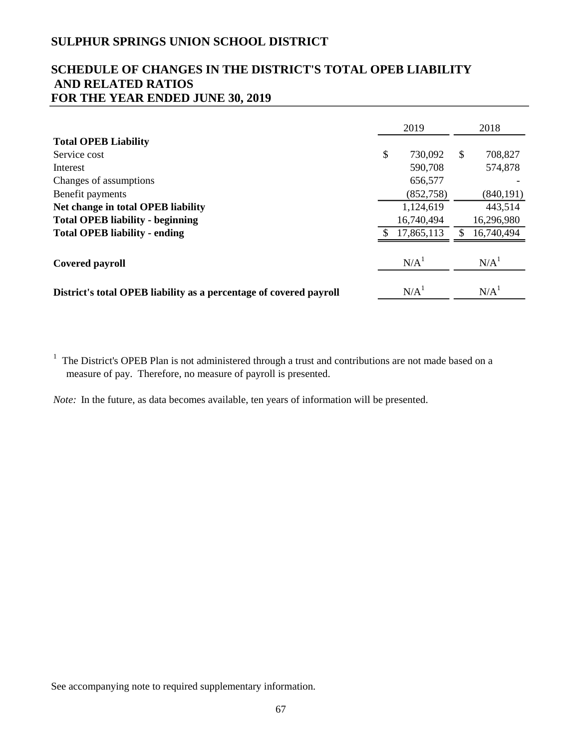# SULPHUR SPRINGS UNION SCHOOL DISTRICT

## SCHEDULE OF CHANGES IN THE DISTRICT'S TOTAL OPEB LIABILITY AND RELATED RATIOS
## FOR THE YEAR ENDED JUNE 30, 2019

| | 2019 | 2018 |
|---|---|---|
| **Total OPEB Liability** | | |
| Service cost | $ 730,092 | $ 708,827 |
| Interest | 590,708 | 574,878 |
| Changes of assumptions | 656,577 | - |
| Benefit payments | (852,758) | (840,191) |
| **Net change in total OPEB liability** | 1,124,619 | 443,514 |
| **Total OPEB liability - beginning** | 16,740,494 | 16,296,980 |
| **Total OPEB liability - ending** | $ 17,865,113 | $ 16,740,494 |
| **Covered payroll** | N/A[1] | N/A[1] |
| **District's total OPEB liability as a percentage of covered payroll** | N/A[1] | N/A[1] |

[1] The District's OPEB Plan is not administered through a trust and contributions are not made based on a measure of pay. Therefore, no measure of payroll is presented.

*Note:* In the future, as data becomes available, ten years of information will be presented.

See accompanying note to required supplementary information.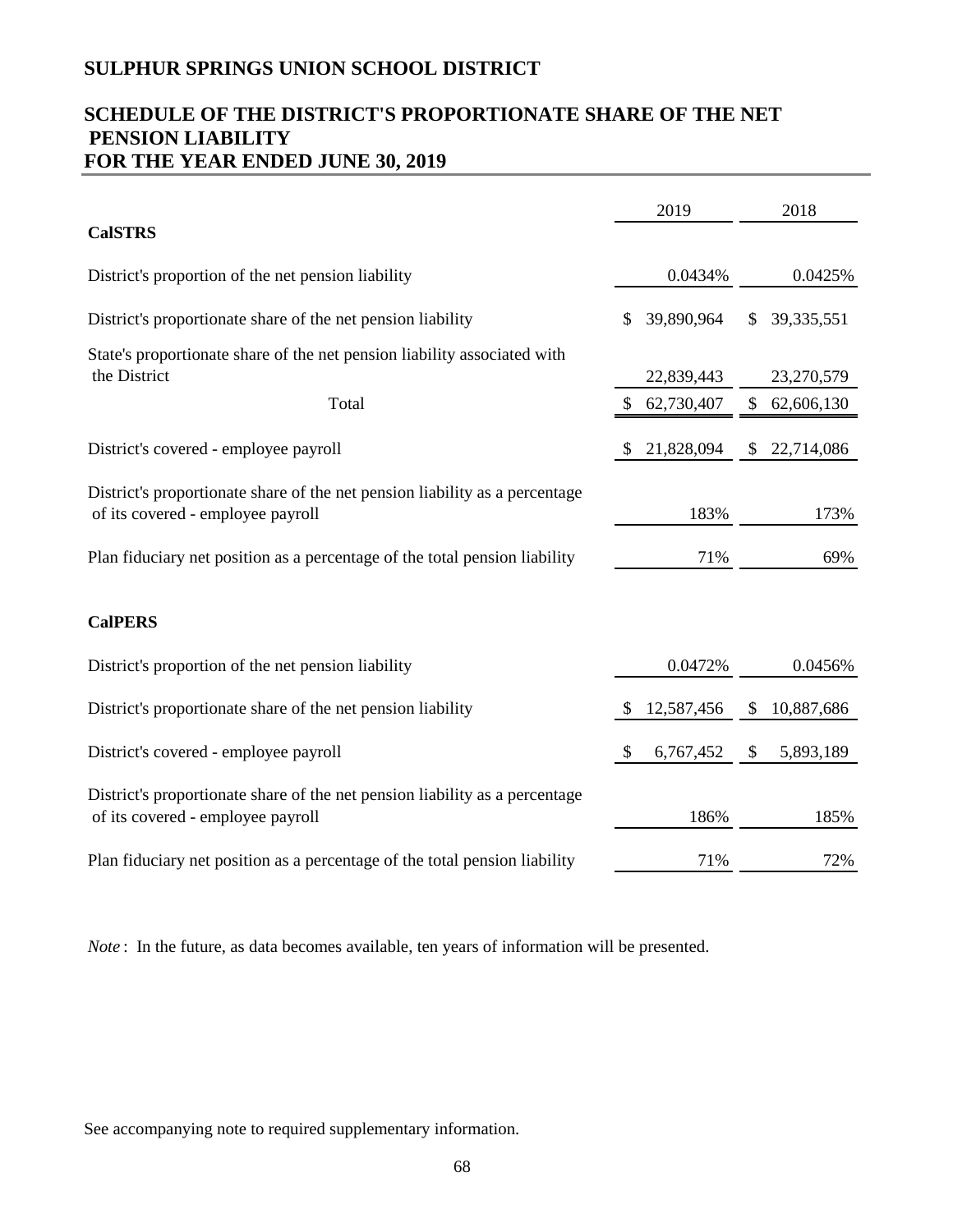# SULPHUR SPRINGS UNION SCHOOL DISTRICT

## SCHEDULE OF THE DISTRICT'S PROPORTIONATE SHARE OF THE NET PENSION LIABILITY
## FOR THE YEAR ENDED JUNE 30, 2019

| | 2019 | 2018 |
|---|---|---|
| **CalSTRS** | | |
| District's proportion of the net pension liability | 0.0434% | 0.0425% |
| District's proportionate share of the net pension liability | $ 39,890,964 | $ 39,335,551 |
| State's proportionate share of the net pension liability associated with the District | 22,839,443 | 23,270,579 |
| Total | $ 62,730,407 | $ 62,606,130 |
| District's covered - employee payroll | $ 21,828,094 | $ 22,714,086 |
| District's proportionate share of the net pension liability as a percentage of its covered - employee payroll | 183% | 173% |
| Plan fiduciary net position as a percentage of the total pension liability | 71% | 69% |
| **CalPERS** | | |
| District's proportion of the net pension liability | 0.0472% | 0.0456% |
| District's proportionate share of the net pension liability | $ 12,587,456 | $ 10,887,686 |
| District's covered - employee payroll | $ 6,767,452 | $ 5,893,189 |
| District's proportionate share of the net pension liability as a percentage of its covered - employee payroll | 186% | 185% |
| Plan fiduciary net position as a percentage of the total pension liability | 71% | 72% |

*Note* : In the future, as data becomes available, ten years of information will be presented.

See accompanying note to required supplementary information.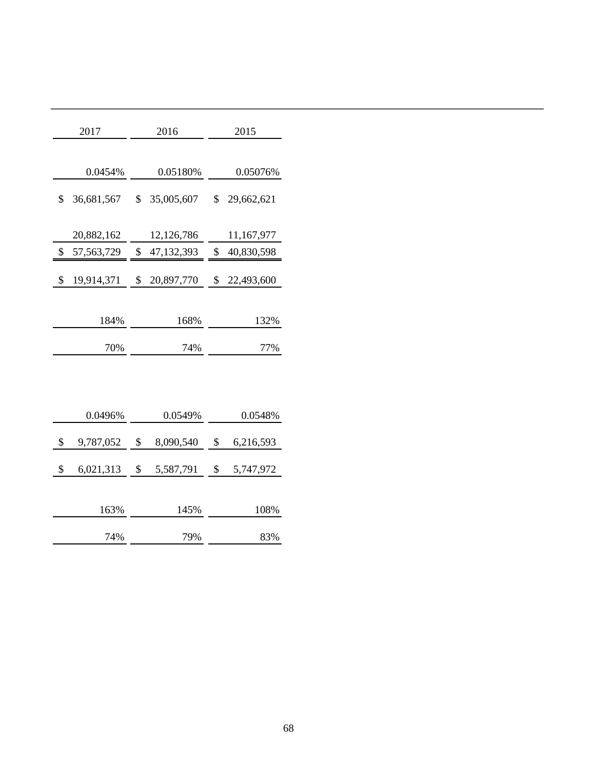| 2017 | 2016 | 2015 |
|---|---|---|
| | | |
| 0.0454% | 0.05180% | 0.05076% |
| $ 36,681,567 | $ 35,005,607 | $ 29,662,621 |
| 20,882,162 | 12,126,786 | 11,167,977 |
| $ 57,563,729 | $ 47,132,393 | $ 40,830,598 |
| $ 19,914,371 | $ 20,897,770 | $ 22,493,600 |
| 184% | 168% | 132% |
| 70% | 74% | 77% |
| | | |
| 0.0496% | 0.0549% | 0.0548% |
| $ 9,787,052 | $ 8,090,540 | $ 6,216,593 |
| $ 6,021,313 | $ 5,587,791 | $ 5,747,972 |
| 163% | 145% | 108% |
| 74% | 79% | 83% |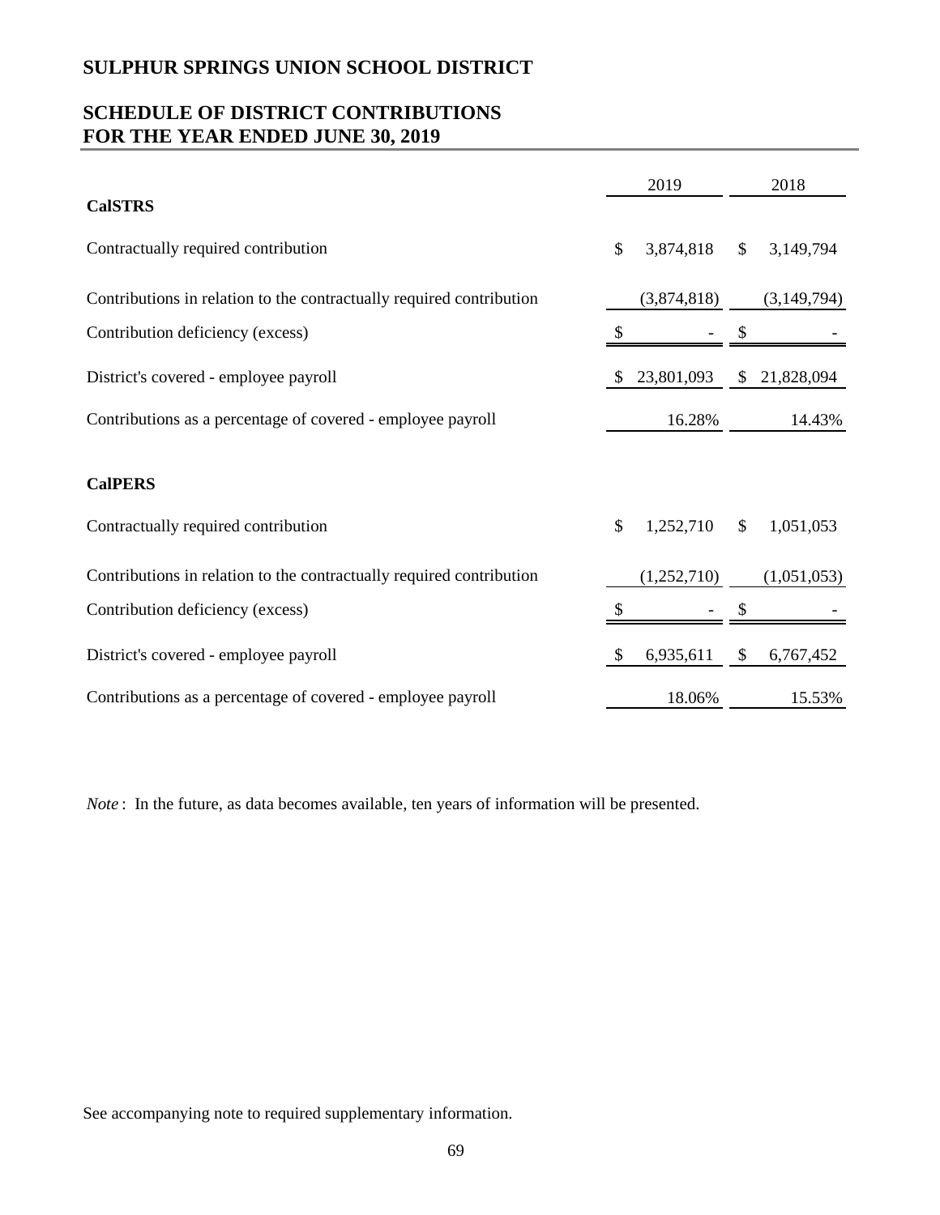# SULPHUR SPRINGS UNION SCHOOL DISTRICT

## SCHEDULE OF DISTRICT CONTRIBUTIONS
## FOR THE YEAR ENDED JUNE 30, 2019

| | 2019 | 2018 |
|---|---|---|
| **CalSTRS** | | |
| Contractually required contribution | $ 3,874,818 | $ 3,149,794 |
| Contributions in relation to the contractually required contribution | (3,874,818) | (3,149,794) |
| Contribution deficiency (excess) | $ - | $ - |
| District's covered - employee payroll | $ 23,801,093 | $ 21,828,094 |
| Contributions as a percentage of covered - employee payroll | 16.28% | 14.43% |
| **CalPERS** | | |
| Contractually required contribution | $ 1,252,710 | $ 1,051,053 |
| Contributions in relation to the contractually required contribution | (1,252,710) | (1,051,053) |
| Contribution deficiency (excess) | $ - | $ - |
| District's covered - employee payroll | $ 6,935,611 | $ 6,767,452 |
| Contributions as a percentage of covered - employee payroll | 18.06% | 15.53% |

*Note* : In the future, as data becomes available, ten years of information will be presented.

See accompanying note to required supplementary information.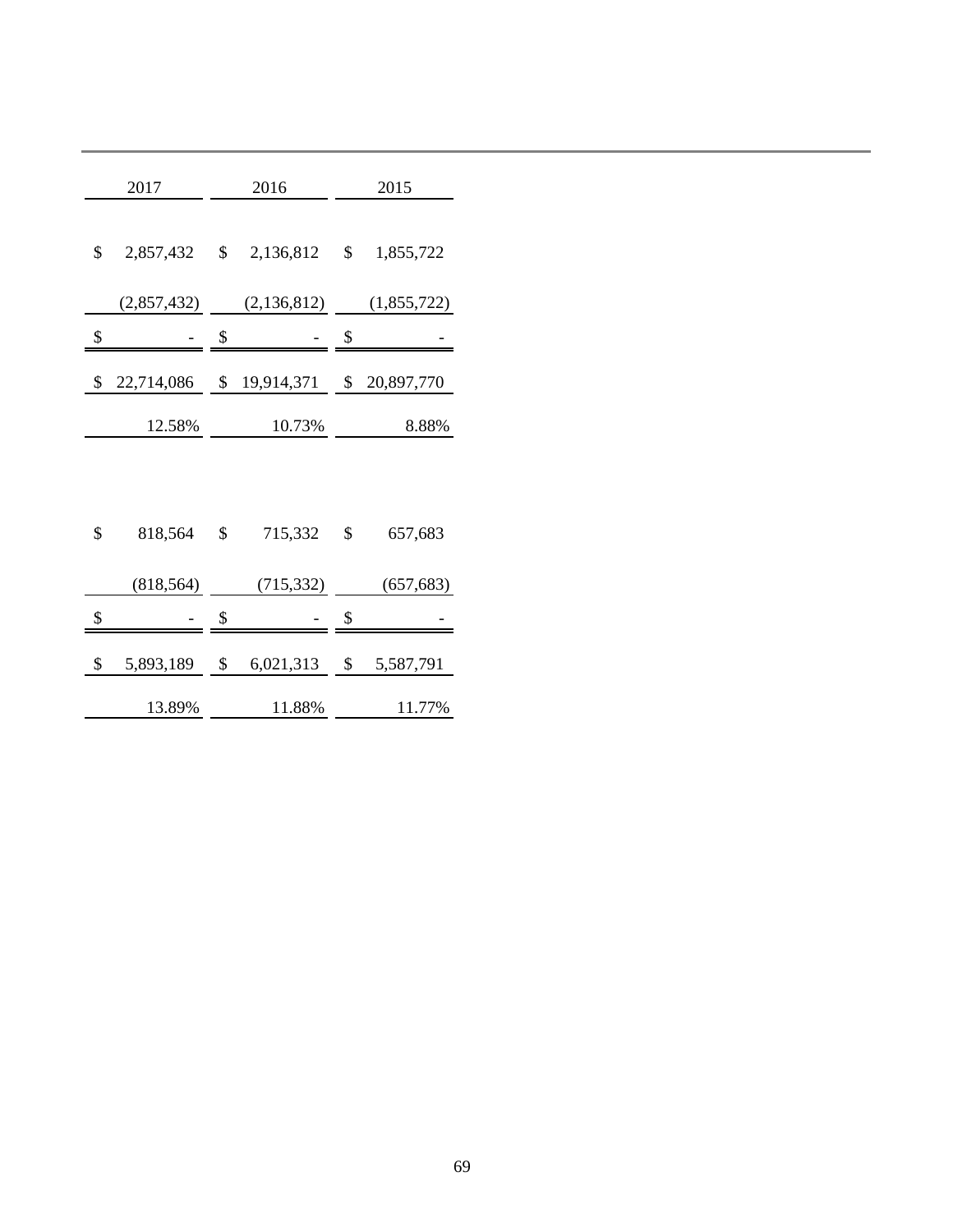| 2017 | 2016 | 2015 |
|---|---|---|
| $ 2,857,432 | $ 2,136,812 | $ 1,855,722 |
| (2,857,432) | (2,136,812) | (1,855,722) |
| $ - | $ - | $ - |
| $ 22,714,086 | $ 19,914,371 | $ 20,897,770 |
| 12.58% | 10.73% | 8.88% |
| | | |
| $ 818,564 | $ 715,332 | $ 657,683 |
| (818,564) | (715,332) | (657,683) |
| $ - | $ - | $ - |
| $ 5,893,189 | $ 6,021,313 | $ 5,587,791 |
| 13.89% | 11.88% | 11.77% |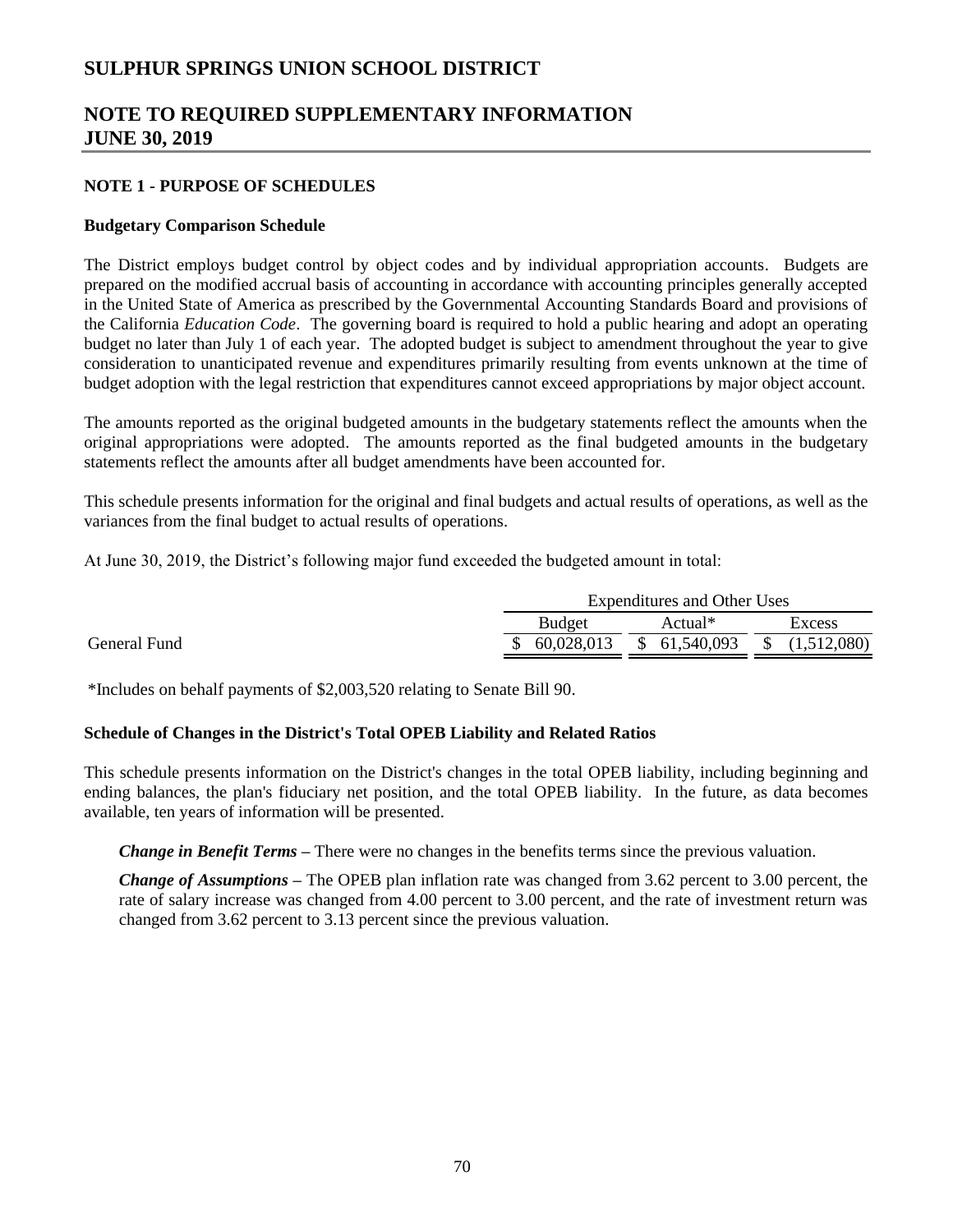# SULPHUR SPRINGS UNION SCHOOL DISTRICT

## NOTE TO REQUIRED SUPPLEMENTARY INFORMATION
## JUNE 30, 2019

### NOTE 1 - PURPOSE OF SCHEDULES

**Budgetary Comparison Schedule**

The District employs budget control by object codes and by individual appropriation accounts. Budgets are prepared on the modified accrual basis of accounting in accordance with accounting principles generally accepted in the United State of America as prescribed by the Governmental Accounting Standards Board and provisions of the California *Education Code*. The governing board is required to hold a public hearing and adopt an operating budget no later than July 1 of each year. The adopted budget is subject to amendment throughout the year to give consideration to unanticipated revenue and expenditures primarily resulting from events unknown at the time of budget adoption with the legal restriction that expenditures cannot exceed appropriations by major object account.

The amounts reported as the original budgeted amounts in the budgetary statements reflect the amounts when the original appropriations were adopted. The amounts reported as the final budgeted amounts in the budgetary statements reflect the amounts after all budget amendments have been accounted for.

This schedule presents information for the original and final budgets and actual results of operations, as well as the variances from the final budget to actual results of operations.

At June 30, 2019, the District's following major fund exceeded the budgeted amount in total:

| | Expenditures and Other Uses | | |
|---|---|---|---|
| | Budget | Actual* | Excess |
| General Fund | $ 60,028,013 | $ 61,540,093 | $ (1,512,080) |

*Includes on behalf payments of $2,003,520 relating to Senate Bill 90.

**Schedule of Changes in the District's Total OPEB Liability and Related Ratios**

This schedule presents information on the District's changes in the total OPEB liability, including beginning and ending balances, the plan's fiduciary net position, and the total OPEB liability. In the future, as data becomes available, ten years of information will be presented.

***Change in Benefit Terms*** – There were no changes in the benefits terms since the previous valuation.

***Change of Assumptions*** – The OPEB plan inflation rate was changed from 3.62 percent to 3.00 percent, the rate of salary increase was changed from 4.00 percent to 3.00 percent, and the rate of investment return was changed from 3.62 percent to 3.13 percent since the previous valuation.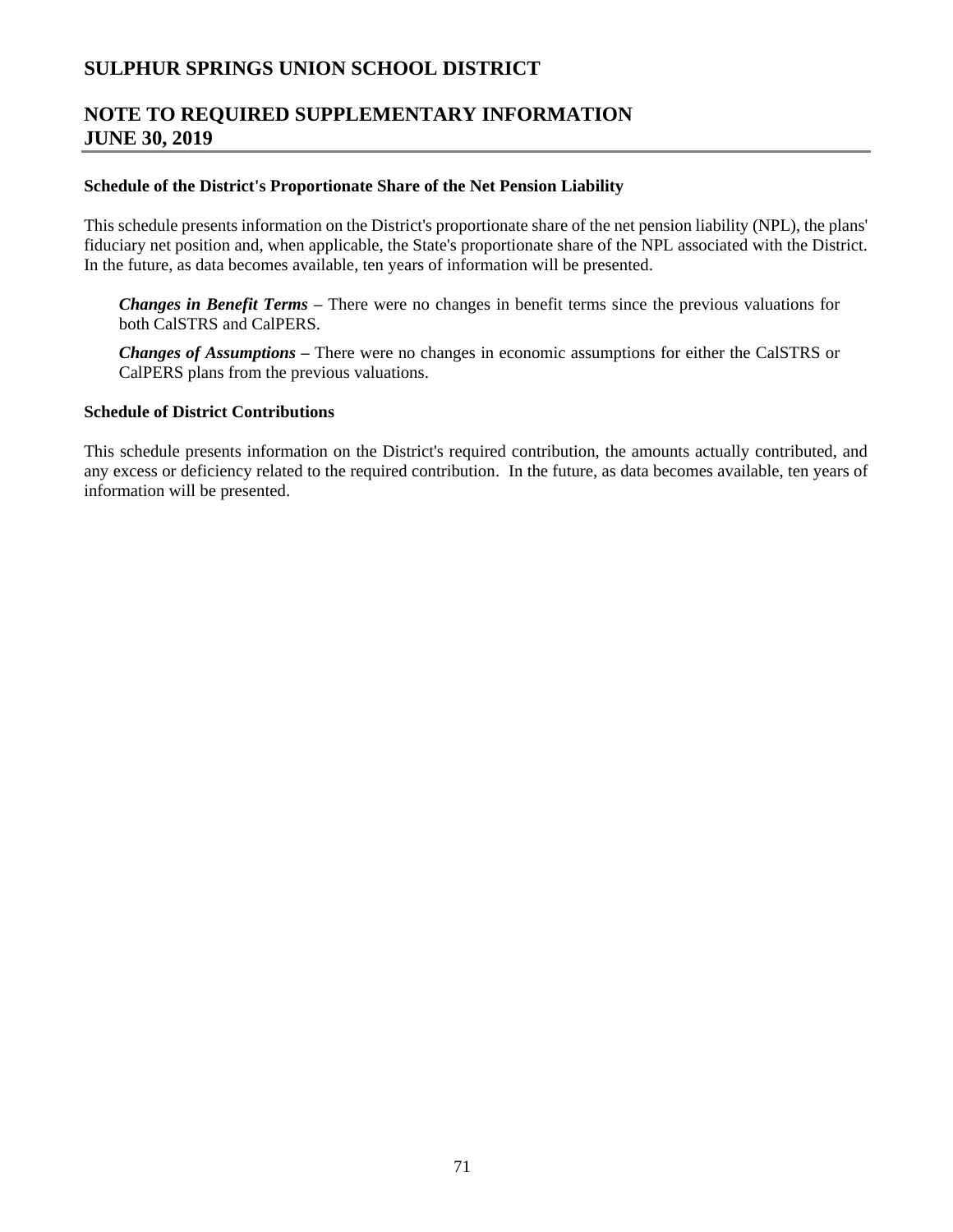# SULPHUR SPRINGS UNION SCHOOL DISTRICT

## NOTE TO REQUIRED SUPPLEMENTARY INFORMATION
## JUNE 30, 2019

**Schedule of the District's Proportionate Share of the Net Pension Liability**

This schedule presents information on the District's proportionate share of the net pension liability (NPL), the plans' fiduciary net position and, when applicable, the State's proportionate share of the NPL associated with the District. In the future, as data becomes available, ten years of information will be presented.

***Changes in Benefit Terms*** **–** There were no changes in benefit terms since the previous valuations for both CalSTRS and CalPERS.

***Changes of Assumptions*** **–** There were no changes in economic assumptions for either the CalSTRS or CalPERS plans from the previous valuations.

**Schedule of District Contributions**

This schedule presents information on the District's required contribution, the amounts actually contributed, and any excess or deficiency related to the required contribution. In the future, as data becomes available, ten years of information will be presented.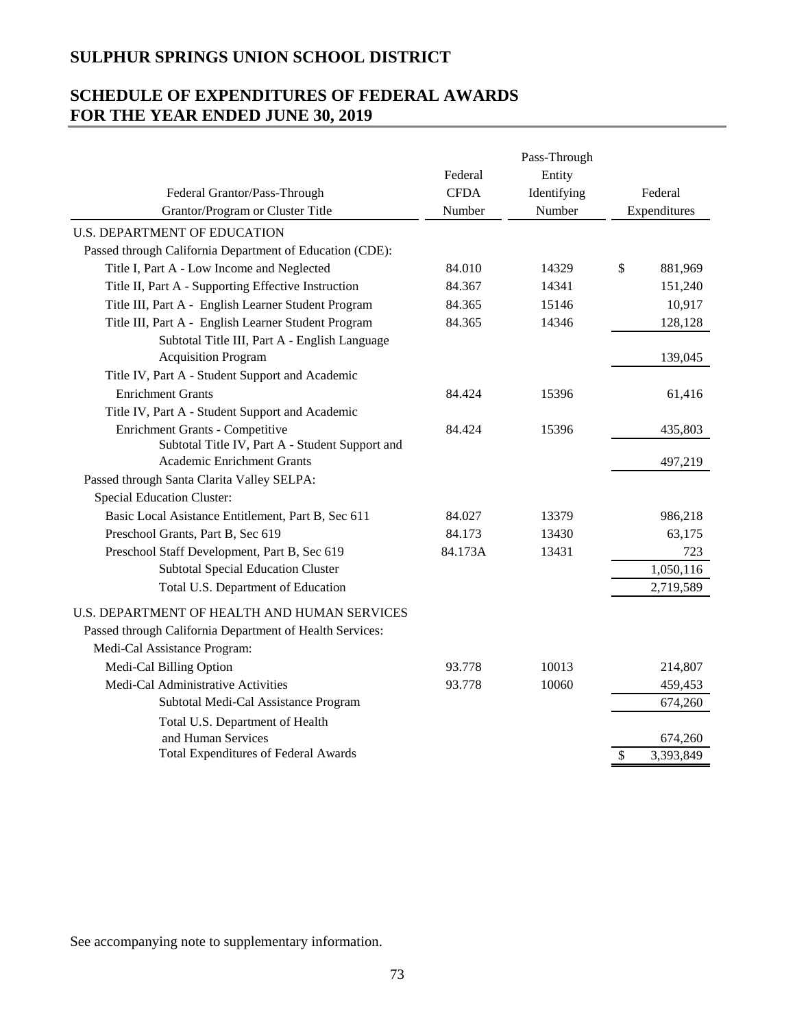# SULPHUR SPRINGS UNION SCHOOL DISTRICT

## SCHEDULE OF EXPENDITURES OF FEDERAL AWARDS
## FOR THE YEAR ENDED JUNE 30, 2019

| Federal Grantor/Pass-Through Grantor/Program or Cluster Title | Federal CFDA Number | Pass-Through Entity Identifying Number | Federal Expenditures |
|---|---|---|---|
| U.S. DEPARTMENT OF EDUCATION | | | |
| Passed through California Department of Education (CDE): | | | |
| Title I, Part A - Low Income and Neglected | 84.010 | 14329 | $ 881,969 |
| Title II, Part A - Supporting Effective Instruction | 84.367 | 14341 | 151,240 |
| Title III, Part A - English Learner Student Program | 84.365 | 15146 | 10,917 |
| Title III, Part A - English Learner Student Program | 84.365 | 14346 | 128,128 |
| Subtotal Title III, Part A - English Language Acquisition Program | | | 139,045 |
| Title IV, Part A - Student Support and Academic Enrichment Grants | 84.424 | 15396 | 61,416 |
| Title IV, Part A - Student Support and Academic Enrichment Grants - Competitive | 84.424 | 15396 | 435,803 |
| Subtotal Title IV, Part A - Student Support and Academic Enrichment Grants | | | 497,219 |
| Passed through Santa Clarita Valley SELPA: | | | |
| Special Education Cluster: | | | |
| Basic Local Asistance Entitlement, Part B, Sec 611 | 84.027 | 13379 | 986,218 |
| Preschool Grants, Part B, Sec 619 | 84.173 | 13430 | 63,175 |
| Preschool Staff Development, Part B, Sec 619 | 84.173A | 13431 | 723 |
| Subtotal Special Education Cluster | | | 1,050,116 |
| Total U.S. Department of Education | | | 2,719,589 |
| U.S. DEPARTMENT OF HEALTH AND HUMAN SERVICES | | | |
| Passed through California Department of Health Services: | | | |
| Medi-Cal Assistance Program: | | | |
| Medi-Cal Billing Option | 93.778 | 10013 | 214,807 |
| Medi-Cal Administrative Activities | 93.778 | 10060 | 459,453 |
| Subtotal Medi-Cal Assistance Program | | | 674,260 |
| Total U.S. Department of Health and Human Services | | | 674,260 |
| Total Expenditures of Federal Awards | | | $ 3,393,849 |

See accompanying note to supplementary information.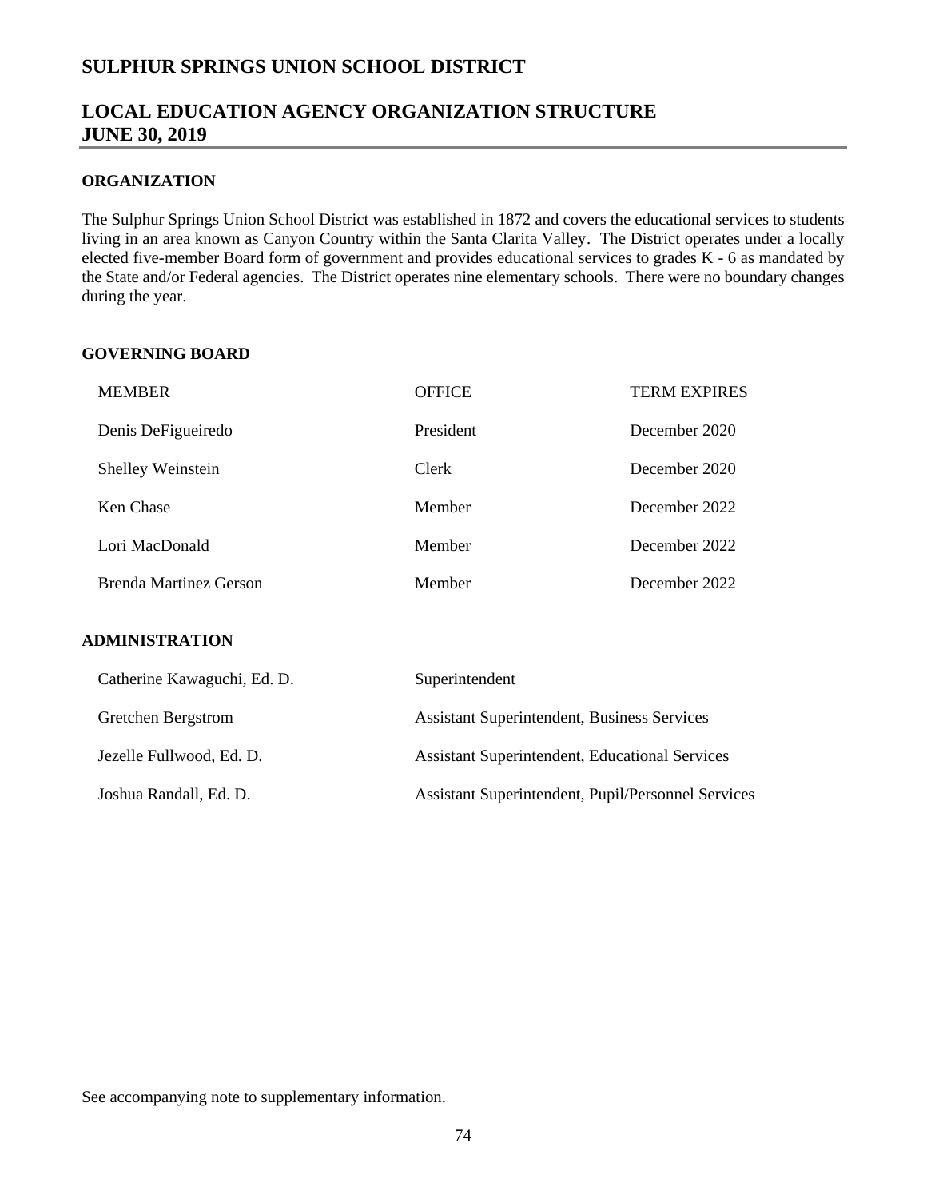# SULPHUR SPRINGS UNION SCHOOL DISTRICT

## LOCAL EDUCATION AGENCY ORGANIZATION STRUCTURE
## JUNE 30, 2019

### ORGANIZATION

The Sulphur Springs Union School District was established in 1872 and covers the educational services to students living in an area known as Canyon Country within the Santa Clarita Valley. The District operates under a locally elected five-member Board form of government and provides educational services to grades K - 6 as mandated by the State and/or Federal agencies. The District operates nine elementary schools. There were no boundary changes during the year.

### GOVERNING BOARD

| MEMBER | OFFICE | TERM EXPIRES |
|---|---|---|
| Denis DeFigueiredo | President | December 2020 |
| Shelley Weinstein | Clerk | December 2020 |
| Ken Chase | Member | December 2022 |
| Lori MacDonald | Member | December 2022 |
| Brenda Martinez Gerson | Member | December 2022 |

### ADMINISTRATION

| | |
|---|---|
| Catherine Kawaguchi, Ed. D. | Superintendent |
| Gretchen Bergstrom | Assistant Superintendent, Business Services |
| Jezelle Fullwood, Ed. D. | Assistant Superintendent, Educational Services |
| Joshua Randall, Ed. D. | Assistant Superintendent, Pupil/Personnel Services |

See accompanying note to supplementary information.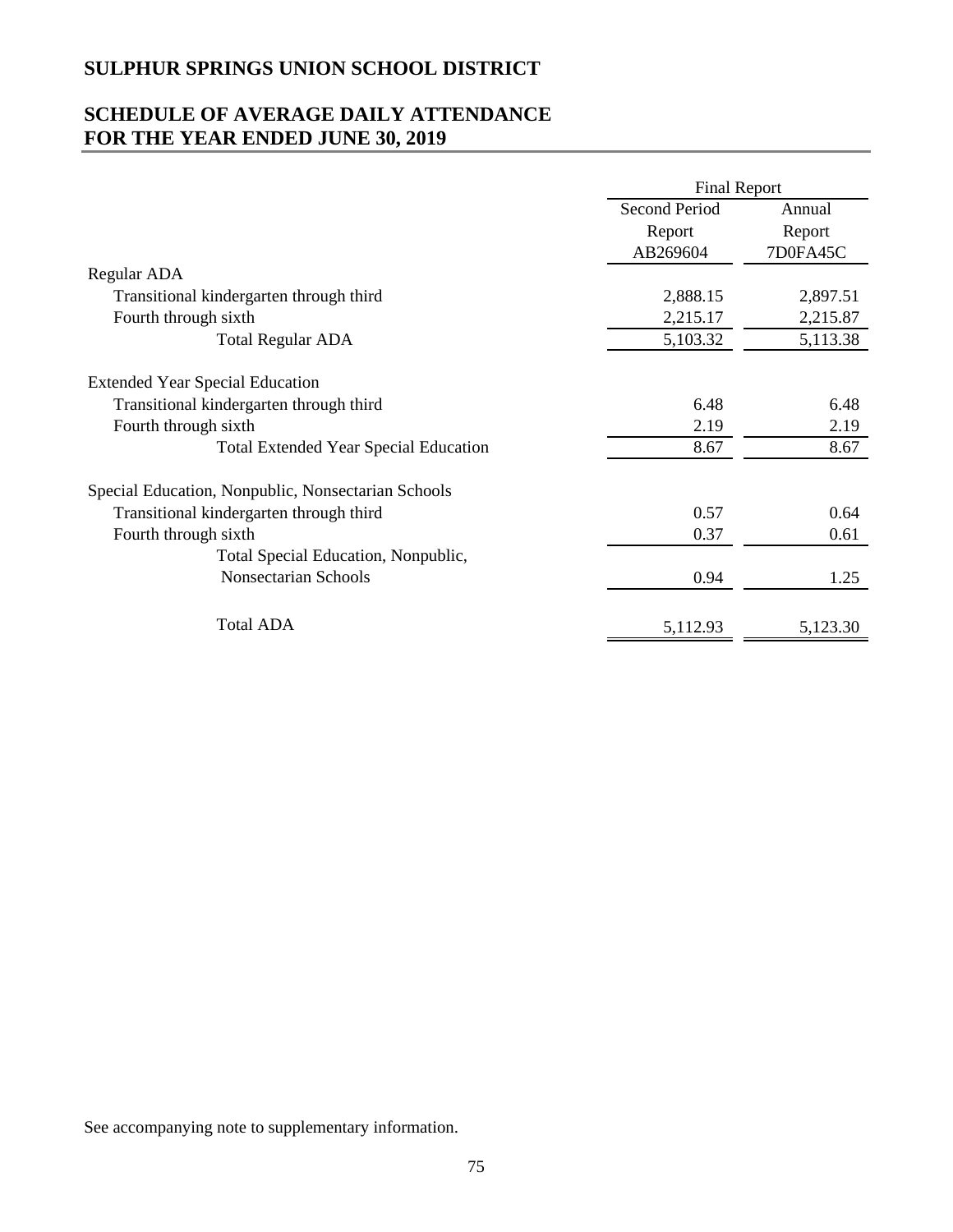# SULPHUR SPRINGS UNION SCHOOL DISTRICT

## SCHEDULE OF AVERAGE DAILY ATTENDANCE
## FOR THE YEAR ENDED JUNE 30, 2019

| | Final Report | |
|---|---|---|
| | Second Period Report AB269604 | Annual Report 7D0FA45C |
| **Regular ADA** | | |
| Transitional kindergarten through third | 2,888.15 | 2,897.51 |
| Fourth through sixth | 2,215.17 | 2,215.87 |
| Total Regular ADA | 5,103.32 | 5,113.38 |
| **Extended Year Special Education** | | |
| Transitional kindergarten through third | 6.48 | 6.48 |
| Fourth through sixth | 2.19 | 2.19 |
| Total Extended Year Special Education | 8.67 | 8.67 |
| **Special Education, Nonpublic, Nonsectarian Schools** | | |
| Transitional kindergarten through third | 0.57 | 0.64 |
| Fourth through sixth | 0.37 | 0.61 |
| Total Special Education, Nonpublic, Nonsectarian Schools | 0.94 | 1.25 |
| Total ADA | 5,112.93 | 5,123.30 |

See accompanying note to supplementary information.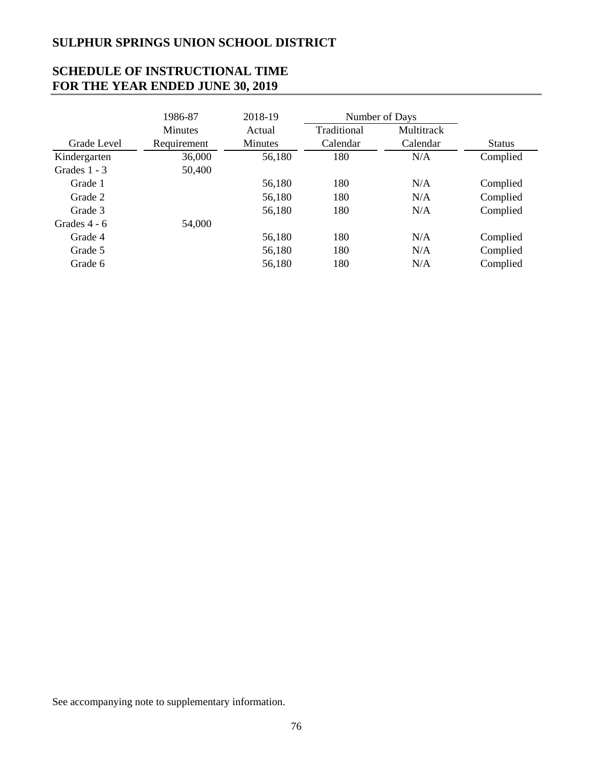# SULPHUR SPRINGS UNION SCHOOL DISTRICT

## SCHEDULE OF INSTRUCTIONAL TIME
## FOR THE YEAR ENDED JUNE 30, 2019

| Grade Level | 1986-87 Minutes Requirement | 2018-19 Actual Minutes | Number of Days Traditional Calendar | Number of Days Multitrack Calendar | Status |
|---|---|---|---|---|---|
| Kindergarten | 36,000 | 56,180 | 180 | N/A | Complied |
| Grades 1 - 3 | 50,400 | | | | |
| Grade 1 | | 56,180 | 180 | N/A | Complied |
| Grade 2 | | 56,180 | 180 | N/A | Complied |
| Grade 3 | | 56,180 | 180 | N/A | Complied |
| Grades 4 - 6 | 54,000 | | | | |
| Grade 4 | | 56,180 | 180 | N/A | Complied |
| Grade 5 | | 56,180 | 180 | N/A | Complied |
| Grade 6 | | 56,180 | 180 | N/A | Complied |

See accompanying note to supplementary information.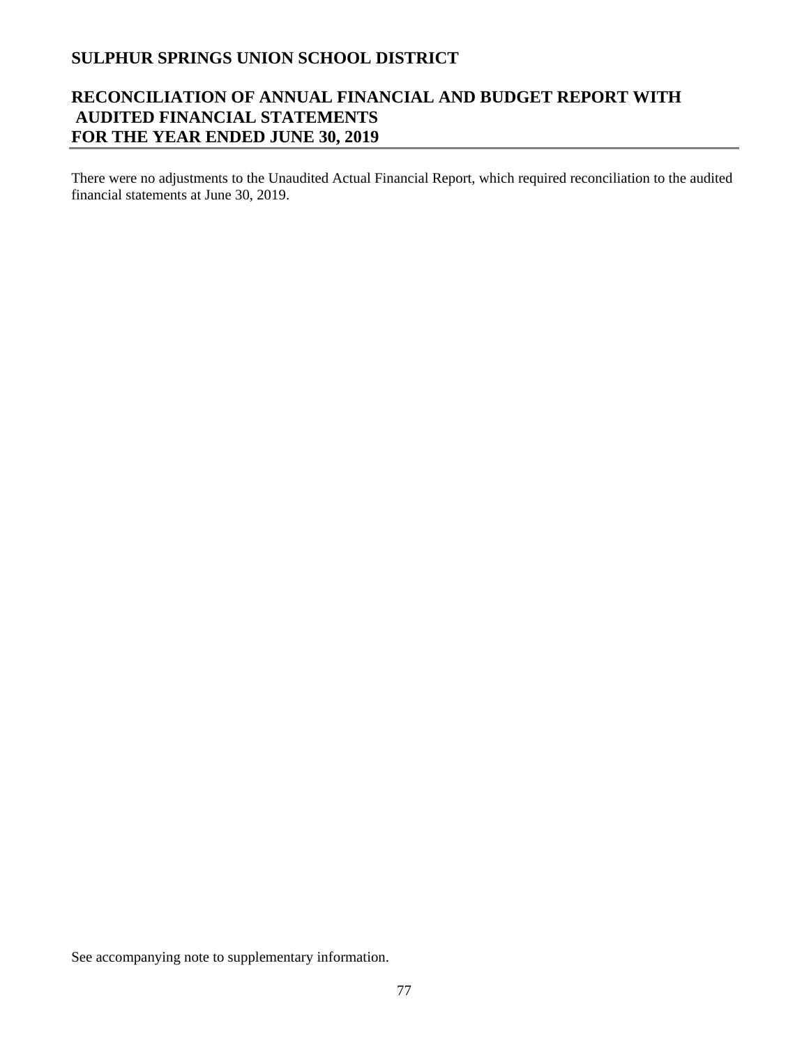# SULPHUR SPRINGS UNION SCHOOL DISTRICT

## RECONCILIATION OF ANNUAL FINANCIAL AND BUDGET REPORT WITH AUDITED FINANCIAL STATEMENTS FOR THE YEAR ENDED JUNE 30, 2019

There were no adjustments to the Unaudited Actual Financial Report, which required reconciliation to the audited financial statements at June 30, 2019.

See accompanying note to supplementary information.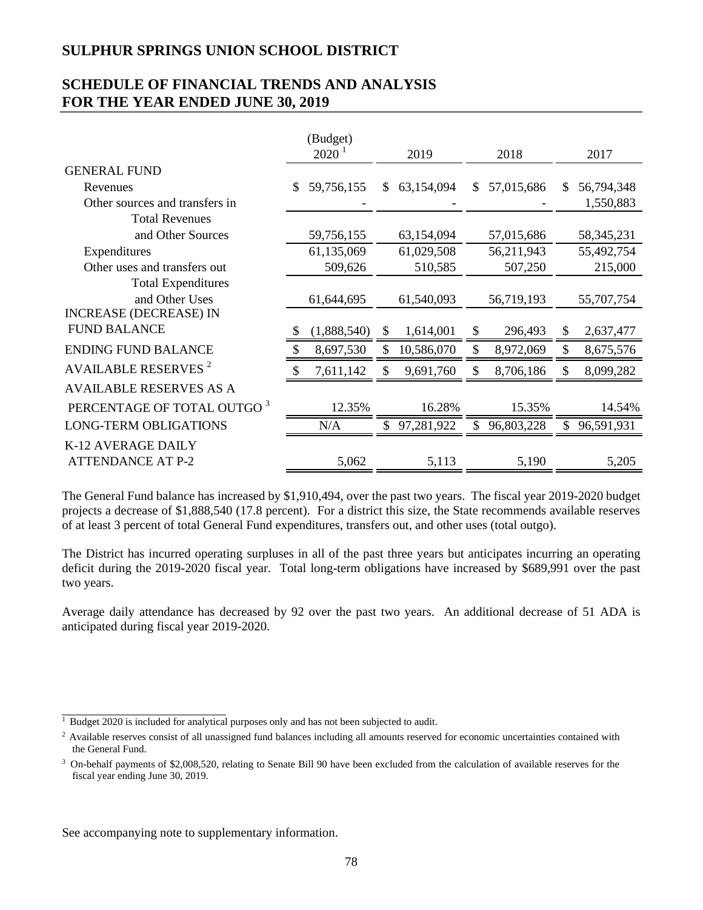## SULPHUR SPRINGS UNION SCHOOL DISTRICT

## SCHEDULE OF FINANCIAL TRENDS AND ANALYSIS
## FOR THE YEAR ENDED JUNE 30, 2019

| | (Budget) 2020 [1] | 2019 | 2018 | 2017 |
|---|---|---|---|---|
| GENERAL FUND | | | | |
| Revenues | $ 59,756,155 | $ 63,154,094 | $ 57,015,686 | $ 56,794,348 |
| Other sources and transfers in | - | - | - | 1,550,883 |
| Total Revenues and Other Sources | 59,756,155 | 63,154,094 | 57,015,686 | 58,345,231 |
| Expenditures | 61,135,069 | 61,029,508 | 56,211,943 | 55,492,754 |
| Other uses and transfers out | 509,626 | 510,585 | 507,250 | 215,000 |
| Total Expenditures and Other Uses | 61,644,695 | 61,540,093 | 56,719,193 | 55,707,754 |
| INCREASE (DECREASE) IN FUND BALANCE | $ (1,888,540) | $ 1,614,001 | $ 296,493 | $ 2,637,477 |
| ENDING FUND BALANCE | $ 8,697,530 | $ 10,586,070 | $ 8,972,069 | $ 8,675,576 |
| AVAILABLE RESERVES [2] | $ 7,611,142 | $ 9,691,760 | $ 8,706,186 | $ 8,099,282 |
| AVAILABLE RESERVES AS A PERCENTAGE OF TOTAL OUTGO [3] | 12.35% | 16.28% | 15.35% | 14.54% |
| LONG-TERM OBLIGATIONS | N/A | $ 97,281,922 | $ 96,803,228 | $ 96,591,931 |
| K-12 AVERAGE DAILY ATTENDANCE AT P-2 | 5,062 | 5,113 | 5,190 | 5,205 |

The General Fund balance has increased by $1,910,494, over the past two years. The fiscal year 2019-2020 budget projects a decrease of $1,888,540 (17.8 percent). For a district this size, the State recommends available reserves of at least 3 percent of total General Fund expenditures, transfers out, and other uses (total outgo).

The District has incurred operating surpluses in all of the past three years but anticipates incurring an operating deficit during the 2019-2020 fiscal year. Total long-term obligations have increased by $689,991 over the past two years.

Average daily attendance has decreased by 92 over the past two years. An additional decrease of 51 ADA is anticipated during fiscal year 2019-2020.

[1] Budget 2020 is included for analytical purposes only and has not been subjected to audit.

[2] Available reserves consist of all unassigned fund balances including all amounts reserved for economic uncertainties contained with the General Fund.

[3] On-behalf payments of $2,008,520, relating to Senate Bill 90 have been excluded from the calculation of available reserves for the fiscal year ending June 30, 2019.

See accompanying note to supplementary information.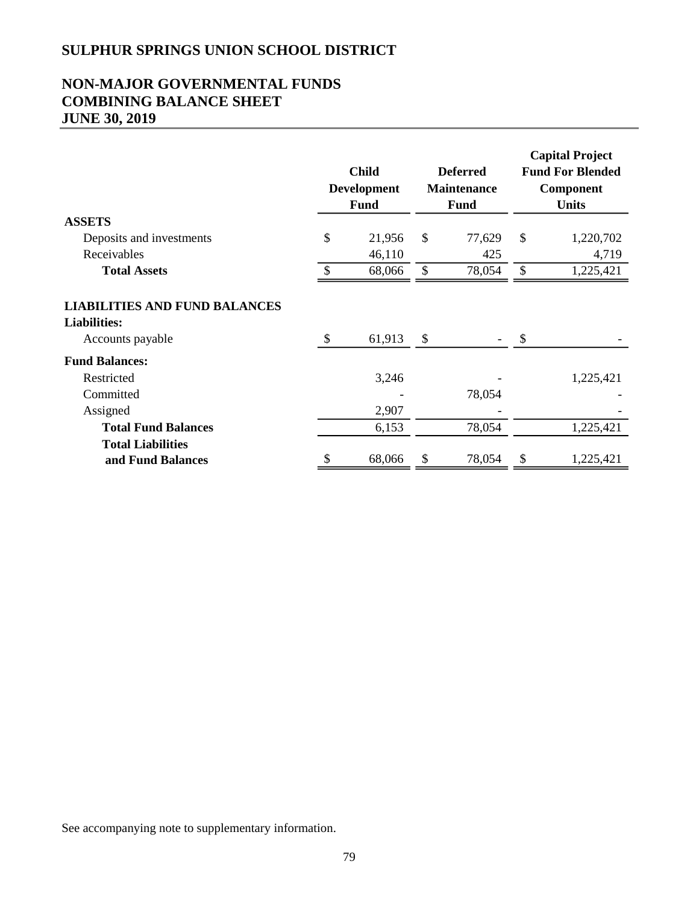# SULPHUR SPRINGS UNION SCHOOL DISTRICT

## NON-MAJOR GOVERNMENTAL FUNDS
## COMBINING BALANCE SHEET
## JUNE 30, 2019

| | Child Development Fund | Deferred Maintenance Fund | Capital Project Fund For Blended Component Units |
|---|---|---|---|
| **ASSETS** | | | |
| Deposits and investments | $ 21,956 | $ 77,629 | $ 1,220,702 |
| Receivables | 46,110 | 425 | 4,719 |
| **Total Assets** | $ 68,066 | $ 78,054 | $ 1,225,421 |
| | | | |
| **LIABILITIES AND FUND BALANCES** | | | |
| **Liabilities:** | | | |
| Accounts payable | $ 61,913 | $ - | $ - |
| **Fund Balances:** | | | |
| Restricted | 3,246 | - | 1,225,421 |
| Committed | - | 78,054 | - |
| Assigned | 2,907 | - | - |
| **Total Fund Balances** | 6,153 | 78,054 | 1,225,421 |
| **Total Liabilities and Fund Balances** | $ 68,066 | $ 78,054 | $ 1,225,421 |

See accompanying note to supplementary information.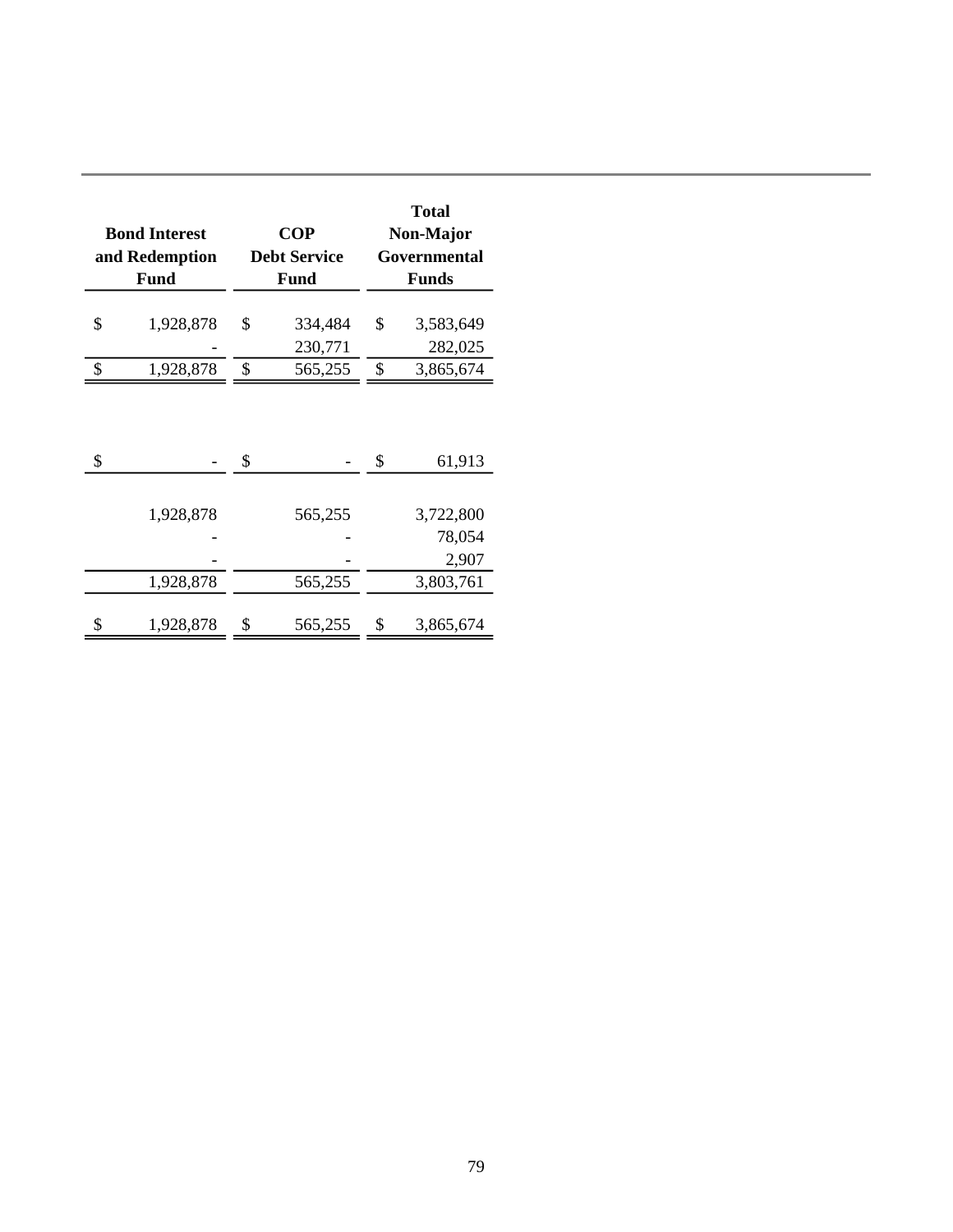| Bond Interest and Redemption Fund | COP Debt Service Fund | Total Non-Major Governmental Funds |
|---|---|---|
| $ 1,928,878 | $ 334,484 | $ 3,583,649 |
| - | 230,771 | 282,025 |
| $ 1,928,878 | $ 565,255 | $ 3,865,674 |
| | | |
| $ - | $ - | $ 61,913 |
| | | |
| 1,928,878 | 565,255 | 3,722,800 |
| - | - | 78,054 |
| - | - | 2,907 |
| 1,928,878 | 565,255 | 3,803,761 |
| | | |
| $ 1,928,878 | $ 565,255 | $ 3,865,674 |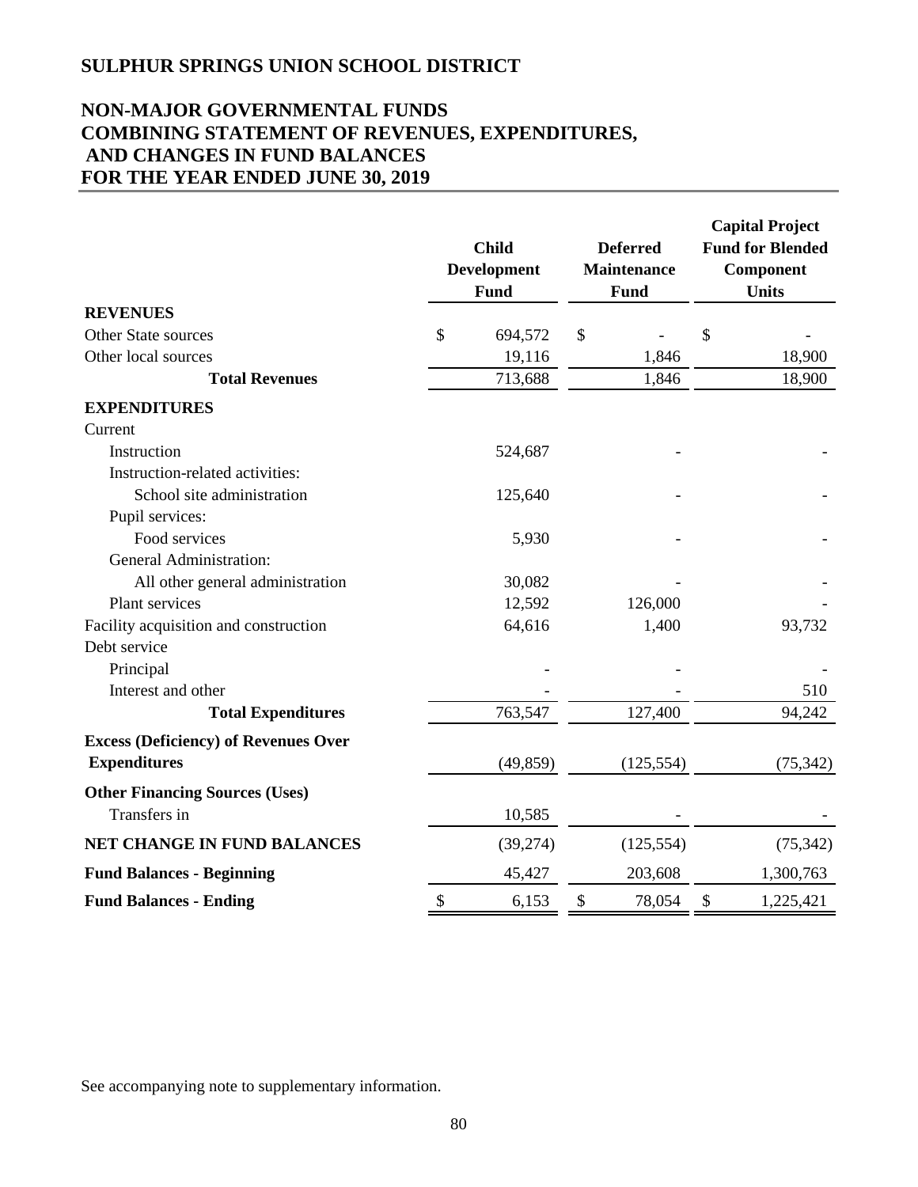# SULPHUR SPRINGS UNION SCHOOL DISTRICT

## NON-MAJOR GOVERNMENTAL FUNDS
## COMBINING STATEMENT OF REVENUES, EXPENDITURES, AND CHANGES IN FUND BALANCES
## FOR THE YEAR ENDED JUNE 30, 2019

| | Child Development Fund | Deferred Maintenance Fund | Capital Project Fund for Blended Component Units |
|---|---|---|---|
| **REVENUES** | | | |
| Other State sources | $ 694,572 | $ - | $ - |
| Other local sources | 19,116 | 1,846 | 18,900 |
| **Total Revenues** | 713,688 | 1,846 | 18,900 |
| **EXPENDITURES** | | | |
| Current | | | |
| Instruction | 524,687 | - | - |
| Instruction-related activities: | | | |
| School site administration | 125,640 | - | - |
| Pupil services: | | | |
| Food services | 5,930 | - | - |
| General Administration: | | | |
| All other general administration | 30,082 | - | - |
| Plant services | 12,592 | 126,000 | - |
| Facility acquisition and construction | 64,616 | 1,400 | 93,732 |
| Debt service | | | |
| Principal | - | - | - |
| Interest and other | - | - | 510 |
| **Total Expenditures** | 763,547 | 127,400 | 94,242 |
| **Excess (Deficiency) of Revenues Over Expenditures** | (49,859) | (125,554) | (75,342) |
| **Other Financing Sources (Uses)** | | | |
| Transfers in | 10,585 | - | - |
| **NET CHANGE IN FUND BALANCES** | (39,274) | (125,554) | (75,342) |
| **Fund Balances - Beginning** | 45,427 | 203,608 | 1,300,763 |
| **Fund Balances - Ending** | $ 6,153 | $ 78,054 | $ 1,225,421 |

See accompanying note to supplementary information.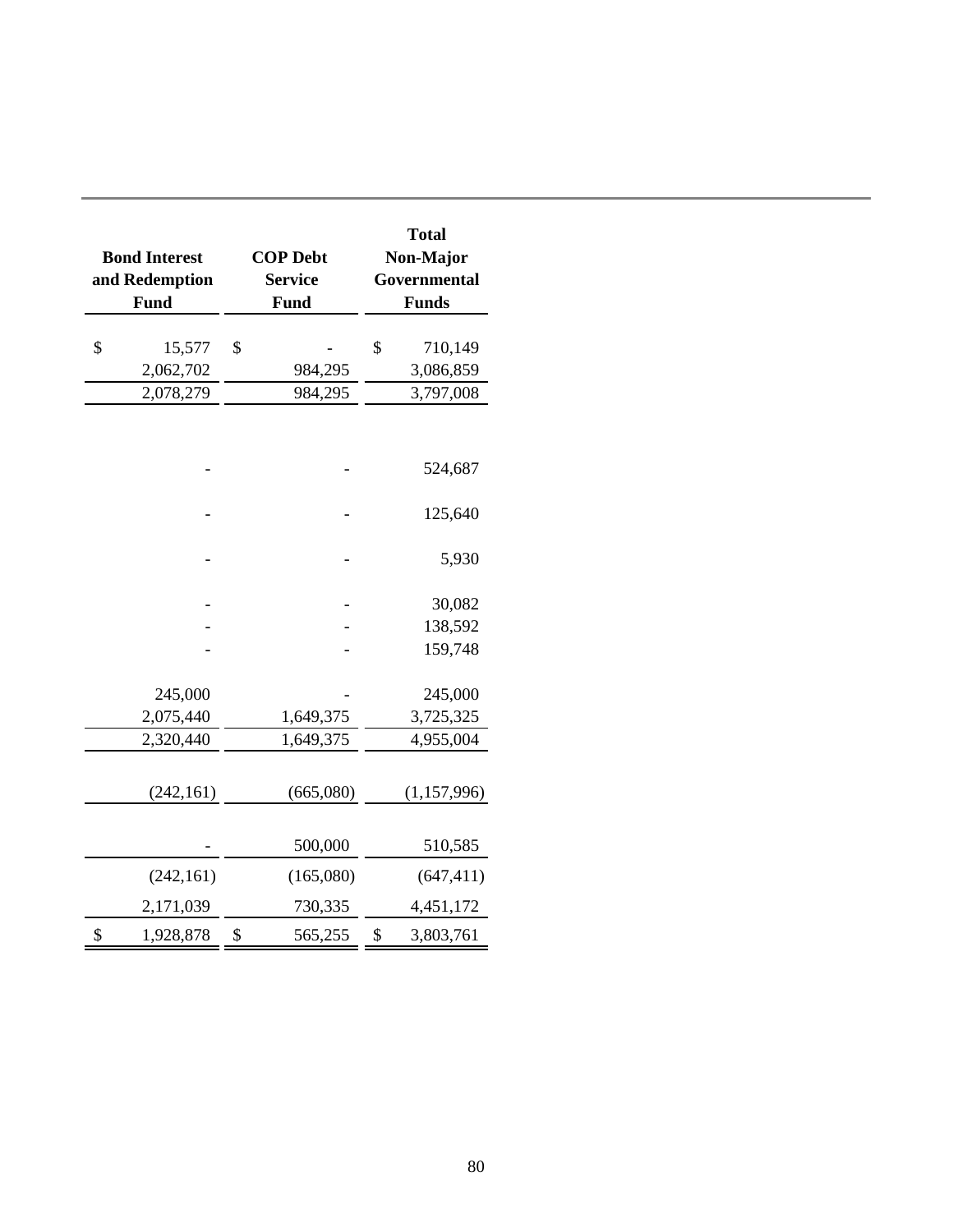| Bond Interest and Redemption Fund | COP Debt Service Fund | Total Non-Major Governmental Funds |
|---|---|---|
| $ 15,577 | $ - | $ 710,149 |
| 2,062,702 | 984,295 | 3,086,859 |
| 2,078,279 | 984,295 | 3,797,008 |
| | | |
| - | - | 524,687 |
| - | - | 125,640 |
| - | - | 5,930 |
| - | - | 30,082 |
| - | - | 138,592 |
| - | - | 159,748 |
| | | |
| 245,000 | - | 245,000 |
| 2,075,440 | 1,649,375 | 3,725,325 |
| 2,320,440 | 1,649,375 | 4,955,004 |
| | | |
| (242,161) | (665,080) | (1,157,996) |
| | | |
| - | 500,000 | 510,585 |
| (242,161) | (165,080) | (647,411) |
| 2,171,039 | 730,335 | 4,451,172 |
| $ 1,928,878 | $ 565,255 | $ 3,803,761 |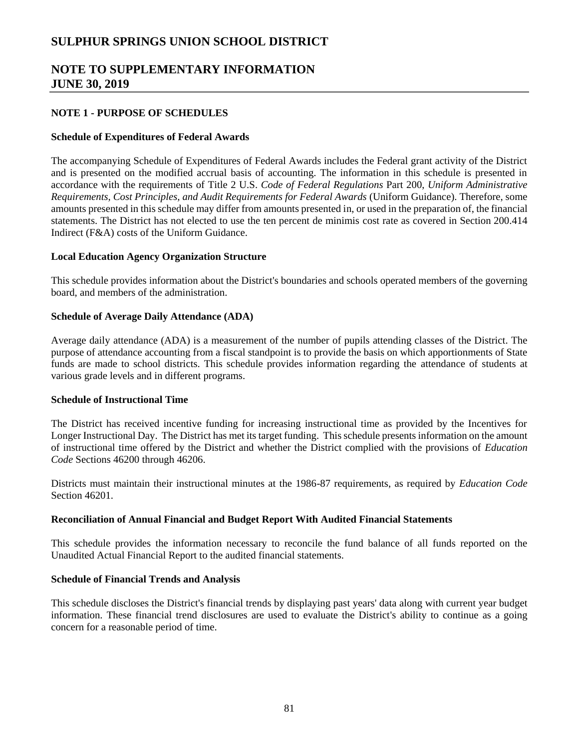# SULPHUR SPRINGS UNION SCHOOL DISTRICT

## NOTE TO SUPPLEMENTARY INFORMATION
## JUNE 30, 2019

### NOTE 1 - PURPOSE OF SCHEDULES

**Schedule of Expenditures of Federal Awards**

The accompanying Schedule of Expenditures of Federal Awards includes the Federal grant activity of the District and is presented on the modified accrual basis of accounting. The information in this schedule is presented in accordance with the requirements of Title 2 U.S. *Code of Federal Regulations* Part 200, *Uniform Administrative Requirements, Cost Principles, and Audit Requirements for Federal Awards* (Uniform Guidance). Therefore, some amounts presented in this schedule may differ from amounts presented in, or used in the preparation of, the financial statements. The District has not elected to use the ten percent de minimis cost rate as covered in Section 200.414 Indirect (F&A) costs of the Uniform Guidance.

**Local Education Agency Organization Structure**

This schedule provides information about the District's boundaries and schools operated members of the governing board, and members of the administration.

**Schedule of Average Daily Attendance (ADA)**

Average daily attendance (ADA) is a measurement of the number of pupils attending classes of the District. The purpose of attendance accounting from a fiscal standpoint is to provide the basis on which apportionments of State funds are made to school districts. This schedule provides information regarding the attendance of students at various grade levels and in different programs.

**Schedule of Instructional Time**

The District has received incentive funding for increasing instructional time as provided by the Incentives for Longer Instructional Day. The District has met its target funding. This schedule presents information on the amount of instructional time offered by the District and whether the District complied with the provisions of *Education Code* Sections 46200 through 46206.

Districts must maintain their instructional minutes at the 1986-87 requirements, as required by *Education Code* Section 46201.

**Reconciliation of Annual Financial and Budget Report With Audited Financial Statements**

This schedule provides the information necessary to reconcile the fund balance of all funds reported on the Unaudited Actual Financial Report to the audited financial statements.

**Schedule of Financial Trends and Analysis**

This schedule discloses the District's financial trends by displaying past years' data along with current year budget information. These financial trend disclosures are used to evaluate the District's ability to continue as a going concern for a reasonable period of time.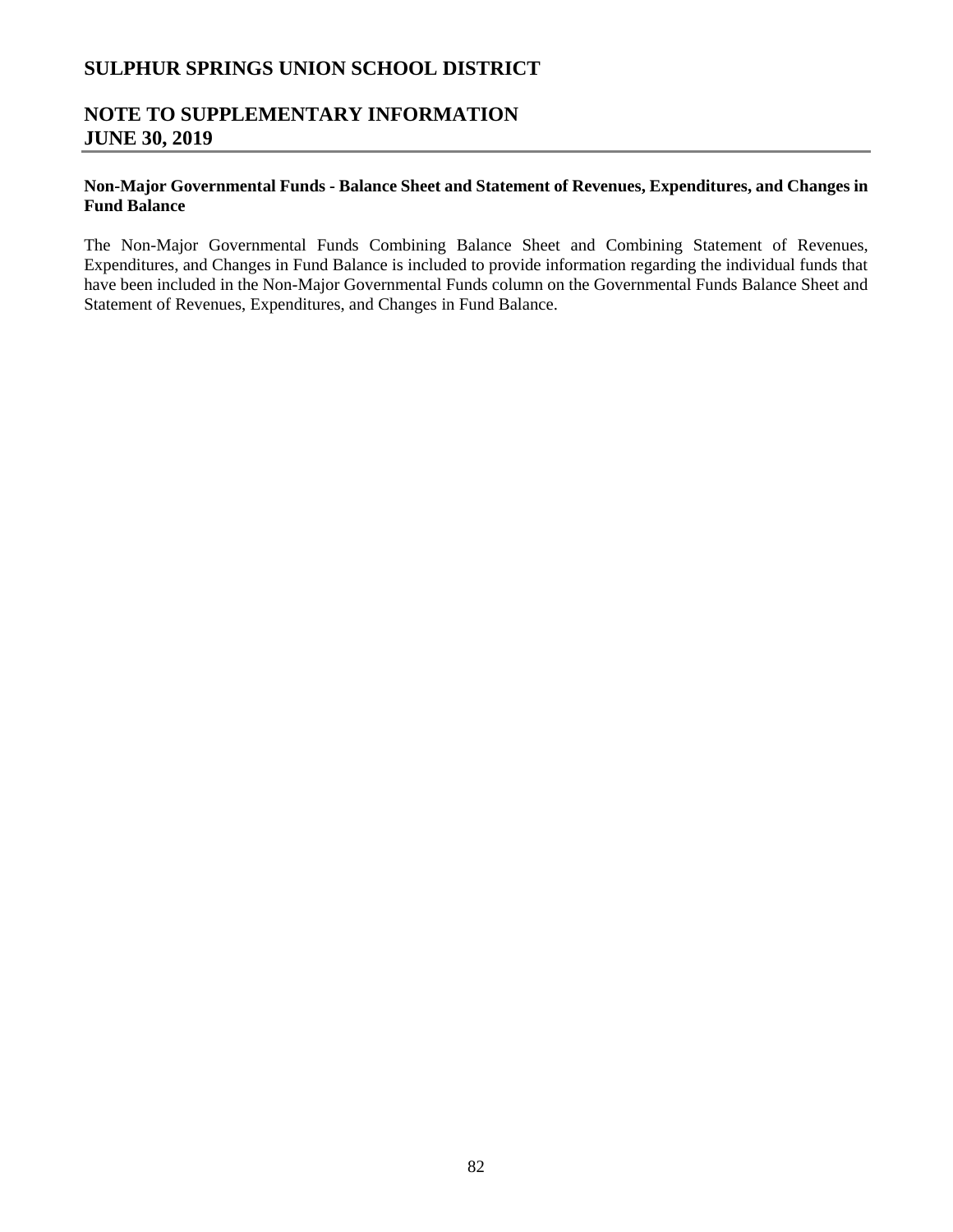# SULPHUR SPRINGS UNION SCHOOL DISTRICT

## NOTE TO SUPPLEMENTARY INFORMATION
## JUNE 30, 2019

**Non-Major Governmental Funds - Balance Sheet and Statement of Revenues, Expenditures, and Changes in Fund Balance**

The Non-Major Governmental Funds Combining Balance Sheet and Combining Statement of Revenues, Expenditures, and Changes in Fund Balance is included to provide information regarding the individual funds that have been included in the Non-Major Governmental Funds column on the Governmental Funds Balance Sheet and Statement of Revenues, Expenditures, and Changes in Fund Balance.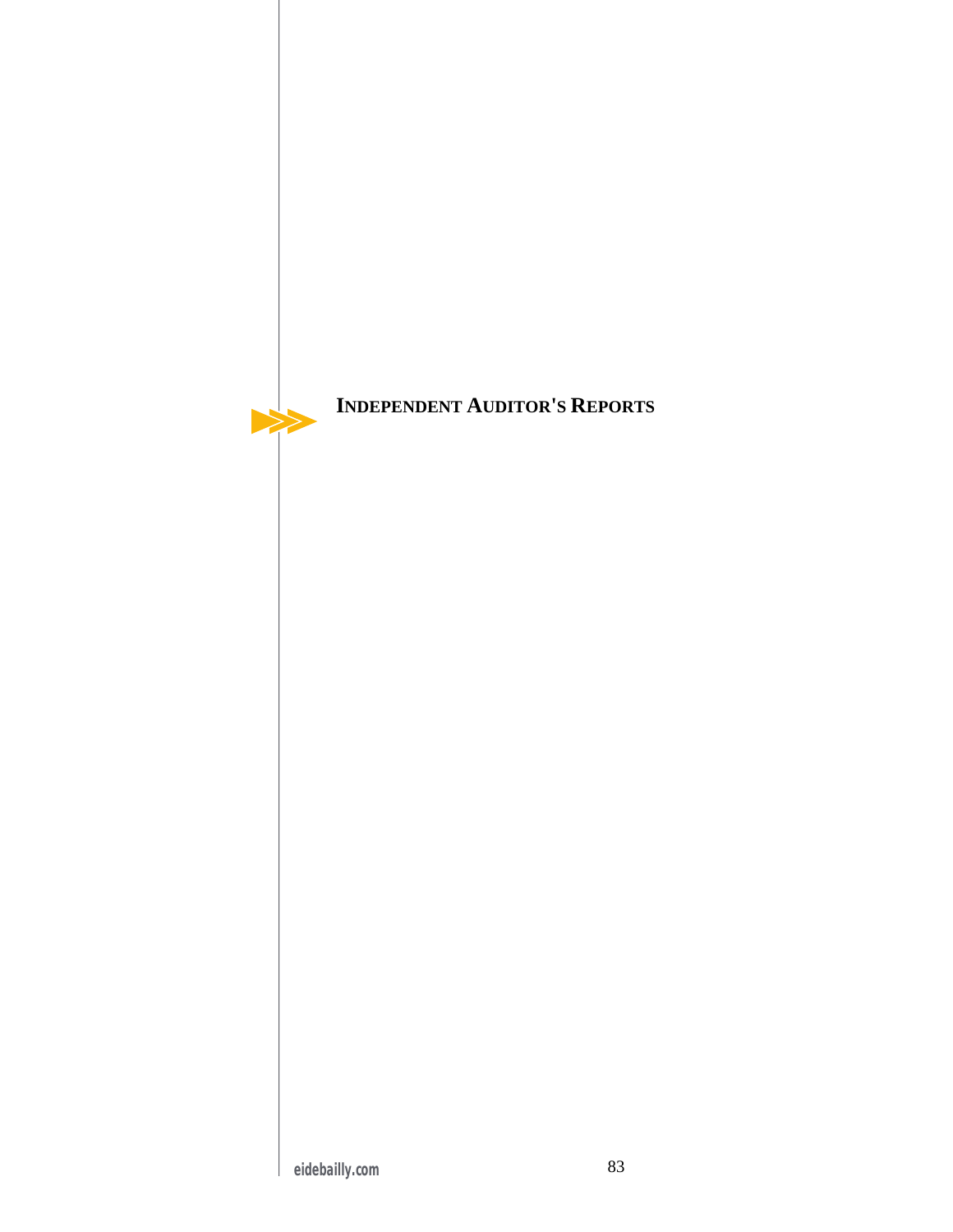# INDEPENDENT AUDITOR'S REPORTS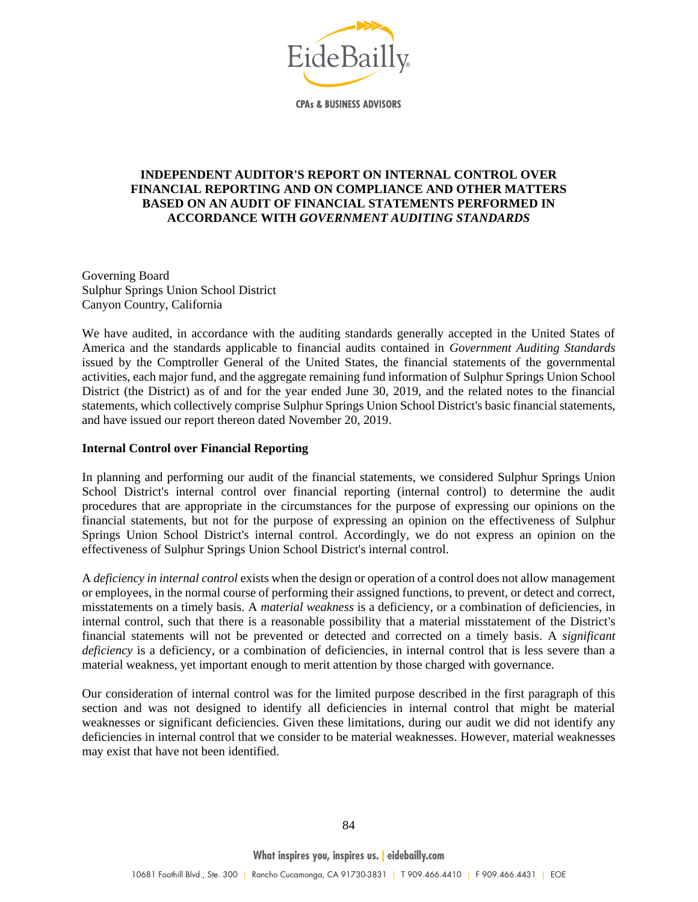**INDEPENDENT AUDITOR'S REPORT ON INTERNAL CONTROL OVER FINANCIAL REPORTING AND ON COMPLIANCE AND OTHER MATTERS BASED ON AN AUDIT OF FINANCIAL STATEMENTS PERFORMED IN ACCORDANCE WITH *GOVERNMENT AUDITING STANDARDS***

Governing Board
Sulphur Springs Union School District
Canyon Country, California

We have audited, in accordance with the auditing standards generally accepted in the United States of America and the standards applicable to financial audits contained in *Government Auditing Standards* issued by the Comptroller General of the United States, the financial statements of the governmental activities, each major fund, and the aggregate remaining fund information of Sulphur Springs Union School District (the District) as of and for the year ended June 30, 2019, and the related notes to the financial statements, which collectively comprise Sulphur Springs Union School District's basic financial statements, and have issued our report thereon dated November 20, 2019.

**Internal Control over Financial Reporting**

In planning and performing our audit of the financial statements, we considered Sulphur Springs Union School District's internal control over financial reporting (internal control) to determine the audit procedures that are appropriate in the circumstances for the purpose of expressing our opinions on the financial statements, but not for the purpose of expressing an opinion on the effectiveness of Sulphur Springs Union School District's internal control. Accordingly, we do not express an opinion on the effectiveness of Sulphur Springs Union School District's internal control.

A *deficiency in internal control* exists when the design or operation of a control does not allow management or employees, in the normal course of performing their assigned functions, to prevent, or detect and correct, misstatements on a timely basis. A *material weakness* is a deficiency, or a combination of deficiencies, in internal control, such that there is a reasonable possibility that a material misstatement of the District's financial statements will not be prevented or detected and corrected on a timely basis. A *significant deficiency* is a deficiency, or a combination of deficiencies, in internal control that is less severe than a material weakness, yet important enough to merit attention by those charged with governance.

Our consideration of internal control was for the limited purpose described in the first paragraph of this section and was not designed to identify all deficiencies in internal control that might be material weaknesses or significant deficiencies. Given these limitations, during our audit we did not identify any deficiencies in internal control that we consider to be material weaknesses. However, material weaknesses may exist that have not been identified.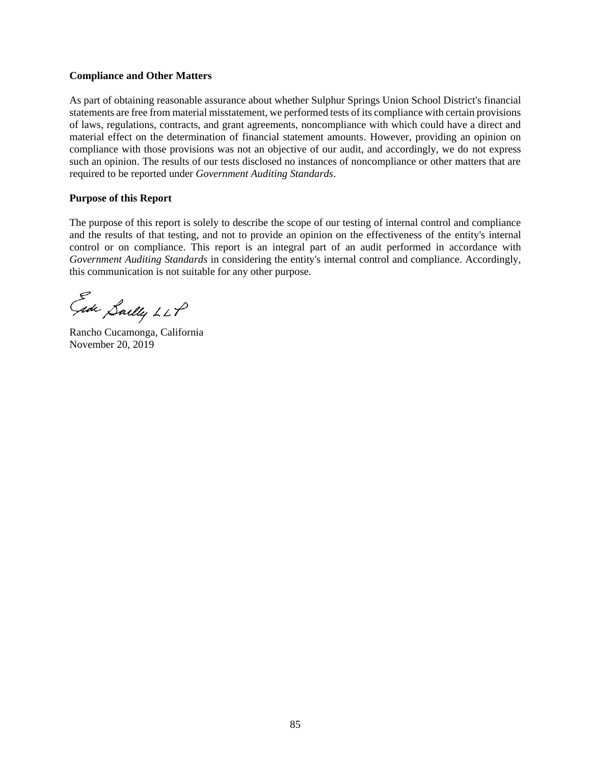**Compliance and Other Matters**

As part of obtaining reasonable assurance about whether Sulphur Springs Union School District's financial statements are free from material misstatement, we performed tests of its compliance with certain provisions of laws, regulations, contracts, and grant agreements, noncompliance with which could have a direct and material effect on the determination of financial statement amounts. However, providing an opinion on compliance with those provisions was not an objective of our audit, and accordingly, we do not express such an opinion. The results of our tests disclosed no instances of noncompliance or other matters that are required to be reported under *Government Auditing Standards*.

**Purpose of this Report**

The purpose of this report is solely to describe the scope of our testing of internal control and compliance and the results of that testing, and not to provide an opinion on the effectiveness of the entity's internal control or on compliance. This report is an integral part of an audit performed in accordance with *Government Auditing Standards* in considering the entity's internal control and compliance. Accordingly, this communication is not suitable for any other purpose.

Eide Bailly LLP

Rancho Cucamonga, California
November 20, 2019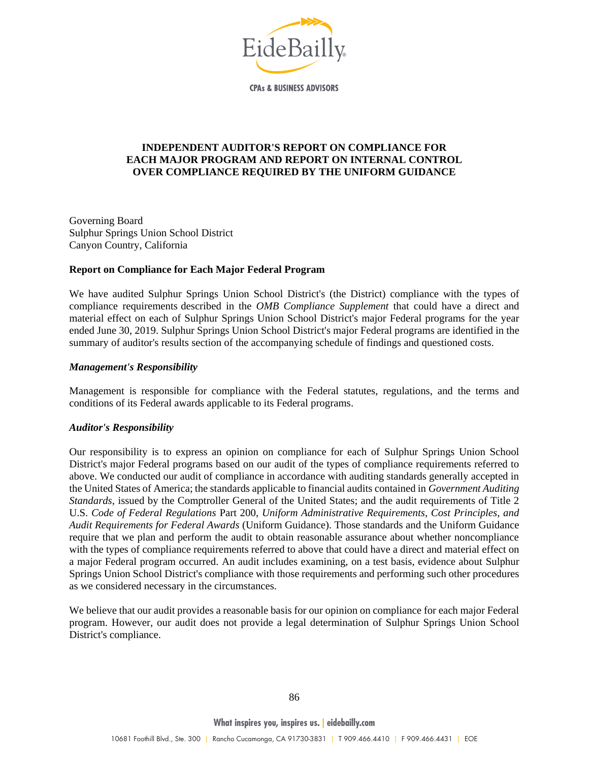# INDEPENDENT AUDITOR'S REPORT ON COMPLIANCE FOR EACH MAJOR PROGRAM AND REPORT ON INTERNAL CONTROL OVER COMPLIANCE REQUIRED BY THE UNIFORM GUIDANCE

Governing Board
Sulphur Springs Union School District
Canyon Country, California

## Report on Compliance for Each Major Federal Program

We have audited Sulphur Springs Union School District's (the District) compliance with the types of compliance requirements described in the *OMB Compliance Supplement* that could have a direct and material effect on each of Sulphur Springs Union School District's major Federal programs for the year ended June 30, 2019. Sulphur Springs Union School District's major Federal programs are identified in the summary of auditor's results section of the accompanying schedule of findings and questioned costs.

### *Management's Responsibility*

Management is responsible for compliance with the Federal statutes, regulations, and the terms and conditions of its Federal awards applicable to its Federal programs.

### *Auditor's Responsibility*

Our responsibility is to express an opinion on compliance for each of Sulphur Springs Union School District's major Federal programs based on our audit of the types of compliance requirements referred to above. We conducted our audit of compliance in accordance with auditing standards generally accepted in the United States of America; the standards applicable to financial audits contained in *Government Auditing Standards*, issued by the Comptroller General of the United States; and the audit requirements of Title 2 U.S. *Code of Federal Regulations* Part 200, *Uniform Administrative Requirements, Cost Principles, and Audit Requirements for Federal Awards* (Uniform Guidance). Those standards and the Uniform Guidance require that we plan and perform the audit to obtain reasonable assurance about whether noncompliance with the types of compliance requirements referred to above that could have a direct and material effect on a major Federal program occurred. An audit includes examining, on a test basis, evidence about Sulphur Springs Union School District's compliance with those requirements and performing such other procedures as we considered necessary in the circumstances.

We believe that our audit provides a reasonable basis for our opinion on compliance for each major Federal program. However, our audit does not provide a legal determination of Sulphur Springs Union School District's compliance.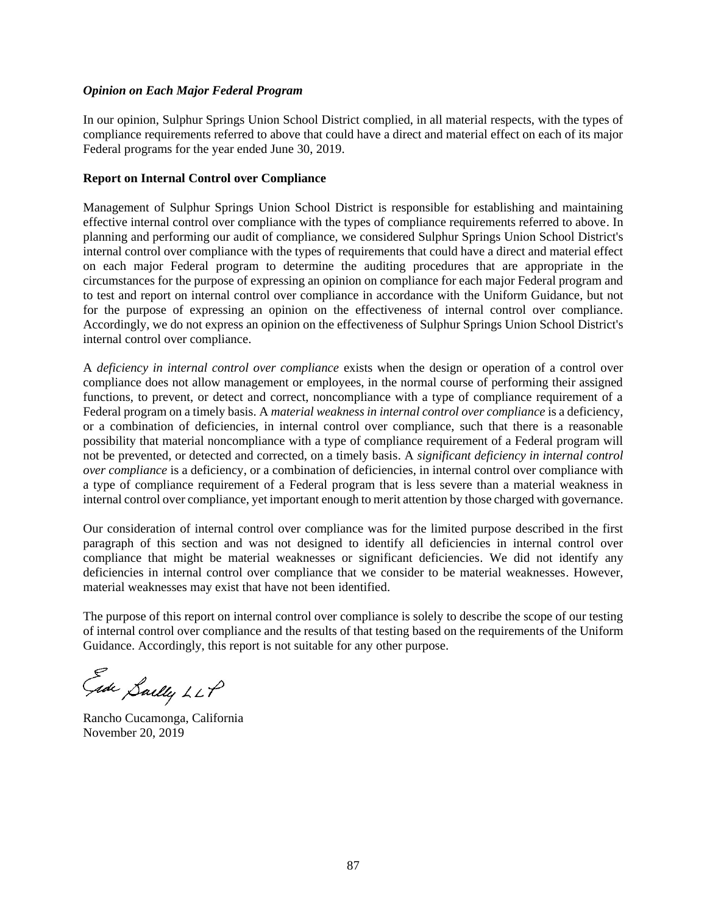***Opinion on Each Major Federal Program***

In our opinion, Sulphur Springs Union School District complied, in all material respects, with the types of compliance requirements referred to above that could have a direct and material effect on each of its major Federal programs for the year ended June 30, 2019.

**Report on Internal Control over Compliance**

Management of Sulphur Springs Union School District is responsible for establishing and maintaining effective internal control over compliance with the types of compliance requirements referred to above. In planning and performing our audit of compliance, we considered Sulphur Springs Union School District's internal control over compliance with the types of requirements that could have a direct and material effect on each major Federal program to determine the auditing procedures that are appropriate in the circumstances for the purpose of expressing an opinion on compliance for each major Federal program and to test and report on internal control over compliance in accordance with the Uniform Guidance, but not for the purpose of expressing an opinion on the effectiveness of internal control over compliance. Accordingly, we do not express an opinion on the effectiveness of Sulphur Springs Union School District's internal control over compliance.

A *deficiency in internal control over compliance* exists when the design or operation of a control over compliance does not allow management or employees, in the normal course of performing their assigned functions, to prevent, or detect and correct, noncompliance with a type of compliance requirement of a Federal program on a timely basis. A *material weakness in internal control over compliance* is a deficiency, or a combination of deficiencies, in internal control over compliance, such that there is a reasonable possibility that material noncompliance with a type of compliance requirement of a Federal program will not be prevented, or detected and corrected, on a timely basis. A *significant deficiency in internal control over compliance* is a deficiency, or a combination of deficiencies, in internal control over compliance with a type of compliance requirement of a Federal program that is less severe than a material weakness in internal control over compliance, yet important enough to merit attention by those charged with governance.

Our consideration of internal control over compliance was for the limited purpose described in the first paragraph of this section and was not designed to identify all deficiencies in internal control over compliance that might be material weaknesses or significant deficiencies. We did not identify any deficiencies in internal control over compliance that we consider to be material weaknesses. However, material weaknesses may exist that have not been identified.

The purpose of this report on internal control over compliance is solely to describe the scope of our testing of internal control over compliance and the results of that testing based on the requirements of the Uniform Guidance. Accordingly, this report is not suitable for any other purpose.

Eide Bailly LLP

Rancho Cucamonga, California
November 20, 2019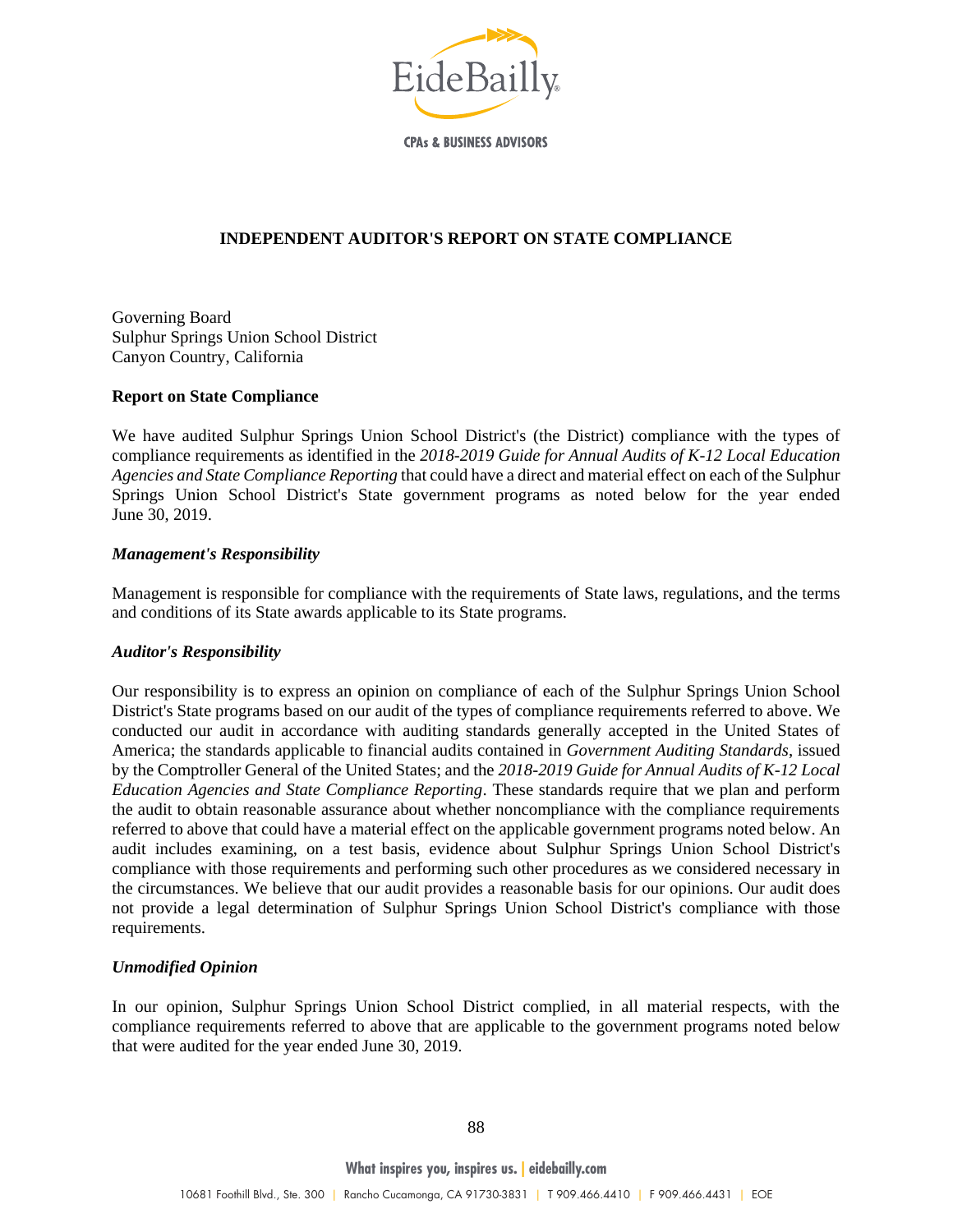# INDEPENDENT AUDITOR'S REPORT ON STATE COMPLIANCE

Governing Board
Sulphur Springs Union School District
Canyon Country, California

## Report on State Compliance

We have audited Sulphur Springs Union School District's (the District) compliance with the types of compliance requirements as identified in the *2018-2019 Guide for Annual Audits of K-12 Local Education Agencies and State Compliance Reporting* that could have a direct and material effect on each of the Sulphur Springs Union School District's State government programs as noted below for the year ended June 30, 2019.

### *Management's Responsibility*

Management is responsible for compliance with the requirements of State laws, regulations, and the terms and conditions of its State awards applicable to its State programs.

### *Auditor's Responsibility*

Our responsibility is to express an opinion on compliance of each of the Sulphur Springs Union School District's State programs based on our audit of the types of compliance requirements referred to above. We conducted our audit in accordance with auditing standards generally accepted in the United States of America; the standards applicable to financial audits contained in *Government Auditing Standards*, issued by the Comptroller General of the United States; and the *2018-2019 Guide for Annual Audits of K-12 Local Education Agencies and State Compliance Reporting*. These standards require that we plan and perform the audit to obtain reasonable assurance about whether noncompliance with the compliance requirements referred to above that could have a material effect on the applicable government programs noted below. An audit includes examining, on a test basis, evidence about Sulphur Springs Union School District's compliance with those requirements and performing such other procedures as we considered necessary in the circumstances. We believe that our audit provides a reasonable basis for our opinions. Our audit does not provide a legal determination of Sulphur Springs Union School District's compliance with those requirements.

### *Unmodified Opinion*

In our opinion, Sulphur Springs Union School District complied, in all material respects, with the compliance requirements referred to above that are applicable to the government programs noted below that were audited for the year ended June 30, 2019.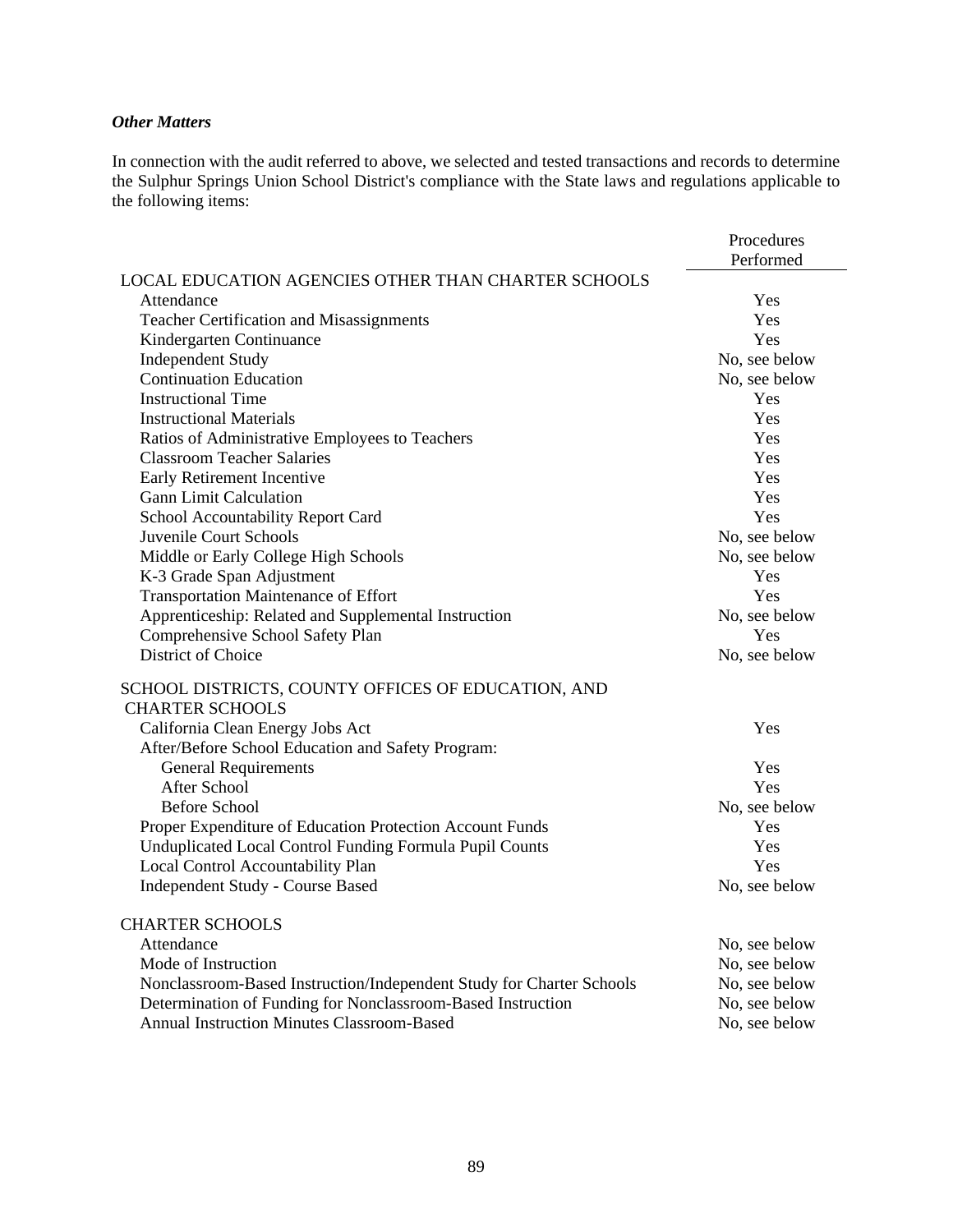***Other Matters***

In connection with the audit referred to above, we selected and tested transactions and records to determine the Sulphur Springs Union School District's compliance with the State laws and regulations applicable to the following items:

| | Procedures Performed |
|---|---|
| LOCAL EDUCATION AGENCIES OTHER THAN CHARTER SCHOOLS | |
| Attendance | Yes |
| Teacher Certification and Misassignments | Yes |
| Kindergarten Continuance | Yes |
| Independent Study | No, see below |
| Continuation Education | No, see below |
| Instructional Time | Yes |
| Instructional Materials | Yes |
| Ratios of Administrative Employees to Teachers | Yes |
| Classroom Teacher Salaries | Yes |
| Early Retirement Incentive | Yes |
| Gann Limit Calculation | Yes |
| School Accountability Report Card | Yes |
| Juvenile Court Schools | No, see below |
| Middle or Early College High Schools | No, see below |
| K-3 Grade Span Adjustment | Yes |
| Transportation Maintenance of Effort | Yes |
| Apprenticeship: Related and Supplemental Instruction | No, see below |
| Comprehensive School Safety Plan | Yes |
| District of Choice | No, see below |
| SCHOOL DISTRICTS, COUNTY OFFICES OF EDUCATION, AND CHARTER SCHOOLS | |
| California Clean Energy Jobs Act | Yes |
| After/Before School Education and Safety Program: | |
| General Requirements | Yes |
| After School | Yes |
| Before School | No, see below |
| Proper Expenditure of Education Protection Account Funds | Yes |
| Unduplicated Local Control Funding Formula Pupil Counts | Yes |
| Local Control Accountability Plan | Yes |
| Independent Study - Course Based | No, see below |
| CHARTER SCHOOLS | |
| Attendance | No, see below |
| Mode of Instruction | No, see below |
| Nonclassroom-Based Instruction/Independent Study for Charter Schools | No, see below |
| Determination of Funding for Nonclassroom-Based Instruction | No, see below |
| Annual Instruction Minutes Classroom-Based | No, see below |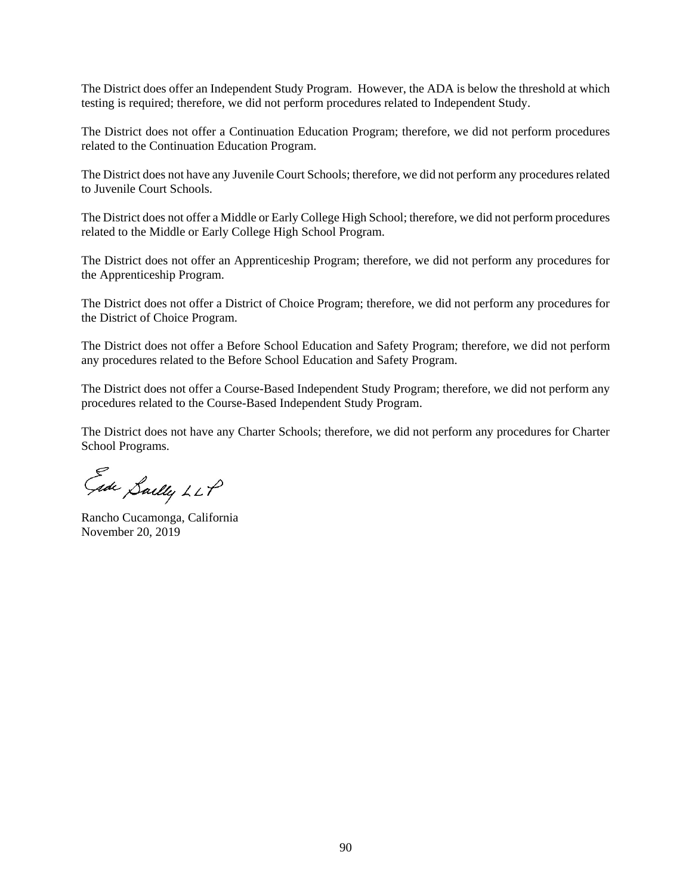The District does offer an Independent Study Program. However, the ADA is below the threshold at which testing is required; therefore, we did not perform procedures related to Independent Study.

The District does not offer a Continuation Education Program; therefore, we did not perform procedures related to the Continuation Education Program.

The District does not have any Juvenile Court Schools; therefore, we did not perform any procedures related to Juvenile Court Schools.

The District does not offer a Middle or Early College High School; therefore, we did not perform procedures related to the Middle or Early College High School Program.

The District does not offer an Apprenticeship Program; therefore, we did not perform any procedures for the Apprenticeship Program.

The District does not offer a District of Choice Program; therefore, we did not perform any procedures for the District of Choice Program.

The District does not offer a Before School Education and Safety Program; therefore, we did not perform any procedures related to the Before School Education and Safety Program.

The District does not offer a Course-Based Independent Study Program; therefore, we did not perform any procedures related to the Course-Based Independent Study Program.

The District does not have any Charter Schools; therefore, we did not perform any procedures for Charter School Programs.

Eide Bailly LLP

Rancho Cucamonga, California
November 20, 2019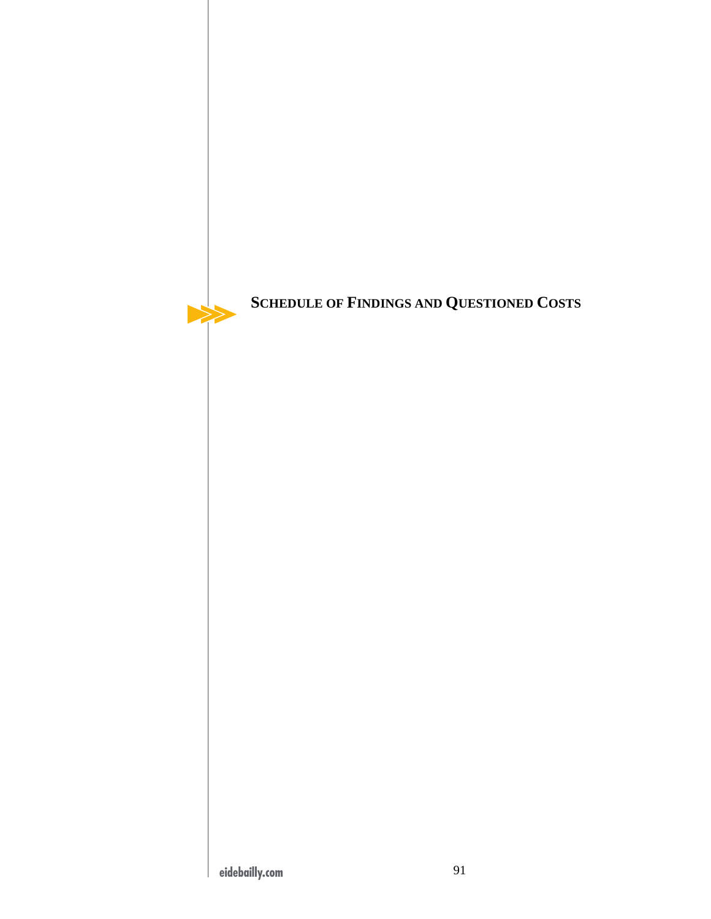# SCHEDULE OF FINDINGS AND QUESTIONED COSTS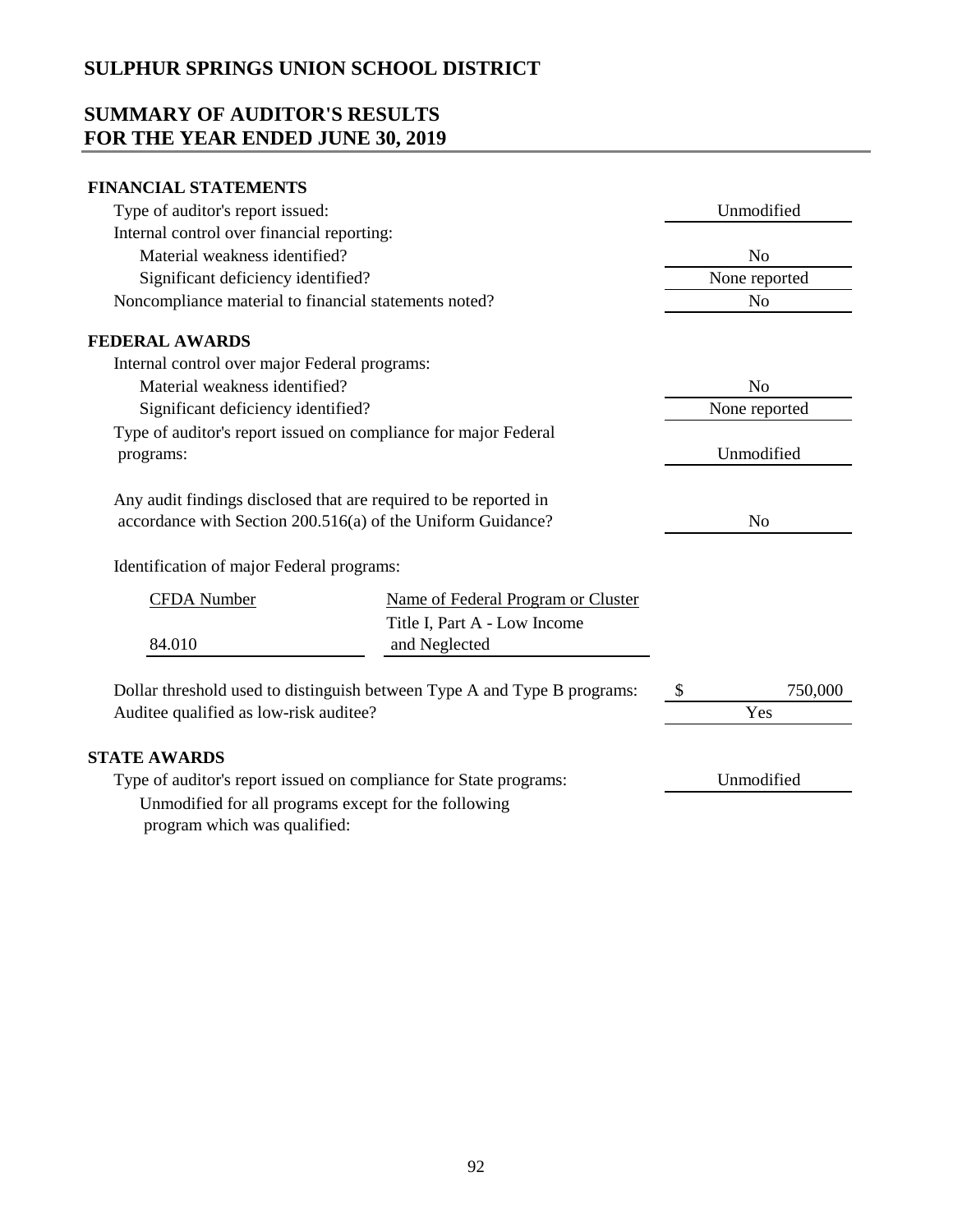# SULPHUR SPRINGS UNION SCHOOL DISTRICT

## SUMMARY OF AUDITOR'S RESULTS
## FOR THE YEAR ENDED JUNE 30, 2019

### FINANCIAL STATEMENTS

| | |
|---|---|
| Type of auditor's report issued: | Unmodified |
| Internal control over financial reporting: | |
| Material weakness identified? | No |
| Significant deficiency identified? | None reported |
| Noncompliance material to financial statements noted? | No |

### FEDERAL AWARDS

| | |
|---|---|
| Internal control over major Federal programs: | |
| Material weakness identified? | No |
| Significant deficiency identified? | None reported |
| Type of auditor's report issued on compliance for major Federal programs: | Unmodified |
| Any audit findings disclosed that are required to be reported in accordance with Section 200.516(a) of the Uniform Guidance? | No |

Identification of major Federal programs:

| CFDA Number | Name of Federal Program or Cluster |
|---|---|
| 84.010 | Title I, Part A - Low Income and Neglected |

| | |
|---|---|
| Dollar threshold used to distinguish between Type A and Type B programs: | $ 750,000 |
| Auditee qualified as low-risk auditee? | Yes |

### STATE AWARDS

| | |
|---|---|
| Type of auditor's report issued on compliance for State programs: | Unmodified |

Unmodified for all programs except for the following program which was qualified: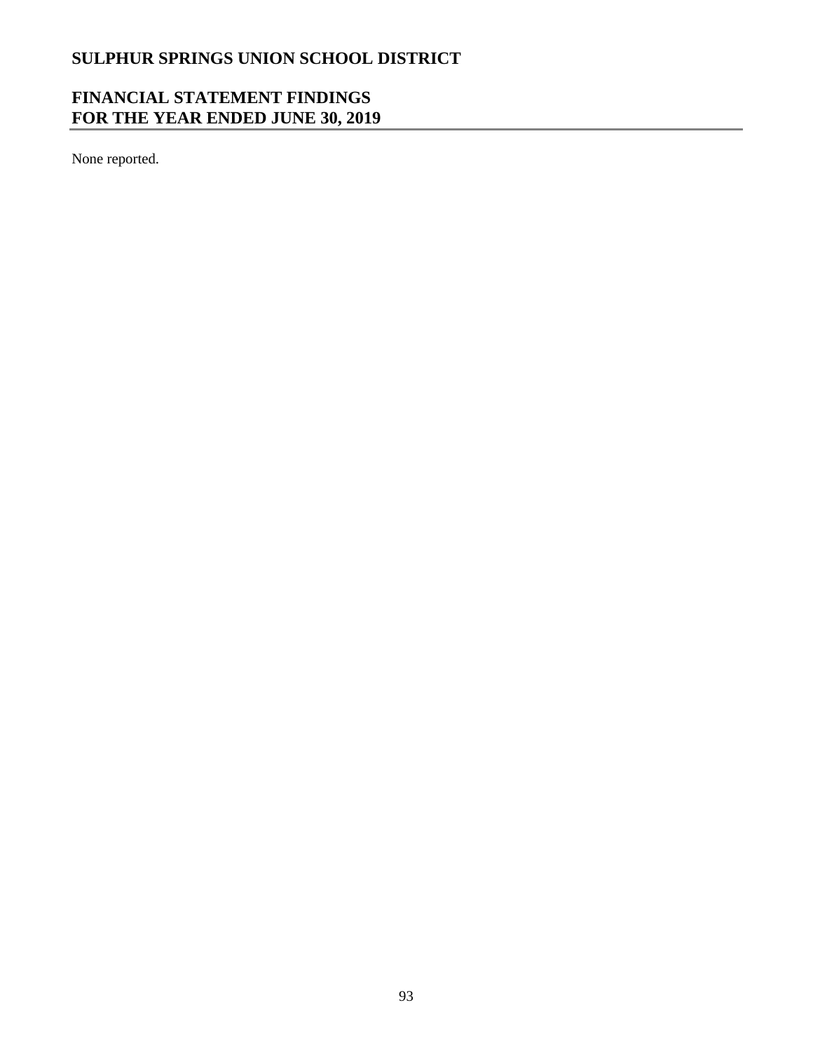# SULPHUR SPRINGS UNION SCHOOL DISTRICT

## FINANCIAL STATEMENT FINDINGS
## FOR THE YEAR ENDED JUNE 30, 2019

None reported.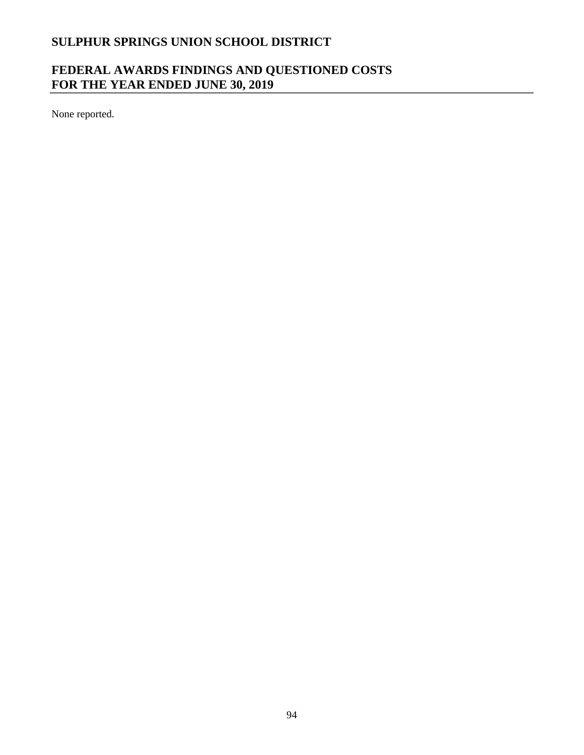# SULPHUR SPRINGS UNION SCHOOL DISTRICT

## FEDERAL AWARDS FINDINGS AND QUESTIONED COSTS
## FOR THE YEAR ENDED JUNE 30, 2019

None reported.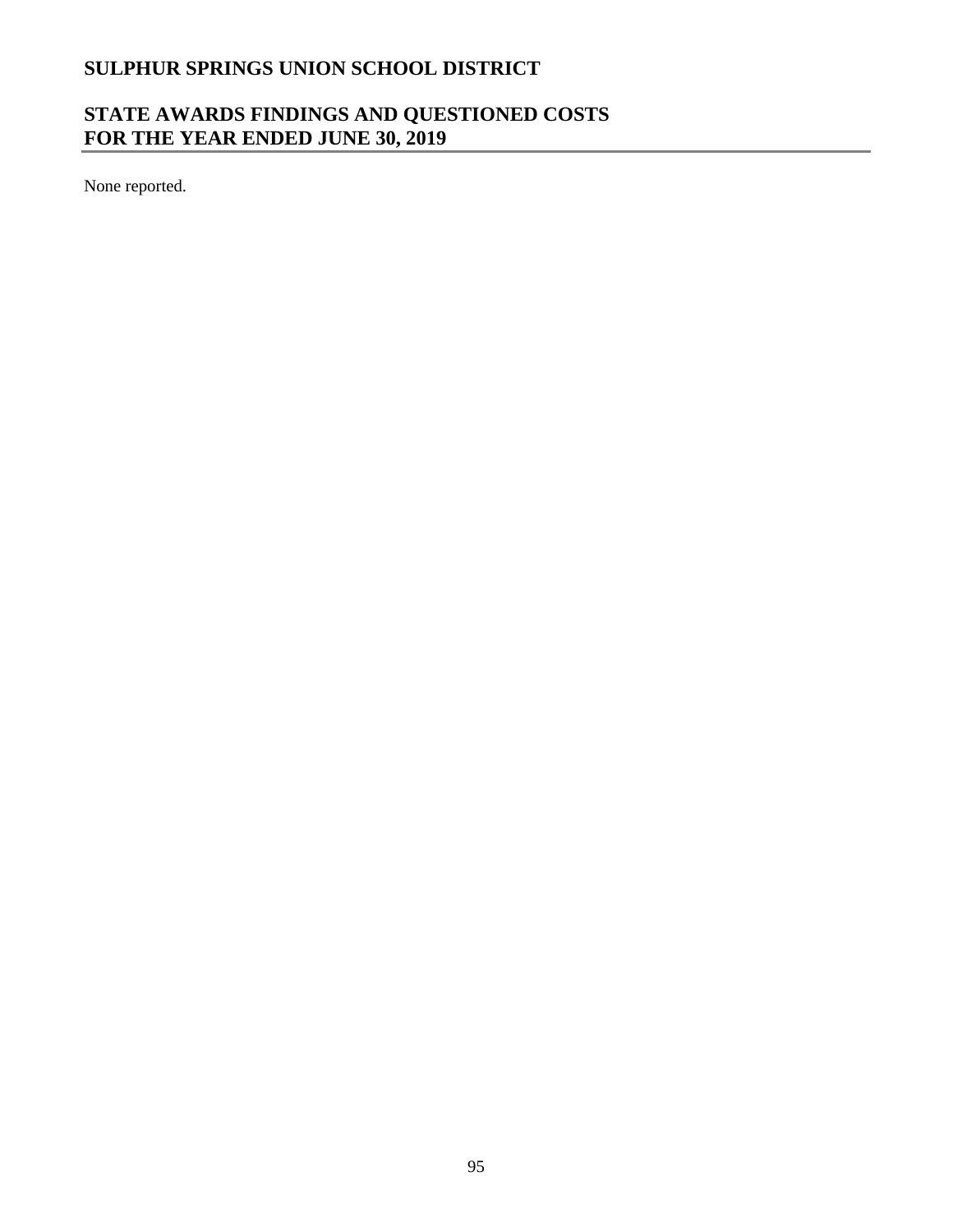## SULPHUR SPRINGS UNION SCHOOL DISTRICT

## STATE AWARDS FINDINGS AND QUESTIONED COSTS
## FOR THE YEAR ENDED JUNE 30, 2019

None reported.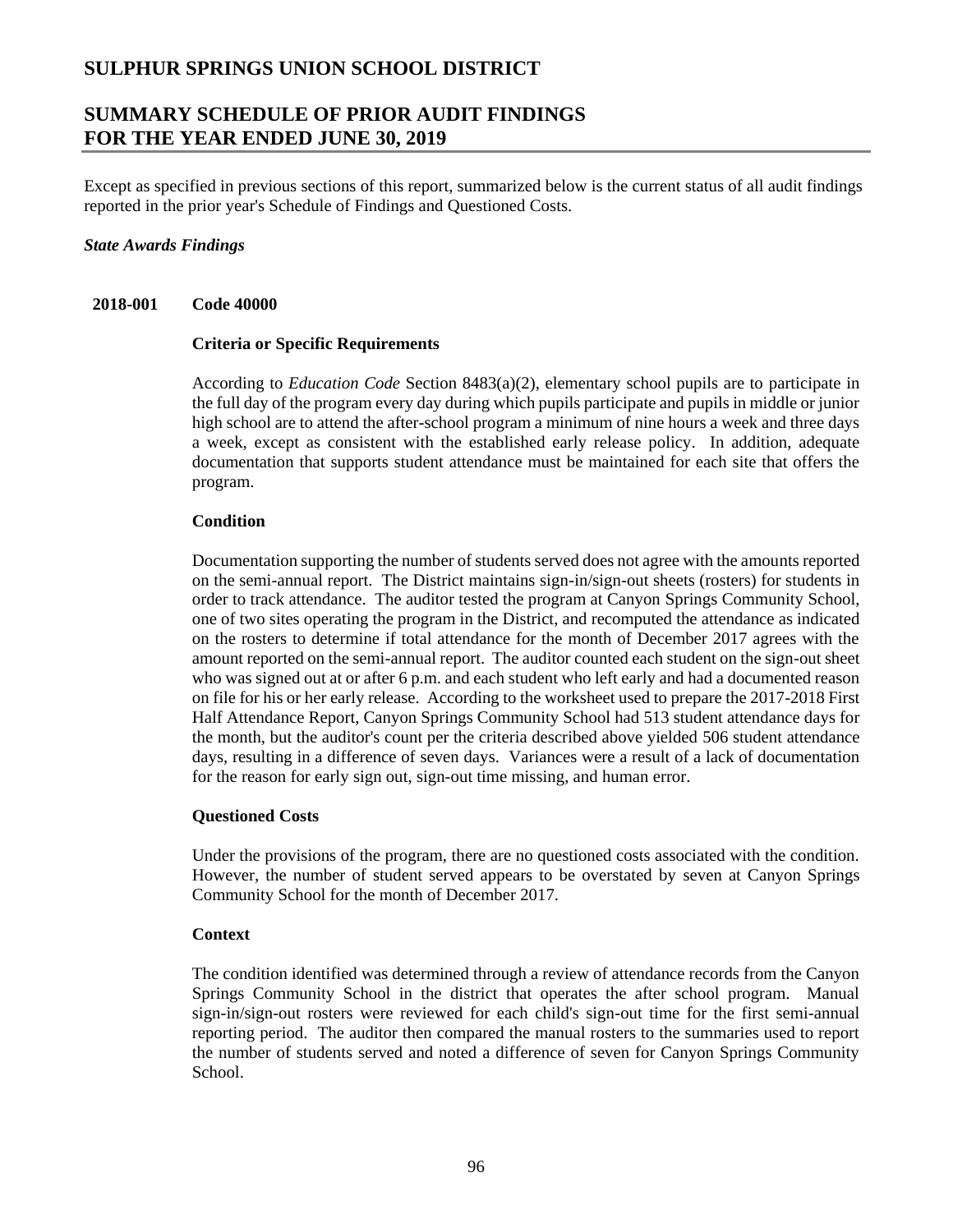# SULPHUR SPRINGS UNION SCHOOL DISTRICT

## SUMMARY SCHEDULE OF PRIOR AUDIT FINDINGS FOR THE YEAR ENDED JUNE 30, 2019

Except as specified in previous sections of this report, summarized below is the current status of all audit findings reported in the prior year's Schedule of Findings and Questioned Costs.

***State Awards Findings***

**2018-001 Code 40000**

**Criteria or Specific Requirements**

According to *Education Code* Section 8483(a)(2), elementary school pupils are to participate in the full day of the program every day during which pupils participate and pupils in middle or junior high school are to attend the after-school program a minimum of nine hours a week and three days a week, except as consistent with the established early release policy. In addition, adequate documentation that supports student attendance must be maintained for each site that offers the program.

**Condition**

Documentation supporting the number of students served does not agree with the amounts reported on the semi-annual report. The District maintains sign-in/sign-out sheets (rosters) for students in order to track attendance. The auditor tested the program at Canyon Springs Community School, one of two sites operating the program in the District, and recomputed the attendance as indicated on the rosters to determine if total attendance for the month of December 2017 agrees with the amount reported on the semi-annual report. The auditor counted each student on the sign-out sheet who was signed out at or after 6 p.m. and each student who left early and had a documented reason on file for his or her early release. According to the worksheet used to prepare the 2017-2018 First Half Attendance Report, Canyon Springs Community School had 513 student attendance days for the month, but the auditor's count per the criteria described above yielded 506 student attendance days, resulting in a difference of seven days. Variances were a result of a lack of documentation for the reason for early sign out, sign-out time missing, and human error.

**Questioned Costs**

Under the provisions of the program, there are no questioned costs associated with the condition. However, the number of student served appears to be overstated by seven at Canyon Springs Community School for the month of December 2017.

**Context**

The condition identified was determined through a review of attendance records from the Canyon Springs Community School in the district that operates the after school program. Manual sign-in/sign-out rosters were reviewed for each child's sign-out time for the first semi-annual reporting period. The auditor then compared the manual rosters to the summaries used to report the number of students served and noted a difference of seven for Canyon Springs Community School.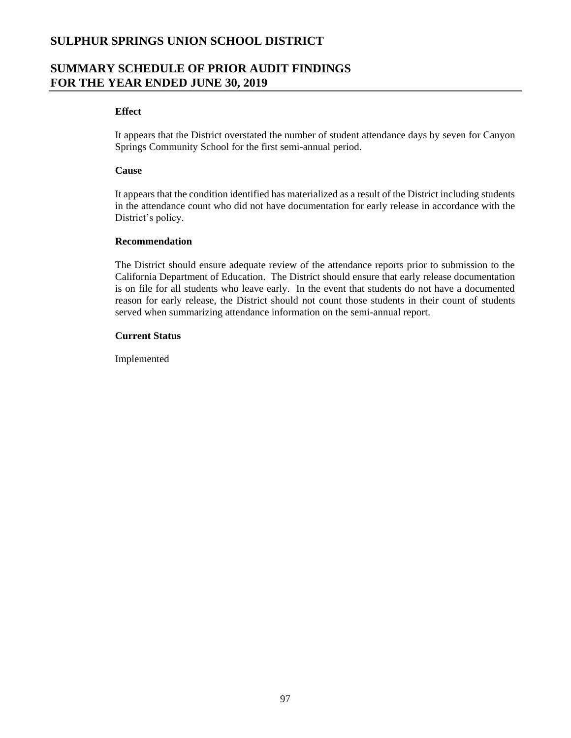**Effect**

It appears that the District overstated the number of student attendance days by seven for Canyon Springs Community School for the first semi-annual period.

**Cause**

It appears that the condition identified has materialized as a result of the District including students in the attendance count who did not have documentation for early release in accordance with the District's policy.

**Recommendation**

The District should ensure adequate review of the attendance reports prior to submission to the California Department of Education. The District should ensure that early release documentation is on file for all students who leave early. In the event that students do not have a documented reason for early release, the District should not count those students in their count of students served when summarizing attendance information on the semi-annual report.

**Current Status**

Implemented